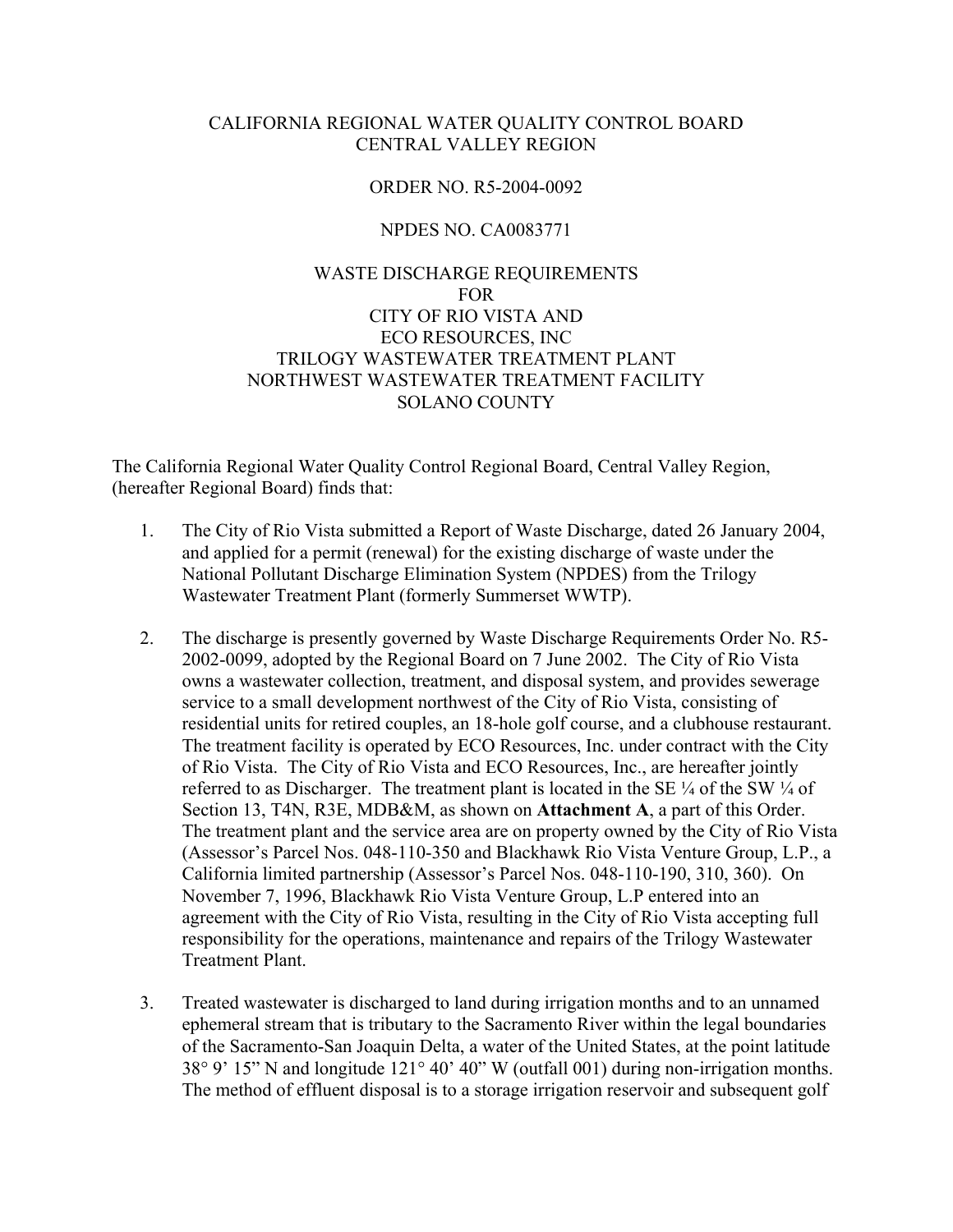CALIFORNIA REGIONAL WATER QUALITY CONTROL BOARD
CENTRAL VALLEY REGION

ORDER NO. R5-2004-0092

NPDES NO. CA0083771

WASTE DISCHARGE REQUIREMENTS
FOR
CITY OF RIO VISTA AND
ECO RESOURCES, INC
TRILOGY WASTEWATER TREATMENT PLANT
NORTHWEST WASTEWATER TREATMENT FACILITY
SOLANO COUNTY

The California Regional Water Quality Control Regional Board, Central Valley Region, (hereafter Regional Board) finds that:

1. The City of Rio Vista submitted a Report of Waste Discharge, dated 26 January 2004, and applied for a permit (renewal) for the existing discharge of waste under the National Pollutant Discharge Elimination System (NPDES) from the Trilogy Wastewater Treatment Plant (formerly Summerset WWTP).

2. The discharge is presently governed by Waste Discharge Requirements Order No. R5-2002-0099, adopted by the Regional Board on 7 June 2002. The City of Rio Vista owns a wastewater collection, treatment, and disposal system, and provides sewerage service to a small development northwest of the City of Rio Vista, consisting of residential units for retired couples, an 18-hole golf course, and a clubhouse restaurant. The treatment facility is operated by ECO Resources, Inc. under contract with the City of Rio Vista. The City of Rio Vista and ECO Resources, Inc., are hereafter jointly referred to as Discharger. The treatment plant is located in the SE ¼ of the SW ¼ of Section 13, T4N, R3E, MDB&M, as shown on **Attachment A**, a part of this Order. The treatment plant and the service area are on property owned by the City of Rio Vista (Assessor's Parcel Nos. 048-110-350 and Blackhawk Rio Vista Venture Group, L.P., a California limited partnership (Assessor's Parcel Nos. 048-110-190, 310, 360). On November 7, 1996, Blackhawk Rio Vista Venture Group, L.P entered into an agreement with the City of Rio Vista, resulting in the City of Rio Vista accepting full responsibility for the operations, maintenance and repairs of the Trilogy Wastewater Treatment Plant.

3. Treated wastewater is discharged to land during irrigation months and to an unnamed ephemeral stream that is tributary to the Sacramento River within the legal boundaries of the Sacramento-San Joaquin Delta, a water of the United States, at the point latitude 38° 9' 15" N and longitude 121° 40' 40" W (outfall 001) during non-irrigation months. The method of effluent disposal is to a storage irrigation reservoir and subsequent golf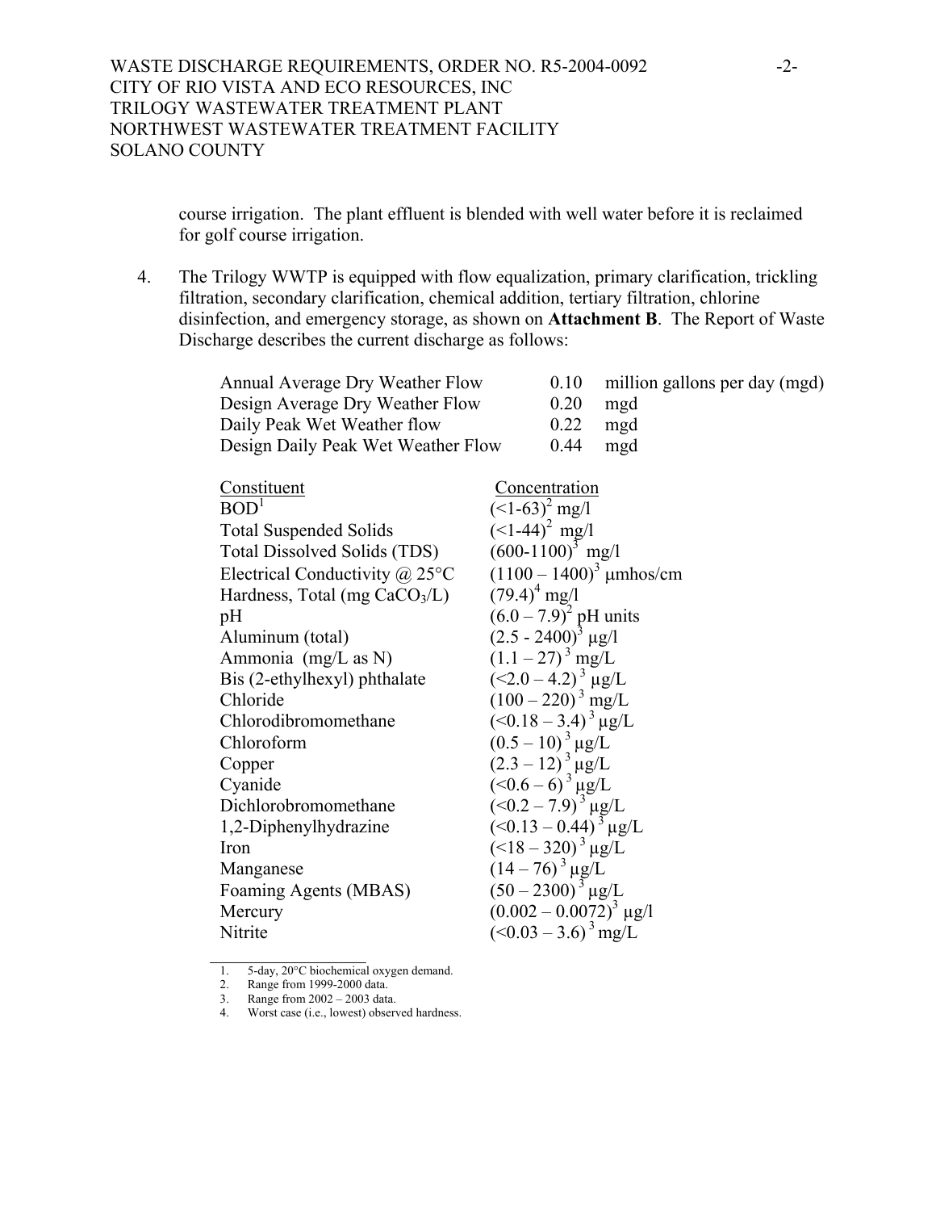course irrigation. The plant effluent is blended with well water before it is reclaimed for golf course irrigation.

4. The Trilogy WWTP is equipped with flow equalization, primary clarification, trickling filtration, secondary clarification, chemical addition, tertiary filtration, chlorine disinfection, and emergency storage, as shown on **Attachment B**. The Report of Waste Discharge describes the current discharge as follows:

| | | |
|---|---|---|
| Annual Average Dry Weather Flow | 0.10 | million gallons per day (mgd) |
| Design Average Dry Weather Flow | 0.20 | mgd |
| Daily Peak Wet Weather flow | 0.22 | mgd |
| Design Daily Peak Wet Weather Flow | 0.44 | mgd |

| Constituent | Concentration |
|---|---|
| BOD[1] | $(<1\text{-}63)^2$ mg/l |
| Total Suspended Solids | $(<1\text{-}44)^2$ mg/l |
| Total Dissolved Solids (TDS) | $(600\text{-}1100)^3$ mg/l |
| Electrical Conductivity @ 25°C | $(1100 – 1400)^3$ μmhos/cm |
| Hardness, Total (mg $CaCO_3$/L) | $(79.4)^4$ mg/l |
| pH | $(6.0 – 7.9)^2$ pH units |
| Aluminum (total) | $(2.5 - 2400)^3$ μg/l |
| Ammonia (mg/L as N) | $(1.1 – 27)^3$ mg/L |
| Bis (2-ethylhexyl) phthalate | $(<2.0 – 4.2)^3$ μg/L |
| Chloride | $(100 – 220)^3$ mg/L |
| Chlorodibromomethane | $(<0.18 – 3.4)^3$ μg/L |
| Chloroform | $(0.5 – 10)^3$ μg/L |
| Copper | $(2.3 – 12)^3$ μg/L |
| Cyanide | $(<0.6 – 6)^3$ μg/L |
| Dichlorobromomethane | $(<0.2 – 7.9)^3$ μg/L |
| 1,2-Diphenylhydrazine | $(<0.13 – 0.44)^3$ μg/L |
| Iron | $(<18 – 320)^3$ μg/L |
| Manganese | $(14 – 76)^3$ μg/L |
| Foaming Agents (MBAS) | $(50 – 2300)^3$ μg/L |
| Mercury | $(0.002 – 0.0072)^3$ μg/l |
| Nitrite | $(<0.03 – 3.6)^3$ mg/L |

1. 5-day, 20°C biochemical oxygen demand.
2. Range from 1999-2000 data.
3. Range from 2002 – 2003 data.
4. Worst case (i.e., lowest) observed hardness.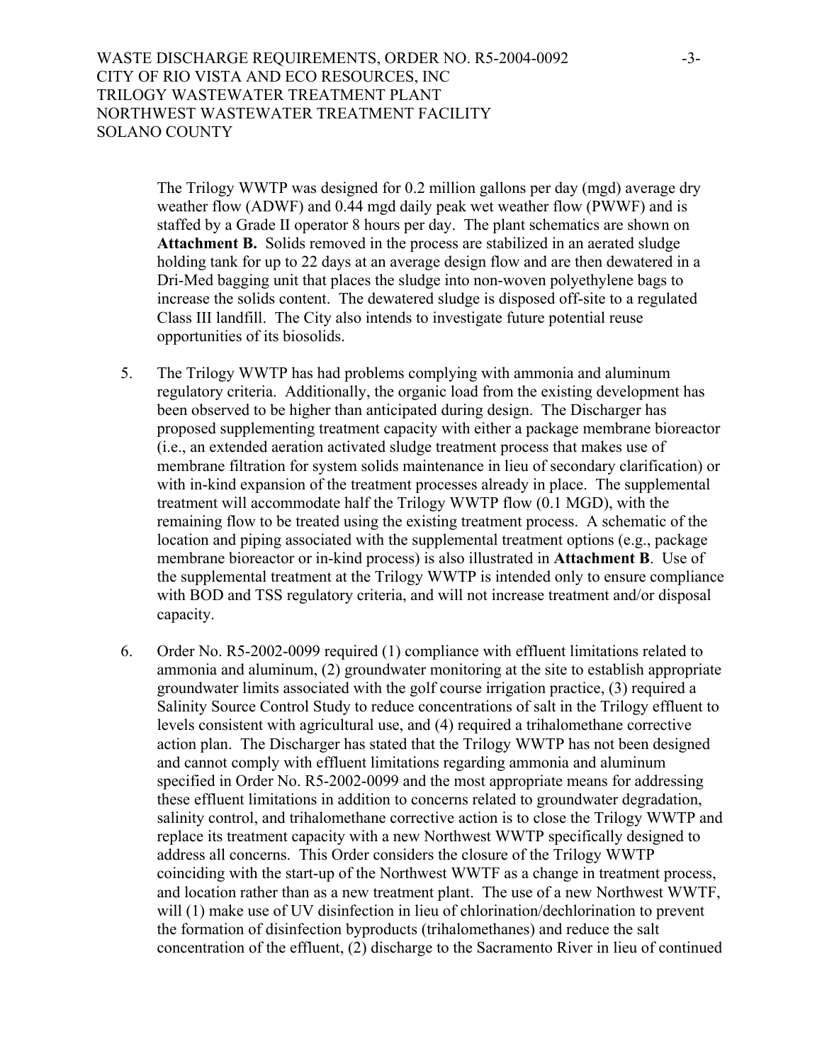The Trilogy WWTP was designed for 0.2 million gallons per day (mgd) average dry weather flow (ADWF) and 0.44 mgd daily peak wet weather flow (PWWF) and is staffed by a Grade II operator 8 hours per day. The plant schematics are shown on **Attachment B.** Solids removed in the process are stabilized in an aerated sludge holding tank for up to 22 days at an average design flow and are then dewatered in a Dri-Med bagging unit that places the sludge into non-woven polyethylene bags to increase the solids content. The dewatered sludge is disposed off-site to a regulated Class III landfill. The City also intends to investigate future potential reuse opportunities of its biosolids.

5. The Trilogy WWTP has had problems complying with ammonia and aluminum regulatory criteria. Additionally, the organic load from the existing development has been observed to be higher than anticipated during design. The Discharger has proposed supplementing treatment capacity with either a package membrane bioreactor (i.e., an extended aeration activated sludge treatment process that makes use of membrane filtration for system solids maintenance in lieu of secondary clarification) or with in-kind expansion of the treatment processes already in place. The supplemental treatment will accommodate half the Trilogy WWTP flow (0.1 MGD), with the remaining flow to be treated using the existing treatment process. A schematic of the location and piping associated with the supplemental treatment options (e.g., package membrane bioreactor or in-kind process) is also illustrated in **Attachment B**. Use of the supplemental treatment at the Trilogy WWTP is intended only to ensure compliance with BOD and TSS regulatory criteria, and will not increase treatment and/or disposal capacity.

6. Order No. R5-2002-0099 required (1) compliance with effluent limitations related to ammonia and aluminum, (2) groundwater monitoring at the site to establish appropriate groundwater limits associated with the golf course irrigation practice, (3) required a Salinity Source Control Study to reduce concentrations of salt in the Trilogy effluent to levels consistent with agricultural use, and (4) required a trihalomethane corrective action plan. The Discharger has stated that the Trilogy WWTP has not been designed and cannot comply with effluent limitations regarding ammonia and aluminum specified in Order No. R5-2002-0099 and the most appropriate means for addressing these effluent limitations in addition to concerns related to groundwater degradation, salinity control, and trihalomethane corrective action is to close the Trilogy WWTP and replace its treatment capacity with a new Northwest WWTP specifically designed to address all concerns. This Order considers the closure of the Trilogy WWTP coinciding with the start-up of the Northwest WWTF as a change in treatment process, and location rather than as a new treatment plant. The use of a new Northwest WWTF, will (1) make use of UV disinfection in lieu of chlorination/dechlorination to prevent the formation of disinfection byproducts (trihalomethanes) and reduce the salt concentration of the effluent, (2) discharge to the Sacramento River in lieu of continued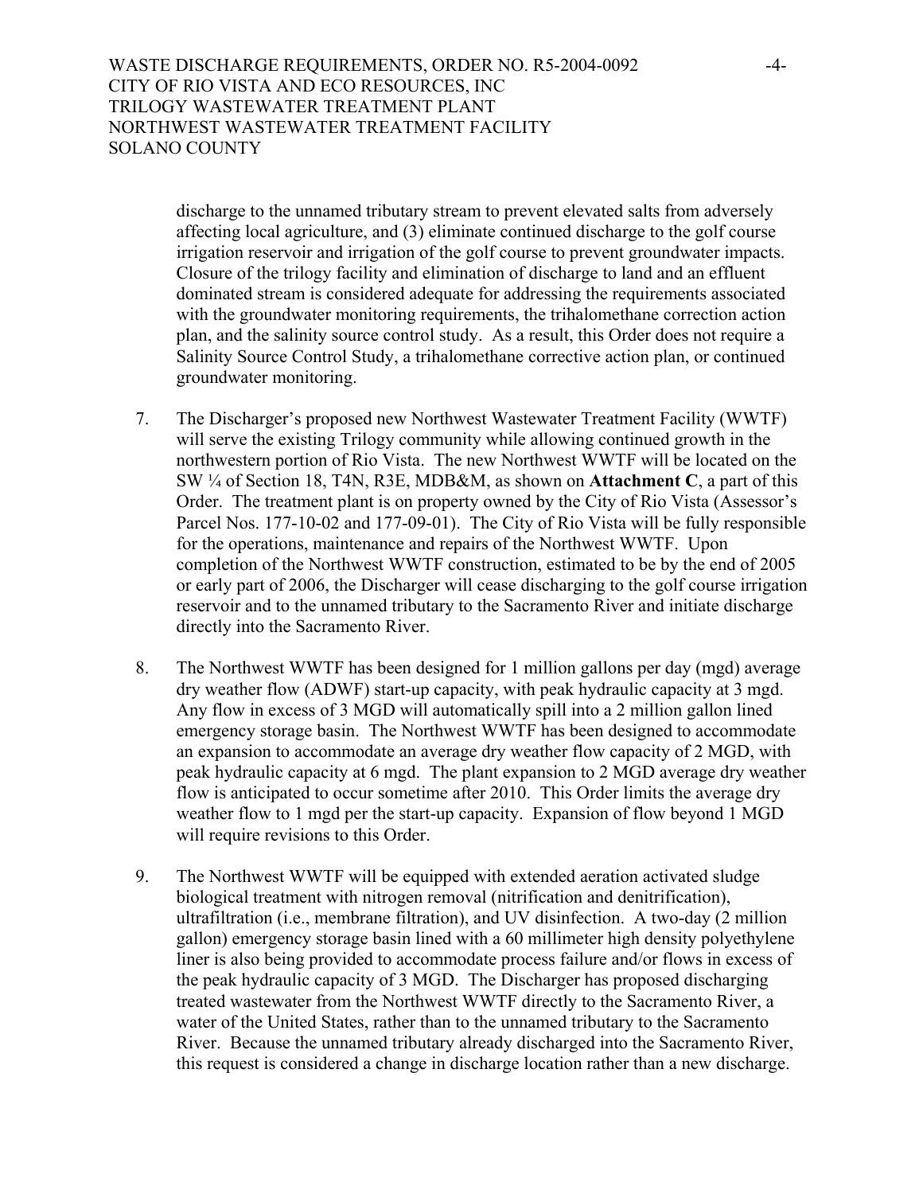discharge to the unnamed tributary stream to prevent elevated salts from adversely affecting local agriculture, and (3) eliminate continued discharge to the golf course irrigation reservoir and irrigation of the golf course to prevent groundwater impacts. Closure of the trilogy facility and elimination of discharge to land and an effluent dominated stream is considered adequate for addressing the requirements associated with the groundwater monitoring requirements, the trihalomethane correction action plan, and the salinity source control study. As a result, this Order does not require a Salinity Source Control Study, a trihalomethane corrective action plan, or continued groundwater monitoring.

7. The Discharger's proposed new Northwest Wastewater Treatment Facility (WWTF) will serve the existing Trilogy community while allowing continued growth in the northwestern portion of Rio Vista. The new Northwest WWTF will be located on the SW ¼ of Section 18, T4N, R3E, MDB&M, as shown on **Attachment C**, a part of this Order. The treatment plant is on property owned by the City of Rio Vista (Assessor's Parcel Nos. 177-10-02 and 177-09-01). The City of Rio Vista will be fully responsible for the operations, maintenance and repairs of the Northwest WWTF. Upon completion of the Northwest WWTF construction, estimated to be by the end of 2005 or early part of 2006, the Discharger will cease discharging to the golf course irrigation reservoir and to the unnamed tributary to the Sacramento River and initiate discharge directly into the Sacramento River.

8. The Northwest WWTF has been designed for 1 million gallons per day (mgd) average dry weather flow (ADWF) start-up capacity, with peak hydraulic capacity at 3 mgd. Any flow in excess of 3 MGD will automatically spill into a 2 million gallon lined emergency storage basin. The Northwest WWTF has been designed to accommodate an expansion to accommodate an average dry weather flow capacity of 2 MGD, with peak hydraulic capacity at 6 mgd. The plant expansion to 2 MGD average dry weather flow is anticipated to occur sometime after 2010. This Order limits the average dry weather flow to 1 mgd per the start-up capacity. Expansion of flow beyond 1 MGD will require revisions to this Order.

9. The Northwest WWTF will be equipped with extended aeration activated sludge biological treatment with nitrogen removal (nitrification and denitrification), ultrafiltration (i.e., membrane filtration), and UV disinfection. A two-day (2 million gallon) emergency storage basin lined with a 60 millimeter high density polyethylene liner is also being provided to accommodate process failure and/or flows in excess of the peak hydraulic capacity of 3 MGD. The Discharger has proposed discharging treated wastewater from the Northwest WWTF directly to the Sacramento River, a water of the United States, rather than to the unnamed tributary to the Sacramento River. Because the unnamed tributary already discharged into the Sacramento River, this request is considered a change in discharge location rather than a new discharge.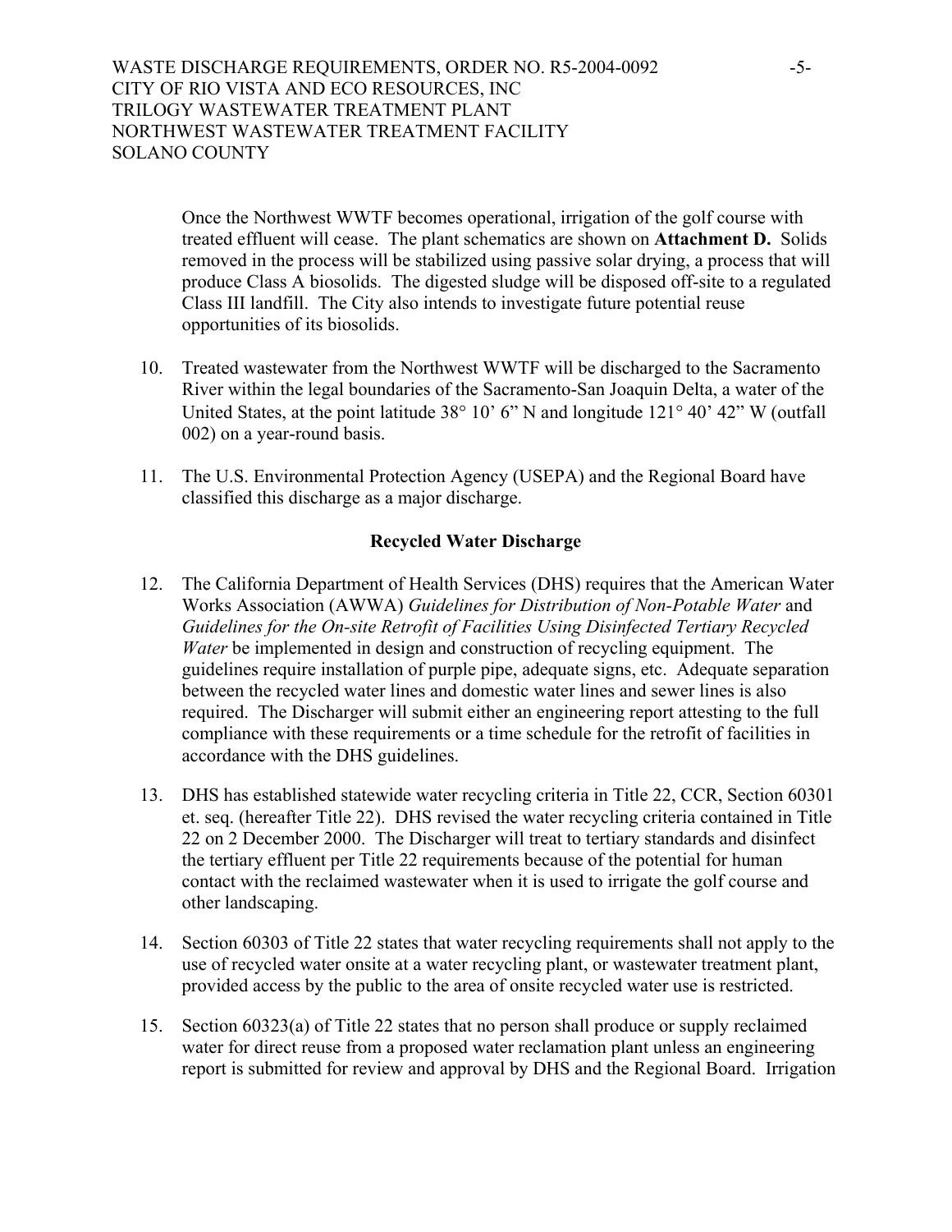Once the Northwest WWTF becomes operational, irrigation of the golf course with treated effluent will cease. The plant schematics are shown on **Attachment D.** Solids removed in the process will be stabilized using passive solar drying, a process that will produce Class A biosolids. The digested sludge will be disposed off-site to a regulated Class III landfill. The City also intends to investigate future potential reuse opportunities of its biosolids.

10. Treated wastewater from the Northwest WWTF will be discharged to the Sacramento River within the legal boundaries of the Sacramento-San Joaquin Delta, a water of the United States, at the point latitude 38° 10' 6" N and longitude 121° 40' 42" W (outfall 002) on a year-round basis.

11. The U.S. Environmental Protection Agency (USEPA) and the Regional Board have classified this discharge as a major discharge.

**Recycled Water Discharge**

12. The California Department of Health Services (DHS) requires that the American Water Works Association (AWWA) *Guidelines for Distribution of Non-Potable Water* and *Guidelines for the On-site Retrofit of Facilities Using Disinfected Tertiary Recycled Water* be implemented in design and construction of recycling equipment. The guidelines require installation of purple pipe, adequate signs, etc. Adequate separation between the recycled water lines and domestic water lines and sewer lines is also required. The Discharger will submit either an engineering report attesting to the full compliance with these requirements or a time schedule for the retrofit of facilities in accordance with the DHS guidelines.

13. DHS has established statewide water recycling criteria in Title 22, CCR, Section 60301 et. seq. (hereafter Title 22). DHS revised the water recycling criteria contained in Title 22 on 2 December 2000. The Discharger will treat to tertiary standards and disinfect the tertiary effluent per Title 22 requirements because of the potential for human contact with the reclaimed wastewater when it is used to irrigate the golf course and other landscaping.

14. Section 60303 of Title 22 states that water recycling requirements shall not apply to the use of recycled water onsite at a water recycling plant, or wastewater treatment plant, provided access by the public to the area of onsite recycled water use is restricted.

15. Section 60323(a) of Title 22 states that no person shall produce or supply reclaimed water for direct reuse from a proposed water reclamation plant unless an engineering report is submitted for review and approval by DHS and the Regional Board. Irrigation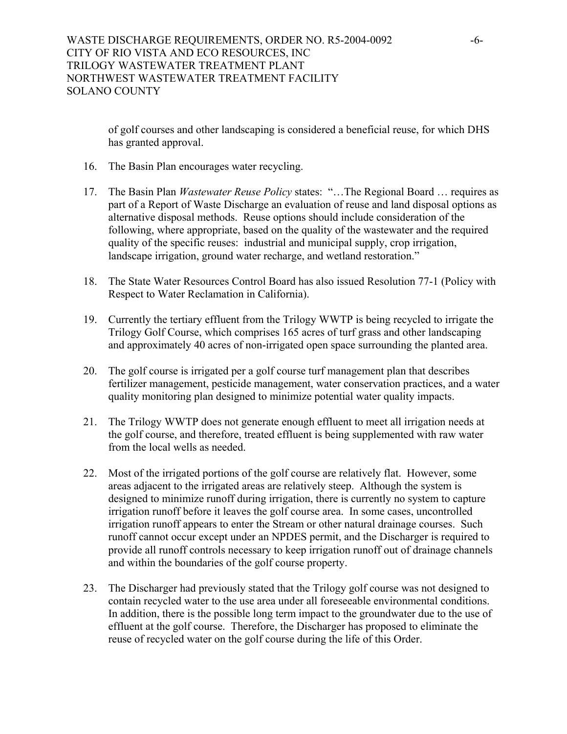of golf courses and other landscaping is considered a beneficial reuse, for which DHS has granted approval.

16. The Basin Plan encourages water recycling.

17. The Basin Plan *Wastewater Reuse Policy* states: "…The Regional Board … requires as part of a Report of Waste Discharge an evaluation of reuse and land disposal options as alternative disposal methods. Reuse options should include consideration of the following, where appropriate, based on the quality of the wastewater and the required quality of the specific reuses: industrial and municipal supply, crop irrigation, landscape irrigation, ground water recharge, and wetland restoration."

18. The State Water Resources Control Board has also issued Resolution 77-1 (Policy with Respect to Water Reclamation in California).

19. Currently the tertiary effluent from the Trilogy WWTP is being recycled to irrigate the Trilogy Golf Course, which comprises 165 acres of turf grass and other landscaping and approximately 40 acres of non-irrigated open space surrounding the planted area.

20. The golf course is irrigated per a golf course turf management plan that describes fertilizer management, pesticide management, water conservation practices, and a water quality monitoring plan designed to minimize potential water quality impacts.

21. The Trilogy WWTP does not generate enough effluent to meet all irrigation needs at the golf course, and therefore, treated effluent is being supplemented with raw water from the local wells as needed.

22. Most of the irrigated portions of the golf course are relatively flat. However, some areas adjacent to the irrigated areas are relatively steep. Although the system is designed to minimize runoff during irrigation, there is currently no system to capture irrigation runoff before it leaves the golf course area. In some cases, uncontrolled irrigation runoff appears to enter the Stream or other natural drainage courses. Such runoff cannot occur except under an NPDES permit, and the Discharger is required to provide all runoff controls necessary to keep irrigation runoff out of drainage channels and within the boundaries of the golf course property.

23. The Discharger had previously stated that the Trilogy golf course was not designed to contain recycled water to the use area under all foreseeable environmental conditions. In addition, there is the possible long term impact to the groundwater due to the use of effluent at the golf course. Therefore, the Discharger has proposed to eliminate the reuse of recycled water on the golf course during the life of this Order.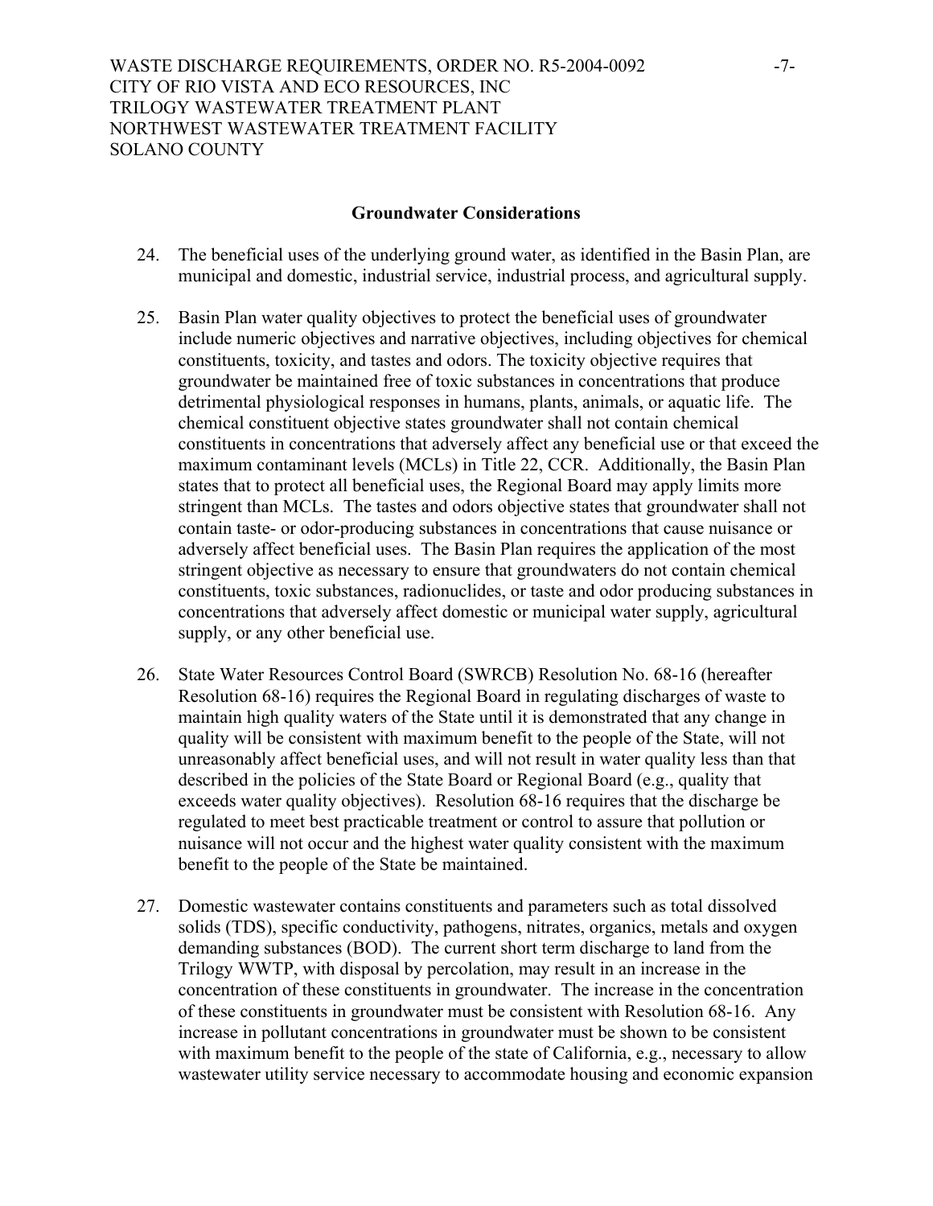**Groundwater Considerations**

24. The beneficial uses of the underlying ground water, as identified in the Basin Plan, are municipal and domestic, industrial service, industrial process, and agricultural supply.

25. Basin Plan water quality objectives to protect the beneficial uses of groundwater include numeric objectives and narrative objectives, including objectives for chemical constituents, toxicity, and tastes and odors. The toxicity objective requires that groundwater be maintained free of toxic substances in concentrations that produce detrimental physiological responses in humans, plants, animals, or aquatic life. The chemical constituent objective states groundwater shall not contain chemical constituents in concentrations that adversely affect any beneficial use or that exceed the maximum contaminant levels (MCLs) in Title 22, CCR. Additionally, the Basin Plan states that to protect all beneficial uses, the Regional Board may apply limits more stringent than MCLs. The tastes and odors objective states that groundwater shall not contain taste- or odor-producing substances in concentrations that cause nuisance or adversely affect beneficial uses. The Basin Plan requires the application of the most stringent objective as necessary to ensure that groundwaters do not contain chemical constituents, toxic substances, radionuclides, or taste and odor producing substances in concentrations that adversely affect domestic or municipal water supply, agricultural supply, or any other beneficial use.

26. State Water Resources Control Board (SWRCB) Resolution No. 68-16 (hereafter Resolution 68-16) requires the Regional Board in regulating discharges of waste to maintain high quality waters of the State until it is demonstrated that any change in quality will be consistent with maximum benefit to the people of the State, will not unreasonably affect beneficial uses, and will not result in water quality less than that described in the policies of the State Board or Regional Board (e.g., quality that exceeds water quality objectives). Resolution 68-16 requires that the discharge be regulated to meet best practicable treatment or control to assure that pollution or nuisance will not occur and the highest water quality consistent with the maximum benefit to the people of the State be maintained.

27. Domestic wastewater contains constituents and parameters such as total dissolved solids (TDS), specific conductivity, pathogens, nitrates, organics, metals and oxygen demanding substances (BOD). The current short term discharge to land from the Trilogy WWTP, with disposal by percolation, may result in an increase in the concentration of these constituents in groundwater. The increase in the concentration of these constituents in groundwater must be consistent with Resolution 68-16. Any increase in pollutant concentrations in groundwater must be shown to be consistent with maximum benefit to the people of the state of California, e.g., necessary to allow wastewater utility service necessary to accommodate housing and economic expansion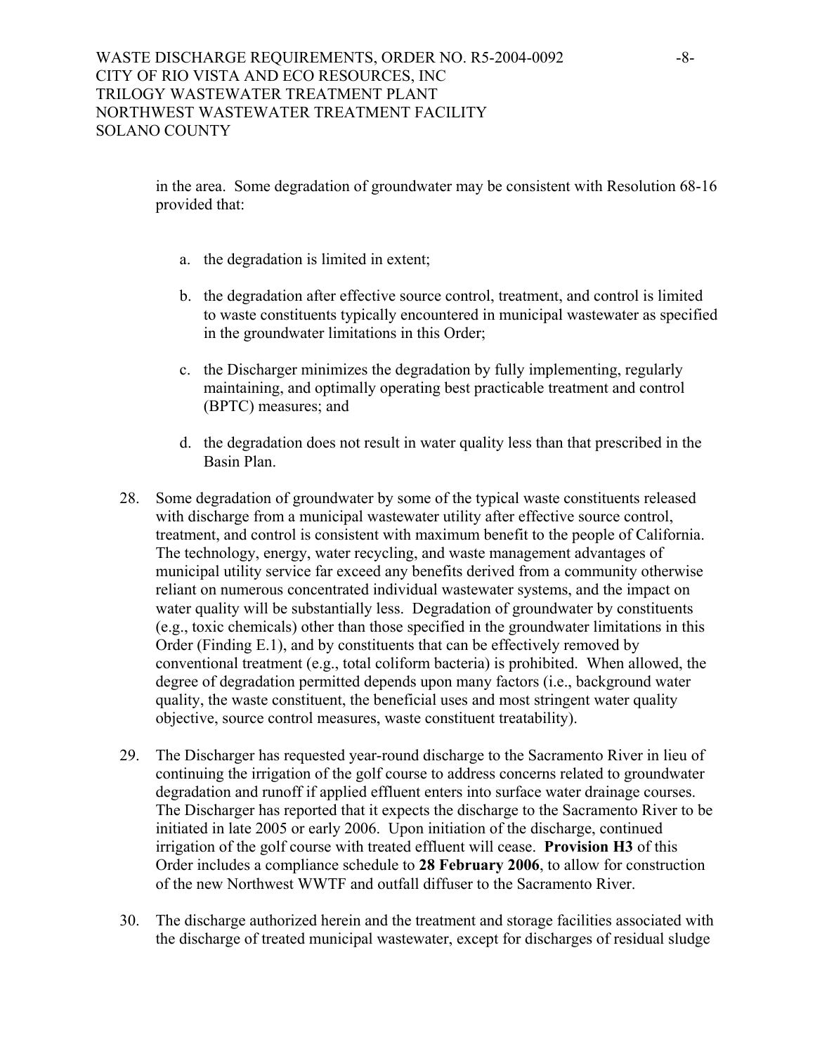in the area. Some degradation of groundwater may be consistent with Resolution 68-16 provided that:

a. the degradation is limited in extent;

b. the degradation after effective source control, treatment, and control is limited to waste constituents typically encountered in municipal wastewater as specified in the groundwater limitations in this Order;

c. the Discharger minimizes the degradation by fully implementing, regularly maintaining, and optimally operating best practicable treatment and control (BPTC) measures; and

d. the degradation does not result in water quality less than that prescribed in the Basin Plan.

28. Some degradation of groundwater by some of the typical waste constituents released with discharge from a municipal wastewater utility after effective source control, treatment, and control is consistent with maximum benefit to the people of California. The technology, energy, water recycling, and waste management advantages of municipal utility service far exceed any benefits derived from a community otherwise reliant on numerous concentrated individual wastewater systems, and the impact on water quality will be substantially less. Degradation of groundwater by constituents (e.g., toxic chemicals) other than those specified in the groundwater limitations in this Order (Finding E.1), and by constituents that can be effectively removed by conventional treatment (e.g., total coliform bacteria) is prohibited. When allowed, the degree of degradation permitted depends upon many factors (i.e., background water quality, the waste constituent, the beneficial uses and most stringent water quality objective, source control measures, waste constituent treatability).

29. The Discharger has requested year-round discharge to the Sacramento River in lieu of continuing the irrigation of the golf course to address concerns related to groundwater degradation and runoff if applied effluent enters into surface water drainage courses. The Discharger has reported that it expects the discharge to the Sacramento River to be initiated in late 2005 or early 2006. Upon initiation of the discharge, continued irrigation of the golf course with treated effluent will cease. **Provision H3** of this Order includes a compliance schedule to **28 February 2006**, to allow for construction of the new Northwest WWTF and outfall diffuser to the Sacramento River.

30. The discharge authorized herein and the treatment and storage facilities associated with the discharge of treated municipal wastewater, except for discharges of residual sludge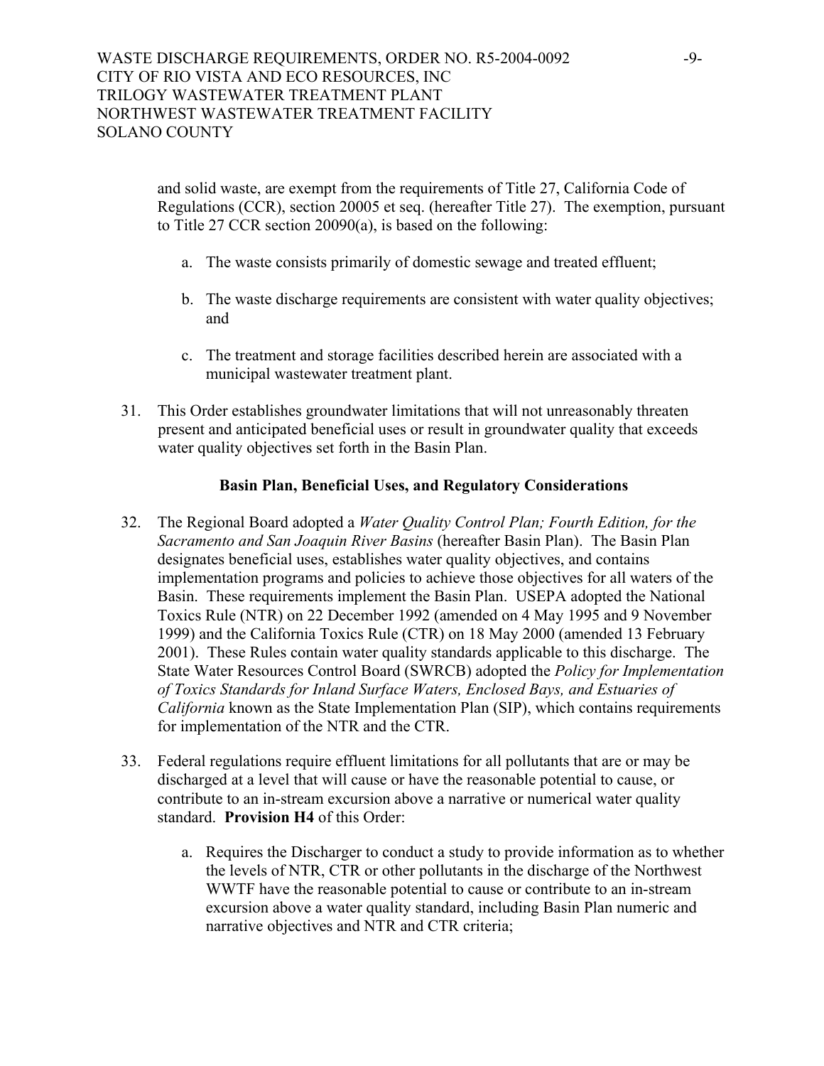and solid waste, are exempt from the requirements of Title 27, California Code of Regulations (CCR), section 20005 et seq. (hereafter Title 27). The exemption, pursuant to Title 27 CCR section 20090(a), is based on the following:

a. The waste consists primarily of domestic sewage and treated effluent;

b. The waste discharge requirements are consistent with water quality objectives; and

c. The treatment and storage facilities described herein are associated with a municipal wastewater treatment plant.

31. This Order establishes groundwater limitations that will not unreasonably threaten present and anticipated beneficial uses or result in groundwater quality that exceeds water quality objectives set forth in the Basin Plan.

**Basin Plan, Beneficial Uses, and Regulatory Considerations**

32. The Regional Board adopted a *Water Quality Control Plan; Fourth Edition, for the Sacramento and San Joaquin River Basins* (hereafter Basin Plan). The Basin Plan designates beneficial uses, establishes water quality objectives, and contains implementation programs and policies to achieve those objectives for all waters of the Basin. These requirements implement the Basin Plan. USEPA adopted the National Toxics Rule (NTR) on 22 December 1992 (amended on 4 May 1995 and 9 November 1999) and the California Toxics Rule (CTR) on 18 May 2000 (amended 13 February 2001). These Rules contain water quality standards applicable to this discharge. The State Water Resources Control Board (SWRCB) adopted the *Policy for Implementation of Toxics Standards for Inland Surface Waters, Enclosed Bays, and Estuaries of California* known as the State Implementation Plan (SIP), which contains requirements for implementation of the NTR and the CTR.

33. Federal regulations require effluent limitations for all pollutants that are or may be discharged at a level that will cause or have the reasonable potential to cause, or contribute to an in-stream excursion above a narrative or numerical water quality standard. **Provision H4** of this Order:

a. Requires the Discharger to conduct a study to provide information as to whether the levels of NTR, CTR or other pollutants in the discharge of the Northwest WWTF have the reasonable potential to cause or contribute to an in-stream excursion above a water quality standard, including Basin Plan numeric and narrative objectives and NTR and CTR criteria;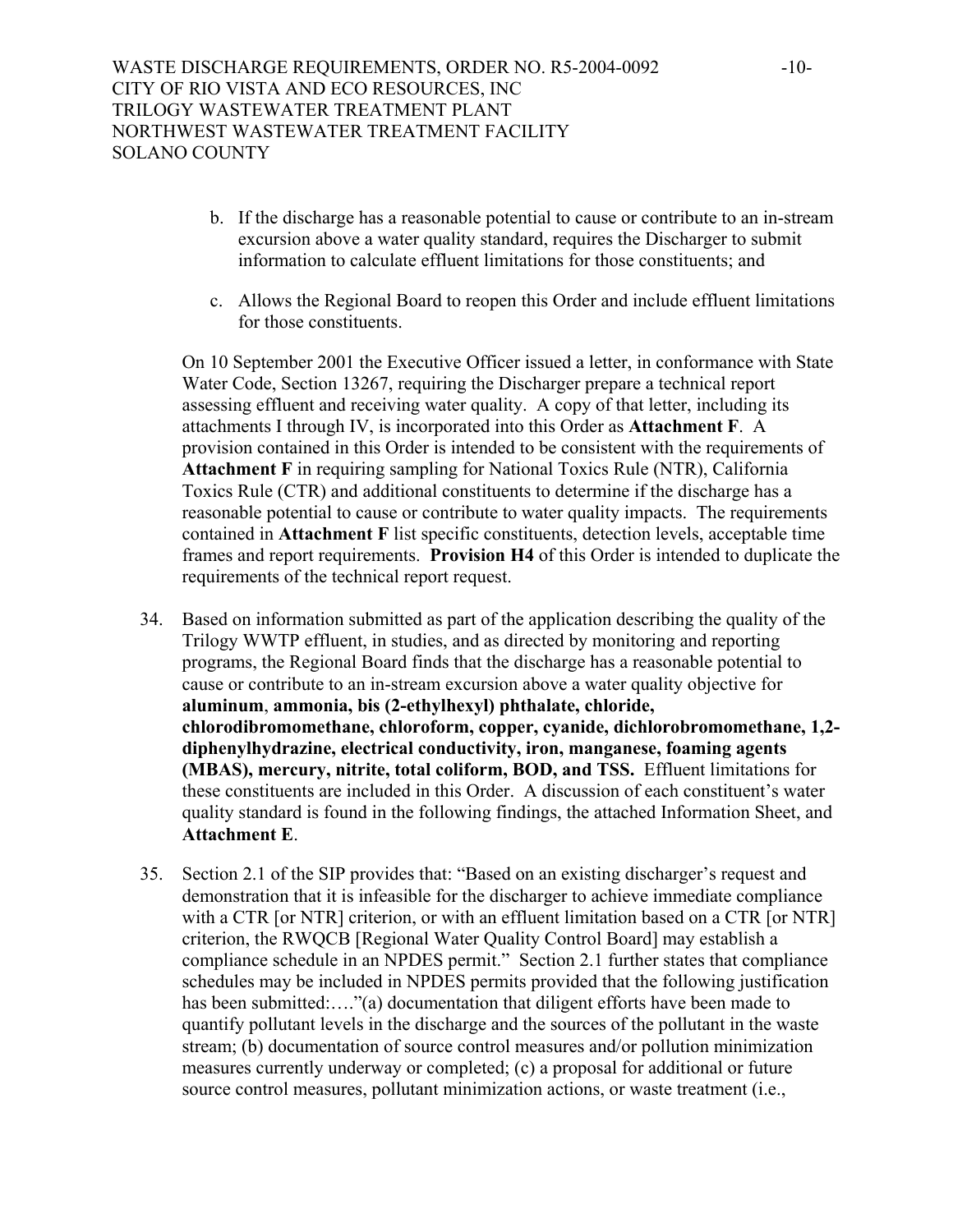b. If the discharge has a reasonable potential to cause or contribute to an in-stream excursion above a water quality standard, requires the Discharger to submit information to calculate effluent limitations for those constituents; and

c. Allows the Regional Board to reopen this Order and include effluent limitations for those constituents.

On 10 September 2001 the Executive Officer issued a letter, in conformance with State Water Code, Section 13267, requiring the Discharger prepare a technical report assessing effluent and receiving water quality. A copy of that letter, including its attachments I through IV, is incorporated into this Order as **Attachment F**. A provision contained in this Order is intended to be consistent with the requirements of **Attachment F** in requiring sampling for National Toxics Rule (NTR), California Toxics Rule (CTR) and additional constituents to determine if the discharge has a reasonable potential to cause or contribute to water quality impacts. The requirements contained in **Attachment F** list specific constituents, detection levels, acceptable time frames and report requirements. **Provision H4** of this Order is intended to duplicate the requirements of the technical report request.

34. Based on information submitted as part of the application describing the quality of the Trilogy WWTP effluent, in studies, and as directed by monitoring and reporting programs, the Regional Board finds that the discharge has a reasonable potential to cause or contribute to an in-stream excursion above a water quality objective for **aluminum**, **ammonia, bis (2-ethylhexyl) phthalate, chloride, chlorodibromomethane, chloroform, copper, cyanide, dichlorobromomethane, 1,2-diphenylhydrazine, electrical conductivity, iron, manganese, foaming agents (MBAS), mercury, nitrite, total coliform, BOD, and TSS.** Effluent limitations for these constituents are included in this Order. A discussion of each constituent's water quality standard is found in the following findings, the attached Information Sheet, and **Attachment E**.

35. Section 2.1 of the SIP provides that: "Based on an existing discharger's request and demonstration that it is infeasible for the discharger to achieve immediate compliance with a CTR [or NTR] criterion, or with an effluent limitation based on a CTR [or NTR] criterion, the RWQCB [Regional Water Quality Control Board] may establish a compliance schedule in an NPDES permit." Section 2.1 further states that compliance schedules may be included in NPDES permits provided that the following justification has been submitted:…."(a) documentation that diligent efforts have been made to quantify pollutant levels in the discharge and the sources of the pollutant in the waste stream; (b) documentation of source control measures and/or pollution minimization measures currently underway or completed; (c) a proposal for additional or future source control measures, pollutant minimization actions, or waste treatment (i.e.,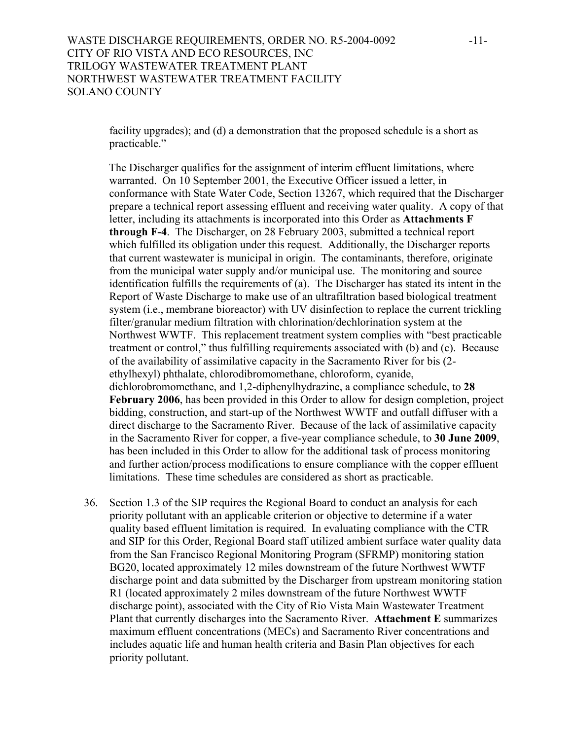facility upgrades); and (d) a demonstration that the proposed schedule is a short as practicable."

The Discharger qualifies for the assignment of interim effluent limitations, where warranted. On 10 September 2001, the Executive Officer issued a letter, in conformance with State Water Code, Section 13267, which required that the Discharger prepare a technical report assessing effluent and receiving water quality. A copy of that letter, including its attachments is incorporated into this Order as **Attachments F through F-4**. The Discharger, on 28 February 2003, submitted a technical report which fulfilled its obligation under this request. Additionally, the Discharger reports that current wastewater is municipal in origin. The contaminants, therefore, originate from the municipal water supply and/or municipal use. The monitoring and source identification fulfills the requirements of (a). The Discharger has stated its intent in the Report of Waste Discharge to make use of an ultrafiltration based biological treatment system (i.e., membrane bioreactor) with UV disinfection to replace the current trickling filter/granular medium filtration with chlorination/dechlorination system at the Northwest WWTF. This replacement treatment system complies with "best practicable treatment or control," thus fulfilling requirements associated with (b) and (c). Because of the availability of assimilative capacity in the Sacramento River for bis (2-ethylhexyl) phthalate, chlorodibromomethane, chloroform, cyanide, dichlorobromomethane, and 1,2-diphenylhydrazine, a compliance schedule, to **28 February 2006**, has been provided in this Order to allow for design completion, project bidding, construction, and start-up of the Northwest WWTF and outfall diffuser with a direct discharge to the Sacramento River. Because of the lack of assimilative capacity in the Sacramento River for copper, a five-year compliance schedule, to **30 June 2009**, has been included in this Order to allow for the additional task of process monitoring and further action/process modifications to ensure compliance with the copper effluent limitations. These time schedules are considered as short as practicable.

36. Section 1.3 of the SIP requires the Regional Board to conduct an analysis for each priority pollutant with an applicable criterion or objective to determine if a water quality based effluent limitation is required. In evaluating compliance with the CTR and SIP for this Order, Regional Board staff utilized ambient surface water quality data from the San Francisco Regional Monitoring Program (SFRMP) monitoring station BG20, located approximately 12 miles downstream of the future Northwest WWTF discharge point and data submitted by the Discharger from upstream monitoring station R1 (located approximately 2 miles downstream of the future Northwest WWTF discharge point), associated with the City of Rio Vista Main Wastewater Treatment Plant that currently discharges into the Sacramento River. **Attachment E** summarizes maximum effluent concentrations (MECs) and Sacramento River concentrations and includes aquatic life and human health criteria and Basin Plan objectives for each priority pollutant.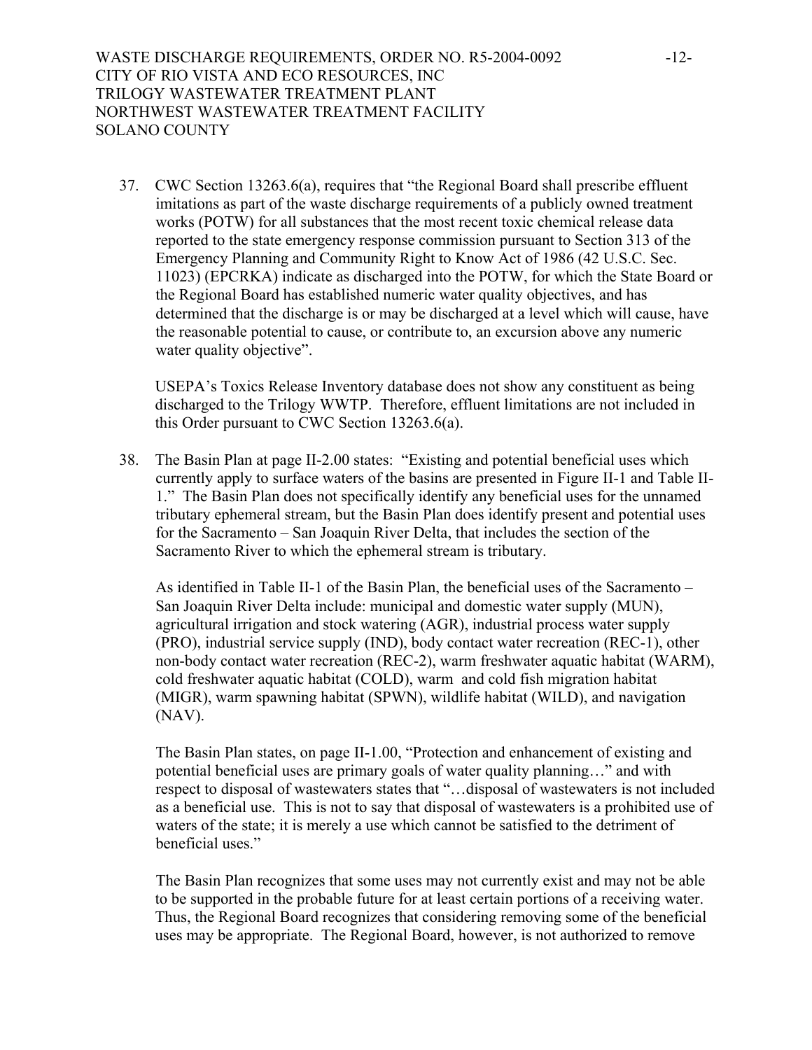37. CWC Section 13263.6(a), requires that "the Regional Board shall prescribe effluent imitations as part of the waste discharge requirements of a publicly owned treatment works (POTW) for all substances that the most recent toxic chemical release data reported to the state emergency response commission pursuant to Section 313 of the Emergency Planning and Community Right to Know Act of 1986 (42 U.S.C. Sec. 11023) (EPCRKA) indicate as discharged into the POTW, for which the State Board or the Regional Board has established numeric water quality objectives, and has determined that the discharge is or may be discharged at a level which will cause, have the reasonable potential to cause, or contribute to, an excursion above any numeric water quality objective".

    USEPA's Toxics Release Inventory database does not show any constituent as being discharged to the Trilogy WWTP. Therefore, effluent limitations are not included in this Order pursuant to CWC Section 13263.6(a).

38. The Basin Plan at page II-2.00 states: "Existing and potential beneficial uses which currently apply to surface waters of the basins are presented in Figure II-1 and Table II-1." The Basin Plan does not specifically identify any beneficial uses for the unnamed tributary ephemeral stream, but the Basin Plan does identify present and potential uses for the Sacramento – San Joaquin River Delta, that includes the section of the Sacramento River to which the ephemeral stream is tributary.

    As identified in Table II-1 of the Basin Plan, the beneficial uses of the Sacramento – San Joaquin River Delta include: municipal and domestic water supply (MUN), agricultural irrigation and stock watering (AGR), industrial process water supply (PRO), industrial service supply (IND), body contact water recreation (REC-1), other non-body contact water recreation (REC-2), warm freshwater aquatic habitat (WARM), cold freshwater aquatic habitat (COLD), warm and cold fish migration habitat (MIGR), warm spawning habitat (SPWN), wildlife habitat (WILD), and navigation (NAV).

    The Basin Plan states, on page II-1.00, "Protection and enhancement of existing and potential beneficial uses are primary goals of water quality planning…" and with respect to disposal of wastewaters states that "…disposal of wastewaters is not included as a beneficial use. This is not to say that disposal of wastewaters is a prohibited use of waters of the state; it is merely a use which cannot be satisfied to the detriment of beneficial uses."

    The Basin Plan recognizes that some uses may not currently exist and may not be able to be supported in the probable future for at least certain portions of a receiving water. Thus, the Regional Board recognizes that considering removing some of the beneficial uses may be appropriate. The Regional Board, however, is not authorized to remove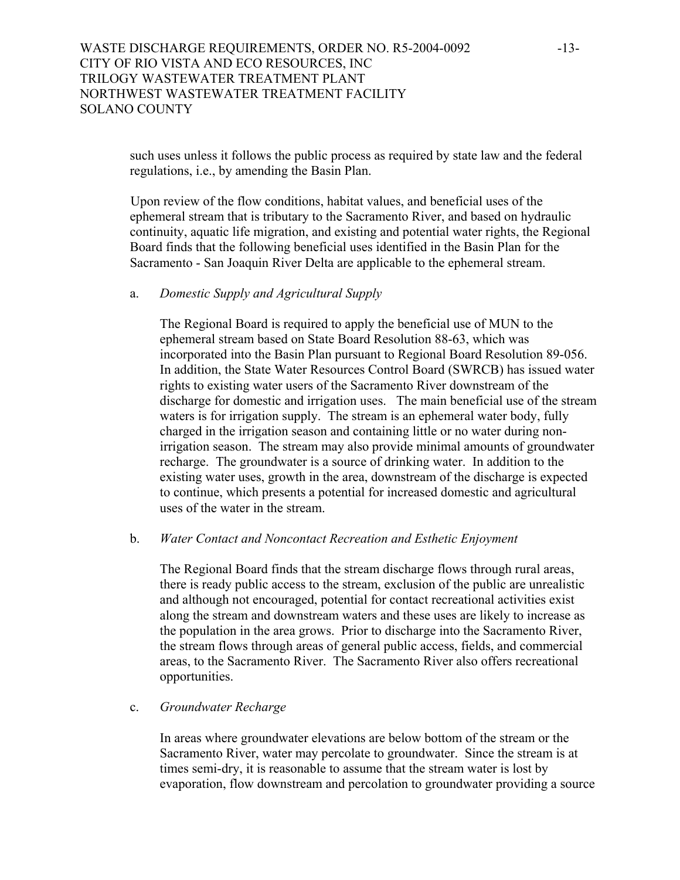such uses unless it follows the public process as required by state law and the federal regulations, i.e., by amending the Basin Plan.

Upon review of the flow conditions, habitat values, and beneficial uses of the ephemeral stream that is tributary to the Sacramento River, and based on hydraulic continuity, aquatic life migration, and existing and potential water rights, the Regional Board finds that the following beneficial uses identified in the Basin Plan for the Sacramento - San Joaquin River Delta are applicable to the ephemeral stream.

a. *Domestic Supply and Agricultural Supply*

The Regional Board is required to apply the beneficial use of MUN to the ephemeral stream based on State Board Resolution 88-63, which was incorporated into the Basin Plan pursuant to Regional Board Resolution 89-056. In addition, the State Water Resources Control Board (SWRCB) has issued water rights to existing water users of the Sacramento River downstream of the discharge for domestic and irrigation uses. The main beneficial use of the stream waters is for irrigation supply. The stream is an ephemeral water body, fully charged in the irrigation season and containing little or no water during non-irrigation season. The stream may also provide minimal amounts of groundwater recharge. The groundwater is a source of drinking water. In addition to the existing water uses, growth in the area, downstream of the discharge is expected to continue, which presents a potential for increased domestic and agricultural uses of the water in the stream.

b. *Water Contact and Noncontact Recreation and Esthetic Enjoyment*

The Regional Board finds that the stream discharge flows through rural areas, there is ready public access to the stream, exclusion of the public are unrealistic and although not encouraged, potential for contact recreational activities exist along the stream and downstream waters and these uses are likely to increase as the population in the area grows. Prior to discharge into the Sacramento River, the stream flows through areas of general public access, fields, and commercial areas, to the Sacramento River. The Sacramento River also offers recreational opportunities.

c. *Groundwater Recharge*

In areas where groundwater elevations are below bottom of the stream or the Sacramento River, water may percolate to groundwater. Since the stream is at times semi-dry, it is reasonable to assume that the stream water is lost by evaporation, flow downstream and percolation to groundwater providing a source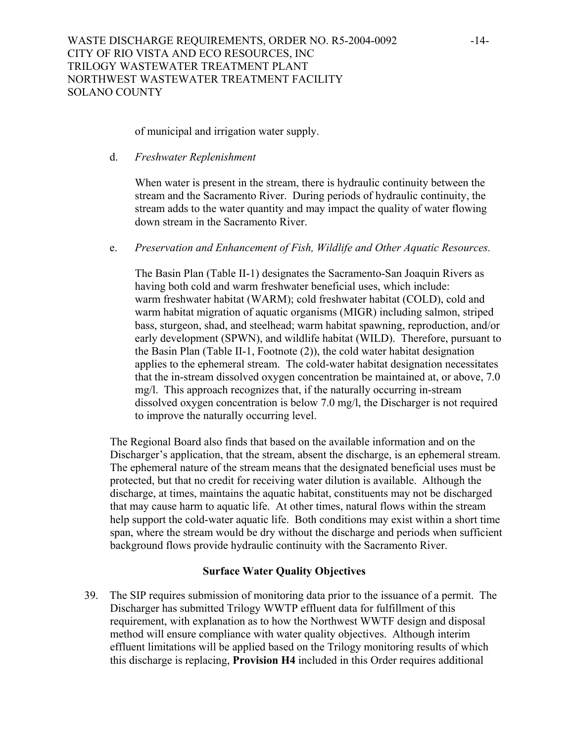of municipal and irrigation water supply.

d. *Freshwater Replenishment*

When water is present in the stream, there is hydraulic continuity between the stream and the Sacramento River. During periods of hydraulic continuity, the stream adds to the water quantity and may impact the quality of water flowing down stream in the Sacramento River.

e. *Preservation and Enhancement of Fish, Wildlife and Other Aquatic Resources.*

The Basin Plan (Table II-1) designates the Sacramento-San Joaquin Rivers as having both cold and warm freshwater beneficial uses, which include: warm freshwater habitat (WARM); cold freshwater habitat (COLD), cold and warm habitat migration of aquatic organisms (MIGR) including salmon, striped bass, sturgeon, shad, and steelhead; warm habitat spawning, reproduction, and/or early development (SPWN), and wildlife habitat (WILD). Therefore, pursuant to the Basin Plan (Table II-1, Footnote (2)), the cold water habitat designation applies to the ephemeral stream. The cold-water habitat designation necessitates that the in-stream dissolved oxygen concentration be maintained at, or above, 7.0 mg/l. This approach recognizes that, if the naturally occurring in-stream dissolved oxygen concentration is below 7.0 mg/l, the Discharger is not required to improve the naturally occurring level.

The Regional Board also finds that based on the available information and on the Discharger's application, that the stream, absent the discharge, is an ephemeral stream. The ephemeral nature of the stream means that the designated beneficial uses must be protected, but that no credit for receiving water dilution is available. Although the discharge, at times, maintains the aquatic habitat, constituents may not be discharged that may cause harm to aquatic life. At other times, natural flows within the stream help support the cold-water aquatic life. Both conditions may exist within a short time span, where the stream would be dry without the discharge and periods when sufficient background flows provide hydraulic continuity with the Sacramento River.

**Surface Water Quality Objectives**

39. The SIP requires submission of monitoring data prior to the issuance of a permit. The Discharger has submitted Trilogy WWTP effluent data for fulfillment of this requirement, with explanation as to how the Northwest WWTF design and disposal method will ensure compliance with water quality objectives. Although interim effluent limitations will be applied based on the Trilogy monitoring results of which this discharge is replacing, **Provision H4** included in this Order requires additional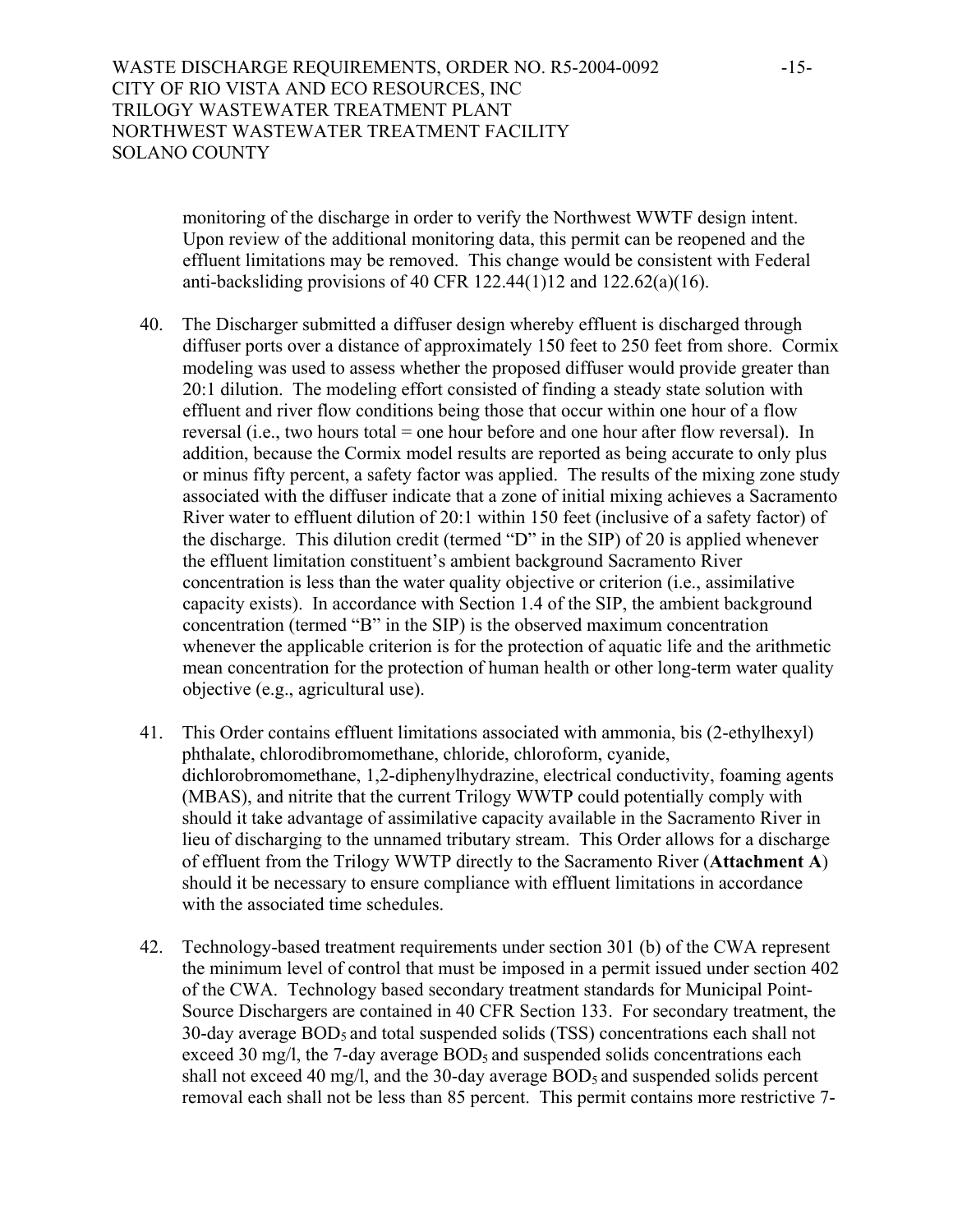monitoring of the discharge in order to verify the Northwest WWTF design intent. Upon review of the additional monitoring data, this permit can be reopened and the effluent limitations may be removed. This change would be consistent with Federal anti-backsliding provisions of 40 CFR 122.44(1)12 and 122.62(a)(16).

40. The Discharger submitted a diffuser design whereby effluent is discharged through diffuser ports over a distance of approximately 150 feet to 250 feet from shore. Cormix modeling was used to assess whether the proposed diffuser would provide greater than 20:1 dilution. The modeling effort consisted of finding a steady state solution with effluent and river flow conditions being those that occur within one hour of a flow reversal (i.e., two hours total = one hour before and one hour after flow reversal). In addition, because the Cormix model results are reported as being accurate to only plus or minus fifty percent, a safety factor was applied. The results of the mixing zone study associated with the diffuser indicate that a zone of initial mixing achieves a Sacramento River water to effluent dilution of 20:1 within 150 feet (inclusive of a safety factor) of the discharge. This dilution credit (termed "D" in the SIP) of 20 is applied whenever the effluent limitation constituent's ambient background Sacramento River concentration is less than the water quality objective or criterion (i.e., assimilative capacity exists). In accordance with Section 1.4 of the SIP, the ambient background concentration (termed "B" in the SIP) is the observed maximum concentration whenever the applicable criterion is for the protection of aquatic life and the arithmetic mean concentration for the protection of human health or other long-term water quality objective (e.g., agricultural use).

41. This Order contains effluent limitations associated with ammonia, bis (2-ethylhexyl) phthalate, chlorodibromomethane, chloride, chloroform, cyanide, dichlorobromomethane, 1,2-diphenylhydrazine, electrical conductivity, foaming agents (MBAS), and nitrite that the current Trilogy WWTP could potentially comply with should it take advantage of assimilative capacity available in the Sacramento River in lieu of discharging to the unnamed tributary stream. This Order allows for a discharge of effluent from the Trilogy WWTP directly to the Sacramento River (**Attachment A**) should it be necessary to ensure compliance with effluent limitations in accordance with the associated time schedules.

42. Technology-based treatment requirements under section 301 (b) of the CWA represent the minimum level of control that must be imposed in a permit issued under section 402 of the CWA. Technology based secondary treatment standards for Municipal Point-Source Dischargers are contained in 40 CFR Section 133. For secondary treatment, the 30-day average $BOD_5$ and total suspended solids (TSS) concentrations each shall not exceed 30 mg/l, the 7-day average $BOD_5$ and suspended solids concentrations each shall not exceed 40 mg/l, and the 30-day average $BOD_5$ and suspended solids percent removal each shall not be less than 85 percent. This permit contains more restrictive 7-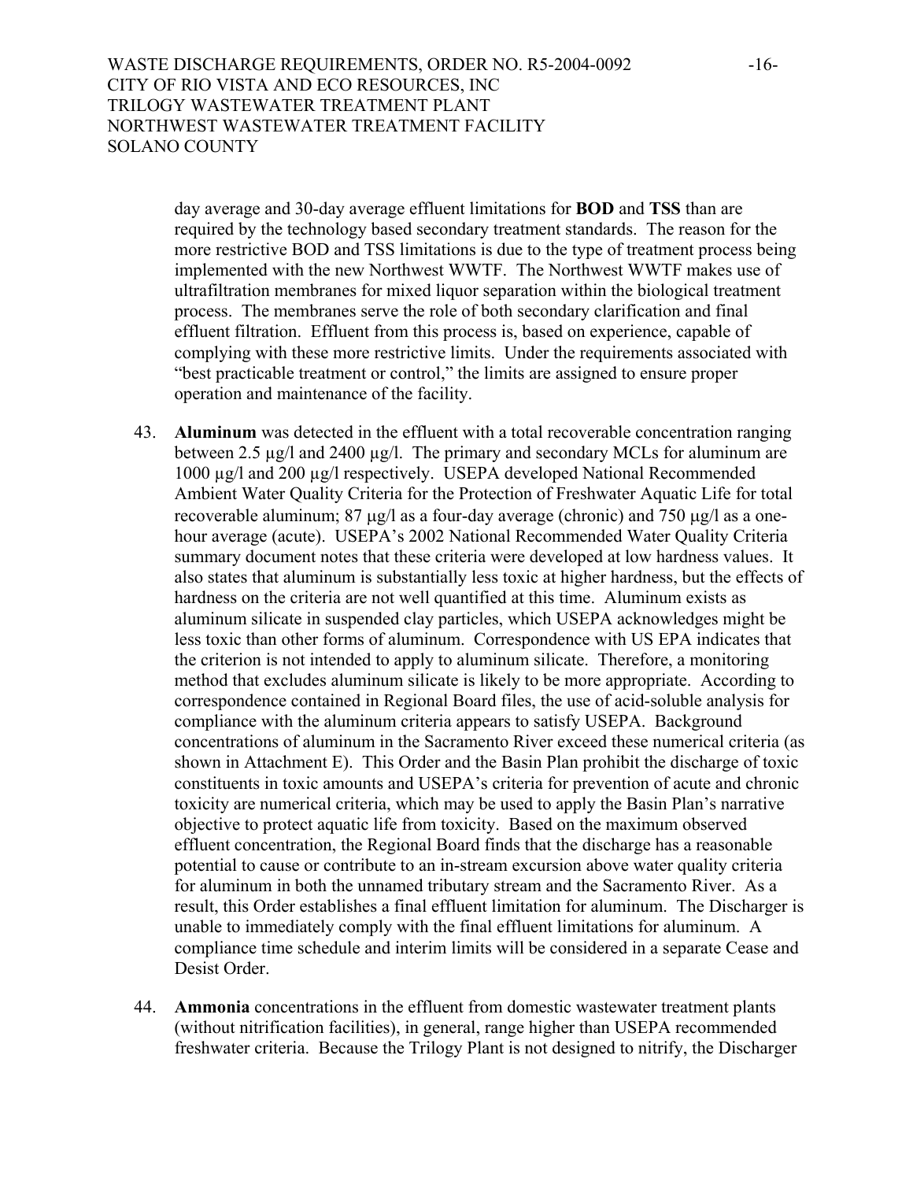day average and 30-day average effluent limitations for **BOD** and **TSS** than are required by the technology based secondary treatment standards. The reason for the more restrictive BOD and TSS limitations is due to the type of treatment process being implemented with the new Northwest WWTF. The Northwest WWTF makes use of ultrafiltration membranes for mixed liquor separation within the biological treatment process. The membranes serve the role of both secondary clarification and final effluent filtration. Effluent from this process is, based on experience, capable of complying with these more restrictive limits. Under the requirements associated with "best practicable treatment or control," the limits are assigned to ensure proper operation and maintenance of the facility.

43. **Aluminum** was detected in the effluent with a total recoverable concentration ranging between 2.5 µg/l and 2400 µg/l. The primary and secondary MCLs for aluminum are 1000 µg/l and 200 µg/l respectively. USEPA developed National Recommended Ambient Water Quality Criteria for the Protection of Freshwater Aquatic Life for total recoverable aluminum; 87 µg/l as a four-day average (chronic) and 750 µg/l as a one-hour average (acute). USEPA's 2002 National Recommended Water Quality Criteria summary document notes that these criteria were developed at low hardness values. It also states that aluminum is substantially less toxic at higher hardness, but the effects of hardness on the criteria are not well quantified at this time. Aluminum exists as aluminum silicate in suspended clay particles, which USEPA acknowledges might be less toxic than other forms of aluminum. Correspondence with US EPA indicates that the criterion is not intended to apply to aluminum silicate. Therefore, a monitoring method that excludes aluminum silicate is likely to be more appropriate. According to correspondence contained in Regional Board files, the use of acid-soluble analysis for compliance with the aluminum criteria appears to satisfy USEPA. Background concentrations of aluminum in the Sacramento River exceed these numerical criteria (as shown in Attachment E). This Order and the Basin Plan prohibit the discharge of toxic constituents in toxic amounts and USEPA's criteria for prevention of acute and chronic toxicity are numerical criteria, which may be used to apply the Basin Plan's narrative objective to protect aquatic life from toxicity. Based on the maximum observed effluent concentration, the Regional Board finds that the discharge has a reasonable potential to cause or contribute to an in-stream excursion above water quality criteria for aluminum in both the unnamed tributary stream and the Sacramento River. As a result, this Order establishes a final effluent limitation for aluminum. The Discharger is unable to immediately comply with the final effluent limitations for aluminum. A compliance time schedule and interim limits will be considered in a separate Cease and Desist Order.

44. **Ammonia** concentrations in the effluent from domestic wastewater treatment plants (without nitrification facilities), in general, range higher than USEPA recommended freshwater criteria. Because the Trilogy Plant is not designed to nitrify, the Discharger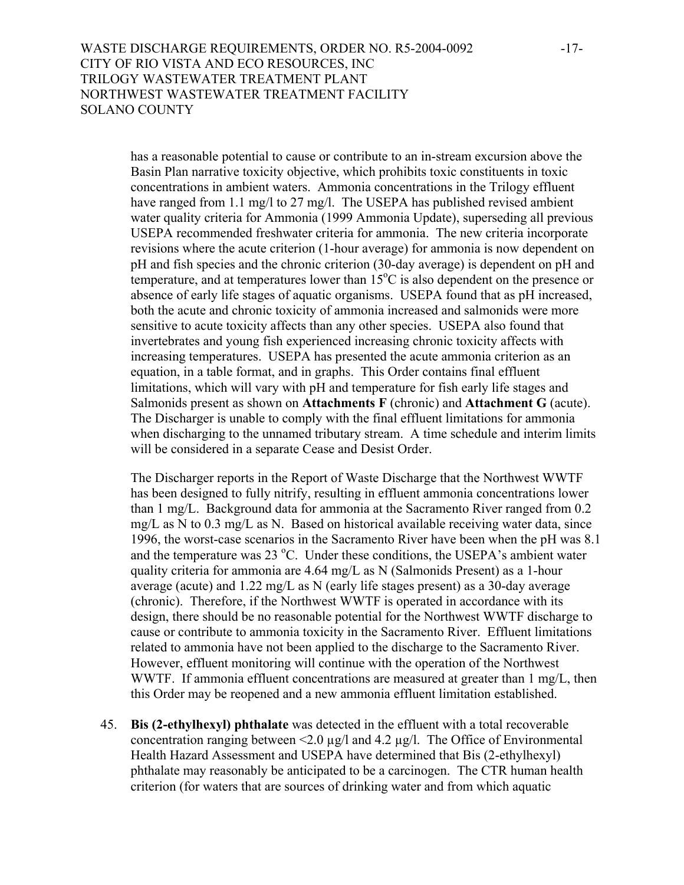has a reasonable potential to cause or contribute to an in-stream excursion above the Basin Plan narrative toxicity objective, which prohibits toxic constituents in toxic concentrations in ambient waters. Ammonia concentrations in the Trilogy effluent have ranged from 1.1 mg/l to 27 mg/l. The USEPA has published revised ambient water quality criteria for Ammonia (1999 Ammonia Update), superseding all previous USEPA recommended freshwater criteria for ammonia. The new criteria incorporate revisions where the acute criterion (1-hour average) for ammonia is now dependent on pH and fish species and the chronic criterion (30-day average) is dependent on pH and temperature, and at temperatures lower than 15°C is also dependent on the presence or absence of early life stages of aquatic organisms. USEPA found that as pH increased, both the acute and chronic toxicity of ammonia increased and salmonids were more sensitive to acute toxicity affects than any other species. USEPA also found that invertebrates and young fish experienced increasing chronic toxicity affects with increasing temperatures. USEPA has presented the acute ammonia criterion as an equation, in a table format, and in graphs. This Order contains final effluent limitations, which will vary with pH and temperature for fish early life stages and Salmonids present as shown on **Attachments F** (chronic) and **Attachment G** (acute). The Discharger is unable to comply with the final effluent limitations for ammonia when discharging to the unnamed tributary stream. A time schedule and interim limits will be considered in a separate Cease and Desist Order.

The Discharger reports in the Report of Waste Discharge that the Northwest WWTF has been designed to fully nitrify, resulting in effluent ammonia concentrations lower than 1 mg/L. Background data for ammonia at the Sacramento River ranged from 0.2 mg/L as N to 0.3 mg/L as N. Based on historical available receiving water data, since 1996, the worst-case scenarios in the Sacramento River have been when the pH was 8.1 and the temperature was 23 °C. Under these conditions, the USEPA's ambient water quality criteria for ammonia are 4.64 mg/L as N (Salmonids Present) as a 1-hour average (acute) and 1.22 mg/L as N (early life stages present) as a 30-day average (chronic). Therefore, if the Northwest WWTF is operated in accordance with its design, there should be no reasonable potential for the Northwest WWTF discharge to cause or contribute to ammonia toxicity in the Sacramento River. Effluent limitations related to ammonia have not been applied to the discharge to the Sacramento River. However, effluent monitoring will continue with the operation of the Northwest WWTF. If ammonia effluent concentrations are measured at greater than 1 mg/L, then this Order may be reopened and a new ammonia effluent limitation established.

45. **Bis (2-ethylhexyl) phthalate** was detected in the effluent with a total recoverable concentration ranging between <2.0 µg/l and 4.2 µg/l. The Office of Environmental Health Hazard Assessment and USEPA have determined that Bis (2-ethylhexyl) phthalate may reasonably be anticipated to be a carcinogen. The CTR human health criterion (for waters that are sources of drinking water and from which aquatic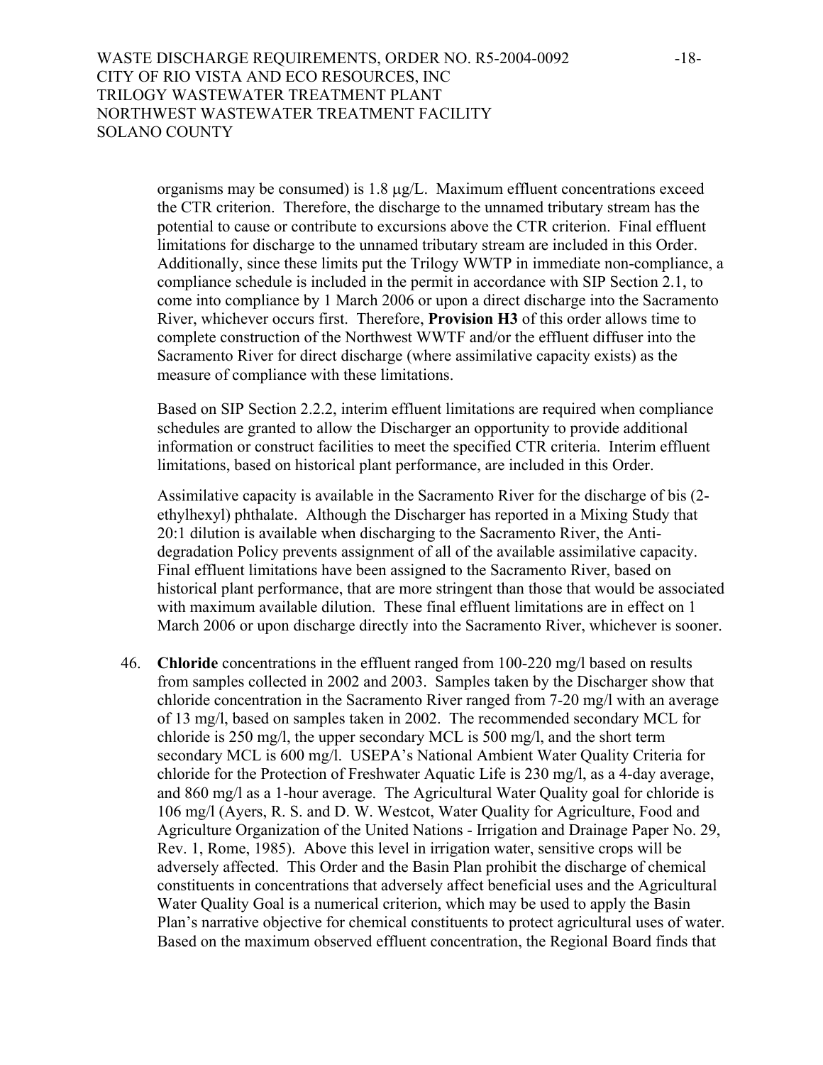organisms may be consumed) is 1.8 μg/L. Maximum effluent concentrations exceed the CTR criterion. Therefore, the discharge to the unnamed tributary stream has the potential to cause or contribute to excursions above the CTR criterion. Final effluent limitations for discharge to the unnamed tributary stream are included in this Order. Additionally, since these limits put the Trilogy WWTP in immediate non-compliance, a compliance schedule is included in the permit in accordance with SIP Section 2.1, to come into compliance by 1 March 2006 or upon a direct discharge into the Sacramento River, whichever occurs first. Therefore, **Provision H3** of this order allows time to complete construction of the Northwest WWTF and/or the effluent diffuser into the Sacramento River for direct discharge (where assimilative capacity exists) as the measure of compliance with these limitations.

Based on SIP Section 2.2.2, interim effluent limitations are required when compliance schedules are granted to allow the Discharger an opportunity to provide additional information or construct facilities to meet the specified CTR criteria. Interim effluent limitations, based on historical plant performance, are included in this Order.

Assimilative capacity is available in the Sacramento River for the discharge of bis (2-ethylhexyl) phthalate. Although the Discharger has reported in a Mixing Study that 20:1 dilution is available when discharging to the Sacramento River, the Anti-degradation Policy prevents assignment of all of the available assimilative capacity. Final effluent limitations have been assigned to the Sacramento River, based on historical plant performance, that are more stringent than those that would be associated with maximum available dilution. These final effluent limitations are in effect on 1 March 2006 or upon discharge directly into the Sacramento River, whichever is sooner.

46. **Chloride** concentrations in the effluent ranged from 100-220 mg/l based on results from samples collected in 2002 and 2003. Samples taken by the Discharger show that chloride concentration in the Sacramento River ranged from 7-20 mg/l with an average of 13 mg/l, based on samples taken in 2002. The recommended secondary MCL for chloride is 250 mg/l, the upper secondary MCL is 500 mg/l, and the short term secondary MCL is 600 mg/l. USEPA's National Ambient Water Quality Criteria for chloride for the Protection of Freshwater Aquatic Life is 230 mg/l, as a 4-day average, and 860 mg/l as a 1-hour average. The Agricultural Water Quality goal for chloride is 106 mg/l (Ayers, R. S. and D. W. Westcot, Water Quality for Agriculture, Food and Agriculture Organization of the United Nations - Irrigation and Drainage Paper No. 29, Rev. 1, Rome, 1985). Above this level in irrigation water, sensitive crops will be adversely affected. This Order and the Basin Plan prohibit the discharge of chemical constituents in concentrations that adversely affect beneficial uses and the Agricultural Water Quality Goal is a numerical criterion, which may be used to apply the Basin Plan's narrative objective for chemical constituents to protect agricultural uses of water. Based on the maximum observed effluent concentration, the Regional Board finds that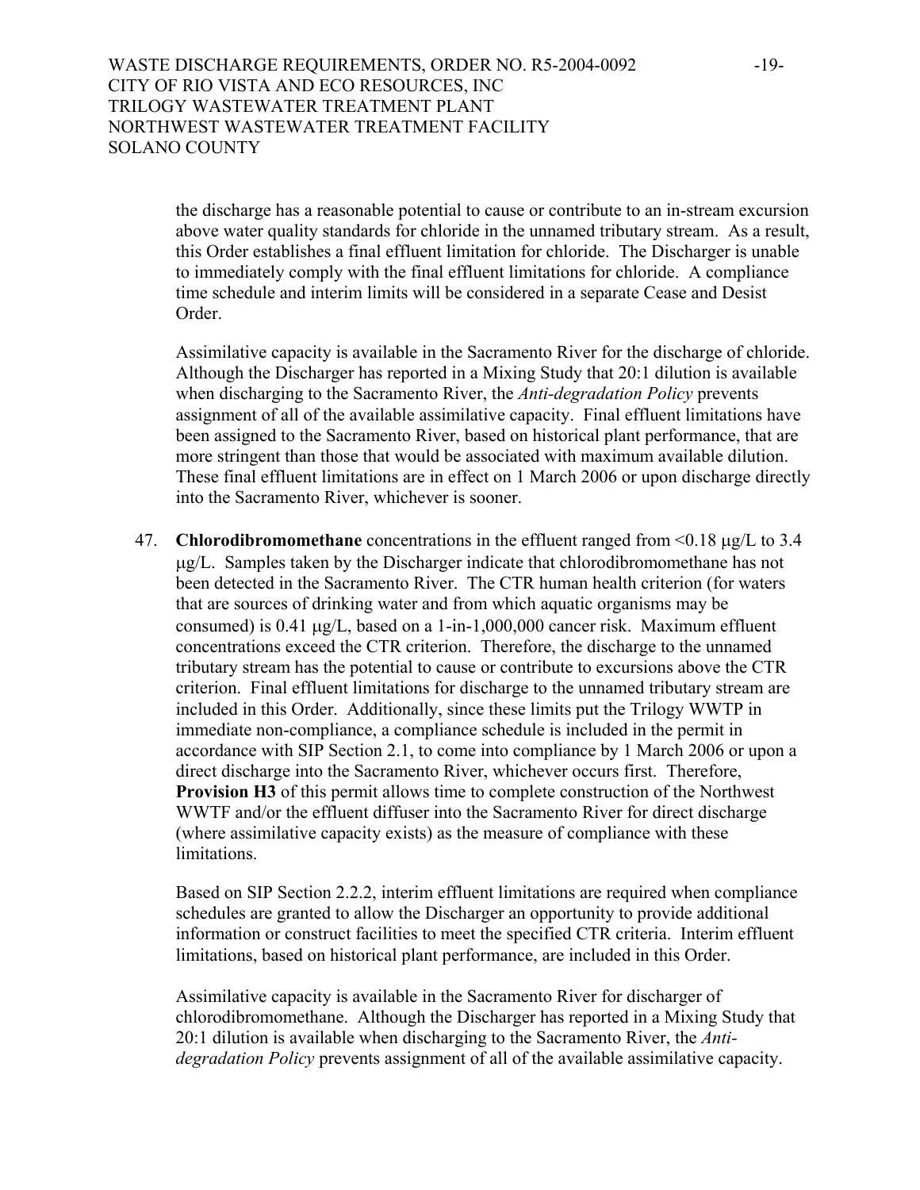the discharge has a reasonable potential to cause or contribute to an in-stream excursion above water quality standards for chloride in the unnamed tributary stream. As a result, this Order establishes a final effluent limitation for chloride. The Discharger is unable to immediately comply with the final effluent limitations for chloride. A compliance time schedule and interim limits will be considered in a separate Cease and Desist Order.

Assimilative capacity is available in the Sacramento River for the discharge of chloride. Although the Discharger has reported in a Mixing Study that 20:1 dilution is available when discharging to the Sacramento River, the *Anti-degradation Policy* prevents assignment of all of the available assimilative capacity. Final effluent limitations have been assigned to the Sacramento River, based on historical plant performance, that are more stringent than those that would be associated with maximum available dilution. These final effluent limitations are in effect on 1 March 2006 or upon discharge directly into the Sacramento River, whichever is sooner.

47. **Chlorodibromomethane** concentrations in the effluent ranged from <0.18 μg/L to 3.4 μg/L. Samples taken by the Discharger indicate that chlorodibromomethane has not been detected in the Sacramento River. The CTR human health criterion (for waters that are sources of drinking water and from which aquatic organisms may be consumed) is 0.41 μg/L, based on a 1-in-1,000,000 cancer risk. Maximum effluent concentrations exceed the CTR criterion. Therefore, the discharge to the unnamed tributary stream has the potential to cause or contribute to excursions above the CTR criterion. Final effluent limitations for discharge to the unnamed tributary stream are included in this Order. Additionally, since these limits put the Trilogy WWTP in immediate non-compliance, a compliance schedule is included in the permit in accordance with SIP Section 2.1, to come into compliance by 1 March 2006 or upon a direct discharge into the Sacramento River, whichever occurs first. Therefore, **Provision H3** of this permit allows time to complete construction of the Northwest WWTF and/or the effluent diffuser into the Sacramento River for direct discharge (where assimilative capacity exists) as the measure of compliance with these limitations.

Based on SIP Section 2.2.2, interim effluent limitations are required when compliance schedules are granted to allow the Discharger an opportunity to provide additional information or construct facilities to meet the specified CTR criteria. Interim effluent limitations, based on historical plant performance, are included in this Order.

Assimilative capacity is available in the Sacramento River for discharger of chlorodibromomethane. Although the Discharger has reported in a Mixing Study that 20:1 dilution is available when discharging to the Sacramento River, the *Anti-degradation Policy* prevents assignment of all of the available assimilative capacity.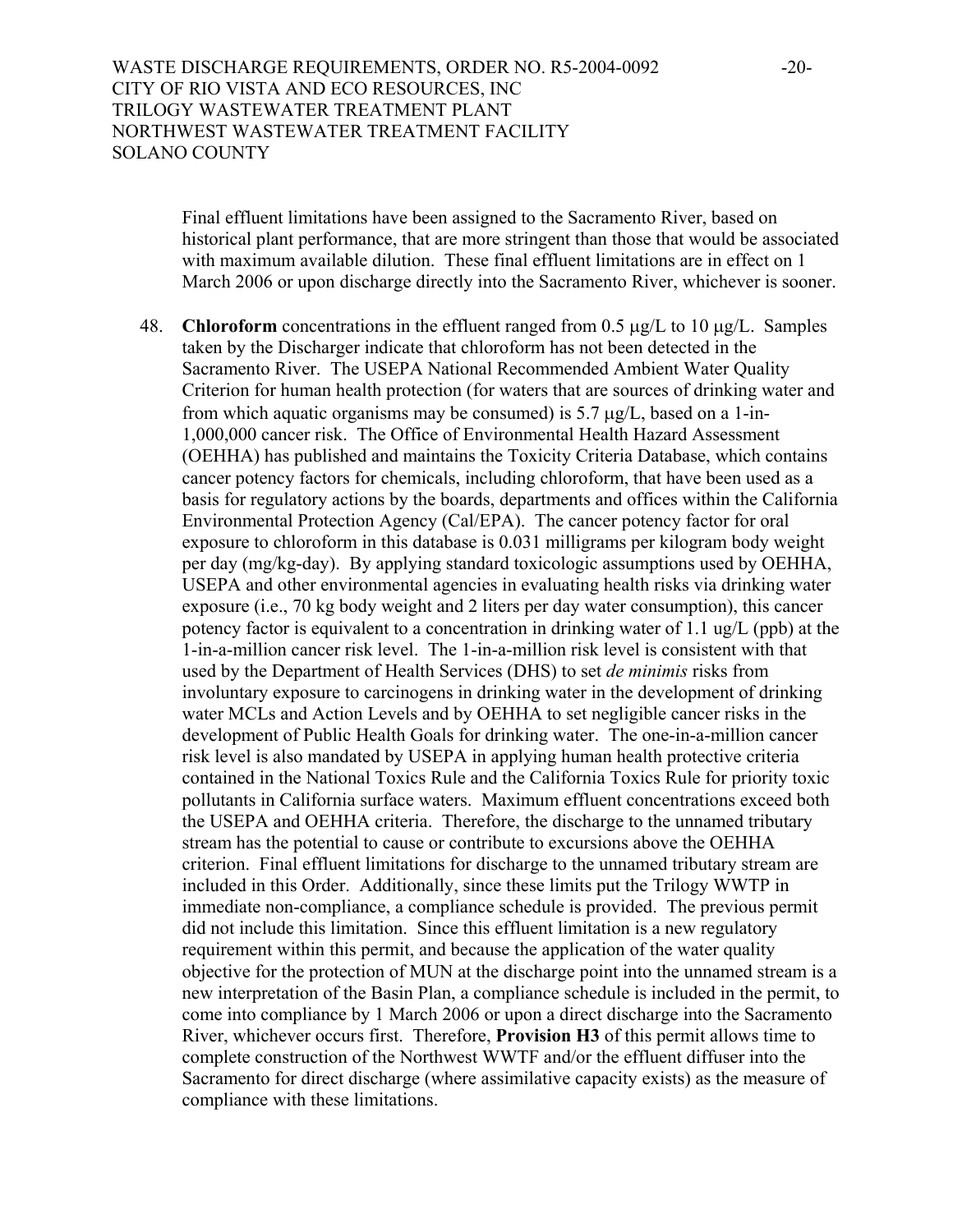Final effluent limitations have been assigned to the Sacramento River, based on historical plant performance, that are more stringent than those that would be associated with maximum available dilution. These final effluent limitations are in effect on 1 March 2006 or upon discharge directly into the Sacramento River, whichever is sooner.

48. **Chloroform** concentrations in the effluent ranged from 0.5 μg/L to 10 μg/L. Samples taken by the Discharger indicate that chloroform has not been detected in the Sacramento River. The USEPA National Recommended Ambient Water Quality Criterion for human health protection (for waters that are sources of drinking water and from which aquatic organisms may be consumed) is 5.7 μg/L, based on a 1-in-1,000,000 cancer risk. The Office of Environmental Health Hazard Assessment (OEHHA) has published and maintains the Toxicity Criteria Database, which contains cancer potency factors for chemicals, including chloroform, that have been used as a basis for regulatory actions by the boards, departments and offices within the California Environmental Protection Agency (Cal/EPA). The cancer potency factor for oral exposure to chloroform in this database is 0.031 milligrams per kilogram body weight per day (mg/kg-day). By applying standard toxicologic assumptions used by OEHHA, USEPA and other environmental agencies in evaluating health risks via drinking water exposure (i.e., 70 kg body weight and 2 liters per day water consumption), this cancer potency factor is equivalent to a concentration in drinking water of 1.1 ug/L (ppb) at the 1-in-a-million cancer risk level. The 1-in-a-million risk level is consistent with that used by the Department of Health Services (DHS) to set *de minimis* risks from involuntary exposure to carcinogens in drinking water in the development of drinking water MCLs and Action Levels and by OEHHA to set negligible cancer risks in the development of Public Health Goals for drinking water. The one-in-a-million cancer risk level is also mandated by USEPA in applying human health protective criteria contained in the National Toxics Rule and the California Toxics Rule for priority toxic pollutants in California surface waters. Maximum effluent concentrations exceed both the USEPA and OEHHA criteria. Therefore, the discharge to the unnamed tributary stream has the potential to cause or contribute to excursions above the OEHHA criterion. Final effluent limitations for discharge to the unnamed tributary stream are included in this Order. Additionally, since these limits put the Trilogy WWTP in immediate non-compliance, a compliance schedule is provided. The previous permit did not include this limitation. Since this effluent limitation is a new regulatory requirement within this permit, and because the application of the water quality objective for the protection of MUN at the discharge point into the unnamed stream is a new interpretation of the Basin Plan, a compliance schedule is included in the permit, to come into compliance by 1 March 2006 or upon a direct discharge into the Sacramento River, whichever occurs first. Therefore, **Provision H3** of this permit allows time to complete construction of the Northwest WWTF and/or the effluent diffuser into the Sacramento for direct discharge (where assimilative capacity exists) as the measure of compliance with these limitations.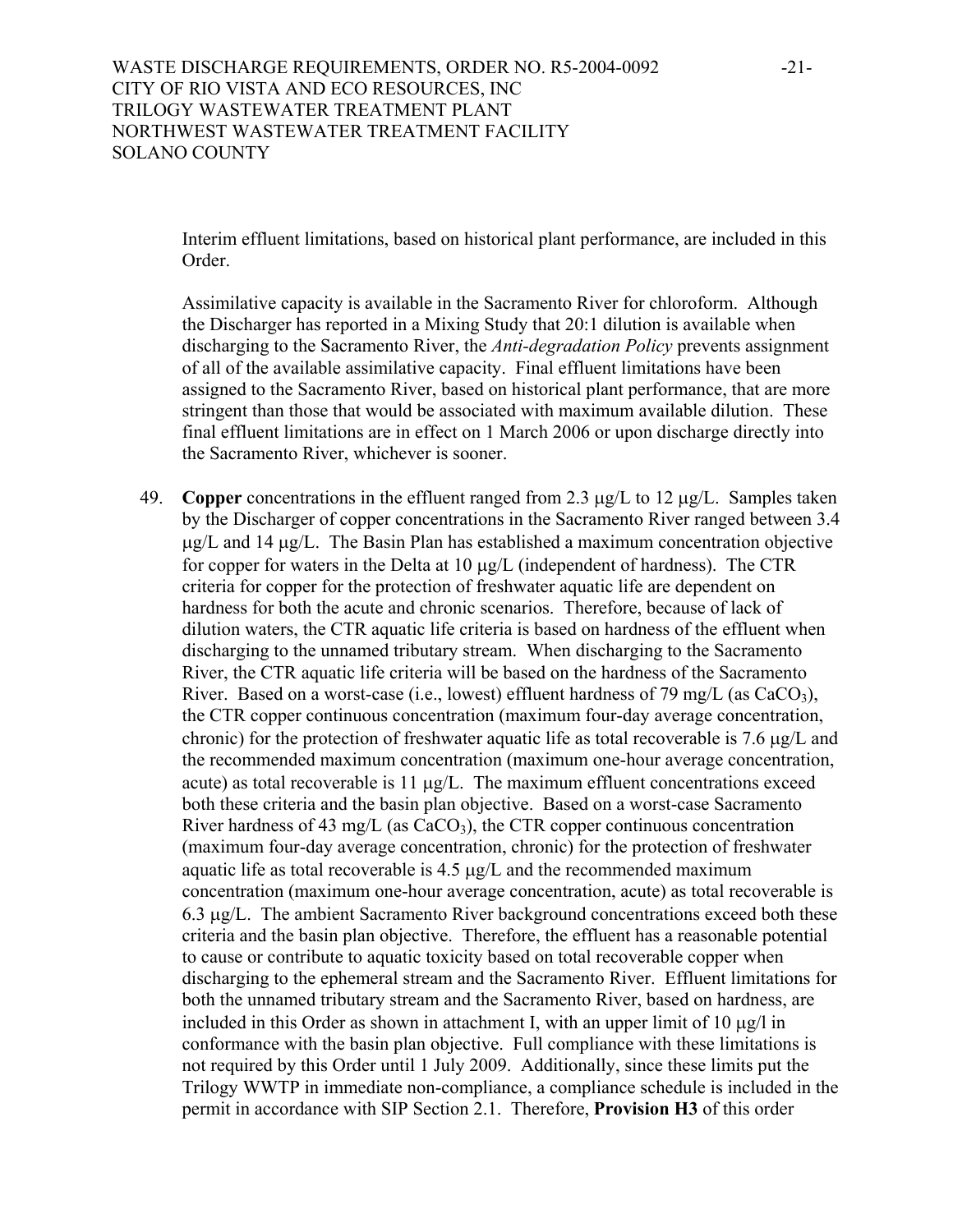Interim effluent limitations, based on historical plant performance, are included in this Order.

Assimilative capacity is available in the Sacramento River for chloroform. Although the Discharger has reported in a Mixing Study that 20:1 dilution is available when discharging to the Sacramento River, the *Anti-degradation Policy* prevents assignment of all of the available assimilative capacity. Final effluent limitations have been assigned to the Sacramento River, based on historical plant performance, that are more stringent than those that would be associated with maximum available dilution. These final effluent limitations are in effect on 1 March 2006 or upon discharge directly into the Sacramento River, whichever is sooner.

49. **Copper** concentrations in the effluent ranged from 2.3 μg/L to 12 μg/L. Samples taken by the Discharger of copper concentrations in the Sacramento River ranged between 3.4 μg/L and 14 μg/L. The Basin Plan has established a maximum concentration objective for copper for waters in the Delta at 10 μg/L (independent of hardness). The CTR criteria for copper for the protection of freshwater aquatic life are dependent on hardness for both the acute and chronic scenarios. Therefore, because of lack of dilution waters, the CTR aquatic life criteria is based on hardness of the effluent when discharging to the unnamed tributary stream. When discharging to the Sacramento River, the CTR aquatic life criteria will be based on the hardness of the Sacramento River. Based on a worst-case (i.e., lowest) effluent hardness of 79 mg/L (as $CaCO_3$), the CTR copper continuous concentration (maximum four-day average concentration, chronic) for the protection of freshwater aquatic life as total recoverable is 7.6 μg/L and the recommended maximum concentration (maximum one-hour average concentration, acute) as total recoverable is 11 μg/L. The maximum effluent concentrations exceed both these criteria and the basin plan objective. Based on a worst-case Sacramento River hardness of 43 mg/L (as $CaCO_3$), the CTR copper continuous concentration (maximum four-day average concentration, chronic) for the protection of freshwater aquatic life as total recoverable is 4.5 μg/L and the recommended maximum concentration (maximum one-hour average concentration, acute) as total recoverable is 6.3 μg/L. The ambient Sacramento River background concentrations exceed both these criteria and the basin plan objective. Therefore, the effluent has a reasonable potential to cause or contribute to aquatic toxicity based on total recoverable copper when discharging to the ephemeral stream and the Sacramento River. Effluent limitations for both the unnamed tributary stream and the Sacramento River, based on hardness, are included in this Order as shown in attachment I, with an upper limit of 10 μg/l in conformance with the basin plan objective. Full compliance with these limitations is not required by this Order until 1 July 2009. Additionally, since these limits put the Trilogy WWTP in immediate non-compliance, a compliance schedule is included in the permit in accordance with SIP Section 2.1. Therefore, **Provision H3** of this order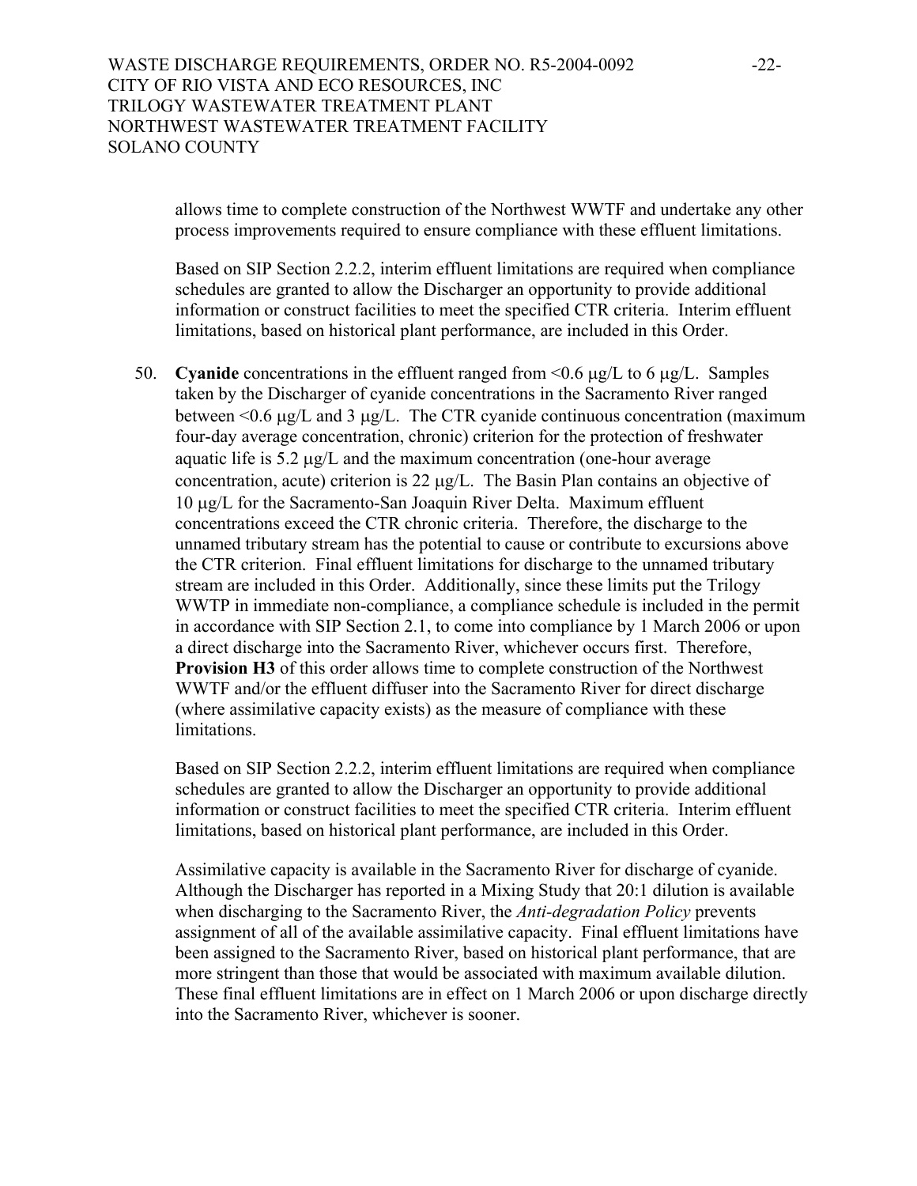allows time to complete construction of the Northwest WWTF and undertake any other process improvements required to ensure compliance with these effluent limitations.

Based on SIP Section 2.2.2, interim effluent limitations are required when compliance schedules are granted to allow the Discharger an opportunity to provide additional information or construct facilities to meet the specified CTR criteria. Interim effluent limitations, based on historical plant performance, are included in this Order.

50. **Cyanide** concentrations in the effluent ranged from <0.6 μg/L to 6 μg/L. Samples taken by the Discharger of cyanide concentrations in the Sacramento River ranged between <0.6 μg/L and 3 μg/L. The CTR cyanide continuous concentration (maximum four-day average concentration, chronic) criterion for the protection of freshwater aquatic life is 5.2 μg/L and the maximum concentration (one-hour average concentration, acute) criterion is 22 μg/L. The Basin Plan contains an objective of 10 μg/L for the Sacramento-San Joaquin River Delta. Maximum effluent concentrations exceed the CTR chronic criteria. Therefore, the discharge to the unnamed tributary stream has the potential to cause or contribute to excursions above the CTR criterion. Final effluent limitations for discharge to the unnamed tributary stream are included in this Order. Additionally, since these limits put the Trilogy WWTP in immediate non-compliance, a compliance schedule is included in the permit in accordance with SIP Section 2.1, to come into compliance by 1 March 2006 or upon a direct discharge into the Sacramento River, whichever occurs first. Therefore, **Provision H3** of this order allows time to complete construction of the Northwest WWTF and/or the effluent diffuser into the Sacramento River for direct discharge (where assimilative capacity exists) as the measure of compliance with these limitations.

    Based on SIP Section 2.2.2, interim effluent limitations are required when compliance schedules are granted to allow the Discharger an opportunity to provide additional information or construct facilities to meet the specified CTR criteria. Interim effluent limitations, based on historical plant performance, are included in this Order.

    Assimilative capacity is available in the Sacramento River for discharge of cyanide. Although the Discharger has reported in a Mixing Study that 20:1 dilution is available when discharging to the Sacramento River, the *Anti-degradation Policy* prevents assignment of all of the available assimilative capacity. Final effluent limitations have been assigned to the Sacramento River, based on historical plant performance, that are more stringent than those that would be associated with maximum available dilution. These final effluent limitations are in effect on 1 March 2006 or upon discharge directly into the Sacramento River, whichever is sooner.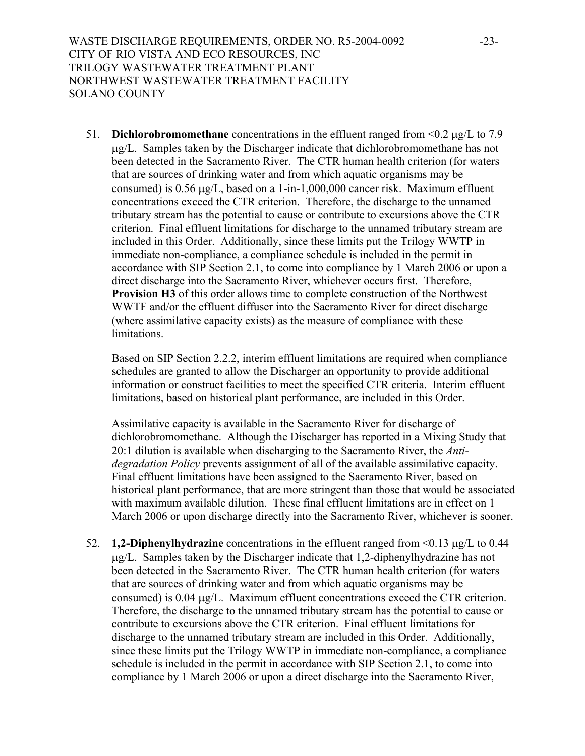51. **Dichlorobromomethane** concentrations in the effluent ranged from <0.2 μg/L to 7.9 μg/L. Samples taken by the Discharger indicate that dichlorobromomethane has not been detected in the Sacramento River. The CTR human health criterion (for waters that are sources of drinking water and from which aquatic organisms may be consumed) is 0.56 μg/L, based on a 1-in-1,000,000 cancer risk. Maximum effluent concentrations exceed the CTR criterion. Therefore, the discharge to the unnamed tributary stream has the potential to cause or contribute to excursions above the CTR criterion. Final effluent limitations for discharge to the unnamed tributary stream are included in this Order. Additionally, since these limits put the Trilogy WWTP in immediate non-compliance, a compliance schedule is included in the permit in accordance with SIP Section 2.1, to come into compliance by 1 March 2006 or upon a direct discharge into the Sacramento River, whichever occurs first. Therefore, **Provision H3** of this order allows time to complete construction of the Northwest WWTF and/or the effluent diffuser into the Sacramento River for direct discharge (where assimilative capacity exists) as the measure of compliance with these limitations.

   Based on SIP Section 2.2.2, interim effluent limitations are required when compliance schedules are granted to allow the Discharger an opportunity to provide additional information or construct facilities to meet the specified CTR criteria. Interim effluent limitations, based on historical plant performance, are included in this Order.

   Assimilative capacity is available in the Sacramento River for discharge of dichlorobromomethane. Although the Discharger has reported in a Mixing Study that 20:1 dilution is available when discharging to the Sacramento River, the *Anti-degradation Policy* prevents assignment of all of the available assimilative capacity. Final effluent limitations have been assigned to the Sacramento River, based on historical plant performance, that are more stringent than those that would be associated with maximum available dilution. These final effluent limitations are in effect on 1 March 2006 or upon discharge directly into the Sacramento River, whichever is sooner.

52. **1,2-Diphenylhydrazine** concentrations in the effluent ranged from <0.13 μg/L to 0.44 μg/L. Samples taken by the Discharger indicate that 1,2-diphenylhydrazine has not been detected in the Sacramento River. The CTR human health criterion (for waters that are sources of drinking water and from which aquatic organisms may be consumed) is 0.04 μg/L. Maximum effluent concentrations exceed the CTR criterion. Therefore, the discharge to the unnamed tributary stream has the potential to cause or contribute to excursions above the CTR criterion. Final effluent limitations for discharge to the unnamed tributary stream are included in this Order. Additionally, since these limits put the Trilogy WWTP in immediate non-compliance, a compliance schedule is included in the permit in accordance with SIP Section 2.1, to come into compliance by 1 March 2006 or upon a direct discharge into the Sacramento River,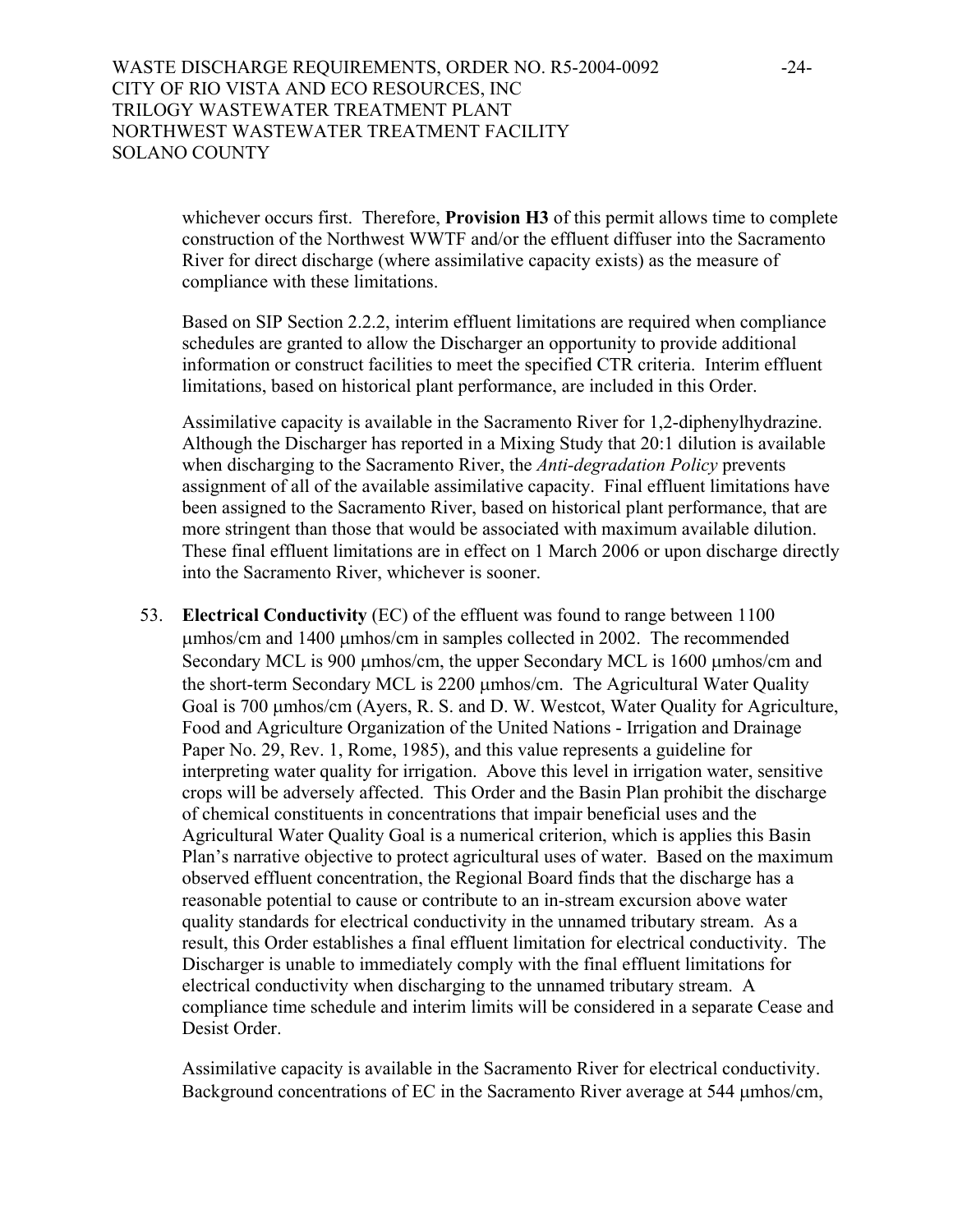whichever occurs first. Therefore, **Provision H3** of this permit allows time to complete construction of the Northwest WWTF and/or the effluent diffuser into the Sacramento River for direct discharge (where assimilative capacity exists) as the measure of compliance with these limitations.

Based on SIP Section 2.2.2, interim effluent limitations are required when compliance schedules are granted to allow the Discharger an opportunity to provide additional information or construct facilities to meet the specified CTR criteria. Interim effluent limitations, based on historical plant performance, are included in this Order.

Assimilative capacity is available in the Sacramento River for 1,2-diphenylhydrazine. Although the Discharger has reported in a Mixing Study that 20:1 dilution is available when discharging to the Sacramento River, the *Anti-degradation Policy* prevents assignment of all of the available assimilative capacity. Final effluent limitations have been assigned to the Sacramento River, based on historical plant performance, that are more stringent than those that would be associated with maximum available dilution. These final effluent limitations are in effect on 1 March 2006 or upon discharge directly into the Sacramento River, whichever is sooner.

53. **Electrical Conductivity** (EC) of the effluent was found to range between 1100 μmhos/cm and 1400 μmhos/cm in samples collected in 2002. The recommended Secondary MCL is 900 μmhos/cm, the upper Secondary MCL is 1600 μmhos/cm and the short-term Secondary MCL is 2200 μmhos/cm. The Agricultural Water Quality Goal is 700 μmhos/cm (Ayers, R. S. and D. W. Westcot, Water Quality for Agriculture, Food and Agriculture Organization of the United Nations - Irrigation and Drainage Paper No. 29, Rev. 1, Rome, 1985), and this value represents a guideline for interpreting water quality for irrigation. Above this level in irrigation water, sensitive crops will be adversely affected. This Order and the Basin Plan prohibit the discharge of chemical constituents in concentrations that impair beneficial uses and the Agricultural Water Quality Goal is a numerical criterion, which is applies this Basin Plan's narrative objective to protect agricultural uses of water. Based on the maximum observed effluent concentration, the Regional Board finds that the discharge has a reasonable potential to cause or contribute to an in-stream excursion above water quality standards for electrical conductivity in the unnamed tributary stream. As a result, this Order establishes a final effluent limitation for electrical conductivity. The Discharger is unable to immediately comply with the final effluent limitations for electrical conductivity when discharging to the unnamed tributary stream. A compliance time schedule and interim limits will be considered in a separate Cease and Desist Order.

    Assimilative capacity is available in the Sacramento River for electrical conductivity. Background concentrations of EC in the Sacramento River average at 544 μmhos/cm,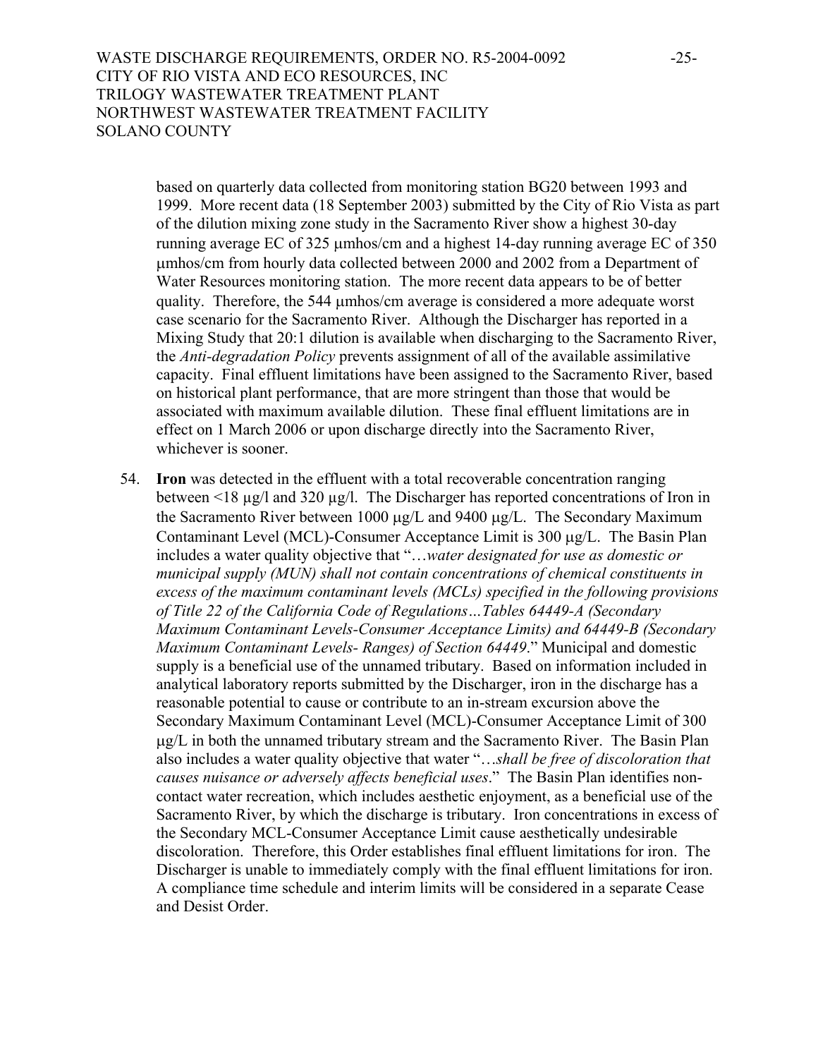based on quarterly data collected from monitoring station BG20 between 1993 and 1999. More recent data (18 September 2003) submitted by the City of Rio Vista as part of the dilution mixing zone study in the Sacramento River show a highest 30-day running average EC of 325 μmhos/cm and a highest 14-day running average EC of 350 μmhos/cm from hourly data collected between 2000 and 2002 from a Department of Water Resources monitoring station. The more recent data appears to be of better quality. Therefore, the 544 μmhos/cm average is considered a more adequate worst case scenario for the Sacramento River. Although the Discharger has reported in a Mixing Study that 20:1 dilution is available when discharging to the Sacramento River, the *Anti-degradation Policy* prevents assignment of all of the available assimilative capacity. Final effluent limitations have been assigned to the Sacramento River, based on historical plant performance, that are more stringent than those that would be associated with maximum available dilution. These final effluent limitations are in effect on 1 March 2006 or upon discharge directly into the Sacramento River, whichever is sooner.

54. **Iron** was detected in the effluent with a total recoverable concentration ranging between <18 μg/l and 320 μg/l. The Discharger has reported concentrations of Iron in the Sacramento River between 1000 μg/L and 9400 μg/L. The Secondary Maximum Contaminant Level (MCL)-Consumer Acceptance Limit is 300 μg/L. The Basin Plan includes a water quality objective that "…*water designated for use as domestic or municipal supply (MUN) shall not contain concentrations of chemical constituents in excess of the maximum contaminant levels (MCLs) specified in the following provisions of Title 22 of the California Code of Regulations…Tables 64449-A (Secondary Maximum Contaminant Levels-Consumer Acceptance Limits) and 64449-B (Secondary Maximum Contaminant Levels- Ranges) of Section 64449*." Municipal and domestic supply is a beneficial use of the unnamed tributary. Based on information included in analytical laboratory reports submitted by the Discharger, iron in the discharge has a reasonable potential to cause or contribute to an in-stream excursion above the Secondary Maximum Contaminant Level (MCL)-Consumer Acceptance Limit of 300 μg/L in both the unnamed tributary stream and the Sacramento River. The Basin Plan also includes a water quality objective that water "…*shall be free of discoloration that causes nuisance or adversely affects beneficial uses*." The Basin Plan identifies non-contact water recreation, which includes aesthetic enjoyment, as a beneficial use of the Sacramento River, by which the discharge is tributary. Iron concentrations in excess of the Secondary MCL-Consumer Acceptance Limit cause aesthetically undesirable discoloration. Therefore, this Order establishes final effluent limitations for iron. The Discharger is unable to immediately comply with the final effluent limitations for iron. A compliance time schedule and interim limits will be considered in a separate Cease and Desist Order.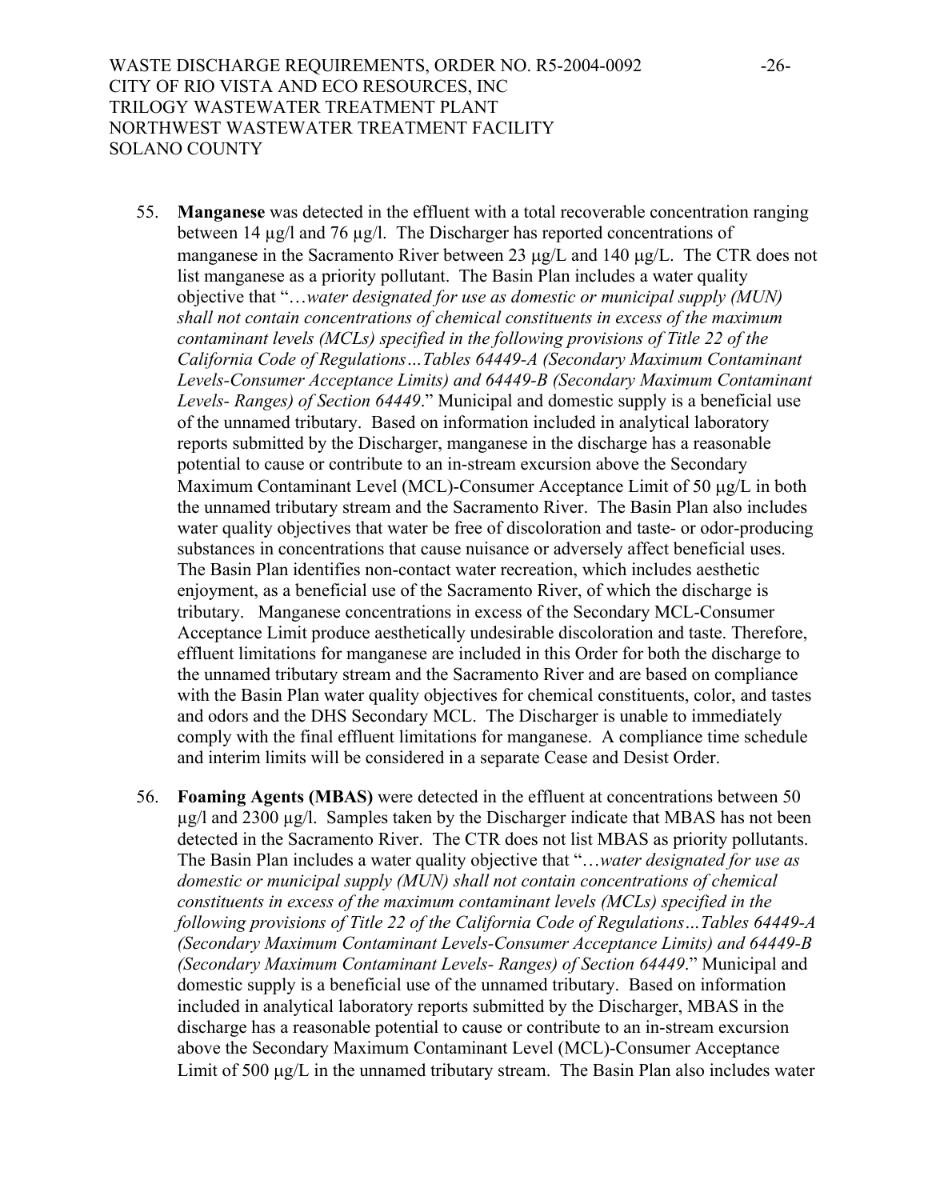55. **Manganese** was detected in the effluent with a total recoverable concentration ranging between 14 µg/l and 76 µg/l. The Discharger has reported concentrations of manganese in the Sacramento River between 23 µg/L and 140 µg/L. The CTR does not list manganese as a priority pollutant. The Basin Plan includes a water quality objective that "…*water designated for use as domestic or municipal supply (MUN) shall not contain concentrations of chemical constituents in excess of the maximum contaminant levels (MCLs) specified in the following provisions of Title 22 of the California Code of Regulations…Tables 64449-A (Secondary Maximum Contaminant Levels-Consumer Acceptance Limits) and 64449-B (Secondary Maximum Contaminant Levels- Ranges) of Section 64449*." Municipal and domestic supply is a beneficial use of the unnamed tributary. Based on information included in analytical laboratory reports submitted by the Discharger, manganese in the discharge has a reasonable potential to cause or contribute to an in-stream excursion above the Secondary Maximum Contaminant Level (MCL)-Consumer Acceptance Limit of 50 µg/L in both the unnamed tributary stream and the Sacramento River. The Basin Plan also includes water quality objectives that water be free of discoloration and taste- or odor-producing substances in concentrations that cause nuisance or adversely affect beneficial uses. The Basin Plan identifies non-contact water recreation, which includes aesthetic enjoyment, as a beneficial use of the Sacramento River, of which the discharge is tributary. Manganese concentrations in excess of the Secondary MCL-Consumer Acceptance Limit produce aesthetically undesirable discoloration and taste. Therefore, effluent limitations for manganese are included in this Order for both the discharge to the unnamed tributary stream and the Sacramento River and are based on compliance with the Basin Plan water quality objectives for chemical constituents, color, and tastes and odors and the DHS Secondary MCL. The Discharger is unable to immediately comply with the final effluent limitations for manganese. A compliance time schedule and interim limits will be considered in a separate Cease and Desist Order.

56. **Foaming Agents (MBAS)** were detected in the effluent at concentrations between 50 µg/l and 2300 µg/l. Samples taken by the Discharger indicate that MBAS has not been detected in the Sacramento River. The CTR does not list MBAS as priority pollutants. The Basin Plan includes a water quality objective that "…*water designated for use as domestic or municipal supply (MUN) shall not contain concentrations of chemical constituents in excess of the maximum contaminant levels (MCLs) specified in the following provisions of Title 22 of the California Code of Regulations…Tables 64449-A (Secondary Maximum Contaminant Levels-Consumer Acceptance Limits) and 64449-B (Secondary Maximum Contaminant Levels- Ranges) of Section 64449*." Municipal and domestic supply is a beneficial use of the unnamed tributary. Based on information included in analytical laboratory reports submitted by the Discharger, MBAS in the discharge has a reasonable potential to cause or contribute to an in-stream excursion above the Secondary Maximum Contaminant Level (MCL)-Consumer Acceptance Limit of 500 µg/L in the unnamed tributary stream. The Basin Plan also includes water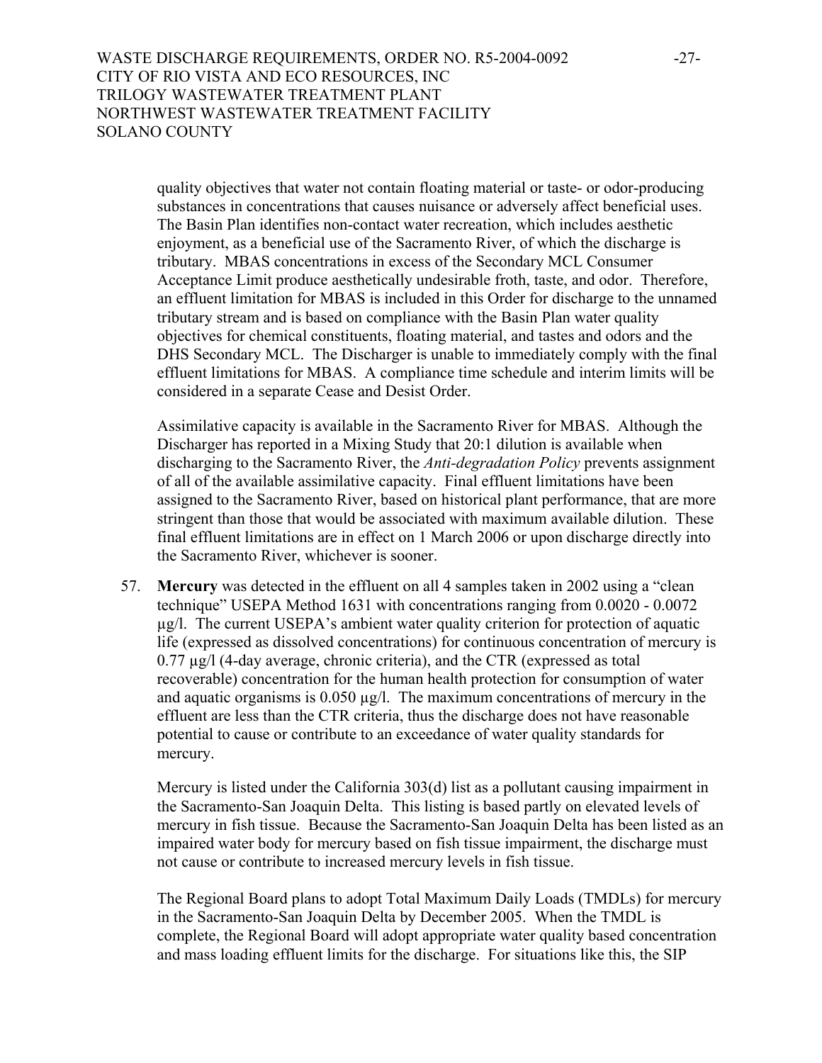quality objectives that water not contain floating material or taste- or odor-producing substances in concentrations that causes nuisance or adversely affect beneficial uses. The Basin Plan identifies non-contact water recreation, which includes aesthetic enjoyment, as a beneficial use of the Sacramento River, of which the discharge is tributary. MBAS concentrations in excess of the Secondary MCL Consumer Acceptance Limit produce aesthetically undesirable froth, taste, and odor. Therefore, an effluent limitation for MBAS is included in this Order for discharge to the unnamed tributary stream and is based on compliance with the Basin Plan water quality objectives for chemical constituents, floating material, and tastes and odors and the DHS Secondary MCL. The Discharger is unable to immediately comply with the final effluent limitations for MBAS. A compliance time schedule and interim limits will be considered in a separate Cease and Desist Order.

Assimilative capacity is available in the Sacramento River for MBAS. Although the Discharger has reported in a Mixing Study that 20:1 dilution is available when discharging to the Sacramento River, the *Anti-degradation Policy* prevents assignment of all of the available assimilative capacity. Final effluent limitations have been assigned to the Sacramento River, based on historical plant performance, that are more stringent than those that would be associated with maximum available dilution. These final effluent limitations are in effect on 1 March 2006 or upon discharge directly into the Sacramento River, whichever is sooner.

57. **Mercury** was detected in the effluent on all 4 samples taken in 2002 using a "clean technique" USEPA Method 1631 with concentrations ranging from 0.0020 - 0.0072 µg/l. The current USEPA's ambient water quality criterion for protection of aquatic life (expressed as dissolved concentrations) for continuous concentration of mercury is 0.77 µg/l (4-day average, chronic criteria), and the CTR (expressed as total recoverable) concentration for the human health protection for consumption of water and aquatic organisms is 0.050 µg/l. The maximum concentrations of mercury in the effluent are less than the CTR criteria, thus the discharge does not have reasonable potential to cause or contribute to an exceedance of water quality standards for mercury.

   Mercury is listed under the California 303(d) list as a pollutant causing impairment in the Sacramento-San Joaquin Delta. This listing is based partly on elevated levels of mercury in fish tissue. Because the Sacramento-San Joaquin Delta has been listed as an impaired water body for mercury based on fish tissue impairment, the discharge must not cause or contribute to increased mercury levels in fish tissue.

   The Regional Board plans to adopt Total Maximum Daily Loads (TMDLs) for mercury in the Sacramento-San Joaquin Delta by December 2005. When the TMDL is complete, the Regional Board will adopt appropriate water quality based concentration and mass loading effluent limits for the discharge. For situations like this, the SIP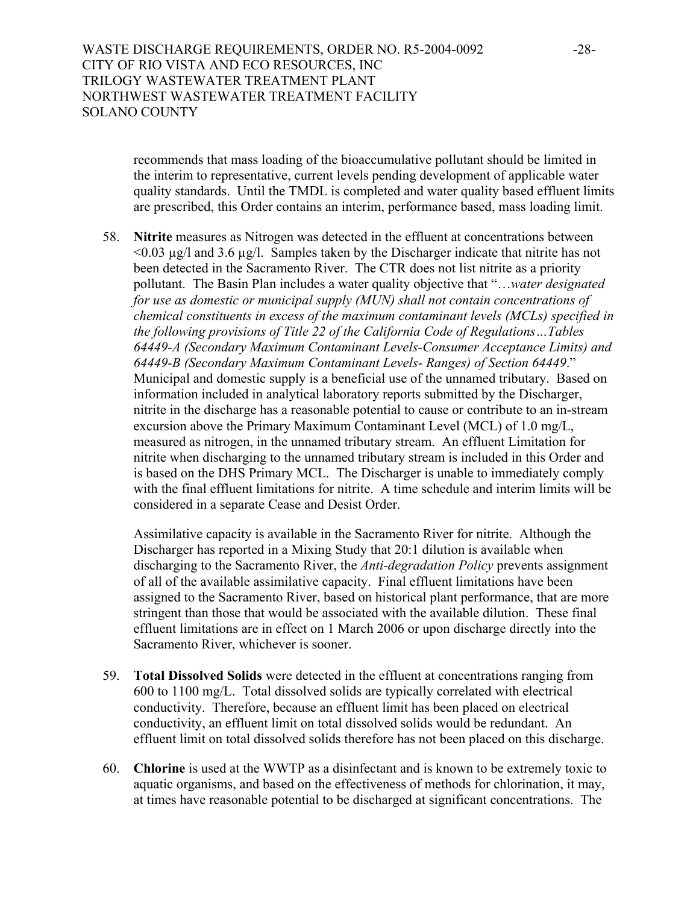recommends that mass loading of the bioaccumulative pollutant should be limited in the interim to representative, current levels pending development of applicable water quality standards. Until the TMDL is completed and water quality based effluent limits are prescribed, this Order contains an interim, performance based, mass loading limit.

58. **Nitrite** measures as Nitrogen was detected in the effluent at concentrations between <0.03 µg/l and 3.6 µg/l. Samples taken by the Discharger indicate that nitrite has not been detected in the Sacramento River. The CTR does not list nitrite as a priority pollutant. The Basin Plan includes a water quality objective that "…*water designated for use as domestic or municipal supply (MUN) shall not contain concentrations of chemical constituents in excess of the maximum contaminant levels (MCLs) specified in the following provisions of Title 22 of the California Code of Regulations…Tables 64449-A (Secondary Maximum Contaminant Levels-Consumer Acceptance Limits) and 64449-B (Secondary Maximum Contaminant Levels- Ranges) of Section 64449*." Municipal and domestic supply is a beneficial use of the unnamed tributary. Based on information included in analytical laboratory reports submitted by the Discharger, nitrite in the discharge has a reasonable potential to cause or contribute to an in-stream excursion above the Primary Maximum Contaminant Level (MCL) of 1.0 mg/L, measured as nitrogen, in the unnamed tributary stream. An effluent Limitation for nitrite when discharging to the unnamed tributary stream is included in this Order and is based on the DHS Primary MCL. The Discharger is unable to immediately comply with the final effluent limitations for nitrite. A time schedule and interim limits will be considered in a separate Cease and Desist Order.

    Assimilative capacity is available in the Sacramento River for nitrite. Although the Discharger has reported in a Mixing Study that 20:1 dilution is available when discharging to the Sacramento River, the *Anti-degradation Policy* prevents assignment of all of the available assimilative capacity. Final effluent limitations have been assigned to the Sacramento River, based on historical plant performance, that are more stringent than those that would be associated with the available dilution. These final effluent limitations are in effect on 1 March 2006 or upon discharge directly into the Sacramento River, whichever is sooner.

59. **Total Dissolved Solids** were detected in the effluent at concentrations ranging from 600 to 1100 mg/L. Total dissolved solids are typically correlated with electrical conductivity. Therefore, because an effluent limit has been placed on electrical conductivity, an effluent limit on total dissolved solids would be redundant. An effluent limit on total dissolved solids therefore has not been placed on this discharge.

60. **Chlorine** is used at the WWTP as a disinfectant and is known to be extremely toxic to aquatic organisms, and based on the effectiveness of methods for chlorination, it may, at times have reasonable potential to be discharged at significant concentrations. The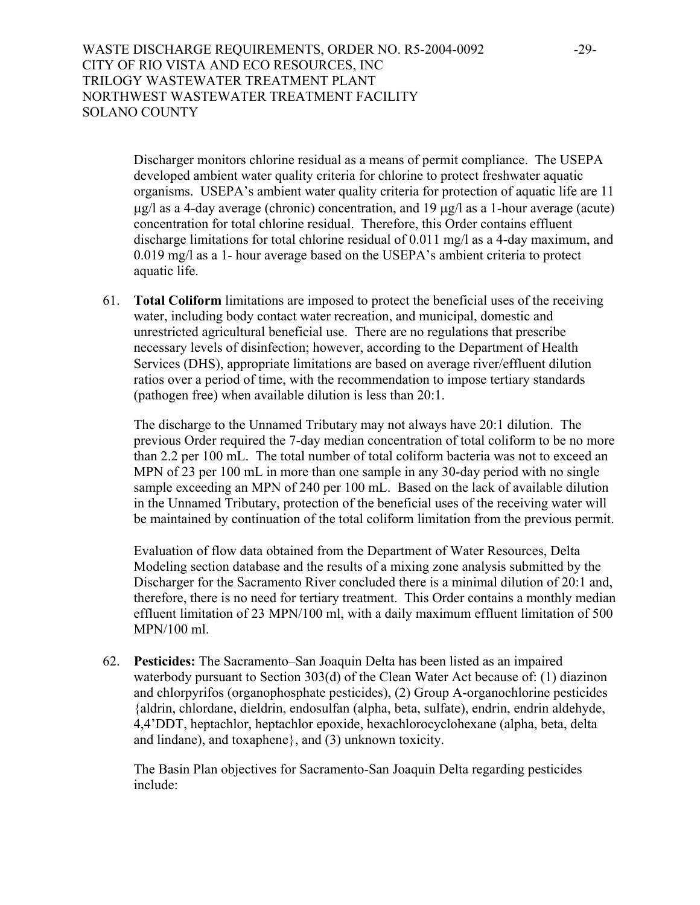Discharger monitors chlorine residual as a means of permit compliance. The USEPA developed ambient water quality criteria for chlorine to protect freshwater aquatic organisms. USEPA's ambient water quality criteria for protection of aquatic life are 11 μg/l as a 4-day average (chronic) concentration, and 19 μg/l as a 1-hour average (acute) concentration for total chlorine residual. Therefore, this Order contains effluent discharge limitations for total chlorine residual of 0.011 mg/l as a 4-day maximum, and 0.019 mg/l as a 1- hour average based on the USEPA's ambient criteria to protect aquatic life.

61. **Total Coliform** limitations are imposed to protect the beneficial uses of the receiving water, including body contact water recreation, and municipal, domestic and unrestricted agricultural beneficial use. There are no regulations that prescribe necessary levels of disinfection; however, according to the Department of Health Services (DHS), appropriate limitations are based on average river/effluent dilution ratios over a period of time, with the recommendation to impose tertiary standards (pathogen free) when available dilution is less than 20:1.

   The discharge to the Unnamed Tributary may not always have 20:1 dilution. The previous Order required the 7-day median concentration of total coliform to be no more than 2.2 per 100 mL. The total number of total coliform bacteria was not to exceed an MPN of 23 per 100 mL in more than one sample in any 30-day period with no single sample exceeding an MPN of 240 per 100 mL. Based on the lack of available dilution in the Unnamed Tributary, protection of the beneficial uses of the receiving water will be maintained by continuation of the total coliform limitation from the previous permit.

   Evaluation of flow data obtained from the Department of Water Resources, Delta Modeling section database and the results of a mixing zone analysis submitted by the Discharger for the Sacramento River concluded there is a minimal dilution of 20:1 and, therefore, there is no need for tertiary treatment. This Order contains a monthly median effluent limitation of 23 MPN/100 ml, with a daily maximum effluent limitation of 500 MPN/100 ml.

62. **Pesticides:** The Sacramento–San Joaquin Delta has been listed as an impaired waterbody pursuant to Section 303(d) of the Clean Water Act because of: (1) diazinon and chlorpyrifos (organophosphate pesticides), (2) Group A-organochlorine pesticides {aldrin, chlordane, dieldrin, endosulfan (alpha, beta, sulfate), endrin, endrin aldehyde, 4,4'DDT, heptachlor, heptachlor epoxide, hexachlorocyclohexane (alpha, beta, delta and lindane), and toxaphene}, and (3) unknown toxicity.

   The Basin Plan objectives for Sacramento-San Joaquin Delta regarding pesticides include: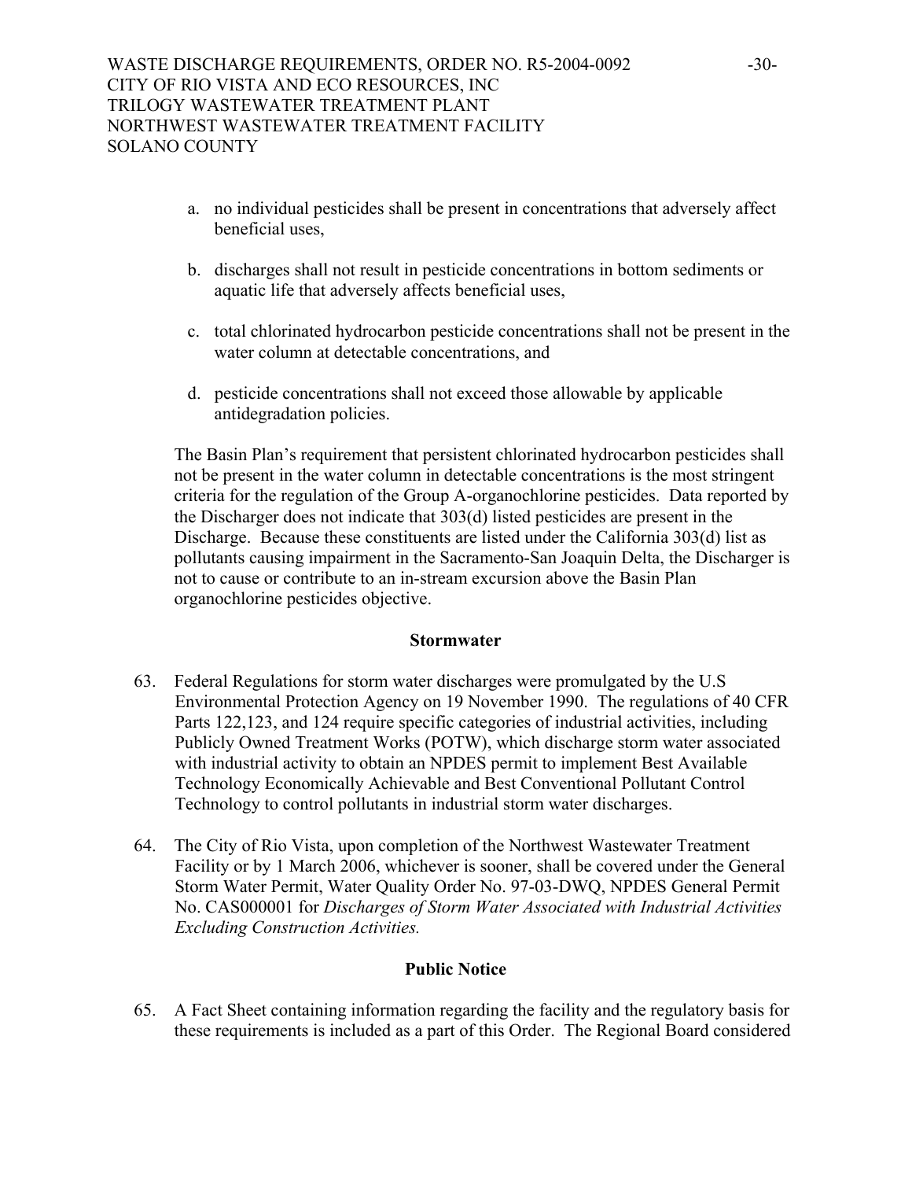a. no individual pesticides shall be present in concentrations that adversely affect beneficial uses,

b. discharges shall not result in pesticide concentrations in bottom sediments or aquatic life that adversely affects beneficial uses,

c. total chlorinated hydrocarbon pesticide concentrations shall not be present in the water column at detectable concentrations, and

d. pesticide concentrations shall not exceed those allowable by applicable antidegradation policies.

The Basin Plan's requirement that persistent chlorinated hydrocarbon pesticides shall not be present in the water column in detectable concentrations is the most stringent criteria for the regulation of the Group A-organochlorine pesticides. Data reported by the Discharger does not indicate that 303(d) listed pesticides are present in the Discharge. Because these constituents are listed under the California 303(d) list as pollutants causing impairment in the Sacramento-San Joaquin Delta, the Discharger is not to cause or contribute to an in-stream excursion above the Basin Plan organochlorine pesticides objective.

**Stormwater**

63. Federal Regulations for storm water discharges were promulgated by the U.S Environmental Protection Agency on 19 November 1990. The regulations of 40 CFR Parts 122,123, and 124 require specific categories of industrial activities, including Publicly Owned Treatment Works (POTW), which discharge storm water associated with industrial activity to obtain an NPDES permit to implement Best Available Technology Economically Achievable and Best Conventional Pollutant Control Technology to control pollutants in industrial storm water discharges.

64. The City of Rio Vista, upon completion of the Northwest Wastewater Treatment Facility or by 1 March 2006, whichever is sooner, shall be covered under the General Storm Water Permit, Water Quality Order No. 97-03-DWQ, NPDES General Permit No. CAS000001 for *Discharges of Storm Water Associated with Industrial Activities Excluding Construction Activities.*

**Public Notice**

65. A Fact Sheet containing information regarding the facility and the regulatory basis for these requirements is included as a part of this Order. The Regional Board considered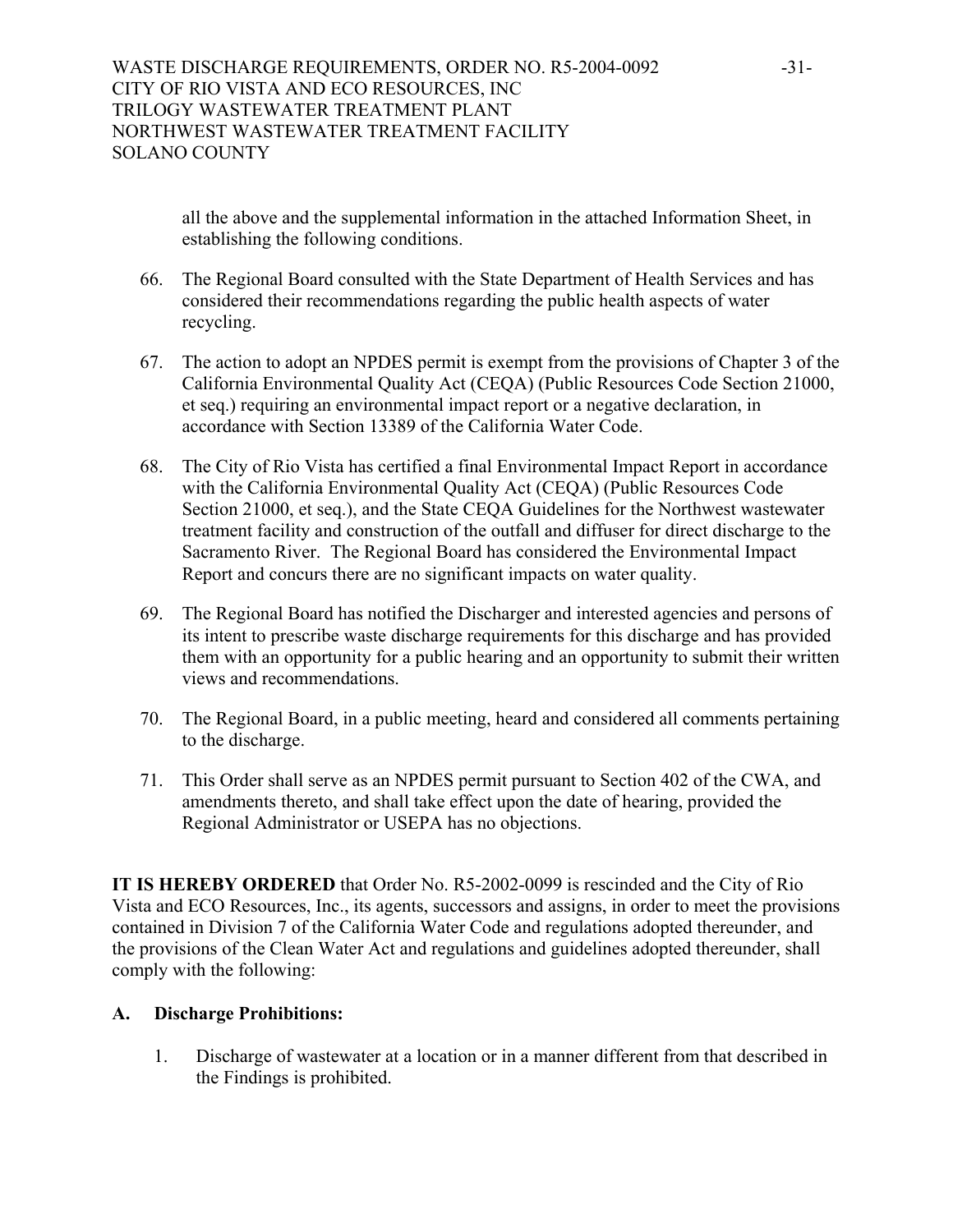all the above and the supplemental information in the attached Information Sheet, in establishing the following conditions.

66. The Regional Board consulted with the State Department of Health Services and has considered their recommendations regarding the public health aspects of water recycling.

67. The action to adopt an NPDES permit is exempt from the provisions of Chapter 3 of the California Environmental Quality Act (CEQA) (Public Resources Code Section 21000, et seq.) requiring an environmental impact report or a negative declaration, in accordance with Section 13389 of the California Water Code.

68. The City of Rio Vista has certified a final Environmental Impact Report in accordance with the California Environmental Quality Act (CEQA) (Public Resources Code Section 21000, et seq.), and the State CEQA Guidelines for the Northwest wastewater treatment facility and construction of the outfall and diffuser for direct discharge to the Sacramento River. The Regional Board has considered the Environmental Impact Report and concurs there are no significant impacts on water quality.

69. The Regional Board has notified the Discharger and interested agencies and persons of its intent to prescribe waste discharge requirements for this discharge and has provided them with an opportunity for a public hearing and an opportunity to submit their written views and recommendations.

70. The Regional Board, in a public meeting, heard and considered all comments pertaining to the discharge.

71. This Order shall serve as an NPDES permit pursuant to Section 402 of the CWA, and amendments thereto, and shall take effect upon the date of hearing, provided the Regional Administrator or USEPA has no objections.

**IT IS HEREBY ORDERED** that Order No. R5-2002-0099 is rescinded and the City of Rio Vista and ECO Resources, Inc., its agents, successors and assigns, in order to meet the provisions contained in Division 7 of the California Water Code and regulations adopted thereunder, and the provisions of the Clean Water Act and regulations and guidelines adopted thereunder, shall comply with the following:

## A. Discharge Prohibitions:

1. Discharge of wastewater at a location or in a manner different from that described in the Findings is prohibited.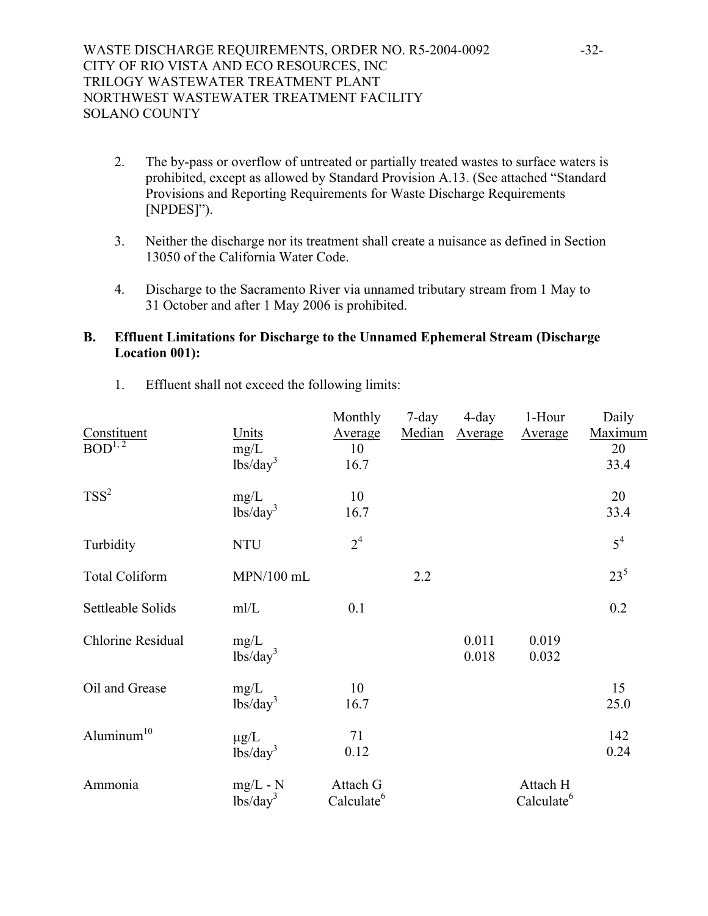2. The by-pass or overflow of untreated or partially treated wastes to surface waters is prohibited, except as allowed by Standard Provision A.13. (See attached "Standard Provisions and Reporting Requirements for Waste Discharge Requirements [NPDES]").

3. Neither the discharge nor its treatment shall create a nuisance as defined in Section 13050 of the California Water Code.

4. Discharge to the Sacramento River via unnamed tributary stream from 1 May to 31 October and after 1 May 2006 is prohibited.

**B. Effluent Limitations for Discharge to the Unnamed Ephemeral Stream (Discharge Location 001):**

1. Effluent shall not exceed the following limits:

| Constituent | Units | Monthly Average | 7-day Median | 4-day Average | 1-Hour Average | Daily Maximum |
|---|---|---|---|---|---|---|
| BOD[1, 2] | mg/L | 10 | | | | 20 |
| | lbs/day[3] | 16.7 | | | | 33.4 |
| TSS[2] | mg/L | 10 | | | | 20 |
| | lbs/day[3] | 16.7 | | | | 33.4 |
| Turbidity | NTU | 2[4] | | | | 5[4] |
| Total Coliform | MPN/100 mL | | 2.2 | | | 23[5] |
| Settleable Solids | ml/L | 0.1 | | | | 0.2 |
| Chlorine Residual | mg/L | | | 0.011 | 0.019 | |
| | lbs/day[3] | | | 0.018 | 0.032 | |
| Oil and Grease | mg/L | 10 | | | | 15 |
| | lbs/day[3] | 16.7 | | | | 25.0 |
| Aluminum[10] | μg/L | 71 | | | | 142 |
| | lbs/day[3] | 0.12 | | | | 0.24 |
| Ammonia | mg/L - N | Attach G | | | Attach H | |
| | lbs/day[3] | Calculate[6] | | | Calculate[6] | |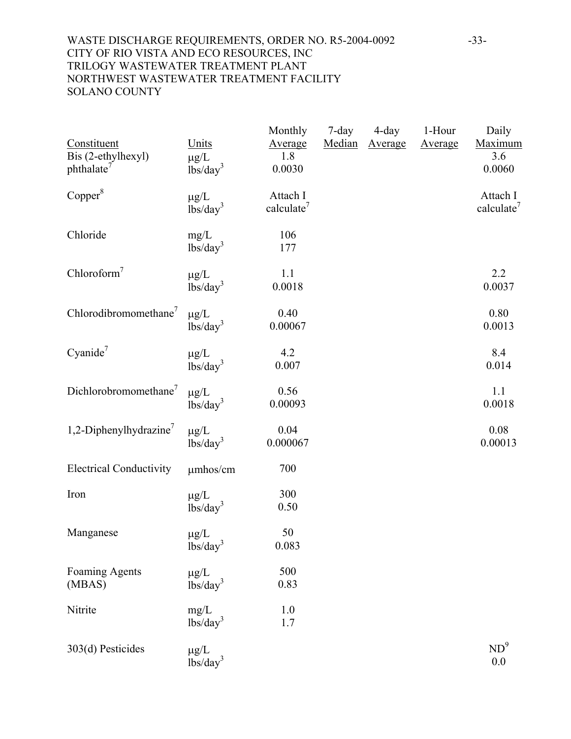| Constituent | Units | Monthly Average | 7-day Median | 4-day Average | 1-Hour Average | Daily Maximum |
|---|---|---|---|---|---|---|
| Bis (2-ethylhexyl) phthalate[7] | μg/L | 1.8 | | | | 3.6 |
| | lbs/day[3] | 0.0030 | | | | 0.0060 |
| Copper[8] | μg/L | Attach I | | | | Attach I |
| | lbs/day[3] | calculate[7] | | | | calculate[7] |
| Chloride | mg/L | 106 | | | | |
| | lbs/day[3] | 177 | | | | |
| Chloroform[7] | μg/L | 1.1 | | | | 2.2 |
| | lbs/day[3] | 0.0018 | | | | 0.0037 |
| Chlorodibromomethane[7] | μg/L | 0.40 | | | | 0.80 |
| | lbs/day[3] | 0.00067 | | | | 0.0013 |
| Cyanide[7] | μg/L | 4.2 | | | | 8.4 |
| | lbs/day[3] | 0.007 | | | | 0.014 |
| Dichlorobromomethane[7] | μg/L | 0.56 | | | | 1.1 |
| | lbs/day[3] | 0.00093 | | | | 0.0018 |
| 1,2-Diphenylhydrazine[7] | μg/L | 0.04 | | | | 0.08 |
| | lbs/day[3] | 0.000067 | | | | 0.00013 |
| Electrical Conductivity | μmhos/cm | 700 | | | | |
| Iron | μg/L | 300 | | | | |
| | lbs/day[3] | 0.50 | | | | |
| Manganese | μg/L | 50 | | | | |
| | lbs/day[3] | 0.083 | | | | |
| Foaming Agents (MBAS) | μg/L | 500 | | | | |
| | lbs/day[3] | 0.83 | | | | |
| Nitrite | mg/L | 1.0 | | | | |
| | lbs/day[3] | 1.7 | | | | |
| 303(d) Pesticides | μg/L | | | | | ND[9] |
| | lbs/day[3] | | | | | 0.0 |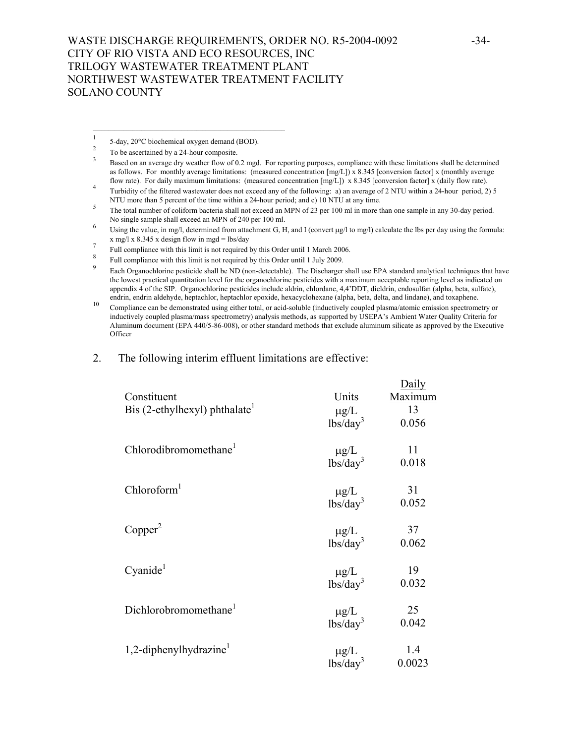1 5-day, 20°C biochemical oxygen demand (BOD).

2 To be ascertained by a 24-hour composite.

3 Based on an average dry weather flow of 0.2 mgd. For reporting purposes, compliance with these limitations shall be determined as follows. For monthly average limitations: (measured concentration [mg/L]) x 8.345 [conversion factor] x (monthly average flow rate). For daily maximum limitations: (measured concentration [mg/L]) x 8.345 [conversion factor] x (daily flow rate).

4 Turbidity of the filtered wastewater does not exceed any of the following: a) an average of 2 NTU within a 24-hour period, 2) 5 NTU more than 5 percent of the time within a 24-hour period; and c) 10 NTU at any time.

5 The total number of coliform bacteria shall not exceed an MPN of 23 per 100 ml in more than one sample in any 30-day period. No single sample shall exceed an MPN of 240 per 100 ml.

6 Using the value, in mg/l, determined from attachment G, H, and I (convert μg/l to mg/l) calculate the lbs per day using the formula: x mg/l x 8.345 x design flow in mgd = lbs/day

7 Full compliance with this limit is not required by this Order until 1 March 2006.

8 Full compliance with this limit is not required by this Order until 1 July 2009.

9 Each Organochlorine pesticide shall be ND (non-detectable). The Discharger shall use EPA standard analytical techniques that have the lowest practical quantitation level for the organochlorine pesticides with a maximum acceptable reporting level as indicated on appendix 4 of the SIP. Organochlorine pesticides include aldrin, chlordane, 4,4'DDT, dieldrin, endosulfan (alpha, beta, sulfate), endrin, endrin aldehyde, heptachlor, heptachlor epoxide, hexacyclohexane (alpha, beta, delta, and lindane), and toxaphene.

10 Compliance can be demonstrated using either total, or acid-soluble (inductively coupled plasma/atomic emission spectrometry or inductively coupled plasma/mass spectrometry) analysis methods, as supported by USEPA's Ambient Water Quality Criteria for Aluminum document (EPA 440/5-86-008), or other standard methods that exclude aluminum silicate as approved by the Executive Officer

2. The following interim effluent limitations are effective:

| Constituent | Units | Daily Maximum |
|---|---|---|
| Bis (2-ethylhexyl) phthalate[1] | μg/L | 13 |
| | lbs/day[3] | 0.056 |
| Chlorodibromomethane[1] | μg/L | 11 |
| | lbs/day[3] | 0.018 |
| Chloroform[1] | μg/L | 31 |
| | lbs/day[3] | 0.052 |
| Copper[2] | μg/L | 37 |
| | lbs/day[3] | 0.062 |
| Cyanide[1] | μg/L | 19 |
| | lbs/day[3] | 0.032 |
| Dichlorobromomethane[1] | μg/L | 25 |
| | lbs/day[3] | 0.042 |
| 1,2-diphenylhydrazine[1] | μg/L | 1.4 |
| | lbs/day[3] | 0.0023 |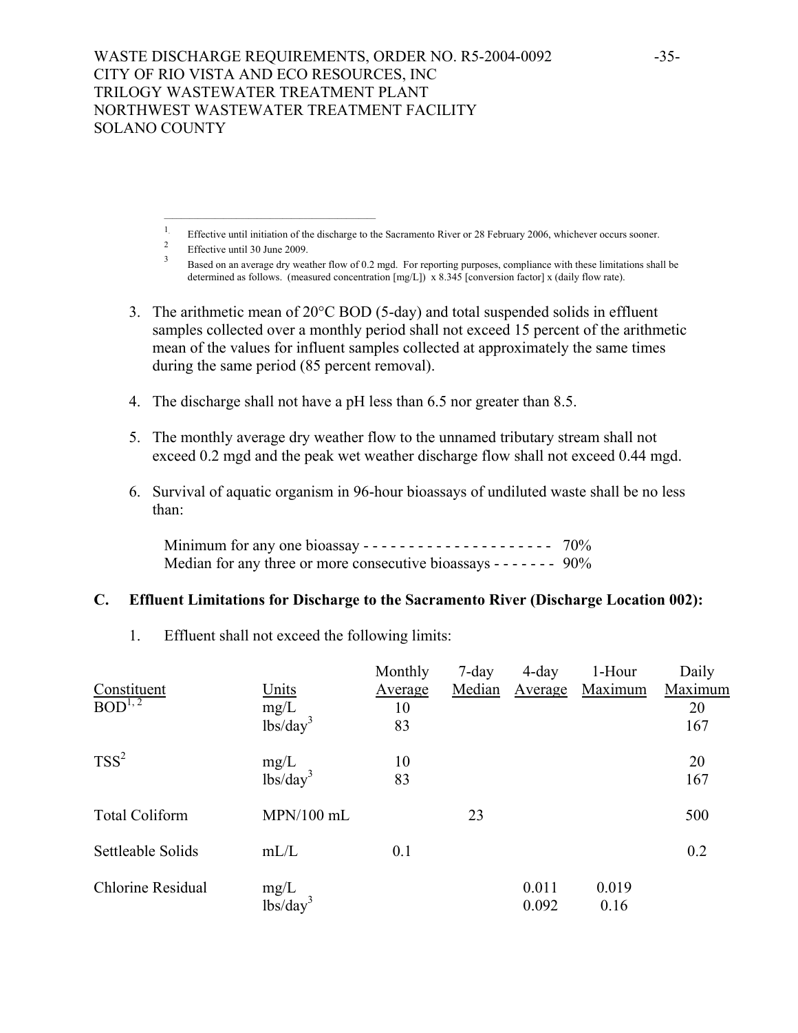1. Effective until initiation of the discharge to the Sacramento River or 28 February 2006, whichever occurs sooner.
2. Effective until 30 June 2009.
3. Based on an average dry weather flow of 0.2 mgd. For reporting purposes, compliance with these limitations shall be determined as follows. (measured concentration [mg/L]) x 8.345 [conversion factor] x (daily flow rate).

3. The arithmetic mean of 20°C BOD (5-day) and total suspended solids in effluent samples collected over a monthly period shall not exceed 15 percent of the arithmetic mean of the values for influent samples collected at approximately the same times during the same period (85 percent removal).

4. The discharge shall not have a pH less than 6.5 nor greater than 8.5.

5. The monthly average dry weather flow to the unnamed tributary stream shall not exceed 0.2 mgd and the peak wet weather discharge flow shall not exceed 0.44 mgd.

6. Survival of aquatic organism in 96-hour bioassays of undiluted waste shall be no less than:

   Minimum for any one bioassay - - - - - - - - - - - - - - - - - - - - - 70%
   Median for any three or more consecutive bioassays - - - - - - - 90%

**C. Effluent Limitations for Discharge to the Sacramento River (Discharge Location 002):**

1. Effluent shall not exceed the following limits:

| Constituent | Units | Monthly Average | 7-day Median | 4-day Average | 1-Hour Maximum | Daily Maximum |
|---|---|---|---|---|---|---|
| BOD[1, 2] | mg/L | 10 | | | | 20 |
| | lbs/day[3] | 83 | | | | 167 |
| TSS[2] | mg/L | 10 | | | | 20 |
| | lbs/day[3] | 83 | | | | 167 |
| Total Coliform | MPN/100 mL | | 23 | | | 500 |
| Settleable Solids | mL/L | 0.1 | | | | 0.2 |
| Chlorine Residual | mg/L | | | 0.011 | 0.019 | |
| | lbs/day[3] | | | 0.092 | 0.16 | |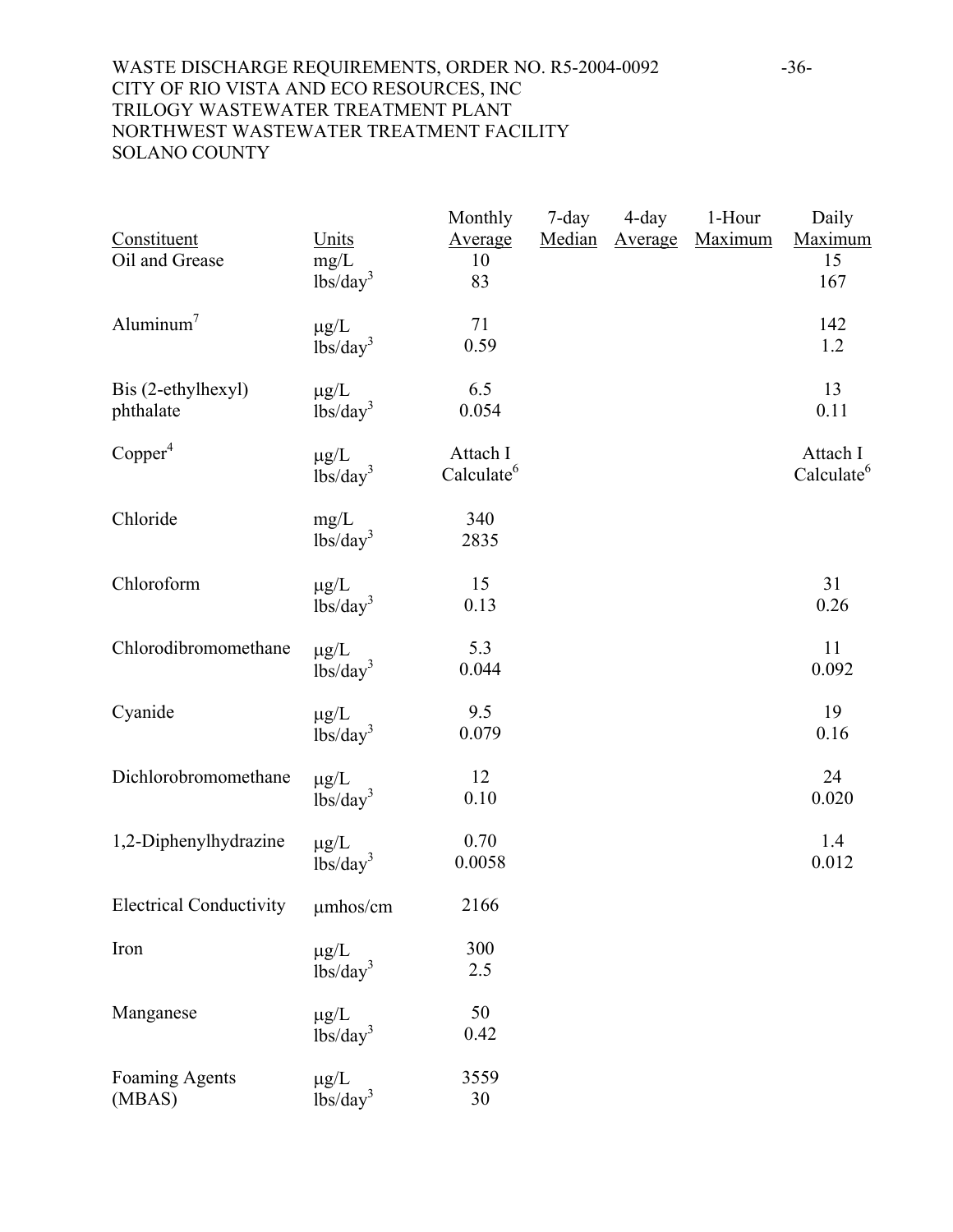| Constituent | Units | Monthly Average | 7-day Median | 4-day Average | 1-Hour Maximum | Daily Maximum |
|---|---|---|---|---|---|---|
| Oil and Grease | mg/L | 10 | | | | 15 |
| | lbs/day[3] | 83 | | | | 167 |
| Aluminum[7] | µg/L | 71 | | | | 142 |
| | lbs/day[3] | 0.59 | | | | 1.2 |
| Bis (2-ethylhexyl) phthalate | µg/L | 6.5 | | | | 13 |
| | lbs/day[3] | 0.054 | | | | 0.11 |
| Copper[4] | µg/L | Attach I | | | | Attach I |
| | lbs/day[3] | Calculate[6] | | | | Calculate[6] |
| Chloride | mg/L | 340 | | | | |
| | lbs/day[3] | 2835 | | | | |
| Chloroform | µg/L | 15 | | | | 31 |
| | lbs/day[3] | 0.13 | | | | 0.26 |
| Chlorodibromomethane | µg/L | 5.3 | | | | 11 |
| | lbs/day[3] | 0.044 | | | | 0.092 |
| Cyanide | µg/L | 9.5 | | | | 19 |
| | lbs/day[3] | 0.079 | | | | 0.16 |
| Dichlorobromomethane | µg/L | 12 | | | | 24 |
| | lbs/day[3] | 0.10 | | | | 0.020 |
| 1,2-Diphenylhydrazine | µg/L | 0.70 | | | | 1.4 |
| | lbs/day[3] | 0.0058 | | | | 0.012 |
| Electrical Conductivity | µmhos/cm | 2166 | | | | |
| Iron | µg/L | 300 | | | | |
| | lbs/day[3] | 2.5 | | | | |
| Manganese | µg/L | 50 | | | | |
| | lbs/day[3] | 0.42 | | | | |
| Foaming Agents (MBAS) | µg/L | 3559 | | | | |
| | lbs/day[3] | 30 | | | | |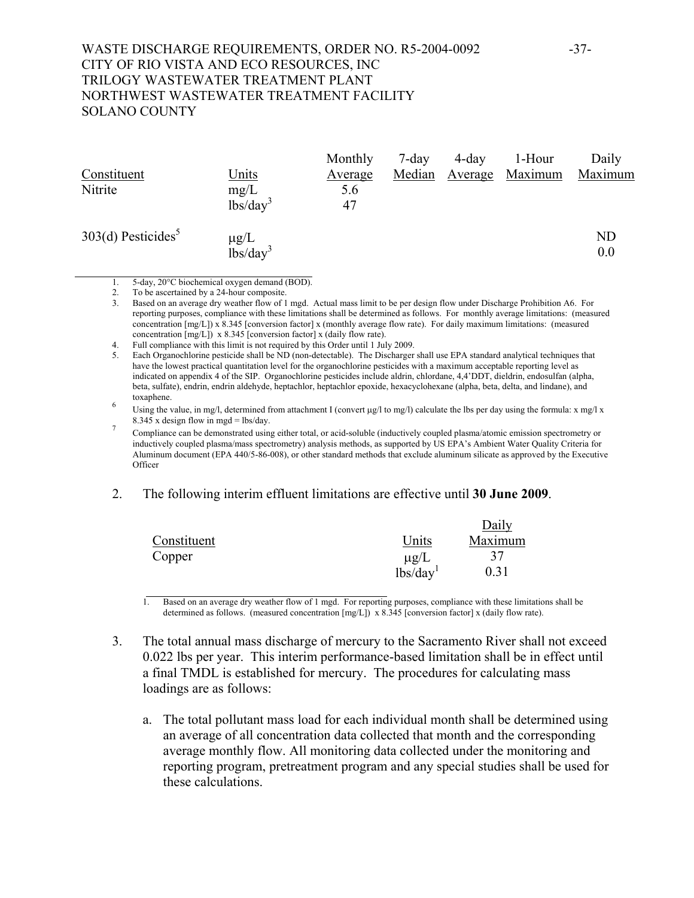| Constituent | Units | Monthly Average | 7-day Median | 4-day Average | 1-Hour Maximum | Daily Maximum |
|---|---|---|---|---|---|---|
| Nitrite | mg/L | 5.6 | | | | |
| | lbs/day[3] | 47 | | | | |
| 303(d) Pesticides[5] | μg/L | | | | | ND |
| | lbs/day[3] | | | | | 0.0 |

1. 5-day, 20°C biochemical oxygen demand (BOD).
2. To be ascertained by a 24-hour composite.
3. Based on an average dry weather flow of 1 mgd. Actual mass limit to be per design flow under Discharge Prohibition A6. For reporting purposes, compliance with these limitations shall be determined as follows. For monthly average limitations: (measured concentration [mg/L]) x 8.345 [conversion factor] x (monthly average flow rate). For daily maximum limitations: (measured concentration [mg/L]) x 8.345 [conversion factor] x (daily flow rate).
4. Full compliance with this limit is not required by this Order until 1 July 2009.
5. Each Organochlorine pesticide shall be ND (non-detectable). The Discharger shall use EPA standard analytical techniques that have the lowest practical quantitation level for the organochlorine pesticides with a maximum acceptable reporting level as indicated on appendix 4 of the SIP. Organochlorine pesticides include aldrin, chlordane, 4,4'DDT, dieldrin, endosulfan (alpha, beta, sulfate), endrin, endrin aldehyde, heptachlor, heptachlor epoxide, hexacyclohexane (alpha, beta, delta, and lindane), and toxaphene.
6. Using the value, in mg/l, determined from attachment I (convert μg/l to mg/l) calculate the lbs per day using the formula: x mg/l x 8.345 x design flow in mgd = lbs/day.
7. Compliance can be demonstrated using either total, or acid-soluble (inductively coupled plasma/atomic emission spectrometry or inductively coupled plasma/mass spectrometry) analysis methods, as supported by US EPA's Ambient Water Quality Criteria for Aluminum document (EPA 440/5-86-008), or other standard methods that exclude aluminum silicate as approved by the Executive Officer

2. The following interim effluent limitations are effective until **30 June 2009**.

| Constituent | Units | Daily Maximum |
|---|---|---|
| Copper | μg/L | 37 |
| | lbs/day[1] | 0.31 |

1. Based on an average dry weather flow of 1 mgd. For reporting purposes, compliance with these limitations shall be determined as follows. (measured concentration [mg/L]) x 8.345 [conversion factor] x (daily flow rate).

3. The total annual mass discharge of mercury to the Sacramento River shall not exceed 0.022 lbs per year. This interim performance-based limitation shall be in effect until a final TMDL is established for mercury. The procedures for calculating mass loadings are as follows:

   a. The total pollutant mass load for each individual month shall be determined using an average of all concentration data collected that month and the corresponding average monthly flow. All monitoring data collected under the monitoring and reporting program, pretreatment program and any special studies shall be used for these calculations.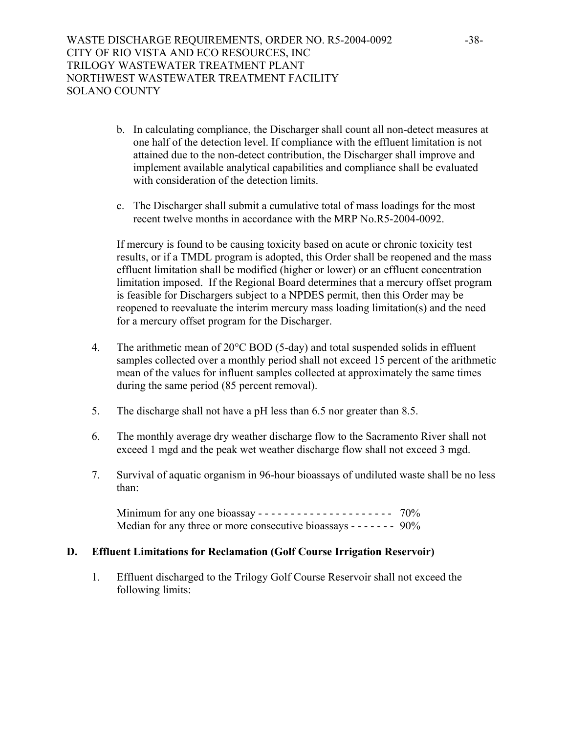b. In calculating compliance, the Discharger shall count all non-detect measures at one half of the detection level. If compliance with the effluent limitation is not attained due to the non-detect contribution, the Discharger shall improve and implement available analytical capabilities and compliance shall be evaluated with consideration of the detection limits.

c. The Discharger shall submit a cumulative total of mass loadings for the most recent twelve months in accordance with the MRP No.R5-2004-0092.

If mercury is found to be causing toxicity based on acute or chronic toxicity test results, or if a TMDL program is adopted, this Order shall be reopened and the mass effluent limitation shall be modified (higher or lower) or an effluent concentration limitation imposed. If the Regional Board determines that a mercury offset program is feasible for Dischargers subject to a NPDES permit, then this Order may be reopened to reevaluate the interim mercury mass loading limitation(s) and the need for a mercury offset program for the Discharger.

4. The arithmetic mean of 20°C BOD (5-day) and total suspended solids in effluent samples collected over a monthly period shall not exceed 15 percent of the arithmetic mean of the values for influent samples collected at approximately the same times during the same period (85 percent removal).

5. The discharge shall not have a pH less than 6.5 nor greater than 8.5.

6. The monthly average dry weather discharge flow to the Sacramento River shall not exceed 1 mgd and the peak wet weather discharge flow shall not exceed 3 mgd.

7. Survival of aquatic organism in 96-hour bioassays of undiluted waste shall be no less than:

   Minimum for any one bioassay - - - - - - - - - - - - - - - - - - - - - 70%
   Median for any three or more consecutive bioassays - - - - - - - 90%

**D. Effluent Limitations for Reclamation (Golf Course Irrigation Reservoir)**

1. Effluent discharged to the Trilogy Golf Course Reservoir shall not exceed the following limits: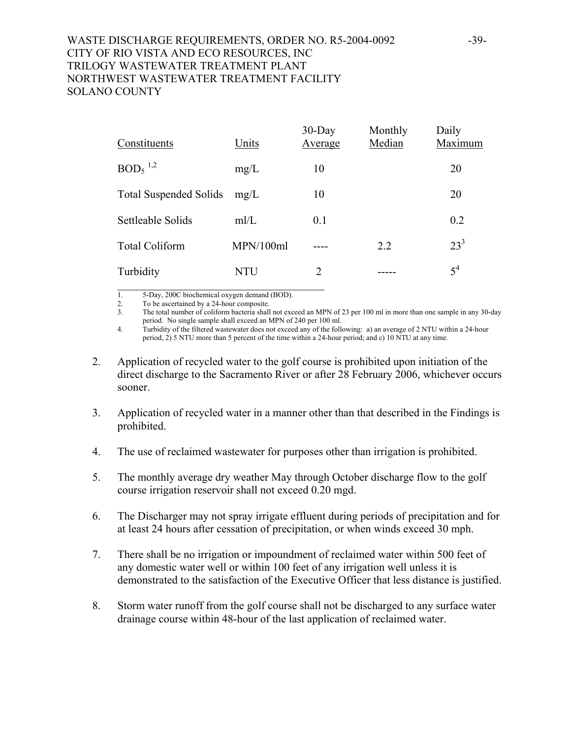| Constituents | Units | 30-Day Average | Monthly Median | Daily Maximum |
|---|---|---|---|---|
| $BOD_5$ [1,2] | mg/L | 10 | | 20 |
| Total Suspended Solids | mg/L | 10 | | 20 |
| Settleable Solids | ml/L | 0.1 | | 0.2 |
| Total Coliform | MPN/100ml | ---- | 2.2 | 23[3] |
| Turbidity | NTU | 2 | ----- | 5[4] |

1. 5-Day, 200C biochemical oxygen demand (BOD).
2. To be ascertained by a 24-hour composite.
3. The total number of coliform bacteria shall not exceed an MPN of 23 per 100 ml in more than one sample in any 30-day period. No single sample shall exceed an MPN of 240 per 100 ml.
4. Turbidity of the filtered wastewater does not exceed any of the following: a) an average of 2 NTU within a 24-hour period, 2) 5 NTU more than 5 percent of the time within a 24-hour period; and c) 10 NTU at any time.

2. Application of recycled water to the golf course is prohibited upon initiation of the direct discharge to the Sacramento River or after 28 February 2006, whichever occurs sooner.

3. Application of recycled water in a manner other than that described in the Findings is prohibited.

4. The use of reclaimed wastewater for purposes other than irrigation is prohibited.

5. The monthly average dry weather May through October discharge flow to the golf course irrigation reservoir shall not exceed 0.20 mgd.

6. The Discharger may not spray irrigate effluent during periods of precipitation and for at least 24 hours after cessation of precipitation, or when winds exceed 30 mph.

7. There shall be no irrigation or impoundment of reclaimed water within 500 feet of any domestic water well or within 100 feet of any irrigation well unless it is demonstrated to the satisfaction of the Executive Officer that less distance is justified.

8. Storm water runoff from the golf course shall not be discharged to any surface water drainage course within 48-hour of the last application of reclaimed water.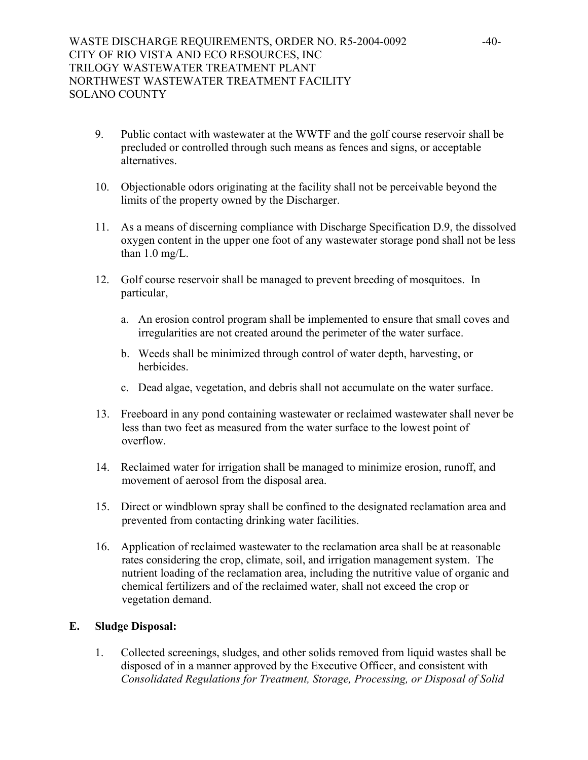9. Public contact with wastewater at the WWTF and the golf course reservoir shall be precluded or controlled through such means as fences and signs, or acceptable alternatives.

10. Objectionable odors originating at the facility shall not be perceivable beyond the limits of the property owned by the Discharger.

11. As a means of discerning compliance with Discharge Specification D.9, the dissolved oxygen content in the upper one foot of any wastewater storage pond shall not be less than 1.0 mg/L.

12. Golf course reservoir shall be managed to prevent breeding of mosquitoes. In particular,

    a. An erosion control program shall be implemented to ensure that small coves and irregularities are not created around the perimeter of the water surface.

    b. Weeds shall be minimized through control of water depth, harvesting, or herbicides.

    c. Dead algae, vegetation, and debris shall not accumulate on the water surface.

13. Freeboard in any pond containing wastewater or reclaimed wastewater shall never be less than two feet as measured from the water surface to the lowest point of overflow.

14. Reclaimed water for irrigation shall be managed to minimize erosion, runoff, and movement of aerosol from the disposal area.

15. Direct or windblown spray shall be confined to the designated reclamation area and prevented from contacting drinking water facilities.

16. Application of reclaimed wastewater to the reclamation area shall be at reasonable rates considering the crop, climate, soil, and irrigation management system. The nutrient loading of the reclamation area, including the nutritive value of organic and chemical fertilizers and of the reclaimed water, shall not exceed the crop or vegetation demand.

## E. Sludge Disposal:

1. Collected screenings, sludges, and other solids removed from liquid wastes shall be disposed of in a manner approved by the Executive Officer, and consistent with *Consolidated Regulations for Treatment, Storage, Processing, or Disposal of Solid*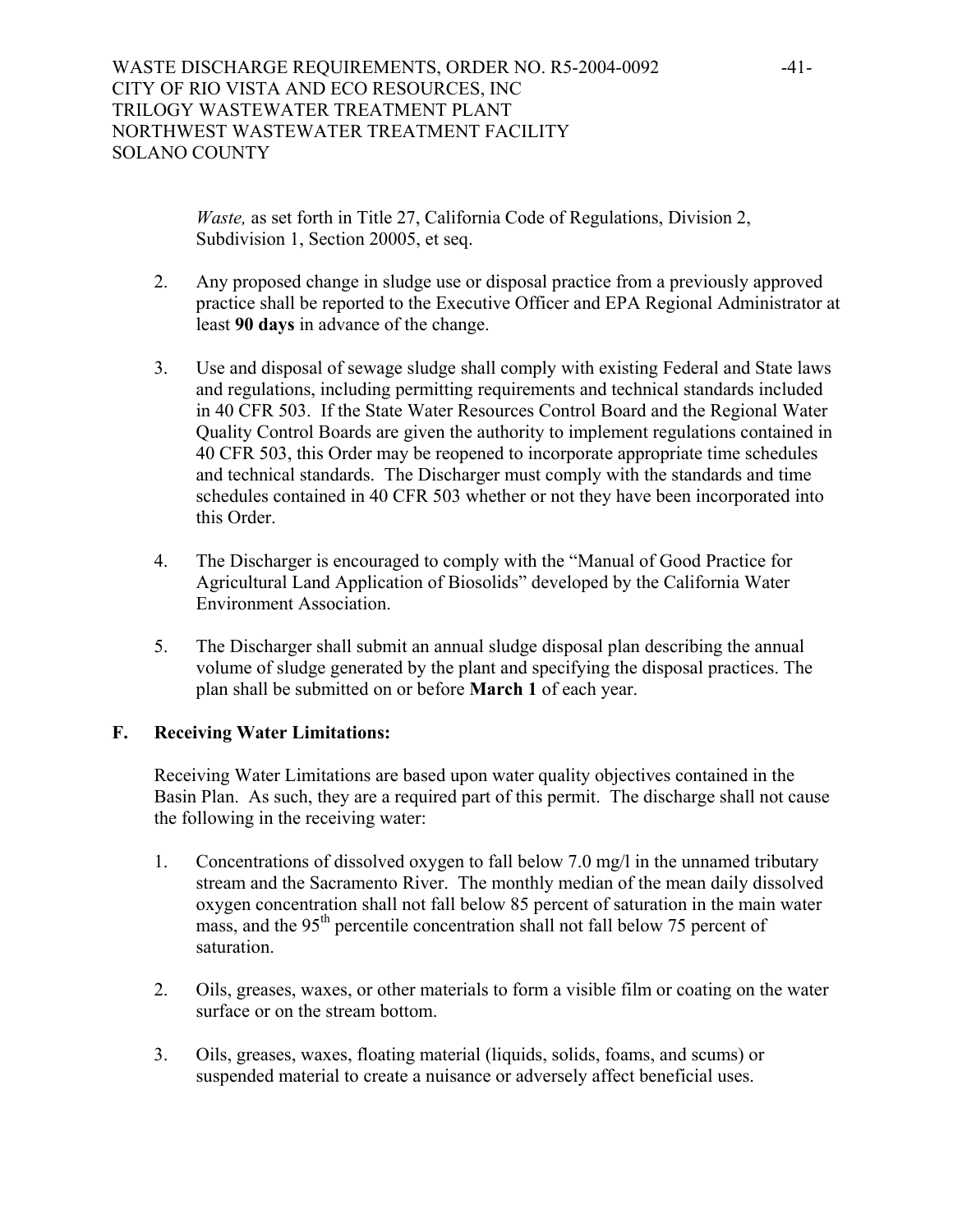*Waste,* as set forth in Title 27, California Code of Regulations, Division 2, Subdivision 1, Section 20005, et seq.

2. Any proposed change in sludge use or disposal practice from a previously approved practice shall be reported to the Executive Officer and EPA Regional Administrator at least **90 days** in advance of the change.

3. Use and disposal of sewage sludge shall comply with existing Federal and State laws and regulations, including permitting requirements and technical standards included in 40 CFR 503. If the State Water Resources Control Board and the Regional Water Quality Control Boards are given the authority to implement regulations contained in 40 CFR 503, this Order may be reopened to incorporate appropriate time schedules and technical standards. The Discharger must comply with the standards and time schedules contained in 40 CFR 503 whether or not they have been incorporated into this Order.

4. The Discharger is encouraged to comply with the "Manual of Good Practice for Agricultural Land Application of Biosolids" developed by the California Water Environment Association.

5. The Discharger shall submit an annual sludge disposal plan describing the annual volume of sludge generated by the plant and specifying the disposal practices. The plan shall be submitted on or before **March 1** of each year.

**F. Receiving Water Limitations:**

Receiving Water Limitations are based upon water quality objectives contained in the Basin Plan. As such, they are a required part of this permit. The discharge shall not cause the following in the receiving water:

1. Concentrations of dissolved oxygen to fall below 7.0 mg/l in the unnamed tributary stream and the Sacramento River. The monthly median of the mean daily dissolved oxygen concentration shall not fall below 85 percent of saturation in the main water mass, and the $95^{th}$ percentile concentration shall not fall below 75 percent of saturation.

2. Oils, greases, waxes, or other materials to form a visible film or coating on the water surface or on the stream bottom.

3. Oils, greases, waxes, floating material (liquids, solids, foams, and scums) or suspended material to create a nuisance or adversely affect beneficial uses.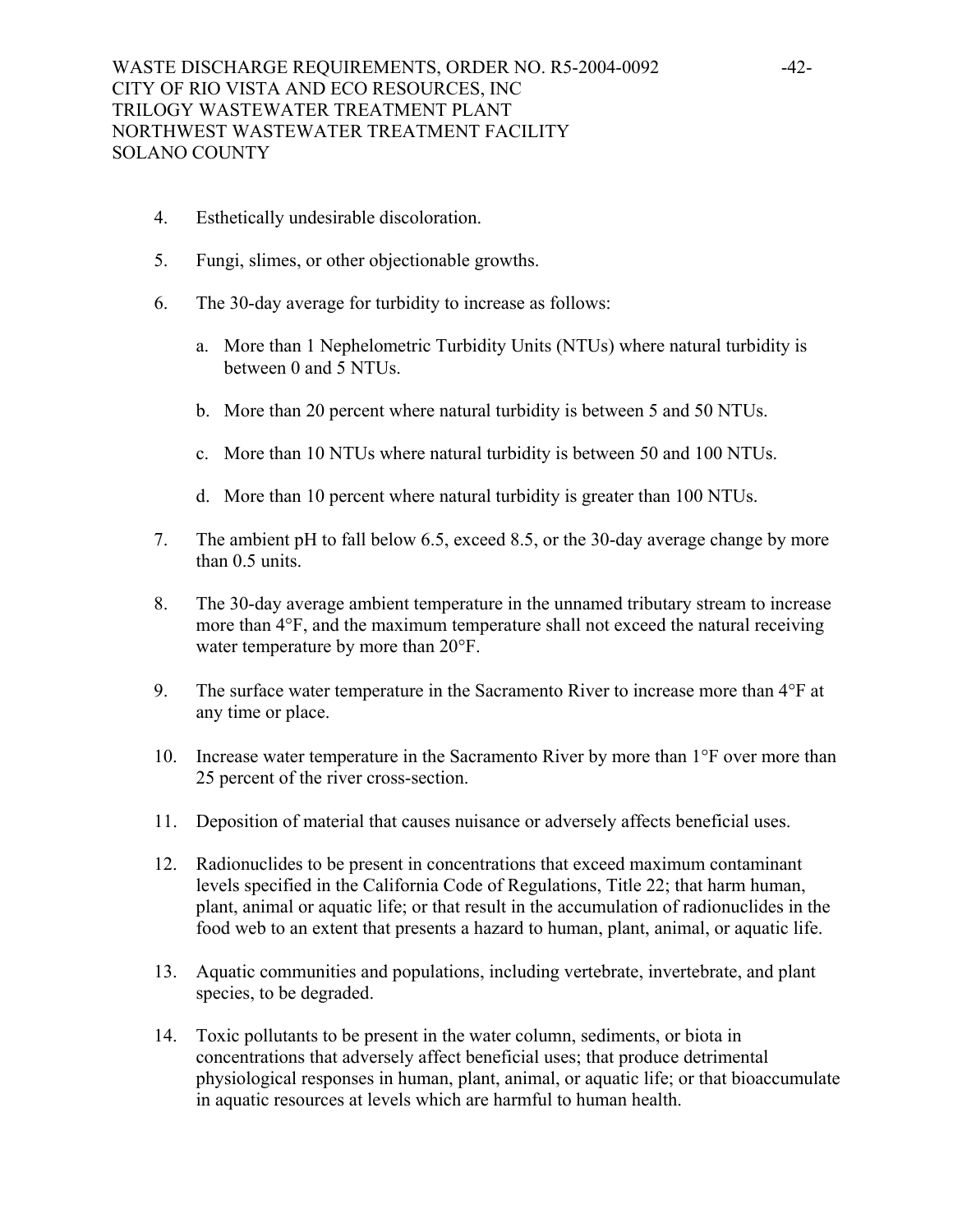4. Esthetically undesirable discoloration.

5. Fungi, slimes, or other objectionable growths.

6. The 30-day average for turbidity to increase as follows:

   a. More than 1 Nephelometric Turbidity Units (NTUs) where natural turbidity is between 0 and 5 NTUs.

   b. More than 20 percent where natural turbidity is between 5 and 50 NTUs.

   c. More than 10 NTUs where natural turbidity is between 50 and 100 NTUs.

   d. More than 10 percent where natural turbidity is greater than 100 NTUs.

7. The ambient pH to fall below 6.5, exceed 8.5, or the 30-day average change by more than 0.5 units.

8. The 30-day average ambient temperature in the unnamed tributary stream to increase more than 4°F, and the maximum temperature shall not exceed the natural receiving water temperature by more than 20°F.

9. The surface water temperature in the Sacramento River to increase more than 4°F at any time or place.

10. Increase water temperature in the Sacramento River by more than 1°F over more than 25 percent of the river cross-section.

11. Deposition of material that causes nuisance or adversely affects beneficial uses.

12. Radionuclides to be present in concentrations that exceed maximum contaminant levels specified in the California Code of Regulations, Title 22; that harm human, plant, animal or aquatic life; or that result in the accumulation of radionuclides in the food web to an extent that presents a hazard to human, plant, animal, or aquatic life.

13. Aquatic communities and populations, including vertebrate, invertebrate, and plant species, to be degraded.

14. Toxic pollutants to be present in the water column, sediments, or biota in concentrations that adversely affect beneficial uses; that produce detrimental physiological responses in human, plant, animal, or aquatic life; or that bioaccumulate in aquatic resources at levels which are harmful to human health.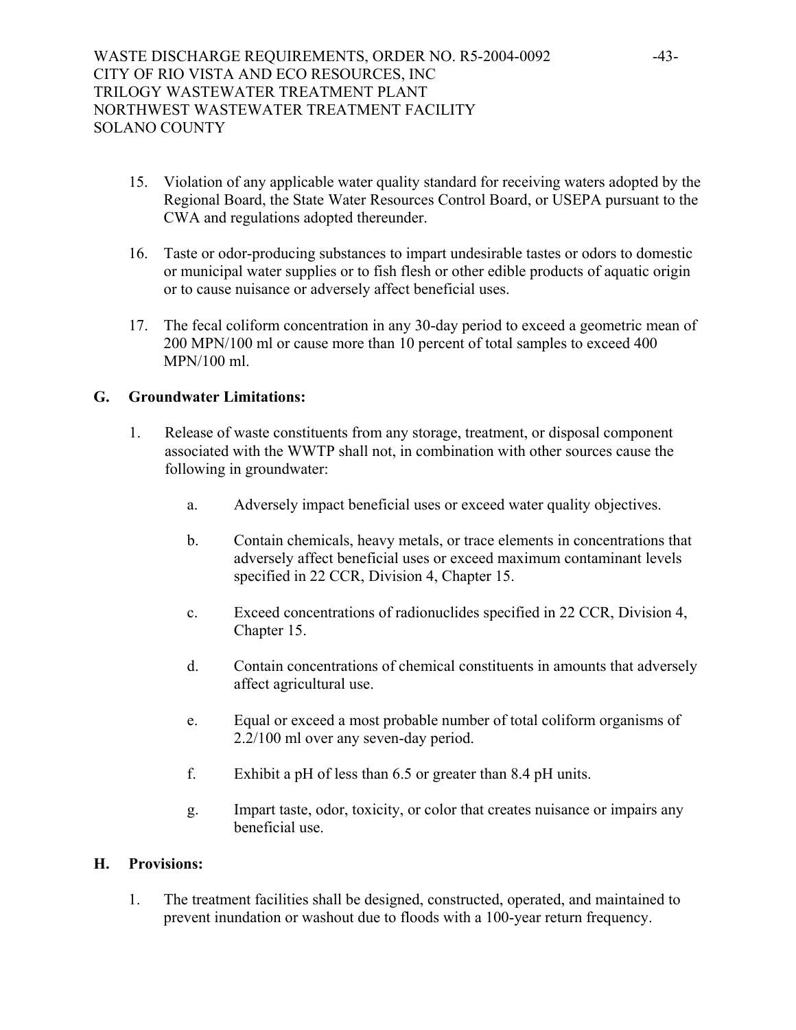15. Violation of any applicable water quality standard for receiving waters adopted by the Regional Board, the State Water Resources Control Board, or USEPA pursuant to the CWA and regulations adopted thereunder.

16. Taste or odor-producing substances to impart undesirable tastes or odors to domestic or municipal water supplies or to fish flesh or other edible products of aquatic origin or to cause nuisance or adversely affect beneficial uses.

17. The fecal coliform concentration in any 30-day period to exceed a geometric mean of 200 MPN/100 ml or cause more than 10 percent of total samples to exceed 400 MPN/100 ml.

## G. Groundwater Limitations:

1. Release of waste constituents from any storage, treatment, or disposal component associated with the WWTP shall not, in combination with other sources cause the following in groundwater:

   a. Adversely impact beneficial uses or exceed water quality objectives.

   b. Contain chemicals, heavy metals, or trace elements in concentrations that adversely affect beneficial uses or exceed maximum contaminant levels specified in 22 CCR, Division 4, Chapter 15.

   c. Exceed concentrations of radionuclides specified in 22 CCR, Division 4, Chapter 15.

   d. Contain concentrations of chemical constituents in amounts that adversely affect agricultural use.

   e. Equal or exceed a most probable number of total coliform organisms of 2.2/100 ml over any seven-day period.

   f. Exhibit a pH of less than 6.5 or greater than 8.4 pH units.

   g. Impart taste, odor, toxicity, or color that creates nuisance or impairs any beneficial use.

## H. Provisions:

1. The treatment facilities shall be designed, constructed, operated, and maintained to prevent inundation or washout due to floods with a 100-year return frequency.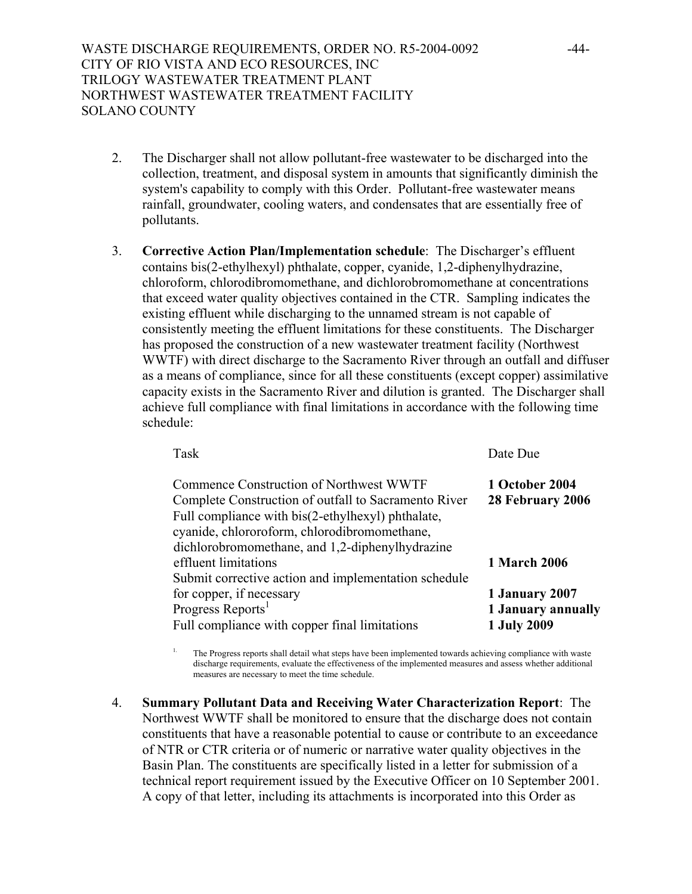2. The Discharger shall not allow pollutant-free wastewater to be discharged into the collection, treatment, and disposal system in amounts that significantly diminish the system's capability to comply with this Order. Pollutant-free wastewater means rainfall, groundwater, cooling waters, and condensates that are essentially free of pollutants.

3. **Corrective Action Plan/Implementation schedule**: The Discharger's effluent contains bis(2-ethylhexyl) phthalate, copper, cyanide, 1,2-diphenylhydrazine, chloroform, chlorodibromomethane, and dichlorobromomethane at concentrations that exceed water quality objectives contained in the CTR. Sampling indicates the existing effluent while discharging to the unnamed stream is not capable of consistently meeting the effluent limitations for these constituents. The Discharger has proposed the construction of a new wastewater treatment facility (Northwest WWTF) with direct discharge to the Sacramento River through an outfall and diffuser as a means of compliance, since for all these constituents (except copper) assimilative capacity exists in the Sacramento River and dilution is granted. The Discharger shall achieve full compliance with final limitations in accordance with the following time schedule:

| Task | Date Due |
|---|---|
| Commence Construction of Northwest WWTF | **1 October 2004** |
| Complete Construction of outfall to Sacramento River | **28 February 2006** |
| Full compliance with bis(2-ethylhexyl) phthalate, cyanide, chlororoform, chlorodibromomethane, dichlorobromomethane, and 1,2-diphenylhydrazine effluent limitations | **1 March 2006** |
| Submit corrective action and implementation schedule for copper, if necessary | **1 January 2007** |
| Progress Reports[1] | **1 January annually** |
| Full compliance with copper final limitations | **1 July 2009** |

[1] The Progress reports shall detail what steps have been implemented towards achieving compliance with waste discharge requirements, evaluate the effectiveness of the implemented measures and assess whether additional measures are necessary to meet the time schedule.

4. **Summary Pollutant Data and Receiving Water Characterization Report**: The Northwest WWTF shall be monitored to ensure that the discharge does not contain constituents that have a reasonable potential to cause or contribute to an exceedance of NTR or CTR criteria or of numeric or narrative water quality objectives in the Basin Plan. The constituents are specifically listed in a letter for submission of a technical report requirement issued by the Executive Officer on 10 September 2001. A copy of that letter, including its attachments is incorporated into this Order as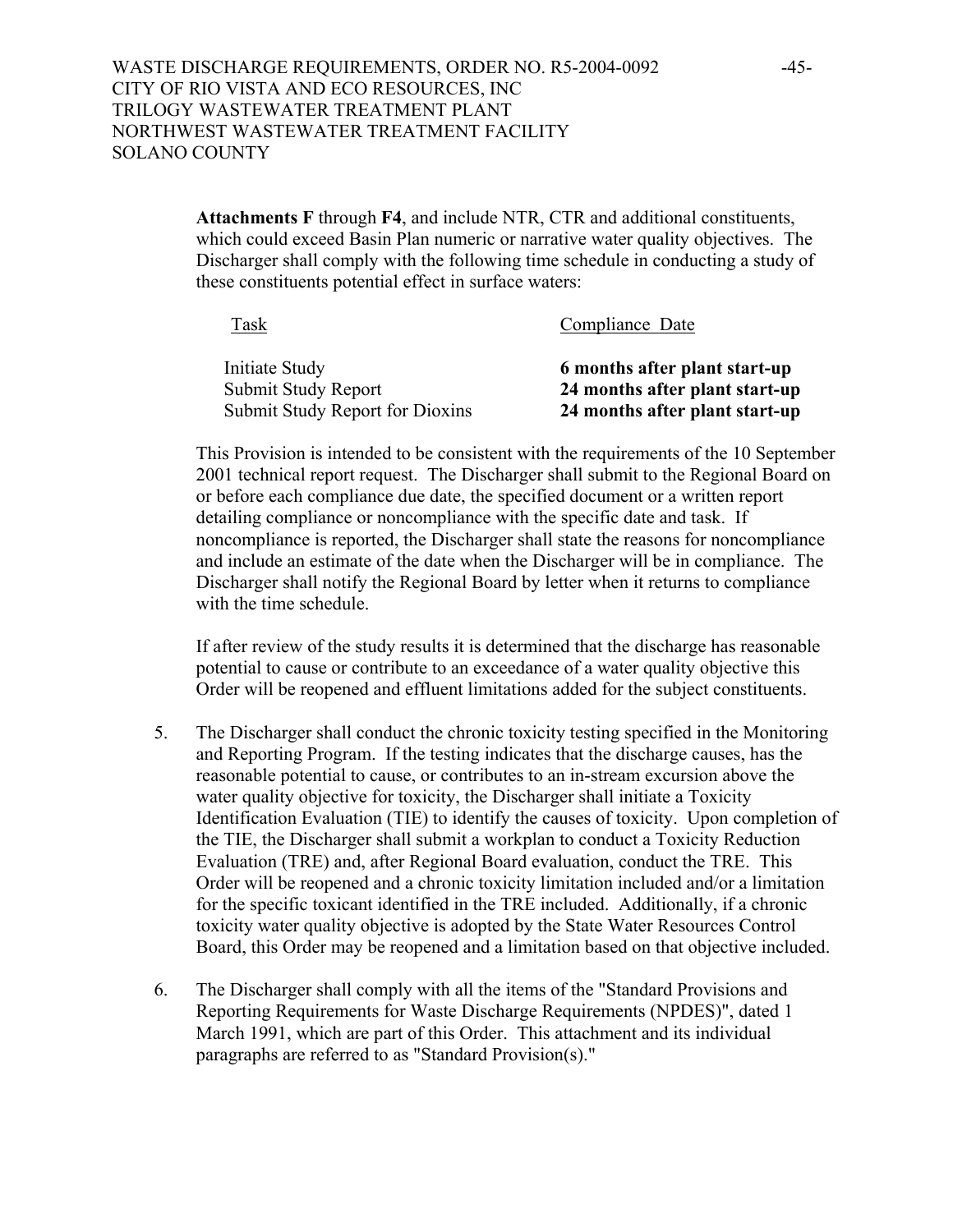**Attachments F** through **F4**, and include NTR, CTR and additional constituents, which could exceed Basin Plan numeric or narrative water quality objectives. The Discharger shall comply with the following time schedule in conducting a study of these constituents potential effect in surface waters:

| Task | Compliance Date |
|---|---|
| Initiate Study | **6 months after plant start-up** |
| Submit Study Report | **24 months after plant start-up** |
| Submit Study Report for Dioxins | **24 months after plant start-up** |

This Provision is intended to be consistent with the requirements of the 10 September 2001 technical report request. The Discharger shall submit to the Regional Board on or before each compliance due date, the specified document or a written report detailing compliance or noncompliance with the specific date and task. If noncompliance is reported, the Discharger shall state the reasons for noncompliance and include an estimate of the date when the Discharger will be in compliance. The Discharger shall notify the Regional Board by letter when it returns to compliance with the time schedule.

If after review of the study results it is determined that the discharge has reasonable potential to cause or contribute to an exceedance of a water quality objective this Order will be reopened and effluent limitations added for the subject constituents.

5. The Discharger shall conduct the chronic toxicity testing specified in the Monitoring and Reporting Program. If the testing indicates that the discharge causes, has the reasonable potential to cause, or contributes to an in-stream excursion above the water quality objective for toxicity, the Discharger shall initiate a Toxicity Identification Evaluation (TIE) to identify the causes of toxicity. Upon completion of the TIE, the Discharger shall submit a workplan to conduct a Toxicity Reduction Evaluation (TRE) and, after Regional Board evaluation, conduct the TRE. This Order will be reopened and a chronic toxicity limitation included and/or a limitation for the specific toxicant identified in the TRE included. Additionally, if a chronic toxicity water quality objective is adopted by the State Water Resources Control Board, this Order may be reopened and a limitation based on that objective included.

6. The Discharger shall comply with all the items of the "Standard Provisions and Reporting Requirements for Waste Discharge Requirements (NPDES)", dated 1 March 1991, which are part of this Order. This attachment and its individual paragraphs are referred to as "Standard Provision(s)."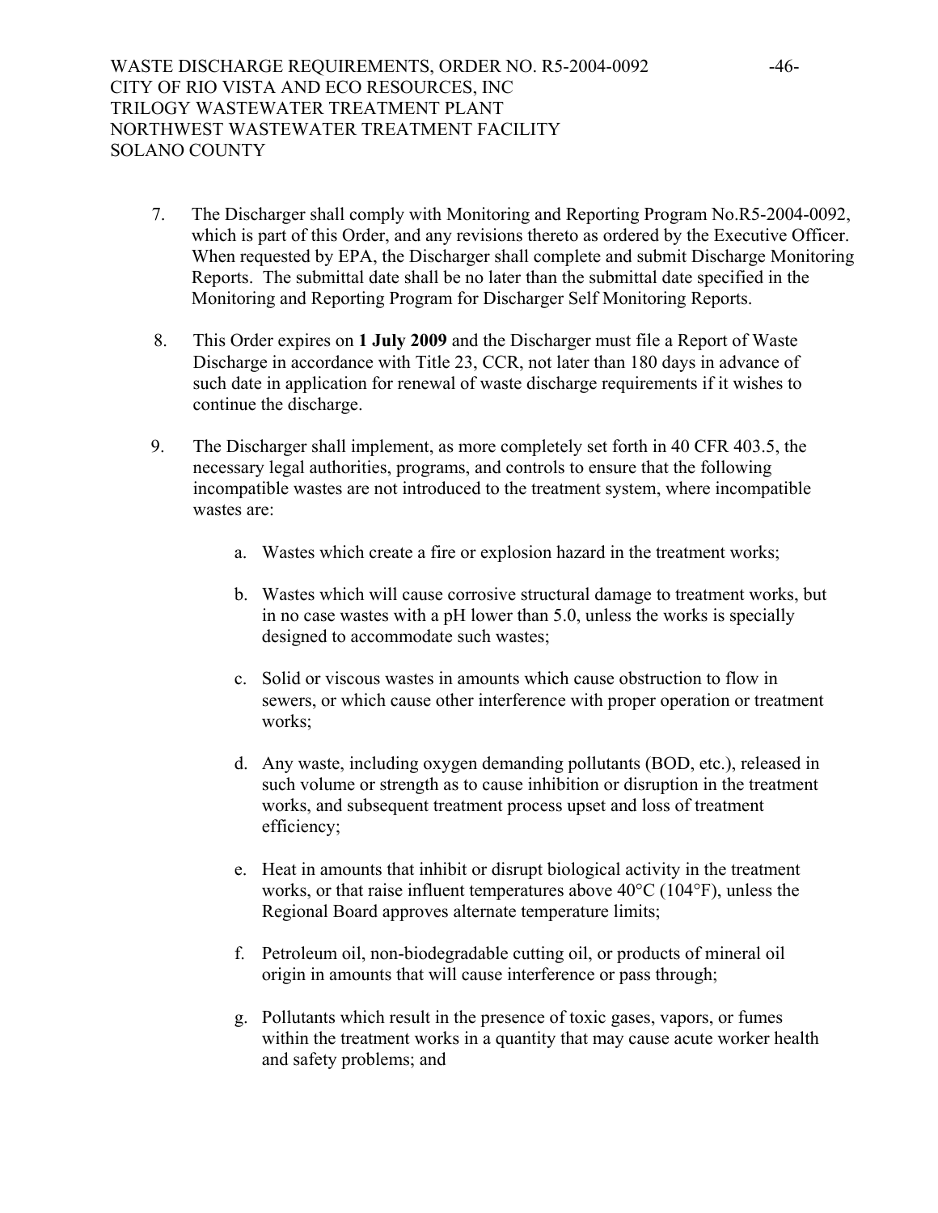7. The Discharger shall comply with Monitoring and Reporting Program No.R5-2004-0092, which is part of this Order, and any revisions thereto as ordered by the Executive Officer. When requested by EPA, the Discharger shall complete and submit Discharge Monitoring Reports. The submittal date shall be no later than the submittal date specified in the Monitoring and Reporting Program for Discharger Self Monitoring Reports.

8. This Order expires on **1 July 2009** and the Discharger must file a Report of Waste Discharge in accordance with Title 23, CCR, not later than 180 days in advance of such date in application for renewal of waste discharge requirements if it wishes to continue the discharge.

9. The Discharger shall implement, as more completely set forth in 40 CFR 403.5, the necessary legal authorities, programs, and controls to ensure that the following incompatible wastes are not introduced to the treatment system, where incompatible wastes are:

   a. Wastes which create a fire or explosion hazard in the treatment works;

   b. Wastes which will cause corrosive structural damage to treatment works, but in no case wastes with a pH lower than 5.0, unless the works is specially designed to accommodate such wastes;

   c. Solid or viscous wastes in amounts which cause obstruction to flow in sewers, or which cause other interference with proper operation or treatment works;

   d. Any waste, including oxygen demanding pollutants (BOD, etc.), released in such volume or strength as to cause inhibition or disruption in the treatment works, and subsequent treatment process upset and loss of treatment efficiency;

   e. Heat in amounts that inhibit or disrupt biological activity in the treatment works, or that raise influent temperatures above 40°C (104°F), unless the Regional Board approves alternate temperature limits;

   f. Petroleum oil, non-biodegradable cutting oil, or products of mineral oil origin in amounts that will cause interference or pass through;

   g. Pollutants which result in the presence of toxic gases, vapors, or fumes within the treatment works in a quantity that may cause acute worker health and safety problems; and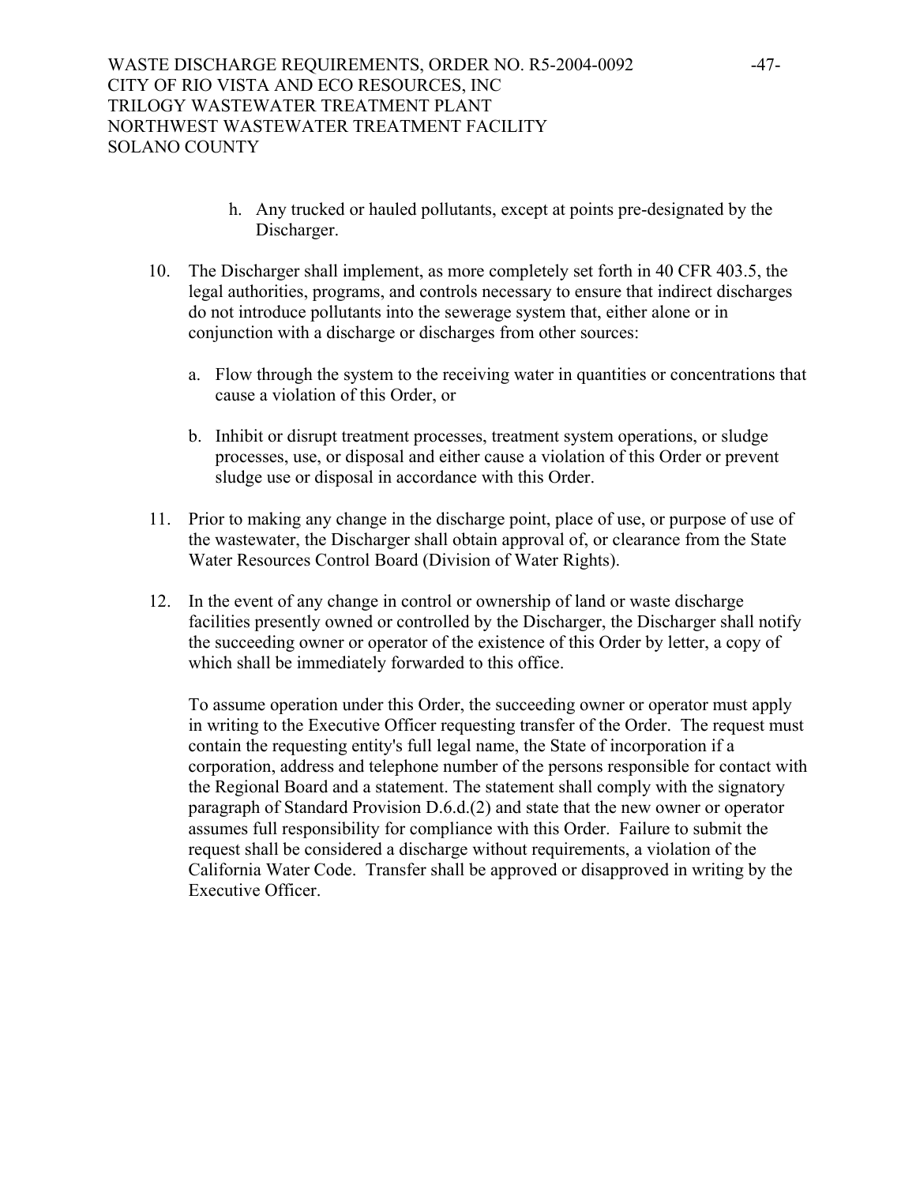h. Any trucked or hauled pollutants, except at points pre-designated by the Discharger.

10. The Discharger shall implement, as more completely set forth in 40 CFR 403.5, the legal authorities, programs, and controls necessary to ensure that indirect discharges do not introduce pollutants into the sewerage system that, either alone or in conjunction with a discharge or discharges from other sources:

    a. Flow through the system to the receiving water in quantities or concentrations that cause a violation of this Order, or

    b. Inhibit or disrupt treatment processes, treatment system operations, or sludge processes, use, or disposal and either cause a violation of this Order or prevent sludge use or disposal in accordance with this Order.

11. Prior to making any change in the discharge point, place of use, or purpose of use of the wastewater, the Discharger shall obtain approval of, or clearance from the State Water Resources Control Board (Division of Water Rights).

12. In the event of any change in control or ownership of land or waste discharge facilities presently owned or controlled by the Discharger, the Discharger shall notify the succeeding owner or operator of the existence of this Order by letter, a copy of which shall be immediately forwarded to this office.

    To assume operation under this Order, the succeeding owner or operator must apply in writing to the Executive Officer requesting transfer of the Order. The request must contain the requesting entity's full legal name, the State of incorporation if a corporation, address and telephone number of the persons responsible for contact with the Regional Board and a statement. The statement shall comply with the signatory paragraph of Standard Provision D.6.d.(2) and state that the new owner or operator assumes full responsibility for compliance with this Order. Failure to submit the request shall be considered a discharge without requirements, a violation of the California Water Code. Transfer shall be approved or disapproved in writing by the Executive Officer.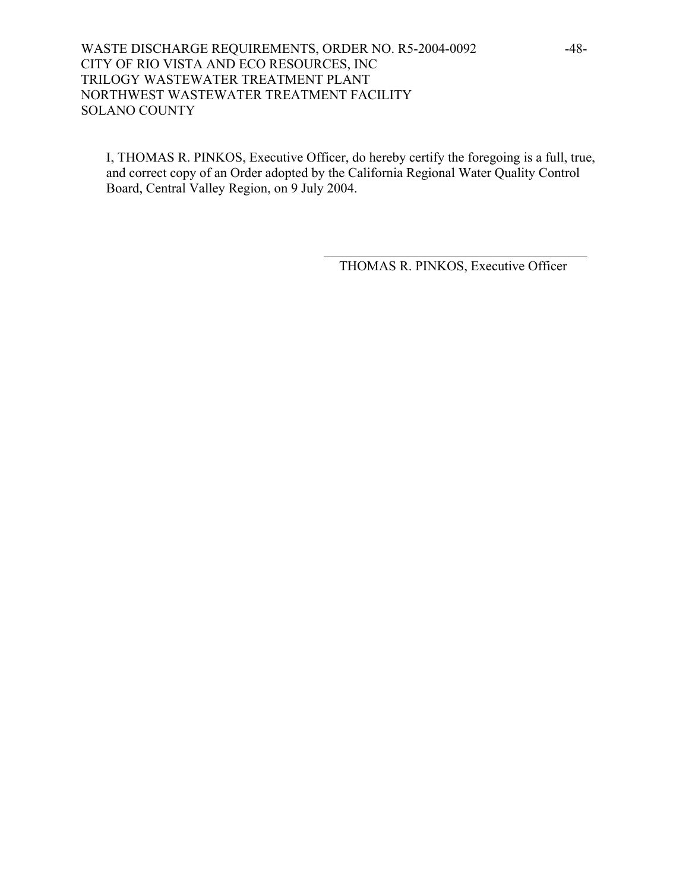I, THOMAS R. PINKOS, Executive Officer, do hereby certify the foregoing is a full, true, and correct copy of an Order adopted by the California Regional Water Quality Control Board, Central Valley Region, on 9 July 2004.

\_\_\_\_\_\_\_\_\_\_\_\_\_\_\_\_\_\_\_\_\_\_\_\_\_\_\_\_\_\_\_\_\_\_\_\_\_\_\_\_

THOMAS R. PINKOS, Executive Officer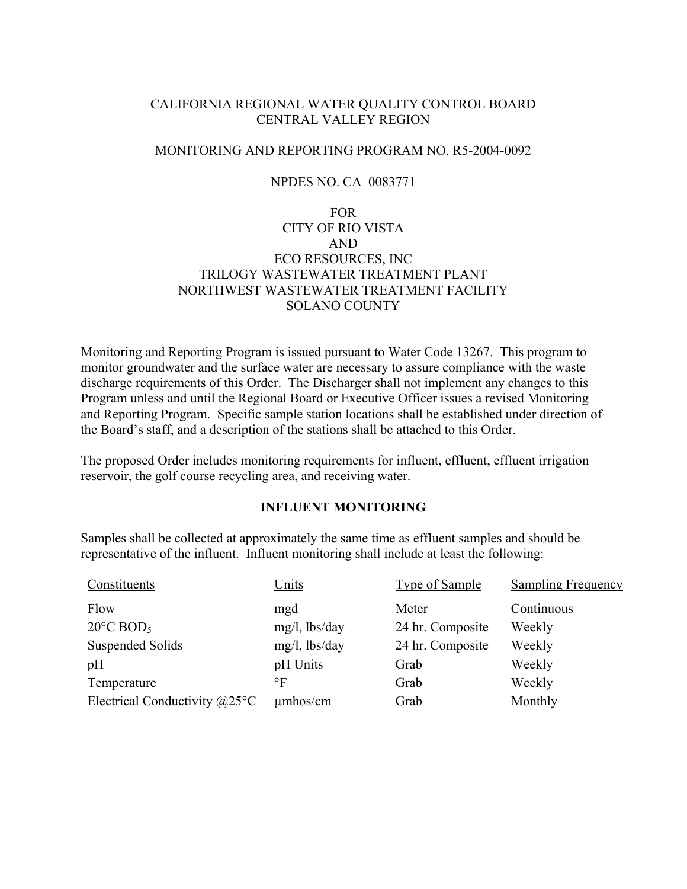CALIFORNIA REGIONAL WATER QUALITY CONTROL BOARD
CENTRAL VALLEY REGION

MONITORING AND REPORTING PROGRAM NO. R5-2004-0092

NPDES NO. CA 0083771

FOR
CITY OF RIO VISTA
AND
ECO RESOURCES, INC
TRILOGY WASTEWATER TREATMENT PLANT
NORTHWEST WASTEWATER TREATMENT FACILITY
SOLANO COUNTY

Monitoring and Reporting Program is issued pursuant to Water Code 13267. This program to monitor groundwater and the surface water are necessary to assure compliance with the waste discharge requirements of this Order. The Discharger shall not implement any changes to this Program unless and until the Regional Board or Executive Officer issues a revised Monitoring and Reporting Program. Specific sample station locations shall be established under direction of the Board's staff, and a description of the stations shall be attached to this Order.

The proposed Order includes monitoring requirements for influent, effluent, effluent irrigation reservoir, the golf course recycling area, and receiving water.

## INFLUENT MONITORING

Samples shall be collected at approximately the same time as effluent samples and should be representative of the influent. Influent monitoring shall include at least the following:

| Constituents | Units | Type of Sample | Sampling Frequency |
|---|---|---|---|
| Flow | mgd | Meter | Continuous |
| 20°C $BOD_5$ | mg/l, lbs/day | 24 hr. Composite | Weekly |
| Suspended Solids | mg/l, lbs/day | 24 hr. Composite | Weekly |
| pH | pH Units | Grab | Weekly |
| Temperature | °F | Grab | Weekly |
| Electrical Conductivity @25°C | µmhos/cm | Grab | Monthly |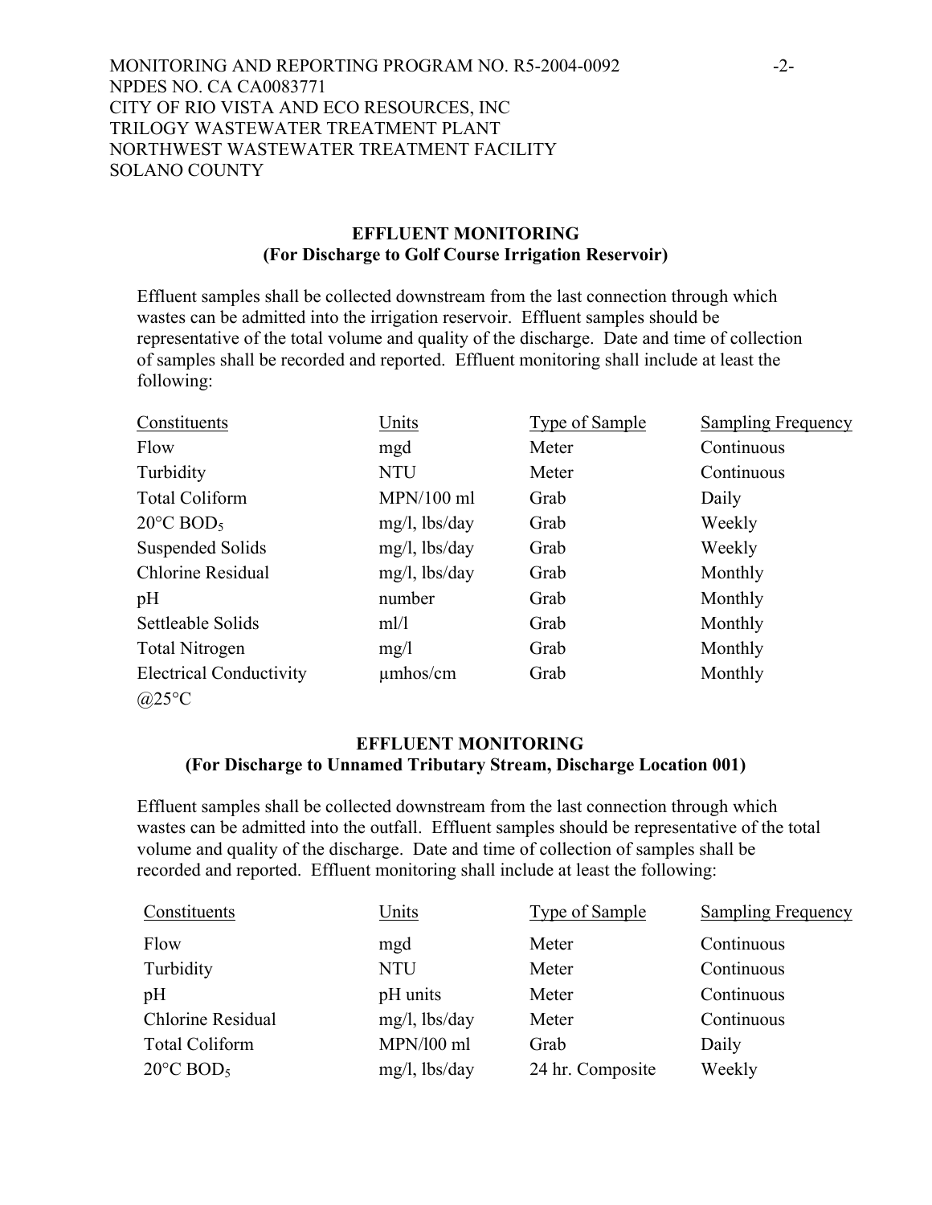## EFFLUENT MONITORING
## (For Discharge to Golf Course Irrigation Reservoir)

Effluent samples shall be collected downstream from the last connection through which wastes can be admitted into the irrigation reservoir. Effluent samples should be representative of the total volume and quality of the discharge. Date and time of collection of samples shall be recorded and reported. Effluent monitoring shall include at least the following:

| Constituents | Units | Type of Sample | Sampling Frequency |
|---|---|---|---|
| Flow | mgd | Meter | Continuous |
| Turbidity | NTU | Meter | Continuous |
| Total Coliform | MPN/100 ml | Grab | Daily |
| 20°C $BOD_5$ | mg/l, lbs/day | Grab | Weekly |
| Suspended Solids | mg/l, lbs/day | Grab | Weekly |
| Chlorine Residual | mg/l, lbs/day | Grab | Monthly |
| pH | number | Grab | Monthly |
| Settleable Solids | ml/l | Grab | Monthly |
| Total Nitrogen | mg/l | Grab | Monthly |
| Electrical Conductivity @25°C | μmhos/cm | Grab | Monthly |

## EFFLUENT MONITORING
## (For Discharge to Unnamed Tributary Stream, Discharge Location 001)

Effluent samples shall be collected downstream from the last connection through which wastes can be admitted into the outfall. Effluent samples should be representative of the total volume and quality of the discharge. Date and time of collection of samples shall be recorded and reported. Effluent monitoring shall include at least the following:

| Constituents | Units | Type of Sample | Sampling Frequency |
|---|---|---|---|
| Flow | mgd | Meter | Continuous |
| Turbidity | NTU | Meter | Continuous |
| pH | pH units | Meter | Continuous |
| Chlorine Residual | mg/l, lbs/day | Meter | Continuous |
| Total Coliform | MPN/l00 ml | Grab | Daily |
| 20°C $BOD_5$ | mg/l, lbs/day | 24 hr. Composite | Weekly |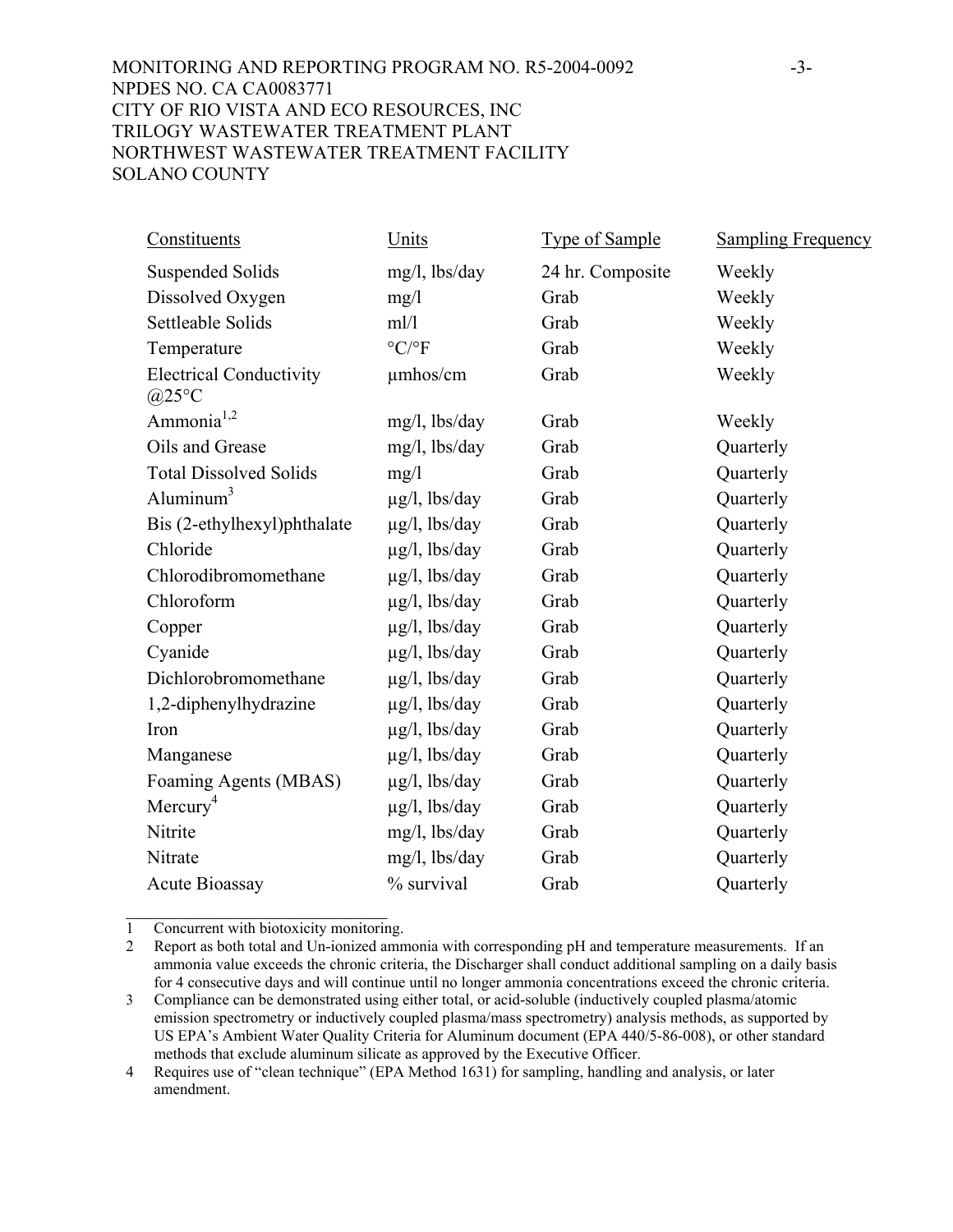| Constituents | Units | Type of Sample | Sampling Frequency |
|---|---|---|---|
| Suspended Solids | mg/l, lbs/day | 24 hr. Composite | Weekly |
| Dissolved Oxygen | mg/l | Grab | Weekly |
| Settleable Solids | ml/l | Grab | Weekly |
| Temperature | °C/°F | Grab | Weekly |
| Electrical Conductivity @25°C | μmhos/cm | Grab | Weekly |
| Ammonia[1,2] | mg/l, lbs/day | Grab | Weekly |
| Oils and Grease | mg/l, lbs/day | Grab | Quarterly |
| Total Dissolved Solids | mg/l | Grab | Quarterly |
| Aluminum[3] | μg/l, lbs/day | Grab | Quarterly |
| Bis (2-ethylhexyl)phthalate | μg/l, lbs/day | Grab | Quarterly |
| Chloride | μg/l, lbs/day | Grab | Quarterly |
| Chlorodibromomethane | μg/l, lbs/day | Grab | Quarterly |
| Chloroform | μg/l, lbs/day | Grab | Quarterly |
| Copper | μg/l, lbs/day | Grab | Quarterly |
| Cyanide | μg/l, lbs/day | Grab | Quarterly |
| Dichlorobromomethane | μg/l, lbs/day | Grab | Quarterly |
| 1,2-diphenylhydrazine | μg/l, lbs/day | Grab | Quarterly |
| Iron | μg/l, lbs/day | Grab | Quarterly |
| Manganese | μg/l, lbs/day | Grab | Quarterly |
| Foaming Agents (MBAS) | μg/l, lbs/day | Grab | Quarterly |
| Mercury[4] | μg/l, lbs/day | Grab | Quarterly |
| Nitrite | mg/l, lbs/day | Grab | Quarterly |
| Nitrate | mg/l, lbs/day | Grab | Quarterly |
| Acute Bioassay | % survival | Grab | Quarterly |

1 Concurrent with biotoxicity monitoring.

2 Report as both total and Un-ionized ammonia with corresponding pH and temperature measurements. If an ammonia value exceeds the chronic criteria, the Discharger shall conduct additional sampling on a daily basis for 4 consecutive days and will continue until no longer ammonia concentrations exceed the chronic criteria.

3 Compliance can be demonstrated using either total, or acid-soluble (inductively coupled plasma/atomic emission spectrometry or inductively coupled plasma/mass spectrometry) analysis methods, as supported by US EPA's Ambient Water Quality Criteria for Aluminum document (EPA 440/5-86-008), or other standard methods that exclude aluminum silicate as approved by the Executive Officer.

4 Requires use of "clean technique" (EPA Method 1631) for sampling, handling and analysis, or later amendment.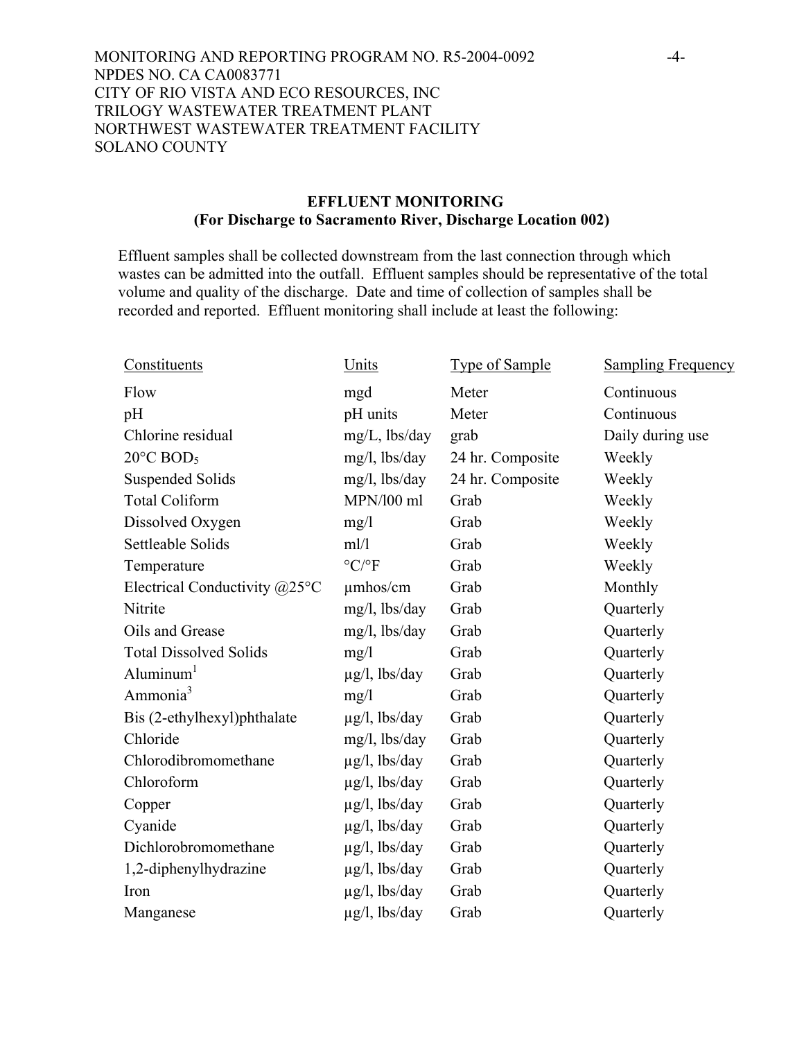MONITORING AND REPORTING PROGRAM NO. R5-2004-0092
NPDES NO. CA CA0083771
CITY OF RIO VISTA AND ECO RESOURCES, INC
TRILOGY WASTEWATER TREATMENT PLANT
NORTHWEST WASTEWATER TREATMENT FACILITY
SOLANO COUNTY

## EFFLUENT MONITORING
**(For Discharge to Sacramento River, Discharge Location 002)**

Effluent samples shall be collected downstream from the last connection through which wastes can be admitted into the outfall. Effluent samples should be representative of the total volume and quality of the discharge. Date and time of collection of samples shall be recorded and reported. Effluent monitoring shall include at least the following:

| Constituents | Units | Type of Sample | Sampling Frequency |
|---|---|---|---|
| Flow | mgd | Meter | Continuous |
| pH | pH units | Meter | Continuous |
| Chlorine residual | mg/L, lbs/day | grab | Daily during use |
| 20°C $BOD_5$ | mg/l, lbs/day | 24 hr. Composite | Weekly |
| Suspended Solids | mg/l, lbs/day | 24 hr. Composite | Weekly |
| Total Coliform | MPN/l00 ml | Grab | Weekly |
| Dissolved Oxygen | mg/l | Grab | Weekly |
| Settleable Solids | ml/l | Grab | Weekly |
| Temperature | °C/°F | Grab | Weekly |
| Electrical Conductivity @25°C | µmhos/cm | Grab | Monthly |
| Nitrite | mg/l, lbs/day | Grab | Quarterly |
| Oils and Grease | mg/l, lbs/day | Grab | Quarterly |
| Total Dissolved Solids | mg/l | Grab | Quarterly |
| Aluminum[1] | µg/l, lbs/day | Grab | Quarterly |
| Ammonia[3] | mg/l | Grab | Quarterly |
| Bis (2-ethylhexyl)phthalate | µg/l, lbs/day | Grab | Quarterly |
| Chloride | mg/l, lbs/day | Grab | Quarterly |
| Chlorodibromomethane | µg/l, lbs/day | Grab | Quarterly |
| Chloroform | µg/l, lbs/day | Grab | Quarterly |
| Copper | µg/l, lbs/day | Grab | Quarterly |
| Cyanide | µg/l, lbs/day | Grab | Quarterly |
| Dichlorobromomethane | µg/l, lbs/day | Grab | Quarterly |
| 1,2-diphenylhydrazine | µg/l, lbs/day | Grab | Quarterly |
| Iron | µg/l, lbs/day | Grab | Quarterly |
| Manganese | µg/l, lbs/day | Grab | Quarterly |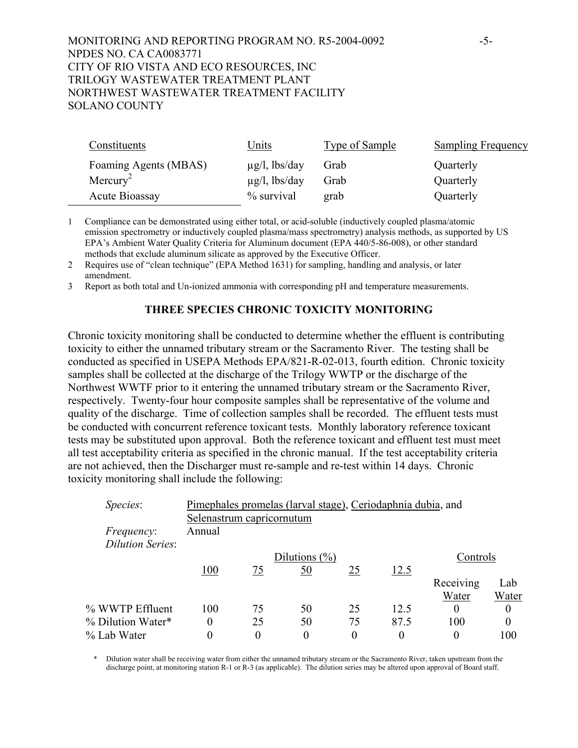| Constituents | Units | Type of Sample | Sampling Frequency |
|---|---|---|---|
| Foaming Agents (MBAS) | μg/l, lbs/day | Grab | Quarterly |
| Mercury[2] | μg/l, lbs/day | Grab | Quarterly |
| Acute Bioassay | % survival | grab | Quarterly |

1 Compliance can be demonstrated using either total, or acid-soluble (inductively coupled plasma/atomic emission spectrometry or inductively coupled plasma/mass spectrometry) analysis methods, as supported by US EPA's Ambient Water Quality Criteria for Aluminum document (EPA 440/5-86-008), or other standard methods that exclude aluminum silicate as approved by the Executive Officer.

2 Requires use of "clean technique" (EPA Method 1631) for sampling, handling and analysis, or later amendment.

3 Report as both total and Un-ionized ammonia with corresponding pH and temperature measurements.

## THREE SPECIES CHRONIC TOXICITY MONITORING

Chronic toxicity monitoring shall be conducted to determine whether the effluent is contributing toxicity to either the unnamed tributary stream or the Sacramento River. The testing shall be conducted as specified in USEPA Methods EPA/821-R-02-013, fourth edition. Chronic toxicity samples shall be collected at the discharge of the Trilogy WWTP or the discharge of the Northwest WWTF prior to it entering the unnamed tributary stream or the Sacramento River, respectively. Twenty-four hour composite samples shall be representative of the volume and quality of the discharge. Time of collection samples shall be recorded. The effluent tests must be conducted with concurrent reference toxicant tests. Monthly laboratory reference toxicant tests may be substituted upon approval. Both the reference toxicant and effluent test must meet all test acceptability criteria as specified in the chronic manual. If the test acceptability criteria are not achieved, then the Discharger must re-sample and re-test within 14 days. Chronic toxicity monitoring shall include the following:

*Species*: Pimephales promelas (larval stage), Ceriodaphnia dubia, and Selenastrum capricornutum

*Frequency*: Annual

*Dilution Series*:

| | Dilutions (%) | | | | | Controls | |
|---|---|---|---|---|---|---|---|
| | 100 | 75 | 50 | 25 | 12.5 | Receiving Water | Lab Water |
| % WWTP Effluent | 100 | 75 | 50 | 25 | 12.5 | 0 | 0 |
| % Dilution Water* | 0 | 25 | 50 | 75 | 87.5 | 100 | 0 |
| % Lab Water | 0 | 0 | 0 | 0 | 0 | 0 | 100 |

\* Dilution water shall be receiving water from either the unnamed tributary stream or the Sacramento River, taken upstream from the discharge point, at monitoring station R-1 or R-3 (as applicable). The dilution series may be altered upon approval of Board staff.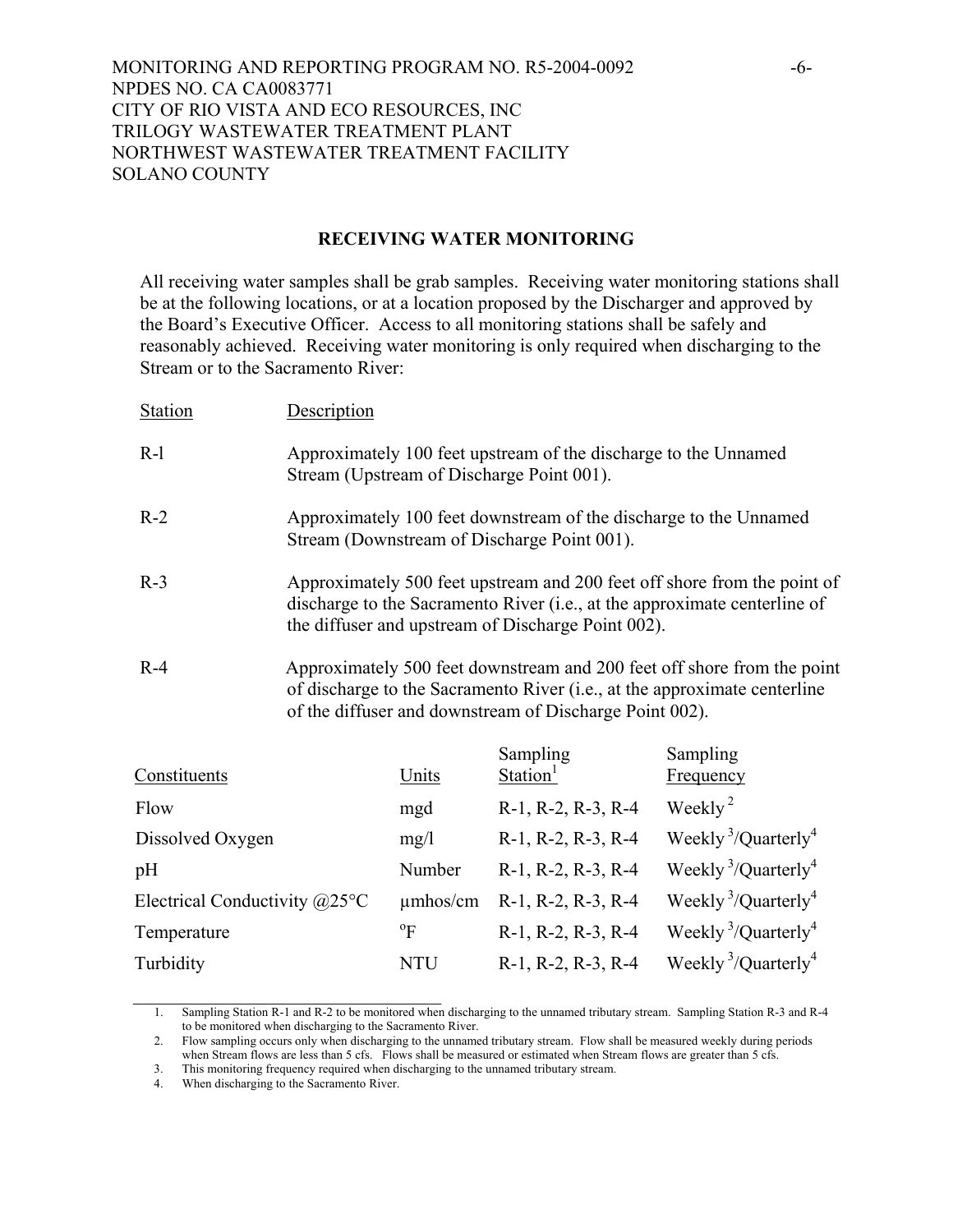## RECEIVING WATER MONITORING

All receiving water samples shall be grab samples. Receiving water monitoring stations shall be at the following locations, or at a location proposed by the Discharger and approved by the Board's Executive Officer. Access to all monitoring stations shall be safely and reasonably achieved. Receiving water monitoring is only required when discharging to the Stream or to the Sacramento River:

| Station | Description |
|---|---|
| R-l | Approximately 100 feet upstream of the discharge to the Unnamed Stream (Upstream of Discharge Point 001). |
| R-2 | Approximately 100 feet downstream of the discharge to the Unnamed Stream (Downstream of Discharge Point 001). |
| R-3 | Approximately 500 feet upstream and 200 feet off shore from the point of discharge to the Sacramento River (i.e., at the approximate centerline of the diffuser and upstream of Discharge Point 002). |
| R-4 | Approximately 500 feet downstream and 200 feet off shore from the point of discharge to the Sacramento River (i.e., at the approximate centerline of the diffuser and downstream of Discharge Point 002). |

| Constituents | Units | Sampling Station[1] | Sampling Frequency |
|---|---|---|---|
| Flow | mgd | R-1, R-2, R-3, R-4 | Weekly [2] |
| Dissolved Oxygen | mg/l | R-1, R-2, R-3, R-4 | Weekly [3]/Quarterly[4] |
| pH | Number | R-1, R-2, R-3, R-4 | Weekly [3]/Quarterly[4] |
| Electrical Conductivity @25°C | µmhos/cm | R-1, R-2, R-3, R-4 | Weekly [3]/Quarterly[4] |
| Temperature | °F | R-1, R-2, R-3, R-4 | Weekly [3]/Quarterly[4] |
| Turbidity | NTU | R-1, R-2, R-3, R-4 | Weekly [3]/Quarterly[4] |

1. Sampling Station R-1 and R-2 to be monitored when discharging to the unnamed tributary stream. Sampling Station R-3 and R-4 to be monitored when discharging to the Sacramento River.
2. Flow sampling occurs only when discharging to the unnamed tributary stream. Flow shall be measured weekly during periods when Stream flows are less than 5 cfs. Flows shall be measured or estimated when Stream flows are greater than 5 cfs.
3. This monitoring frequency required when discharging to the unnamed tributary stream.
4. When discharging to the Sacramento River.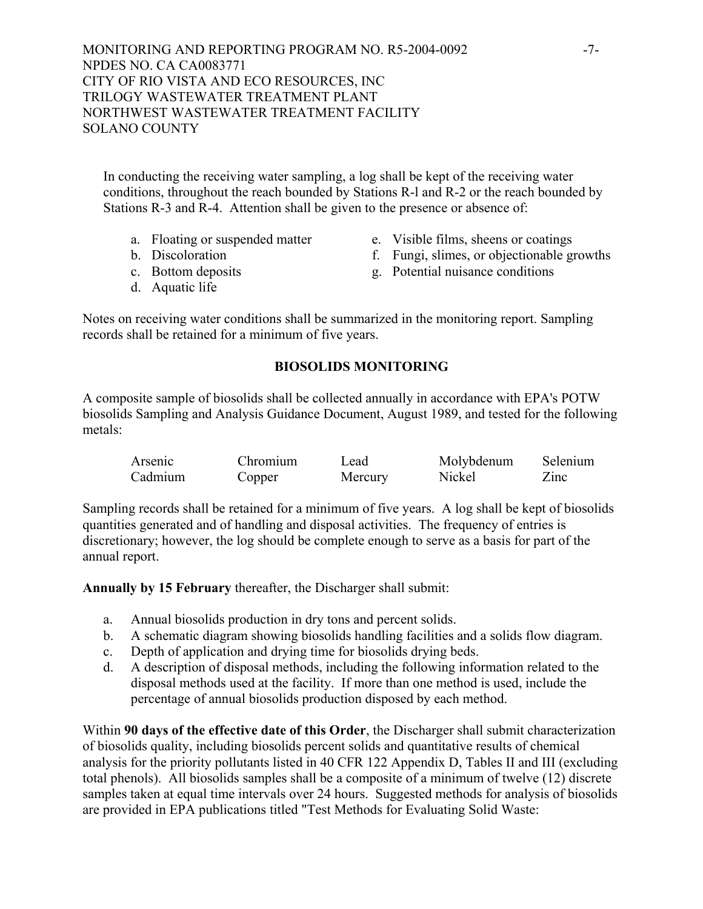In conducting the receiving water sampling, a log shall be kept of the receiving water conditions, throughout the reach bounded by Stations R-l and R-2 or the reach bounded by Stations R-3 and R-4. Attention shall be given to the presence or absence of:

a. Floating or suspended matter
b. Discoloration
c. Bottom deposits
d. Aquatic life
e. Visible films, sheens or coatings
f. Fungi, slimes, or objectionable growths
g. Potential nuisance conditions

Notes on receiving water conditions shall be summarized in the monitoring report. Sampling records shall be retained for a minimum of five years.

## BIOSOLIDS MONITORING

A composite sample of biosolids shall be collected annually in accordance with EPA's POTW biosolids Sampling and Analysis Guidance Document, August 1989, and tested for the following metals:

| | | | | |
|---|---|---|---|---|
| Arsenic | Chromium | Lead | Molybdenum | Selenium |
| Cadmium | Copper | Mercury | Nickel | Zinc |

Sampling records shall be retained for a minimum of five years. A log shall be kept of biosolids quantities generated and of handling and disposal activities. The frequency of entries is discretionary; however, the log should be complete enough to serve as a basis for part of the annual report.

**Annually by 15 February** thereafter, the Discharger shall submit:

a. Annual biosolids production in dry tons and percent solids.
b. A schematic diagram showing biosolids handling facilities and a solids flow diagram.
c. Depth of application and drying time for biosolids drying beds.
d. A description of disposal methods, including the following information related to the disposal methods used at the facility. If more than one method is used, include the percentage of annual biosolids production disposed by each method.

Within **90 days of the effective date of this Order**, the Discharger shall submit characterization of biosolids quality, including biosolids percent solids and quantitative results of chemical analysis for the priority pollutants listed in 40 CFR 122 Appendix D, Tables II and III (excluding total phenols). All biosolids samples shall be a composite of a minimum of twelve (12) discrete samples taken at equal time intervals over 24 hours. Suggested methods for analysis of biosolids are provided in EPA publications titled "Test Methods for Evaluating Solid Waste: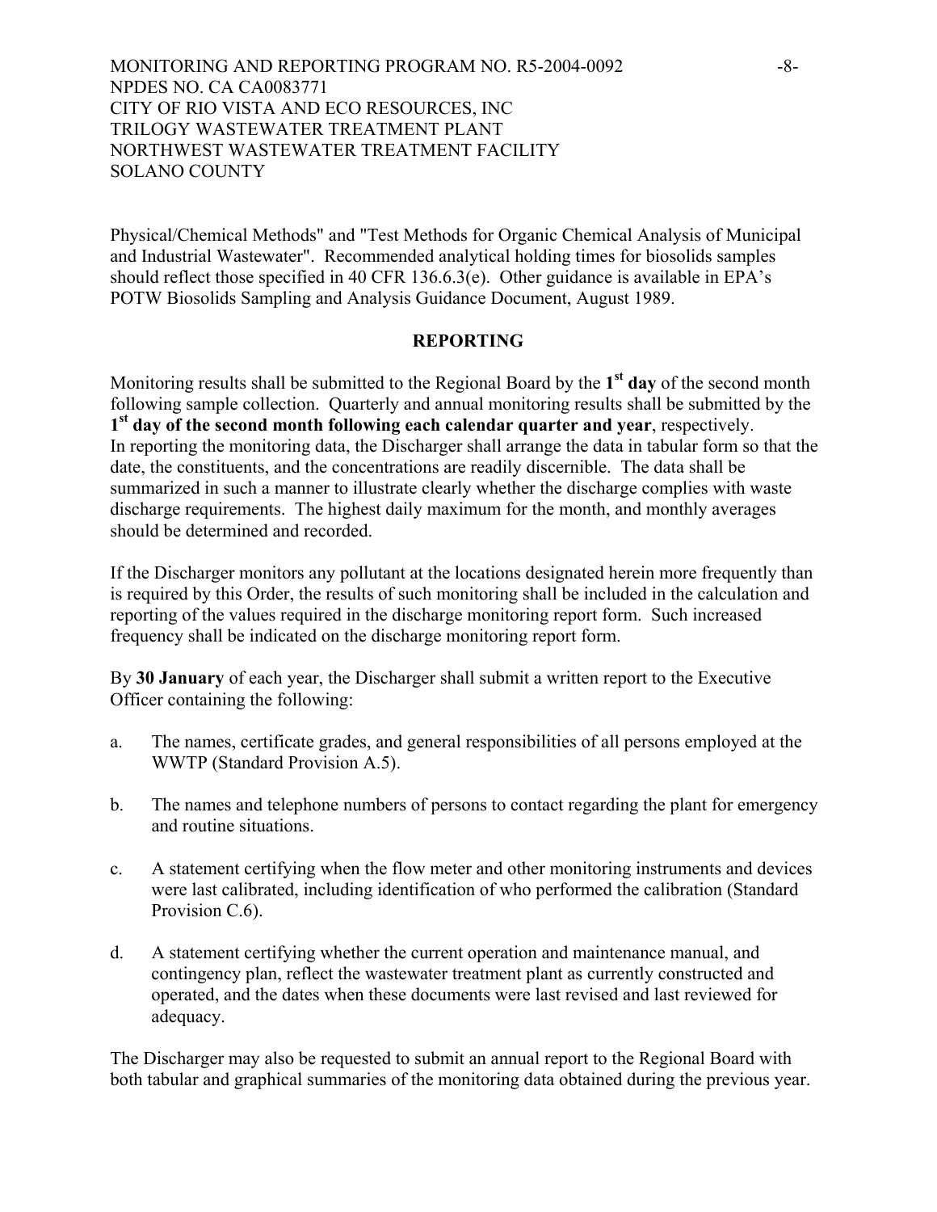Physical/Chemical Methods" and "Test Methods for Organic Chemical Analysis of Municipal and Industrial Wastewater". Recommended analytical holding times for biosolids samples should reflect those specified in 40 CFR 136.6.3(e). Other guidance is available in EPA's POTW Biosolids Sampling and Analysis Guidance Document, August 1989.

## REPORTING

Monitoring results shall be submitted to the Regional Board by the **1st day** of the second month following sample collection. Quarterly and annual monitoring results shall be submitted by the **1st day of the second month following each calendar quarter and year**, respectively. In reporting the monitoring data, the Discharger shall arrange the data in tabular form so that the date, the constituents, and the concentrations are readily discernible. The data shall be summarized in such a manner to illustrate clearly whether the discharge complies with waste discharge requirements. The highest daily maximum for the month, and monthly averages should be determined and recorded.

If the Discharger monitors any pollutant at the locations designated herein more frequently than is required by this Order, the results of such monitoring shall be included in the calculation and reporting of the values required in the discharge monitoring report form. Such increased frequency shall be indicated on the discharge monitoring report form.

By **30 January** of each year, the Discharger shall submit a written report to the Executive Officer containing the following:

a. The names, certificate grades, and general responsibilities of all persons employed at the WWTP (Standard Provision A.5).

b. The names and telephone numbers of persons to contact regarding the plant for emergency and routine situations.

c. A statement certifying when the flow meter and other monitoring instruments and devices were last calibrated, including identification of who performed the calibration (Standard Provision C.6).

d. A statement certifying whether the current operation and maintenance manual, and contingency plan, reflect the wastewater treatment plant as currently constructed and operated, and the dates when these documents were last revised and last reviewed for adequacy.

The Discharger may also be requested to submit an annual report to the Regional Board with both tabular and graphical summaries of the monitoring data obtained during the previous year.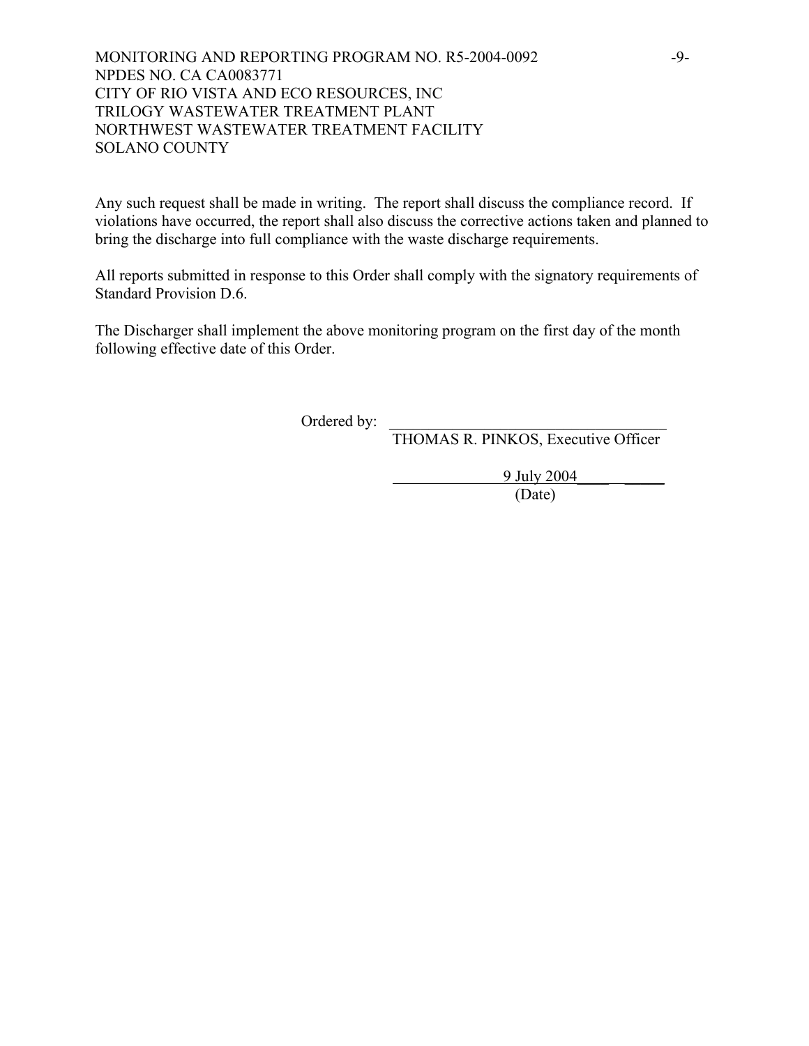Any such request shall be made in writing. The report shall discuss the compliance record. If violations have occurred, the report shall also discuss the corrective actions taken and planned to bring the discharge into full compliance with the waste discharge requirements.

All reports submitted in response to this Order shall comply with the signatory requirements of Standard Provision D.6.

The Discharger shall implement the above monitoring program on the first day of the month following effective date of this Order.

Ordered by: ____________________________________
THOMAS R. PINKOS, Executive Officer

9 July 2004
(Date)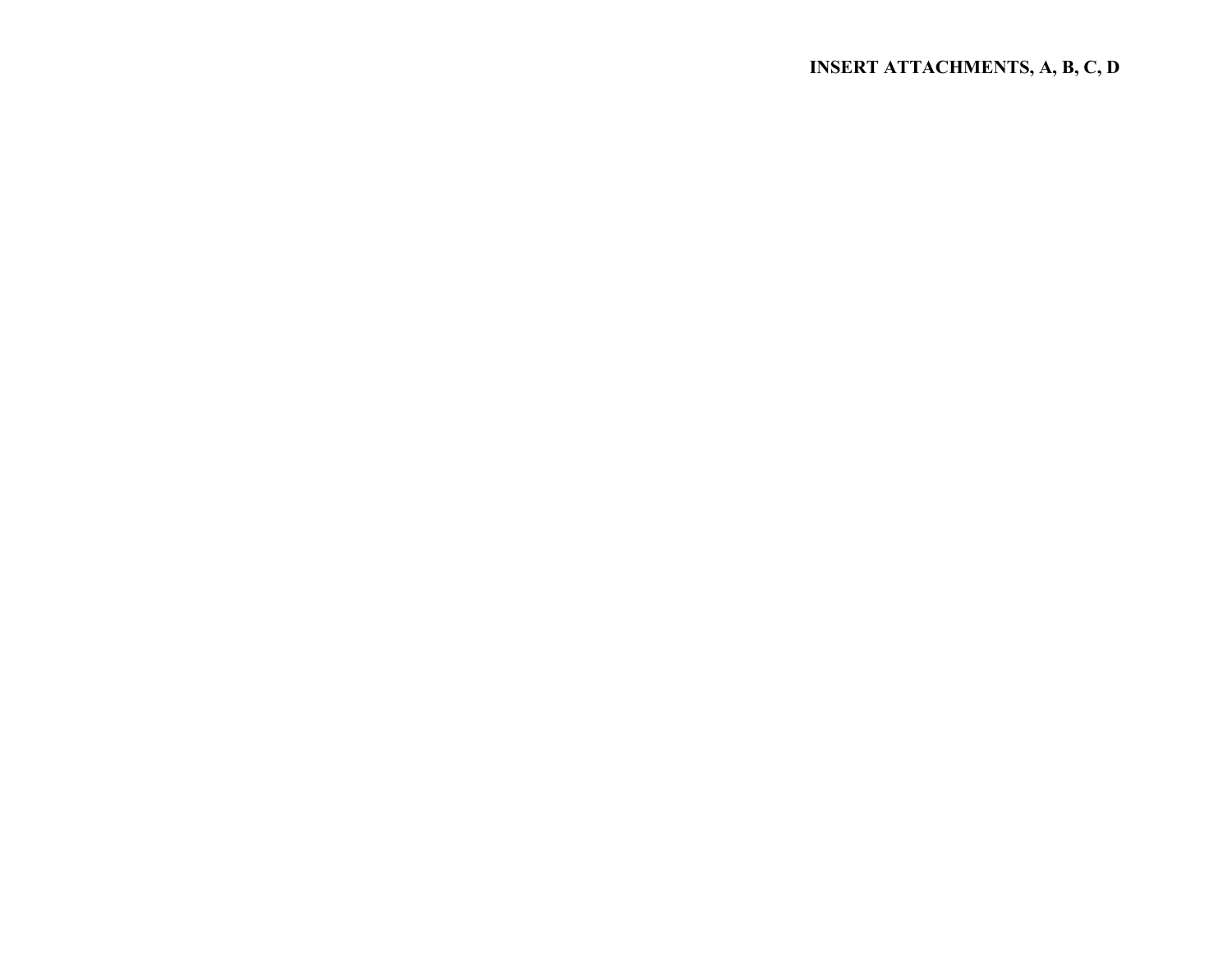**INSERT ATTACHMENTS, A, B, C, D**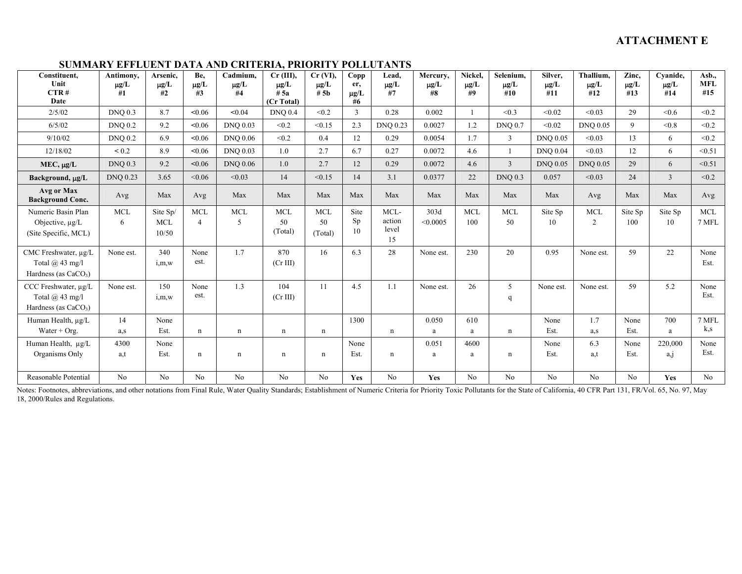**ATTACHMENT E**

## SUMMARY EFFLUENT DATA AND CRITERIA, PRIORITY POLLUTANTS

| Constituent, Unit CTR # Date | Antimony, µg/L #1 | Arsenic, µg/L #2 | Be, µg/L #3 | Cadmium, µg/L #4 | Cr (III), µg/L # 5a (Cr Total) | Cr (VI), µg/L # 5b | Copper, µg/L #6 | Lead, µg/L #7 | Mercury, µg/L #8 | Nickel, µg/L #9 | Selenium, µg/L #10 | Silver, µg/L #11 | Thallium, µg/L #12 | Zinc, µg/L #13 | Cyanide, µg/L #14 | Asb., MFL #15 |
|---|---|---|---|---|---|---|---|---|---|---|---|---|---|---|---|---|
| 2/5/02 | DNQ 0.3 | 8.7 | <0.06 | <0.04 | DNQ 0.4 | <0.2 | 3 | 0.28 | 0.002 | 1 | <0.3 | <0.02 | <0.03 | 29 | <0.6 | <0.2 |
| 6/5/02 | DNQ 0.2 | 9.2 | <0.06 | DNQ 0.03 | <0.2 | <0.15 | 2.3 | DNQ 0.23 | 0.0027 | 1.2 | DNQ 0.7 | <0.02 | DNQ 0.05 | 9 | <0.8 | <0.2 |
| 9/10/02 | DNQ 0.2 | 6.9 | <0.06 | DNQ 0.06 | <0.2 | 0.4 | 12 | 0.29 | 0.0054 | 1.7 | 3 | DNQ 0.05 | <0.03 | 13 | 6 | <0.2 |
| 12/18/02 | < 0.2 | 8.9 | <0.06 | DNQ 0.03 | 1.0 | 2.7 | 6.7 | 0.27 | 0.0072 | 4.6 | 1 | DNQ 0.04 | <0.03 | 12 | 6 | <0.51 |
| **MEC, µg/L** | DNQ 0.3 | 9.2 | <0.06 | DNQ 0.06 | 1.0 | 2.7 | 12 | 0.29 | 0.0072 | 4.6 | 3 | DNQ 0.05 | DNQ 0.05 | 29 | 6 | <0.51 |
| **Background, µg/L** | DNQ 0.23 | 3.65 | <0.06 | <0.03 | 14 | <0.15 | 14 | 3.1 | 0.0377 | 22 | DNQ 0.3 | 0.057 | <0.03 | 24 | 3 | <0.2 |
| **Avg or Max Background Conc.** | Avg | Max | Avg | Max | Max | Max | Max | Max | Max | Max | Max | Max | Avg | Max | Max | Avg |
| Numeric Basin Plan Objective, µg/L (Site Specific, MCL) | MCL 6 | Site Sp/ MCL 10/50 | MCL 4 | MCL 5 | MCL 50 (Total) | MCL 50 (Total) | Site Sp 10 | MCL- action level 15 | 303d <0.0005 | MCL 100 | MCL 50 | Site Sp 10 | MCL 2 | Site Sp 100 | Site Sp 10 | MCL 7 MFL |
| CMC Freshwater, µg/L Total @ 43 mg/l Hardness (as $CaCO_3$) | None est. | 340 i,m,w | None est. | 1.7 | 870 (Cr III) | 16 | 6.3 | 28 | None est. | 230 | 20 | 0.95 | None est. | 59 | 22 | None Est. |
| CCC Freshwater, µg/L Total @ 43 mg/l Hardness (as $CaCO_3$) | None est. | 150 i,m,w | None est. | 1.3 | 104 (Cr III) | 11 | 4.5 | 1.1 | None est. | 26 | 5 q | None est. | None est. | 59 | 5.2 | None Est. |
| Human Health, µg/L Water + Org. | 14 a,s | None Est. | n | n | n | n | 1300 | n | 0.050 a | 610 a | n | None Est. | 1.7 a,s | None Est. | 700 a | 7 MFL k,s |
| Human Health, µg/L Organisms Only | 4300 a,t | None Est. | n | n | n | n | None Est. | n | 0.051 a | 4600 a | n | None Est. | 6.3 a,t | None Est. | 220,000 a,j | None Est. |
| Reasonable Potential | No | No | No | No | No | No | **Yes** | No | **Yes** | No | No | No | No | No | **Yes** | No |

Notes: Footnotes, abbreviations, and other notations from Final Rule, Water Quality Standards; Establishment of Numeric Criteria for Priority Toxic Pollutants for the State of California, 40 CFR Part 131, FR/Vol. 65, No. 97, May 18, 2000/Rules and Regulations.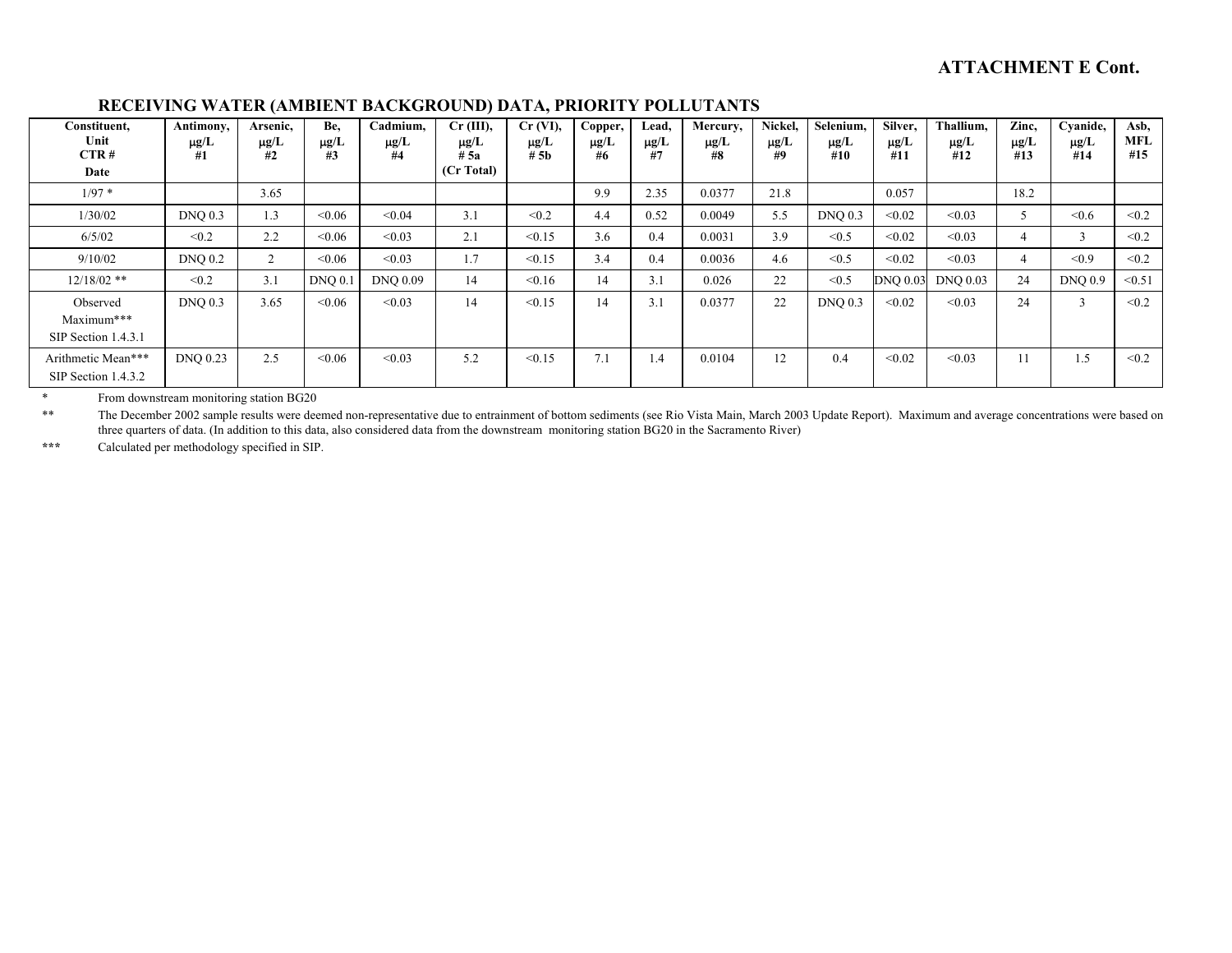**ATTACHMENT E Cont.**

## RECEIVING WATER (AMBIENT BACKGROUND) DATA, PRIORITY POLLUTANTS

| Constituent, Unit CTR # Date | Antimony, μg/L #1 | Arsenic, μg/L #2 | Be, μg/L #3 | Cadmium, μg/L #4 | Cr (III), μg/L # 5a (Cr Total) | Cr (VI), μg/L # 5b | Copper, μg/L #6 | Lead, μg/L #7 | Mercury, μg/L #8 | Nickel, μg/L #9 | Selenium, μg/L #10 | Silver, μg/L #11 | Thallium, μg/L #12 | Zinc, μg/L #13 | Cyanide, μg/L #14 | Asb, MFL #15 |
|---|---|---|---|---|---|---|---|---|---|---|---|---|---|---|---|---|
| 1/97 * | | 3.65 | | | | | 9.9 | 2.35 | 0.0377 | 21.8 | | 0.057 | | 18.2 | | |
| 1/30/02 | DNQ 0.3 | 1.3 | <0.06 | <0.04 | 3.1 | <0.2 | 4.4 | 0.52 | 0.0049 | 5.5 | DNQ 0.3 | <0.02 | <0.03 | 5 | <0.6 | <0.2 |
| 6/5/02 | <0.2 | 2.2 | <0.06 | <0.03 | 2.1 | <0.15 | 3.6 | 0.4 | 0.0031 | 3.9 | <0.5 | <0.02 | <0.03 | 4 | 3 | <0.2 |
| 9/10/02 | DNQ 0.2 | 2 | <0.06 | <0.03 | 1.7 | <0.15 | 3.4 | 0.4 | 0.0036 | 4.6 | <0.5 | <0.02 | <0.03 | 4 | <0.9 | <0.2 |
| 12/18/02 ** | <0.2 | 3.1 | DNQ 0.1 | DNQ 0.09 | 14 | <0.16 | 14 | 3.1 | 0.026 | 22 | <0.5 | DNQ 0.03 | DNQ 0.03 | 24 | DNQ 0.9 | <0.51 |
| Observed Maximum*** SIP Section 1.4.3.1 | DNQ 0.3 | 3.65 | <0.06 | <0.03 | 14 | <0.15 | 14 | 3.1 | 0.0377 | 22 | DNQ 0.3 | <0.02 | <0.03 | 24 | 3 | <0.2 |
| Arithmetic Mean*** SIP Section 1.4.3.2 | DNQ 0.23 | 2.5 | <0.06 | <0.03 | 5.2 | <0.15 | 7.1 | 1.4 | 0.0104 | 12 | 0.4 | <0.02 | <0.03 | 11 | 1.5 | <0.2 |

\* From downstream monitoring station BG20

\*\* The December 2002 sample results were deemed non-representative due to entrainment of bottom sediments (see Rio Vista Main, March 2003 Update Report). Maximum and average concentrations were based on three quarters of data. (In addition to this data, also considered data from the downstream monitoring station BG20 in the Sacramento River)

\*\*\* Calculated per methodology specified in SIP.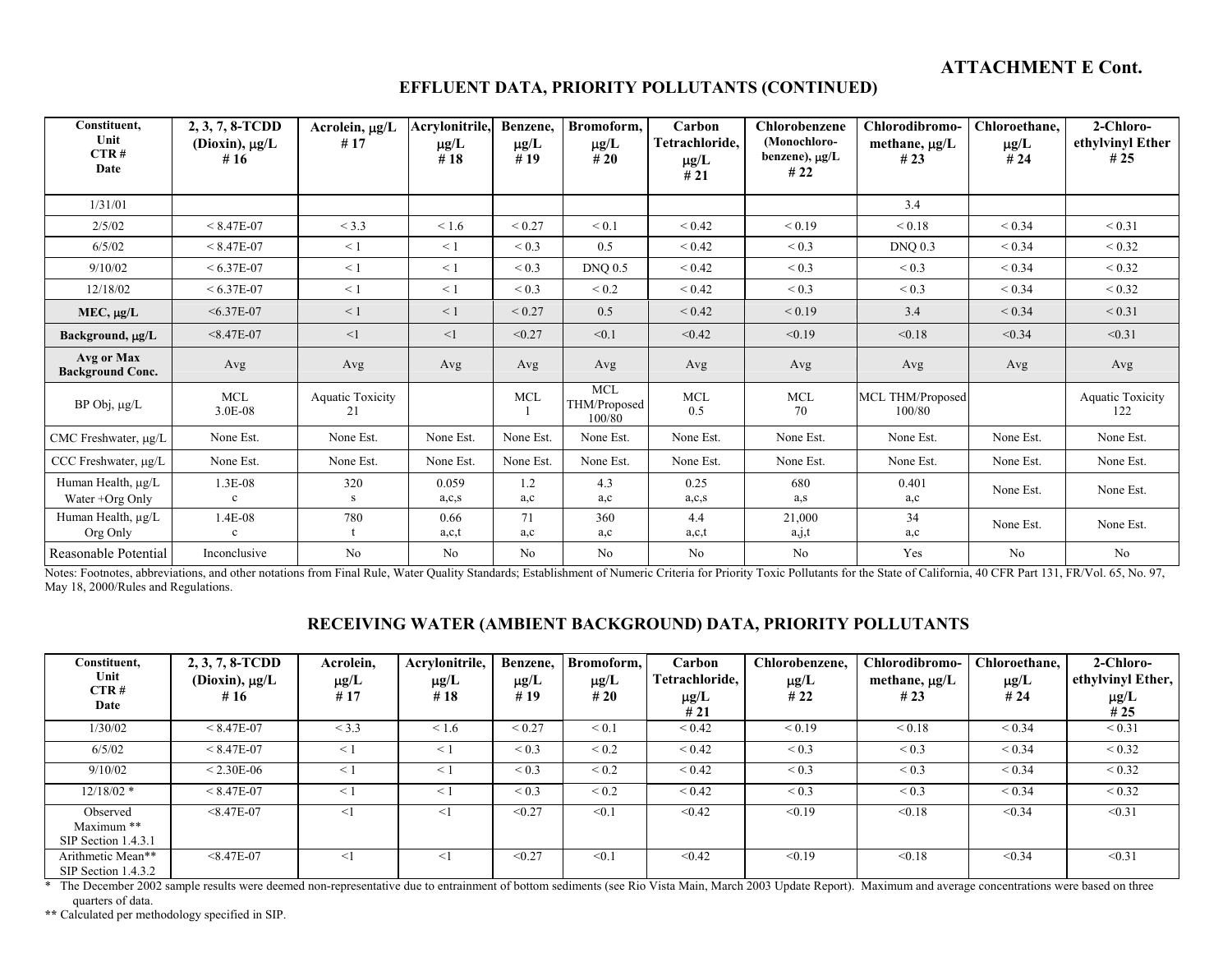## ATTACHMENT E Cont.

## EFFLUENT DATA, PRIORITY POLLUTANTS (CONTINUED)

| Constituent, Unit CTR # Date | 2, 3, 7, 8-TCDD (Dioxin), μg/L # 16 | Acrolein, μg/L # 17 | Acrylonitrile, μg/L # 18 | Benzene, μg/L # 19 | Bromoform, μg/L # 20 | Carbon Tetrachloride, μg/L # 21 | Chlorobenzene (Monochloro-benzene), μg/L # 22 | Chlorodibromo-methane, μg/L # 23 | Chloroethane, μg/L # 24 | 2-Chloro-ethylvinyl Ether # 25 |
|---|---|---|---|---|---|---|---|---|---|---|
| 1/31/01 | | | | | | | | 3.4 | | |
| 2/5/02 | < 8.47E-07 | < 3.3 | < 1.6 | < 0.27 | < 0.1 | < 0.42 | < 0.19 | < 0.18 | < 0.34 | < 0.31 |
| 6/5/02 | < 8.47E-07 | < 1 | < 1 | < 0.3 | 0.5 | < 0.42 | < 0.3 | DNQ 0.3 | < 0.34 | < 0.32 |
| 9/10/02 | < 6.37E-07 | < 1 | < 1 | < 0.3 | DNQ 0.5 | < 0.42 | < 0.3 | < 0.3 | < 0.34 | < 0.32 |
| 12/18/02 | < 6.37E-07 | < 1 | < 1 | < 0.3 | < 0.2 | < 0.42 | < 0.3 | < 0.3 | < 0.34 | < 0.32 |
| **MEC, μg/L** | <6.37E-07 | < 1 | < 1 | < 0.27 | 0.5 | < 0.42 | < 0.19 | 3.4 | < 0.34 | < 0.31 |
| **Background, μg/L** | <8.47E-07 | <1 | <1 | <0.27 | <0.1 | <0.42 | <0.19 | <0.18 | <0.34 | <0.31 |
| **Avg or Max Background Conc.** | Avg | Avg | Avg | Avg | Avg | Avg | Avg | Avg | Avg | Avg |
| BP Obj, μg/L | MCL 3.0E-08 | Aquatic Toxicity 21 | | MCL 1 | MCL THM/Proposed 100/80 | MCL 0.5 | MCL 70 | MCL THM/Proposed 100/80 | | Aquatic Toxicity 122 |
| CMC Freshwater, μg/L | None Est. | None Est. | None Est. | None Est. | None Est. | None Est. | None Est. | None Est. | None Est. | None Est. |
| CCC Freshwater, μg/L | None Est. | None Est. | None Est. | None Est. | None Est. | None Est. | None Est. | None Est. | None Est. | None Est. |
| Human Health, μg/L Water +Org Only | 1.3E-08 c | 320 s | 0.059 a,c,s | 1.2 a,c | 4.3 a,c | 0.25 a,c,s | 680 a,s | 0.401 a,c | None Est. | None Est. |
| Human Health, μg/L Org Only | 1.4E-08 c | 780 t | 0.66 a,c,t | 71 a,c | 360 a,c | 4.4 a,c,t | 21,000 a,j,t | 34 a,c | None Est. | None Est. |
| Reasonable Potential | Inconclusive | No | No | No | No | No | No | Yes | No | No |

Notes: Footnotes, abbreviations, and other notations from Final Rule, Water Quality Standards; Establishment of Numeric Criteria for Priority Toxic Pollutants for the State of California, 40 CFR Part 131, FR/Vol. 65, No. 97, May 18, 2000/Rules and Regulations.

## RECEIVING WATER (AMBIENT BACKGROUND) DATA, PRIORITY POLLUTANTS

| Constituent, Unit CTR # Date | 2, 3, 7, 8-TCDD (Dioxin), μg/L # 16 | Acrolein, μg/L # 17 | Acrylonitrile, μg/L # 18 | Benzene, μg/L # 19 | Bromoform, μg/L # 20 | Carbon Tetrachloride, μg/L # 21 | Chlorobenzene, μg/L # 22 | Chlorodibromo-methane, μg/L # 23 | Chloroethane, μg/L # 24 | 2-Chloro-ethylvinyl Ether, μg/L # 25 |
|---|---|---|---|---|---|---|---|---|---|---|
| 1/30/02 | < 8.47E-07 | < 3.3 | < 1.6 | < 0.27 | < 0.1 | < 0.42 | < 0.19 | < 0.18 | < 0.34 | < 0.31 |
| 6/5/02 | < 8.47E-07 | < 1 | < 1 | < 0.3 | < 0.2 | < 0.42 | < 0.3 | < 0.3 | < 0.34 | < 0.32 |
| 9/10/02 | < 2.30E-06 | < 1 | < 1 | < 0.3 | < 0.2 | < 0.42 | < 0.3 | < 0.3 | < 0.34 | < 0.32 |
| 12/18/02 * | < 8.47E-07 | < 1 | < 1 | < 0.3 | < 0.2 | < 0.42 | < 0.3 | < 0.3 | < 0.34 | < 0.32 |
| Observed Maximum ** SIP Section 1.4.3.1 | <8.47E-07 | <1 | <1 | <0.27 | <0.1 | <0.42 | <0.19 | <0.18 | <0.34 | <0.31 |
| Arithmetic Mean** SIP Section 1.4.3.2 | <8.47E-07 | <1 | <1 | <0.27 | <0.1 | <0.42 | <0.19 | <0.18 | <0.34 | <0.31 |

\* The December 2002 sample results were deemed non-representative due to entrainment of bottom sediments (see Rio Vista Main, March 2003 Update Report). Maximum and average concentrations were based on three quarters of data.

** Calculated per methodology specified in SIP.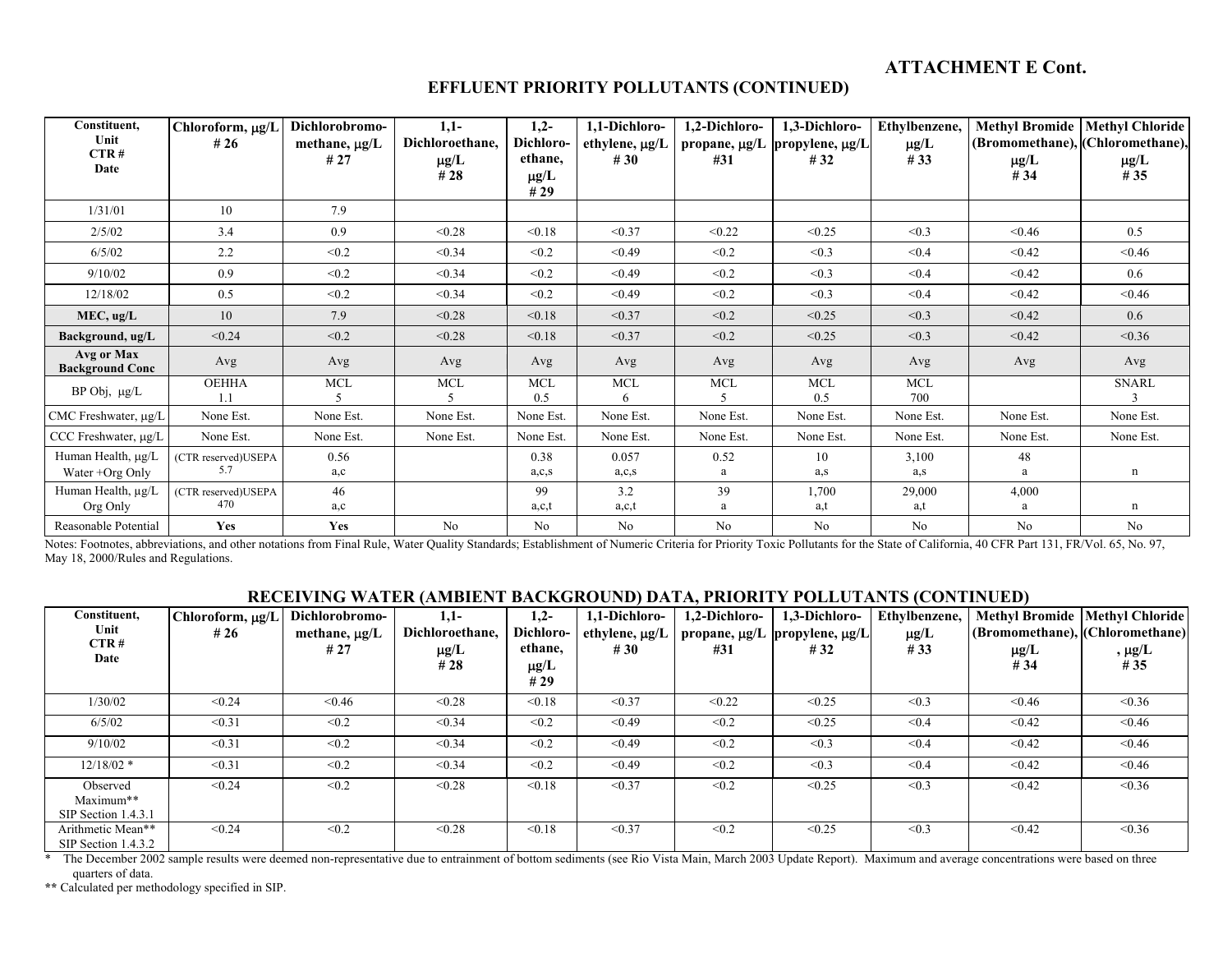**ATTACHMENT E Cont.**

## EFFLUENT PRIORITY POLLUTANTS (CONTINUED)

| Constituent, Unit CTR # Date | Chloroform, µg/L # 26 | Dichlorobromo-methane, µg/L # 27 | 1,1-Dichloroethane, µg/L # 28 | 1,2-Dichloro-ethane, µg/L # 29 | 1,1-Dichloro-ethylene, µg/L # 30 | 1,2-Dichloro-propane, µg/L #31 | 1,3-Dichloro-propylene, µg/L # 32 | Ethylbenzene, µg/L # 33 | Methyl Bromide (Bromomethane), µg/L # 34 | Methyl Chloride (Chloromethane), µg/L # 35 |
|---|---|---|---|---|---|---|---|---|---|---|
| 1/31/01 | 10 | 7.9 | | | | | | | | |
| 2/5/02 | 3.4 | 0.9 | <0.28 | <0.18 | <0.37 | <0.22 | <0.25 | <0.3 | <0.46 | 0.5 |
| 6/5/02 | 2.2 | <0.2 | <0.34 | <0.2 | <0.49 | <0.2 | <0.3 | <0.4 | <0.42 | <0.46 |
| 9/10/02 | 0.9 | <0.2 | <0.34 | <0.2 | <0.49 | <0.2 | <0.3 | <0.4 | <0.42 | 0.6 |
| 12/18/02 | 0.5 | <0.2 | <0.34 | <0.2 | <0.49 | <0.2 | <0.3 | <0.4 | <0.42 | <0.46 |
| **MEC, ug/L** | 10 | 7.9 | <0.28 | <0.18 | <0.37 | <0.2 | <0.25 | <0.3 | <0.42 | 0.6 |
| **Background, ug/L** | <0.24 | <0.2 | <0.28 | <0.18 | <0.37 | <0.2 | <0.25 | <0.3 | <0.42 | <0.36 |
| **Avg or Max Background Conc** | Avg | Avg | Avg | Avg | Avg | Avg | Avg | Avg | Avg | Avg |
| BP Obj, µg/L | OEHHA 1.1 | MCL 5 | MCL 5 | MCL 0.5 | MCL 6 | MCL 5 | MCL 0.5 | MCL 700 | | SNARL 3 |
| CMC Freshwater, µg/L | None Est. | None Est. | None Est. | None Est. | None Est. | None Est. | None Est. | None Est. | None Est. | None Est. |
| CCC Freshwater, µg/L | None Est. | None Est. | None Est. | None Est. | None Est. | None Est. | None Est. | None Est. | None Est. | None Est. |
| Human Health, µg/L Water +Org Only | (CTR reserved)USEPA 5.7 | 0.56 a,c | | 0.38 a,c,s | 0.057 a,c,s | 0.52 a | 10 a,s | 3,100 a,s | 48 a | n |
| Human Health, µg/L Org Only | (CTR reserved)USEPA 470 | 46 a,c | | 99 a,c,t | 3.2 a,c,t | 39 a | 1,700 a,t | 29,000 a,t | 4,000 a | n |
| Reasonable Potential | **Yes** | **Yes** | No | No | No | No | No | No | No | No |

Notes: Footnotes, abbreviations, and other notations from Final Rule, Water Quality Standards; Establishment of Numeric Criteria for Priority Toxic Pollutants for the State of California, 40 CFR Part 131, FR/Vol. 65, No. 97, May 18, 2000/Rules and Regulations.

## RECEIVING WATER (AMBIENT BACKGROUND) DATA, PRIORITY POLLUTANTS (CONTINUED)

| Constituent, Unit CTR # Date | Chloroform, µg/L # 26 | Dichlorobromo-methane, µg/L # 27 | 1,1-Dichloroethane, µg/L # 28 | 1,2-Dichloro-ethane, µg/L # 29 | 1,1-Dichloro-ethylene, µg/L # 30 | 1,2-Dichloro-propane, µg/L #31 | 1,3-Dichloro-propylene, µg/L # 32 | Ethylbenzene, µg/L # 33 | Methyl Bromide (Bromomethane), µg/L # 34 | Methyl Chloride (Chloromethane), µg/L # 35 |
|---|---|---|---|---|---|---|---|---|---|---|
| 1/30/02 | <0.24 | <0.46 | <0.28 | <0.18 | <0.37 | <0.22 | <0.25 | <0.3 | <0.46 | <0.36 |
| 6/5/02 | <0.31 | <0.2 | <0.34 | <0.2 | <0.49 | <0.2 | <0.25 | <0.4 | <0.42 | <0.46 |
| 9/10/02 | <0.31 | <0.2 | <0.34 | <0.2 | <0.49 | <0.2 | <0.3 | <0.4 | <0.42 | <0.46 |
| 12/18/02 * | <0.31 | <0.2 | <0.34 | <0.2 | <0.49 | <0.2 | <0.3 | <0.4 | <0.42 | <0.46 |
| Observed Maximum** SIP Section 1.4.3.1 | <0.24 | <0.2 | <0.28 | <0.18 | <0.37 | <0.2 | <0.25 | <0.3 | <0.42 | <0.36 |
| Arithmetic Mean** SIP Section 1.4.3.2 | <0.24 | <0.2 | <0.28 | <0.18 | <0.37 | <0.2 | <0.25 | <0.3 | <0.42 | <0.36 |

\* The December 2002 sample results were deemed non-representative due to entrainment of bottom sediments (see Rio Vista Main, March 2003 Update Report). Maximum and average concentrations were based on three quarters of data.

**\*\*** Calculated per methodology specified in SIP.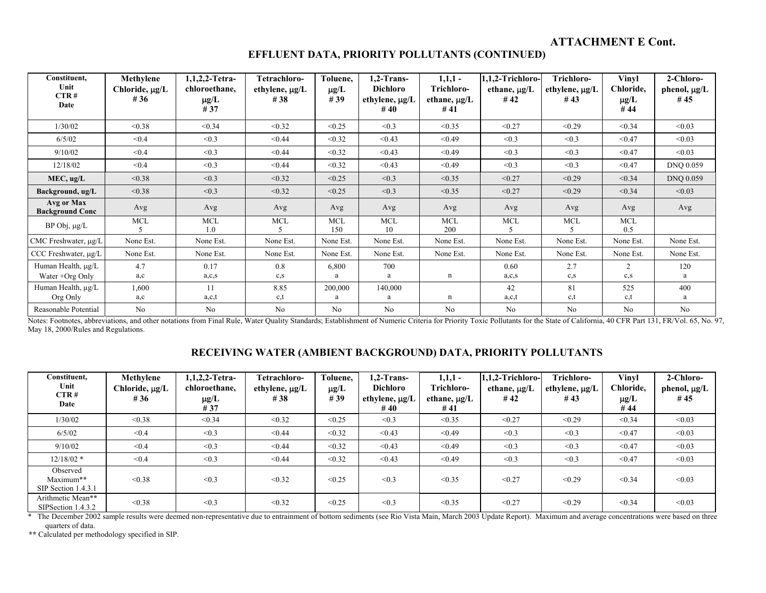**ATTACHMENT E Cont.**

## EFFLUENT DATA, PRIORITY POLLUTANTS (CONTINUED)

| Constituent, Unit CTR # Date | Methylene Chloride, μg/L # 36 | 1,1,2,2-Tetra-chloroethane, μg/L # 37 | Tetrachloro-ethylene, μg/L # 38 | Toluene, μg/L # 39 | 1,2-Trans-Dichloro ethylene, μg/L # 40 | 1,1,1 - Trichloro-ethane, μg/L # 41 | 1,1,2-Trichloro-ethane, μg/L # 42 | Trichloro-ethylene, μg/L # 43 | Vinyl Chloride, μg/L # 44 | 2-Chloro-phenol, μg/L # 45 |
|---|---|---|---|---|---|---|---|---|---|---|
| 1/30/02 | <0.38 | <0.34 | <0.32 | <0.25 | <0.3 | <0.35 | <0.27 | <0.29 | <0.34 | <0.03 |
| 6/5/02 | <0.4 | <0.3 | <0.44 | <0.32 | <0.43 | <0.49 | <0.3 | <0.3 | <0.47 | <0.03 |
| 9/10/02 | <0.4 | <0.3 | <0.44 | <0.32 | <0.43 | <0.49 | <0.3 | <0.3 | <0.47 | <0.03 |
| 12/18/02 | <0.4 | <0.3 | <0.44 | <0.32 | <0.43 | <0.49 | <0.3 | <0.3 | <0.47 | DNQ 0.059 |
| **MEC, ug/L** | <0.38 | <0.3 | <0.32 | <0.25 | <0.3 | <0.35 | <0.27 | <0.29 | <0.34 | DNQ 0.059 |
| **Background, ug/L** | <0.38 | <0.3 | <0.32 | <0.25 | <0.3 | <0.35 | <0.27 | <0.29 | <0.34 | <0.03 |
| **Avg or Max Background Conc** | Avg | Avg | Avg | Avg | Avg | Avg | Avg | Avg | Avg | Avg |
| BP Obj, μg/L | MCL 5 | MCL 1.0 | MCL 5 | MCL 150 | MCL 10 | MCL 200 | MCL 5 | MCL 5 | MCL 0.5 | |
| CMC Freshwater, μg/L | None Est. | None Est. | None Est. | None Est. | None Est. | None Est. | None Est. | None Est. | None Est. | None Est. |
| CCC Freshwater, μg/L | None Est. | None Est. | None Est. | None Est. | None Est. | None Est. | None Est. | None Est. | None Est. | None Est. |
| Human Health, μg/L Water +Org Only | 4.7 a,c | 0.17 a,c,s | 0.8 c,s | 6,800 a | 700 a | n | 0.60 a,c,s | 2.7 c,s | 2 c,s | 120 a |
| Human Health, μg/L Org Only | 1,600 a,c | 11 a,c,t | 8.85 c,t | 200,000 a | 140,000 a | n | 42 a,c,t | 81 c,t | 525 c,t | 400 a |
| Reasonable Potential | No | No | No | No | No | No | No | No | No | No |

Notes: Footnotes, abbreviations, and other notations from Final Rule, Water Quality Standards; Establishment of Numeric Criteria for Priority Toxic Pollutants for the State of California, 40 CFR Part 131, FR/Vol. 65, No. 97, May 18, 2000/Rules and Regulations.

## RECEIVING WATER (AMBIENT BACKGROUND) DATA, PRIORITY POLLUTANTS

| Constituent, Unit CTR # Date | Methylene Chloride, μg/L # 36 | 1,1,2,2-Tetra-chloroethane, μg/L # 37 | Tetrachloro-ethylene, μg/L # 38 | Toluene, μg/L # 39 | 1,2-Trans-Dichloro ethylene, μg/L # 40 | 1,1,1 - Trichloro-ethane, μg/L # 41 | 1,1,2-Trichloro-ethane, μg/L # 42 | Trichloro-ethylene, μg/L # 43 | Vinyl Chloride, μg/L # 44 | 2-Chloro-phenol, μg/L # 45 |
|---|---|---|---|---|---|---|---|---|---|---|
| 1/30/02 | <0.38 | <0.34 | <0.32 | <0.25 | <0.3 | <0.35 | <0.27 | <0.29 | <0.34 | <0.03 |
| 6/5/02 | <0.4 | <0.3 | <0.44 | <0.32 | <0.43 | <0.49 | <0.3 | <0.3 | <0.47 | <0.03 |
| 9/10/02 | <0.4 | <0.3 | <0.44 | <0.32 | <0.43 | <0.49 | <0.3 | <0.3 | <0.47 | <0.03 |
| 12/18/02 * | <0.4 | <0.3 | <0.44 | <0.32 | <0.43 | <0.49 | <0.3 | <0.3 | <0.47 | <0.03 |
| Observed Maximum** SIP Section 1.4.3.1 | <0.38 | <0.3 | <0.32 | <0.25 | <0.3 | <0.35 | <0.27 | <0.29 | <0.34 | <0.03 |
| Arithmetic Mean** SIPSection 1.4.3.2 | <0.38 | <0.3 | <0.32 | <0.25 | <0.3 | <0.35 | <0.27 | <0.29 | <0.34 | <0.03 |

* The December 2002 sample results were deemed non-representative due to entrainment of bottom sediments (see Rio Vista Main, March 2003 Update Report). Maximum and average concentrations were based on three quarters of data.

** Calculated per methodology specified in SIP.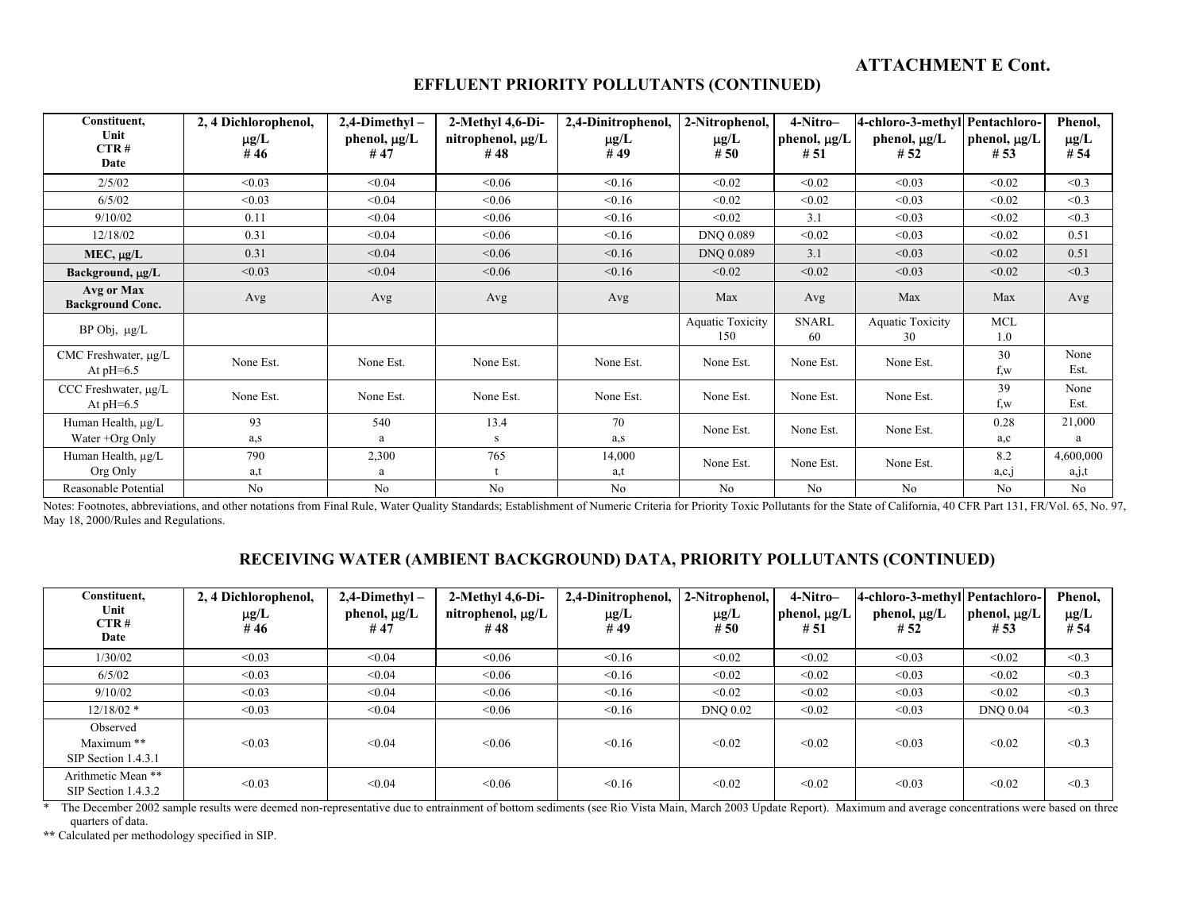**ATTACHMENT E Cont.**

## EFFLUENT PRIORITY POLLUTANTS (CONTINUED)

| Constituent, Unit CTR # Date | 2, 4 Dichlorophenol, μg/L # 46 | 2,4-Dimethyl – phenol, μg/L # 47 | 2-Methyl 4,6-Di-nitrophenol, μg/L # 48 | 2,4-Dinitrophenol, μg/L # 49 | 2-Nitrophenol, μg/L # 50 | 4-Nitro– phenol, μg/L # 51 | 4-chloro-3-methyl phenol, μg/L # 52 | Pentachloro-phenol, μg/L # 53 | Phenol, μg/L # 54 |
|---|---|---|---|---|---|---|---|---|---|
| 2/5/02 | <0.03 | <0.04 | <0.06 | <0.16 | <0.02 | <0.02 | <0.03 | <0.02 | <0.3 |
| 6/5/02 | <0.03 | <0.04 | <0.06 | <0.16 | <0.02 | <0.02 | <0.03 | <0.02 | <0.3 |
| 9/10/02 | 0.11 | <0.04 | <0.06 | <0.16 | <0.02 | 3.1 | <0.03 | <0.02 | <0.3 |
| 12/18/02 | 0.31 | <0.04 | <0.06 | <0.16 | DNQ 0.089 | <0.02 | <0.03 | <0.02 | 0.51 |
| **MEC, μg/L** | 0.31 | <0.04 | <0.06 | <0.16 | DNQ 0.089 | 3.1 | <0.03 | <0.02 | 0.51 |
| **Background, μg/L** | <0.03 | <0.04 | <0.06 | <0.16 | <0.02 | <0.02 | <0.03 | <0.02 | <0.3 |
| **Avg or Max Background Conc.** | Avg | Avg | Avg | Avg | Max | Avg | Max | Max | Avg |
| BP Obj, μg/L | | | | | Aquatic Toxicity 150 | SNARL 60 | Aquatic Toxicity 30 | MCL 1.0 | |
| CMC Freshwater, μg/L At pH=6.5 | None Est. | None Est. | None Est. | None Est. | None Est. | None Est. | None Est. | 30 f,w | None Est. |
| CCC Freshwater, μg/L At pH=6.5 | None Est. | None Est. | None Est. | None Est. | None Est. | None Est. | None Est. | 39 f,w | None Est. |
| Human Health, μg/L Water +Org Only | 93 a,s | 540 a | 13.4 s | 70 a,s | None Est. | None Est. | None Est. | 0.28 a,c | 21,000 a |
| Human Health, μg/L Org Only | 790 a,t | 2,300 a | 765 t | 14,000 a,t | None Est. | None Est. | None Est. | 8.2 a,c,j | 4,600,000 a,j,t |
| Reasonable Potential | No | No | No | No | No | No | No | No | No |

Notes: Footnotes, abbreviations, and other notations from Final Rule, Water Quality Standards; Establishment of Numeric Criteria for Priority Toxic Pollutants for the State of California, 40 CFR Part 131, FR/Vol. 65, No. 97, May 18, 2000/Rules and Regulations.

## RECEIVING WATER (AMBIENT BACKGROUND) DATA, PRIORITY POLLUTANTS (CONTINUED)

| Constituent, Unit CTR # Date | 2, 4 Dichlorophenol, μg/L # 46 | 2,4-Dimethyl – phenol, μg/L # 47 | 2-Methyl 4,6-Di-nitrophenol, μg/L # 48 | 2,4-Dinitrophenol, μg/L # 49 | 2-Nitrophenol, μg/L # 50 | 4-Nitro– phenol, μg/L # 51 | 4-chloro-3-methyl phenol, μg/L # 52 | Pentachloro-phenol, μg/L # 53 | Phenol, μg/L # 54 |
|---|---|---|---|---|---|---|---|---|---|
| 1/30/02 | <0.03 | <0.04 | <0.06 | <0.16 | <0.02 | <0.02 | <0.03 | <0.02 | <0.3 |
| 6/5/02 | <0.03 | <0.04 | <0.06 | <0.16 | <0.02 | <0.02 | <0.03 | <0.02 | <0.3 |
| 9/10/02 | <0.03 | <0.04 | <0.06 | <0.16 | <0.02 | <0.02 | <0.03 | <0.02 | <0.3 |
| 12/18/02 * | <0.03 | <0.04 | <0.06 | <0.16 | DNQ 0.02 | <0.02 | <0.03 | DNQ 0.04 | <0.3 |
| Observed Maximum ** SIP Section 1.4.3.1 | <0.03 | <0.04 | <0.06 | <0.16 | <0.02 | <0.02 | <0.03 | <0.02 | <0.3 |
| Arithmetic Mean ** SIP Section 1.4.3.2 | <0.03 | <0.04 | <0.06 | <0.16 | <0.02 | <0.02 | <0.03 | <0.02 | <0.3 |

\* The December 2002 sample results were deemed non-representative due to entrainment of bottom sediments (see Rio Vista Main, March 2003 Update Report). Maximum and average concentrations were based on three quarters of data.

\*\* Calculated per methodology specified in SIP.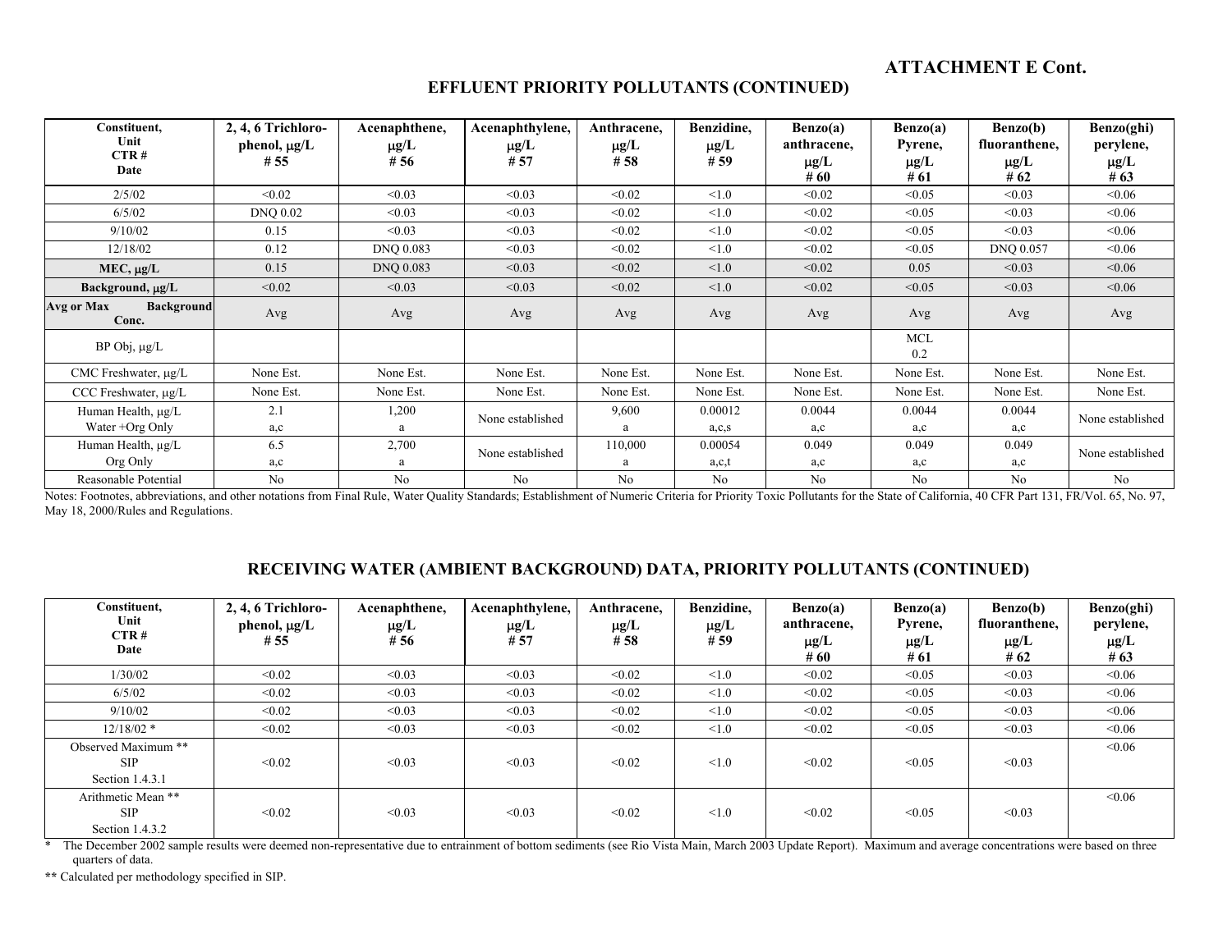**ATTACHMENT E Cont.**

## EFFLUENT PRIORITY POLLUTANTS (CONTINUED)

| Constituent, Unit CTR # Date | 2, 4, 6 Trichloro-phenol, μg/L # 55 | Acenaphthene, μg/L # 56 | Acenaphthylene, μg/L # 57 | Anthracene, μg/L # 58 | Benzidine, μg/L # 59 | Benzo(a) anthracene, μg/L # 60 | Benzo(a) Pyrene, μg/L # 61 | Benzo(b) fluoranthene, μg/L # 62 | Benzo(ghi) perylene, μg/L # 63 |
|---|---|---|---|---|---|---|---|---|---|
| 2/5/02 | <0.02 | <0.03 | <0.03 | <0.02 | <1.0 | <0.02 | <0.05 | <0.03 | <0.06 |
| 6/5/02 | DNQ 0.02 | <0.03 | <0.03 | <0.02 | <1.0 | <0.02 | <0.05 | <0.03 | <0.06 |
| 9/10/02 | 0.15 | <0.03 | <0.03 | <0.02 | <1.0 | <0.02 | <0.05 | <0.03 | <0.06 |
| 12/18/02 | 0.12 | DNQ 0.083 | <0.03 | <0.02 | <1.0 | <0.02 | <0.05 | DNQ 0.057 | <0.06 |
| **MEC, μg/L** | 0.15 | DNQ 0.083 | <0.03 | <0.02 | <1.0 | <0.02 | 0.05 | <0.03 | <0.06 |
| **Background, μg/L** | <0.02 | <0.03 | <0.03 | <0.02 | <1.0 | <0.02 | <0.05 | <0.03 | <0.06 |
| **Avg or Max Background Conc.** | Avg | Avg | Avg | Avg | Avg | Avg | Avg | Avg | Avg |
| BP Obj, μg/L | | | | | | | MCL 0.2 | | |
| CMC Freshwater, μg/L | None Est. | None Est. | None Est. | None Est. | None Est. | None Est. | None Est. | None Est. | None Est. |
| CCC Freshwater, μg/L | None Est. | None Est. | None Est. | None Est. | None Est. | None Est. | None Est. | None Est. | None Est. |
| Human Health, μg/L Water +Org Only | 2.1 a,c | 1,200 a | None established | 9,600 a | 0.00012 a,c,s | 0.0044 a,c | 0.0044 a,c | 0.0044 a,c | None established |
| Human Health, μg/L Org Only | 6.5 a,c | 2,700 a | None established | 110,000 a | 0.00054 a,c,t | 0.049 a,c | 0.049 a,c | 0.049 a,c | None established |
| Reasonable Potential | No | No | No | No | No | No | No | No | No |

Notes: Footnotes, abbreviations, and other notations from Final Rule, Water Quality Standards; Establishment of Numeric Criteria for Priority Toxic Pollutants for the State of California, 40 CFR Part 131, FR/Vol. 65, No. 97, May 18, 2000/Rules and Regulations.

## RECEIVING WATER (AMBIENT BACKGROUND) DATA, PRIORITY POLLUTANTS (CONTINUED)

| Constituent, Unit CTR # Date | 2, 4, 6 Trichloro-phenol, μg/L # 55 | Acenaphthene, μg/L # 56 | Acenaphthylene, μg/L # 57 | Anthracene, μg/L # 58 | Benzidine, μg/L # 59 | Benzo(a) anthracene, μg/L # 60 | Benzo(a) Pyrene, μg/L # 61 | Benzo(b) fluoranthene, μg/L # 62 | Benzo(ghi) perylene, μg/L # 63 |
|---|---|---|---|---|---|---|---|---|---|
| 1/30/02 | <0.02 | <0.03 | <0.03 | <0.02 | <1.0 | <0.02 | <0.05 | <0.03 | <0.06 |
| 6/5/02 | <0.02 | <0.03 | <0.03 | <0.02 | <1.0 | <0.02 | <0.05 | <0.03 | <0.06 |
| 9/10/02 | <0.02 | <0.03 | <0.03 | <0.02 | <1.0 | <0.02 | <0.05 | <0.03 | <0.06 |
| 12/18/02 * | <0.02 | <0.03 | <0.03 | <0.02 | <1.0 | <0.02 | <0.05 | <0.03 | <0.06 |
| Observed Maximum ** SIP Section 1.4.3.1 | <0.02 | <0.03 | <0.03 | <0.02 | <1.0 | <0.02 | <0.05 | <0.03 | <0.06 |
| Arithmetic Mean ** SIP Section 1.4.3.2 | <0.02 | <0.03 | <0.03 | <0.02 | <1.0 | <0.02 | <0.05 | <0.03 | <0.06 |

\* The December 2002 sample results were deemed non-representative due to entrainment of bottom sediments (see Rio Vista Main, March 2003 Update Report). Maximum and average concentrations were based on three quarters of data.

** Calculated per methodology specified in SIP.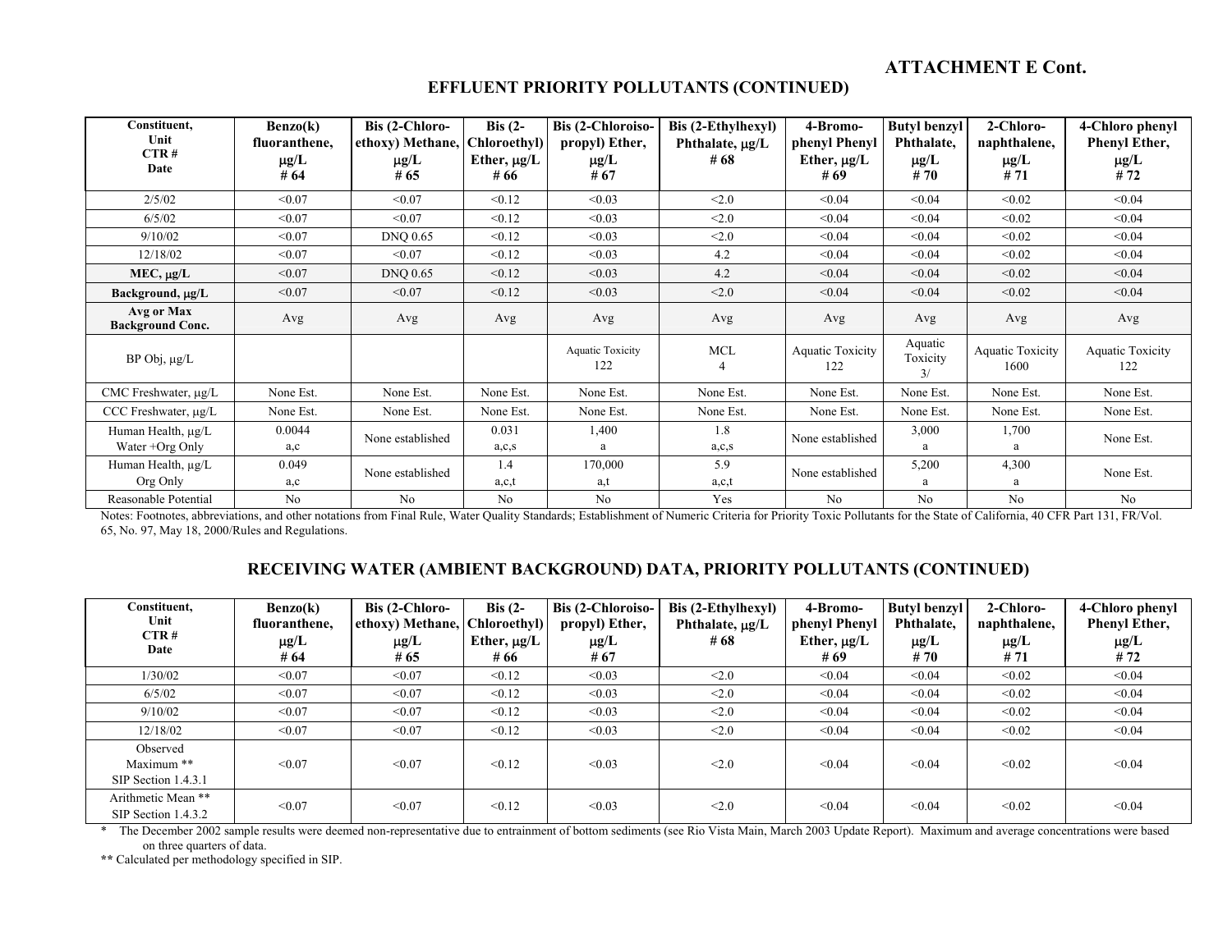## ATTACHMENT E Cont.

## EFFLUENT PRIORITY POLLUTANTS (CONTINUED)

| Constituent, Unit CTR # Date | Benzo(k) fluoranthene, μg/L # 64 | Bis (2-Chloro-ethoxy) Methane, μg/L # 65 | Bis (2-Chloroethyl) Ether, μg/L # 66 | Bis (2-Chloroiso-propyl) Ether, μg/L # 67 | Bis (2-Ethylhexyl) Phthalate, μg/L # 68 | 4-Bromo-phenyl Phenyl Ether, μg/L # 69 | Butyl benzyl Phthalate, μg/L # 70 | 2-Chloro-naphthalene, μg/L # 71 | 4-Chloro phenyl Phenyl Ether, μg/L # 72 |
|---|---|---|---|---|---|---|---|---|---|
| 2/5/02 | <0.07 | <0.07 | <0.12 | <0.03 | <2.0 | <0.04 | <0.04 | <0.02 | <0.04 |
| 6/5/02 | <0.07 | <0.07 | <0.12 | <0.03 | <2.0 | <0.04 | <0.04 | <0.02 | <0.04 |
| 9/10/02 | <0.07 | DNQ 0.65 | <0.12 | <0.03 | <2.0 | <0.04 | <0.04 | <0.02 | <0.04 |
| 12/18/02 | <0.07 | <0.07 | <0.12 | <0.03 | 4.2 | <0.04 | <0.04 | <0.02 | <0.04 |
| **MEC, μg/L** | <0.07 | DNQ 0.65 | <0.12 | <0.03 | 4.2 | <0.04 | <0.04 | <0.02 | <0.04 |
| **Background, μg/L** | <0.07 | <0.07 | <0.12 | <0.03 | <2.0 | <0.04 | <0.04 | <0.02 | <0.04 |
| **Avg or Max Background Conc.** | Avg | Avg | Avg | Avg | Avg | Avg | Avg | Avg | Avg |
| BP Obj, μg/L | | | | Aquatic Toxicity 122 | MCL 4 | Aquatic Toxicity 122 | Aquatic Toxicity 3/ | Aquatic Toxicity 1600 | Aquatic Toxicity 122 |
| CMC Freshwater, μg/L | None Est. | None Est. | None Est. | None Est. | None Est. | None Est. | None Est. | None Est. | None Est. |
| CCC Freshwater, μg/L | None Est. | None Est. | None Est. | None Est. | None Est. | None Est. | None Est. | None Est. | None Est. |
| Human Health, μg/L Water +Org Only | 0.0044 a,c | None established | 0.031 a,c,s | 1,400 a | 1.8 a,c,s | None established | 3,000 a | 1,700 a | None Est. |
| Human Health, μg/L Org Only | 0.049 a,c | None established | 1.4 a,c,t | 170,000 a,t | 5.9 a,c,t | None established | 5,200 a | 4,300 a | None Est. |
| Reasonable Potential | No | No | No | No | Yes | No | No | No | No |

Notes: Footnotes, abbreviations, and other notations from Final Rule, Water Quality Standards; Establishment of Numeric Criteria for Priority Toxic Pollutants for the State of California, 40 CFR Part 131, FR/Vol. 65, No. 97, May 18, 2000/Rules and Regulations.

## RECEIVING WATER (AMBIENT BACKGROUND) DATA, PRIORITY POLLUTANTS (CONTINUED)

| Constituent, Unit CTR # Date | Benzo(k) fluoranthene, μg/L # 64 | Bis (2-Chloro-ethoxy) Methane, μg/L # 65 | Bis (2-Chloroethyl) Ether, μg/L # 66 | Bis (2-Chloroiso-propyl) Ether, μg/L # 67 | Bis (2-Ethylhexyl) Phthalate, μg/L # 68 | 4-Bromo-phenyl Phenyl Ether, μg/L # 69 | Butyl benzyl Phthalate, μg/L # 70 | 2-Chloro-naphthalene, μg/L # 71 | 4-Chloro phenyl Phenyl Ether, μg/L # 72 |
|---|---|---|---|---|---|---|---|---|---|
| 1/30/02 | <0.07 | <0.07 | <0.12 | <0.03 | <2.0 | <0.04 | <0.04 | <0.02 | <0.04 |
| 6/5/02 | <0.07 | <0.07 | <0.12 | <0.03 | <2.0 | <0.04 | <0.04 | <0.02 | <0.04 |
| 9/10/02 | <0.07 | <0.07 | <0.12 | <0.03 | <2.0 | <0.04 | <0.04 | <0.02 | <0.04 |
| 12/18/02 | <0.07 | <0.07 | <0.12 | <0.03 | <2.0 | <0.04 | <0.04 | <0.02 | <0.04 |
| Observed Maximum ** SIP Section 1.4.3.1 | <0.07 | <0.07 | <0.12 | <0.03 | <2.0 | <0.04 | <0.04 | <0.02 | <0.04 |
| Arithmetic Mean ** SIP Section 1.4.3.2 | <0.07 | <0.07 | <0.12 | <0.03 | <2.0 | <0.04 | <0.04 | <0.02 | <0.04 |

\* The December 2002 sample results were deemed non-representative due to entrainment of bottom sediments (see Rio Vista Main, March 2003 Update Report). Maximum and average concentrations were based on three quarters of data.

** Calculated per methodology specified in SIP.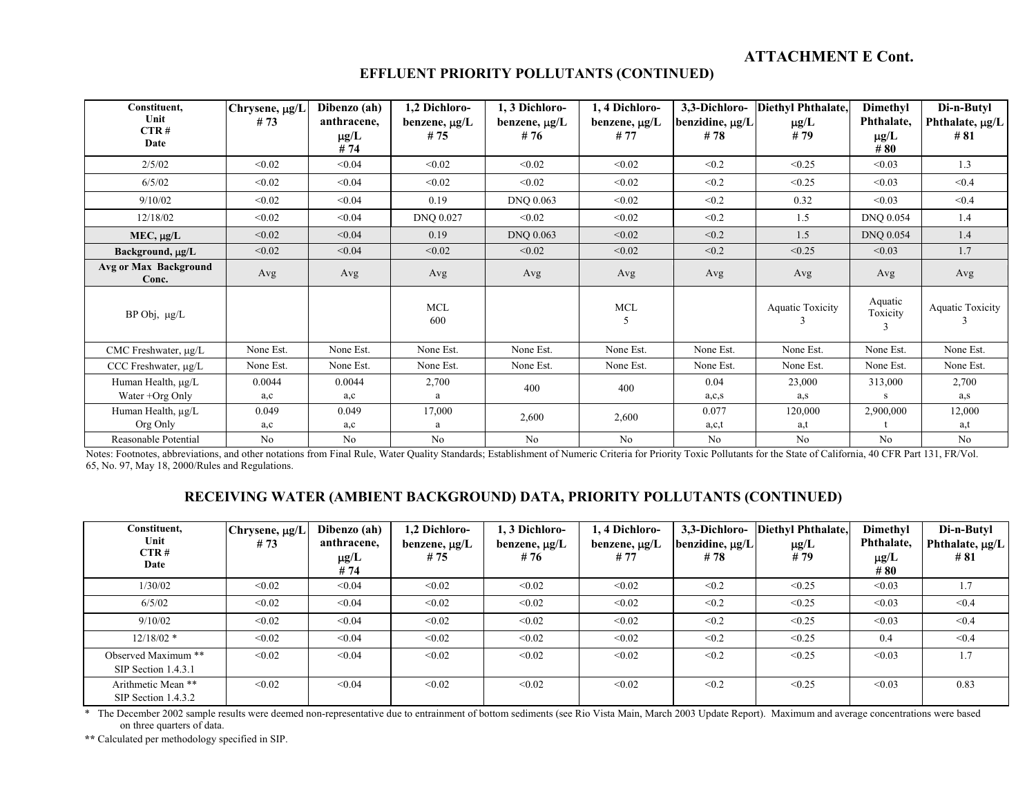**ATTACHMENT E Cont.**

## EFFLUENT PRIORITY POLLUTANTS (CONTINUED)

| Constituent, Unit CTR # Date | Chrysene, μg/L # 73 | Dibenzo (ah) anthracene, μg/L # 74 | 1,2 Dichloro-benzene, μg/L # 75 | 1, 3 Dichloro-benzene, μg/L # 76 | 1, 4 Dichloro-benzene, μg/L # 77 | 3,3-Dichloro-benzidine, μg/L # 78 | Diethyl Phthalate, μg/L # 79 | Dimethyl Phthalate, μg/L # 80 | Di-n-Butyl Phthalate, μg/L # 81 |
|---|---|---|---|---|---|---|---|---|---|
| 2/5/02 | <0.02 | <0.04 | <0.02 | <0.02 | <0.02 | <0.2 | <0.25 | <0.03 | 1.3 |
| 6/5/02 | <0.02 | <0.04 | <0.02 | <0.02 | <0.02 | <0.2 | <0.25 | <0.03 | <0.4 |
| 9/10/02 | <0.02 | <0.04 | 0.19 | DNQ 0.063 | <0.02 | <0.2 | 0.32 | <0.03 | <0.4 |
| 12/18/02 | <0.02 | <0.04 | DNQ 0.027 | <0.02 | <0.02 | <0.2 | 1.5 | DNQ 0.054 | 1.4 |
| **MEC, μg/L** | <0.02 | <0.04 | 0.19 | DNQ 0.063 | <0.02 | <0.2 | 1.5 | DNQ 0.054 | 1.4 |
| **Background, μg/L** | <0.02 | <0.04 | <0.02 | <0.02 | <0.02 | <0.2 | <0.25 | <0.03 | 1.7 |
| **Avg or Max Background Conc.** | Avg | Avg | Avg | Avg | Avg | Avg | Avg | Avg | Avg |
| BP Obj, μg/L | | | MCL 600 | | MCL 5 | | Aquatic Toxicity 3 | Aquatic Toxicity 3 | Aquatic Toxicity 3 |
| CMC Freshwater, μg/L | None Est. | None Est. | None Est. | None Est. | None Est. | None Est. | None Est. | None Est. | None Est. |
| CCC Freshwater, μg/L | None Est. | None Est. | None Est. | None Est. | None Est. | None Est. | None Est. | None Est. | None Est. |
| Human Health, μg/L Water +Org Only | 0.0044 a,c | 0.0044 a,c | 2,700 a | 400 | 400 | 0.04 a,c,s | 23,000 a,s | 313,000 s | 2,700 a,s |
| Human Health, μg/L Org Only | 0.049 a,c | 0.049 a,c | 17,000 a | 2,600 | 2,600 | 0.077 a,c,t | 120,000 a,t | 2,900,000 t | 12,000 a,t |
| Reasonable Potential | No | No | No | No | No | No | No | No | No |

Notes: Footnotes, abbreviations, and other notations from Final Rule, Water Quality Standards; Establishment of Numeric Criteria for Priority Toxic Pollutants for the State of California, 40 CFR Part 131, FR/Vol. 65, No. 97, May 18, 2000/Rules and Regulations.

## RECEIVING WATER (AMBIENT BACKGROUND) DATA, PRIORITY POLLUTANTS (CONTINUED)

| Constituent, Unit CTR # Date | Chrysene, μg/L # 73 | Dibenzo (ah) anthracene, μg/L # 74 | 1,2 Dichloro-benzene, μg/L # 75 | 1, 3 Dichloro-benzene, μg/L # 76 | 1, 4 Dichloro-benzene, μg/L # 77 | 3,3-Dichloro-benzidine, μg/L # 78 | Diethyl Phthalate, μg/L # 79 | Dimethyl Phthalate, μg/L # 80 | Di-n-Butyl Phthalate, μg/L # 81 |
|---|---|---|---|---|---|---|---|---|---|
| 1/30/02 | <0.02 | <0.04 | <0.02 | <0.02 | <0.02 | <0.2 | <0.25 | <0.03 | 1.7 |
| 6/5/02 | <0.02 | <0.04 | <0.02 | <0.02 | <0.02 | <0.2 | <0.25 | <0.03 | <0.4 |
| 9/10/02 | <0.02 | <0.04 | <0.02 | <0.02 | <0.02 | <0.2 | <0.25 | <0.03 | <0.4 |
| 12/18/02 * | <0.02 | <0.04 | <0.02 | <0.02 | <0.02 | <0.2 | <0.25 | 0.4 | <0.4 |
| Observed Maximum ** SIP Section 1.4.3.1 | <0.02 | <0.04 | <0.02 | <0.02 | <0.02 | <0.2 | <0.25 | <0.03 | 1.7 |
| Arithmetic Mean ** SIP Section 1.4.3.2 | <0.02 | <0.04 | <0.02 | <0.02 | <0.02 | <0.2 | <0.25 | <0.03 | 0.83 |

\* The December 2002 sample results were deemed non-representative due to entrainment of bottom sediments (see Rio Vista Main, March 2003 Update Report). Maximum and average concentrations were based on three quarters of data.

** Calculated per methodology specified in SIP.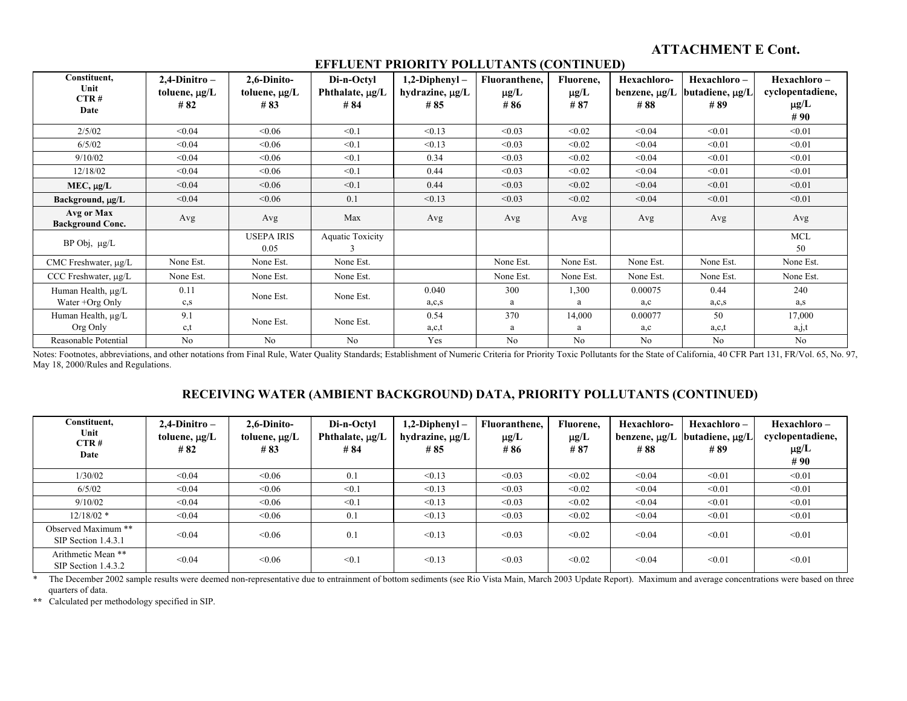**ATTACHMENT E Cont.**

## EFFLUENT PRIORITY POLLUTANTS (CONTINUED)

| Constituent, Unit CTR # Date | 2,4-Dinitro – toluene, μg/L # 82 | 2,6-Dinito-toluene, μg/L # 83 | Di-n-Octyl Phthalate, μg/L # 84 | 1,2-Diphenyl – hydrazine, μg/L # 85 | Fluoranthene, μg/L # 86 | Fluorene, μg/L # 87 | Hexachloro-benzene, μg/L # 88 | Hexachloro – butadiene, μg/L # 89 | Hexachloro – cyclopentadiene, μg/L # 90 |
|---|---|---|---|---|---|---|---|---|---|
| 2/5/02 | <0.04 | <0.06 | <0.1 | <0.13 | <0.03 | <0.02 | <0.04 | <0.01 | <0.01 |
| 6/5/02 | <0.04 | <0.06 | <0.1 | <0.13 | <0.03 | <0.02 | <0.04 | <0.01 | <0.01 |
| 9/10/02 | <0.04 | <0.06 | <0.1 | 0.34 | <0.03 | <0.02 | <0.04 | <0.01 | <0.01 |
| 12/18/02 | <0.04 | <0.06 | <0.1 | 0.44 | <0.03 | <0.02 | <0.04 | <0.01 | <0.01 |
| **MEC, μg/L** | <0.04 | <0.06 | <0.1 | 0.44 | <0.03 | <0.02 | <0.04 | <0.01 | <0.01 |
| **Background, μg/L** | <0.04 | <0.06 | 0.1 | <0.13 | <0.03 | <0.02 | <0.04 | <0.01 | <0.01 |
| **Avg or Max Background Conc.** | Avg | Avg | Max | Avg | Avg | Avg | Avg | Avg | Avg |
| BP Obj, μg/L | | USEPA IRIS 0.05 | Aquatic Toxicity 3 | | | | | | MCL 50 |
| CMC Freshwater, μg/L | None Est. | None Est. | None Est. | | None Est. | None Est. | None Est. | None Est. | None Est. |
| CCC Freshwater, μg/L | None Est. | None Est. | None Est. | | None Est. | None Est. | None Est. | None Est. | None Est. |
| Human Health, μg/L Water +Org Only | 0.11 c,s | None Est. | None Est. | 0.040 a,c,s | 300 a | 1,300 a | 0.00075 a,c | 0.44 a,c,s | 240 a,s |
| Human Health, μg/L Org Only | 9.1 c,t | None Est. | None Est. | 0.54 a,c,t | 370 a | 14,000 a | 0.00077 a,c | 50 a,c,t | 17,000 a,j,t |
| Reasonable Potential | No | No | No | Yes | No | No | No | No | No |

Notes: Footnotes, abbreviations, and other notations from Final Rule, Water Quality Standards; Establishment of Numeric Criteria for Priority Toxic Pollutants for the State of California, 40 CFR Part 131, FR/Vol. 65, No. 97, May 18, 2000/Rules and Regulations.

## RECEIVING WATER (AMBIENT BACKGROUND) DATA, PRIORITY POLLUTANTS (CONTINUED)

| Constituent, Unit CTR # Date | 2,4-Dinitro – toluene, μg/L # 82 | 2,6-Dinito-toluene, μg/L # 83 | Di-n-Octyl Phthalate, μg/L # 84 | 1,2-Diphenyl – hydrazine, μg/L # 85 | Fluoranthene, μg/L # 86 | Fluorene, μg/L # 87 | Hexachloro-benzene, μg/L # 88 | Hexachloro – butadiene, μg/L # 89 | Hexachloro – cyclopentadiene, μg/L # 90 |
|---|---|---|---|---|---|---|---|---|---|
| 1/30/02 | <0.04 | <0.06 | 0.1 | <0.13 | <0.03 | <0.02 | <0.04 | <0.01 | <0.01 |
| 6/5/02 | <0.04 | <0.06 | <0.1 | <0.13 | <0.03 | <0.02 | <0.04 | <0.01 | <0.01 |
| 9/10/02 | <0.04 | <0.06 | <0.1 | <0.13 | <0.03 | <0.02 | <0.04 | <0.01 | <0.01 |
| 12/18/02 * | <0.04 | <0.06 | 0.1 | <0.13 | <0.03 | <0.02 | <0.04 | <0.01 | <0.01 |
| Observed Maximum ** SIP Section 1.4.3.1 | <0.04 | <0.06 | 0.1 | <0.13 | <0.03 | <0.02 | <0.04 | <0.01 | <0.01 |
| Arithmetic Mean ** SIP Section 1.4.3.2 | <0.04 | <0.06 | <0.1 | <0.13 | <0.03 | <0.02 | <0.04 | <0.01 | <0.01 |

\* The December 2002 sample results were deemed non-representative due to entrainment of bottom sediments (see Rio Vista Main, March 2003 Update Report). Maximum and average concentrations were based on three quarters of data.

** Calculated per methodology specified in SIP.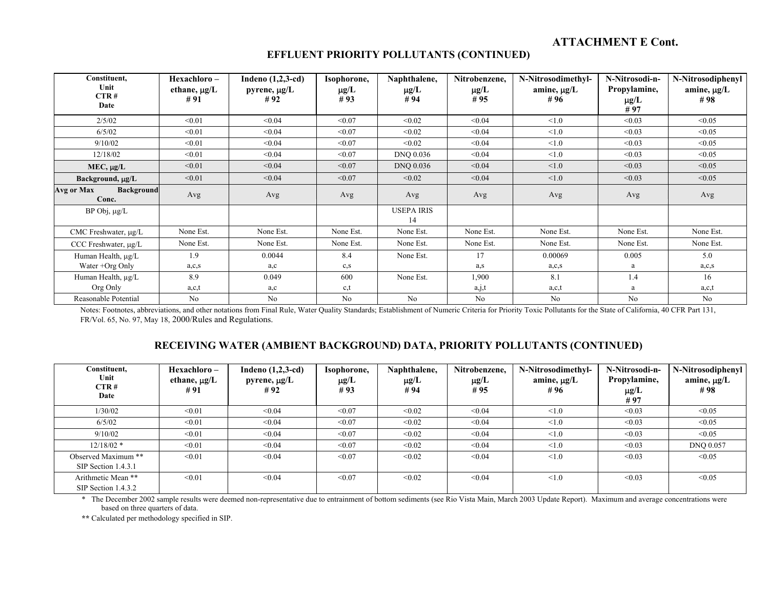**ATTACHMENT E Cont.**

## EFFLUENT PRIORITY POLLUTANTS (CONTINUED)

| Constituent, Unit CTR # Date | Hexachloro – ethane, µg/L # 91 | Indeno (1,2,3-cd) pyrene, µg/L # 92 | Isophorone, µg/L # 93 | Naphthalene, µg/L # 94 | Nitrobenzene, µg/L # 95 | N-Nitrosodimethyl-amine, µg/L # 96 | N-Nitrosodi-n-Propylamine, µg/L # 97 | N-Nitrosodiphenyl amine, µg/L # 98 |
|---|---|---|---|---|---|---|---|---|
| 2/5/02 | <0.01 | <0.04 | <0.07 | <0.02 | <0.04 | <1.0 | <0.03 | <0.05 |
| 6/5/02 | <0.01 | <0.04 | <0.07 | <0.02 | <0.04 | <1.0 | <0.03 | <0.05 |
| 9/10/02 | <0.01 | <0.04 | <0.07 | <0.02 | <0.04 | <1.0 | <0.03 | <0.05 |
| 12/18/02 | <0.01 | <0.04 | <0.07 | DNQ 0.036 | <0.04 | <1.0 | <0.03 | <0.05 |
| **MEC, µg/L** | <0.01 | <0.04 | <0.07 | DNQ 0.036 | <0.04 | <1.0 | <0.03 | <0.05 |
| **Background, µg/L** | <0.01 | <0.04 | <0.07 | <0.02 | <0.04 | <1.0 | <0.03 | <0.05 |
| **Avg or Max Background Conc.** | Avg | Avg | Avg | Avg | Avg | Avg | Avg | Avg |
| BP Obj, µg/L | | | | USEPA IRIS 14 | | | | |
| CMC Freshwater, µg/L | None Est. | None Est. | None Est. | None Est. | None Est. | None Est. | None Est. | None Est. |
| CCC Freshwater, µg/L | None Est. | None Est. | None Est. | None Est. | None Est. | None Est. | None Est. | None Est. |
| Human Health, µg/L Water +Org Only | 1.9 a,c,s | 0.0044 a,c | 8.4 c,s | None Est. | 17 a,s | 0.00069 a,c,s | 0.005 a | 5.0 a,c,s |
| Human Health, µg/L Org Only | 8.9 a,c,t | 0.049 a,c | 600 c,t | None Est. | 1,900 a,j,t | 8.1 a,c,t | 1.4 a | 16 a,c,t |
| Reasonable Potential | No | No | No | No | No | No | No | No |

Notes: Footnotes, abbreviations, and other notations from Final Rule, Water Quality Standards; Establishment of Numeric Criteria for Priority Toxic Pollutants for the State of California, 40 CFR Part 131, FR/Vol. 65, No. 97, May 18, 2000/Rules and Regulations.

## RECEIVING WATER (AMBIENT BACKGROUND) DATA, PRIORITY POLLUTANTS (CONTINUED)

| Constituent, Unit CTR # Date | Hexachloro – ethane, µg/L # 91 | Indeno (1,2,3-cd) pyrene, µg/L # 92 | Isophorone, µg/L # 93 | Naphthalene, µg/L # 94 | Nitrobenzene, µg/L # 95 | N-Nitrosodimethyl-amine, µg/L # 96 | N-Nitrosodi-n-Propylamine, µg/L # 97 | N-Nitrosodiphenyl amine, µg/L # 98 |
|---|---|---|---|---|---|---|---|---|
| 1/30/02 | <0.01 | <0.04 | <0.07 | <0.02 | <0.04 | <1.0 | <0.03 | <0.05 |
| 6/5/02 | <0.01 | <0.04 | <0.07 | <0.02 | <0.04 | <1.0 | <0.03 | <0.05 |
| 9/10/02 | <0.01 | <0.04 | <0.07 | <0.02 | <0.04 | <1.0 | <0.03 | <0.05 |
| 12/18/02 * | <0.01 | <0.04 | <0.07 | <0.02 | <0.04 | <1.0 | <0.03 | DNQ 0.057 |
| Observed Maximum ** SIP Section 1.4.3.1 | <0.01 | <0.04 | <0.07 | <0.02 | <0.04 | <1.0 | <0.03 | <0.05 |
| Arithmetic Mean ** SIP Section 1.4.3.2 | <0.01 | <0.04 | <0.07 | <0.02 | <0.04 | <1.0 | <0.03 | <0.05 |

\* The December 2002 sample results were deemed non-representative due to entrainment of bottom sediments (see Rio Vista Main, March 2003 Update Report). Maximum and average concentrations were based on three quarters of data.

** Calculated per methodology specified in SIP.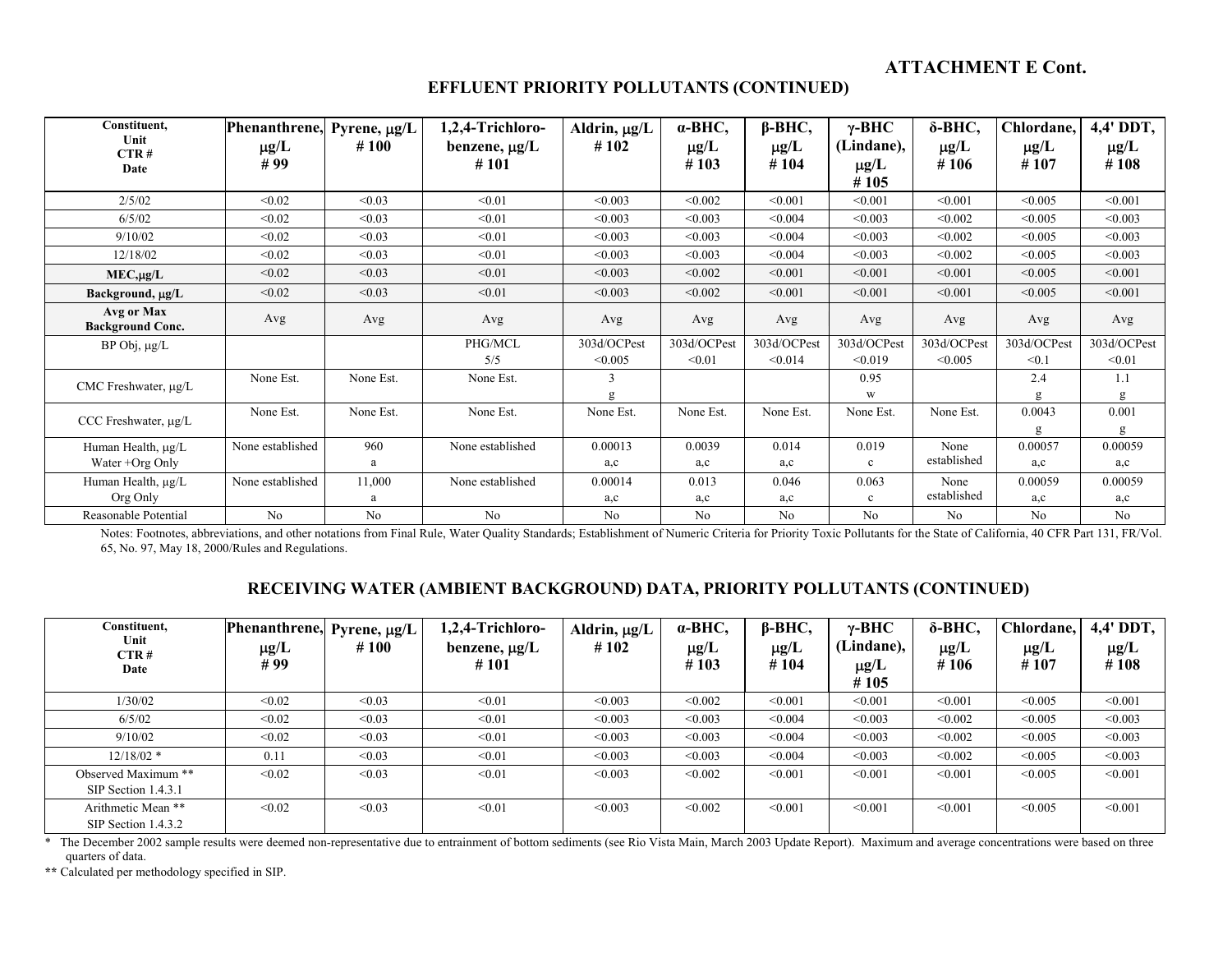**ATTACHMENT E Cont.**

## EFFLUENT PRIORITY POLLUTANTS (CONTINUED)

| Constituent, Unit CTR # Date | Phenanthrene, μg/L # 99 | Pyrene, μg/L # 100 | 1,2,4-Trichloro-benzene, μg/L # 101 | Aldrin, μg/L # 102 | α-BHC, μg/L # 103 | β-BHC, μg/L # 104 | γ-BHC (Lindane), μg/L # 105 | δ-BHC, μg/L # 106 | Chlordane, μg/L # 107 | 4,4' DDT, μg/L # 108 |
|---|---|---|---|---|---|---|---|---|---|---|
| 2/5/02 | <0.02 | <0.03 | <0.01 | <0.003 | <0.002 | <0.001 | <0.001 | <0.001 | <0.005 | <0.001 |
| 6/5/02 | <0.02 | <0.03 | <0.01 | <0.003 | <0.003 | <0.004 | <0.003 | <0.002 | <0.005 | <0.003 |
| 9/10/02 | <0.02 | <0.03 | <0.01 | <0.003 | <0.003 | <0.004 | <0.003 | <0.002 | <0.005 | <0.003 |
| 12/18/02 | <0.02 | <0.03 | <0.01 | <0.003 | <0.003 | <0.004 | <0.003 | <0.002 | <0.005 | <0.003 |
| **MEC,μg/L** | <0.02 | <0.03 | <0.01 | <0.003 | <0.002 | <0.001 | <0.001 | <0.001 | <0.005 | <0.001 |
| **Background, μg/L** | <0.02 | <0.03 | <0.01 | <0.003 | <0.002 | <0.001 | <0.001 | <0.001 | <0.005 | <0.001 |
| **Avg or Max Background Conc.** | Avg | Avg | Avg | Avg | Avg | Avg | Avg | Avg | Avg | Avg |
| BP Obj, μg/L | | | PHG/MCL 5/5 | 303d/OCPest <0.005 | 303d/OCPest <0.01 | 303d/OCPest <0.014 | 303d/OCPest <0.019 | 303d/OCPest <0.005 | 303d/OCPest <0.1 | 303d/OCPest <0.01 |
| CMC Freshwater, μg/L | None Est. | None Est. | None Est. | 3 g | | | 0.95 w | | 2.4 g | 1.1 g |
| CCC Freshwater, μg/L | None Est. | None Est. | None Est. | None Est. | None Est. | None Est. | None Est. | None Est. | 0.0043 g | 0.001 g |
| Human Health, μg/L Water +Org Only | None established | 960 a | None established | 0.00013 a,c | 0.0039 a,c | 0.014 a,c | 0.019 c | None established | 0.00057 a,c | 0.00059 a,c |
| Human Health, μg/L Org Only | None established | 11,000 a | None established | 0.00014 a,c | 0.013 a,c | 0.046 a,c | 0.063 c | None established | 0.00059 a,c | 0.00059 a,c |
| Reasonable Potential | No | No | No | No | No | No | No | No | No | No |

Notes: Footnotes, abbreviations, and other notations from Final Rule, Water Quality Standards; Establishment of Numeric Criteria for Priority Toxic Pollutants for the State of California, 40 CFR Part 131, FR/Vol. 65, No. 97, May 18, 2000/Rules and Regulations.

## RECEIVING WATER (AMBIENT BACKGROUND) DATA, PRIORITY POLLUTANTS (CONTINUED)

| Constituent, Unit CTR # Date | Phenanthrene, μg/L # 99 | Pyrene, μg/L # 100 | 1,2,4-Trichloro-benzene, μg/L # 101 | Aldrin, μg/L # 102 | α-BHC, μg/L # 103 | β-BHC, μg/L # 104 | γ-BHC (Lindane), μg/L # 105 | δ-BHC, μg/L # 106 | Chlordane, μg/L # 107 | 4,4' DDT, μg/L # 108 |
|---|---|---|---|---|---|---|---|---|---|---|
| 1/30/02 | <0.02 | <0.03 | <0.01 | <0.003 | <0.002 | <0.001 | <0.001 | <0.001 | <0.005 | <0.001 |
| 6/5/02 | <0.02 | <0.03 | <0.01 | <0.003 | <0.003 | <0.004 | <0.003 | <0.002 | <0.005 | <0.003 |
| 9/10/02 | <0.02 | <0.03 | <0.01 | <0.003 | <0.003 | <0.004 | <0.003 | <0.002 | <0.005 | <0.003 |
| 12/18/02 * | 0.11 | <0.03 | <0.01 | <0.003 | <0.003 | <0.004 | <0.003 | <0.002 | <0.005 | <0.003 |
| Observed Maximum ** SIP Section 1.4.3.1 | <0.02 | <0.03 | <0.01 | <0.003 | <0.002 | <0.001 | <0.001 | <0.001 | <0.005 | <0.001 |
| Arithmetic Mean ** SIP Section 1.4.3.2 | <0.02 | <0.03 | <0.01 | <0.003 | <0.002 | <0.001 | <0.001 | <0.001 | <0.005 | <0.001 |

\* The December 2002 sample results were deemed non-representative due to entrainment of bottom sediments (see Rio Vista Main, March 2003 Update Report). Maximum and average concentrations were based on three quarters of data.

** Calculated per methodology specified in SIP.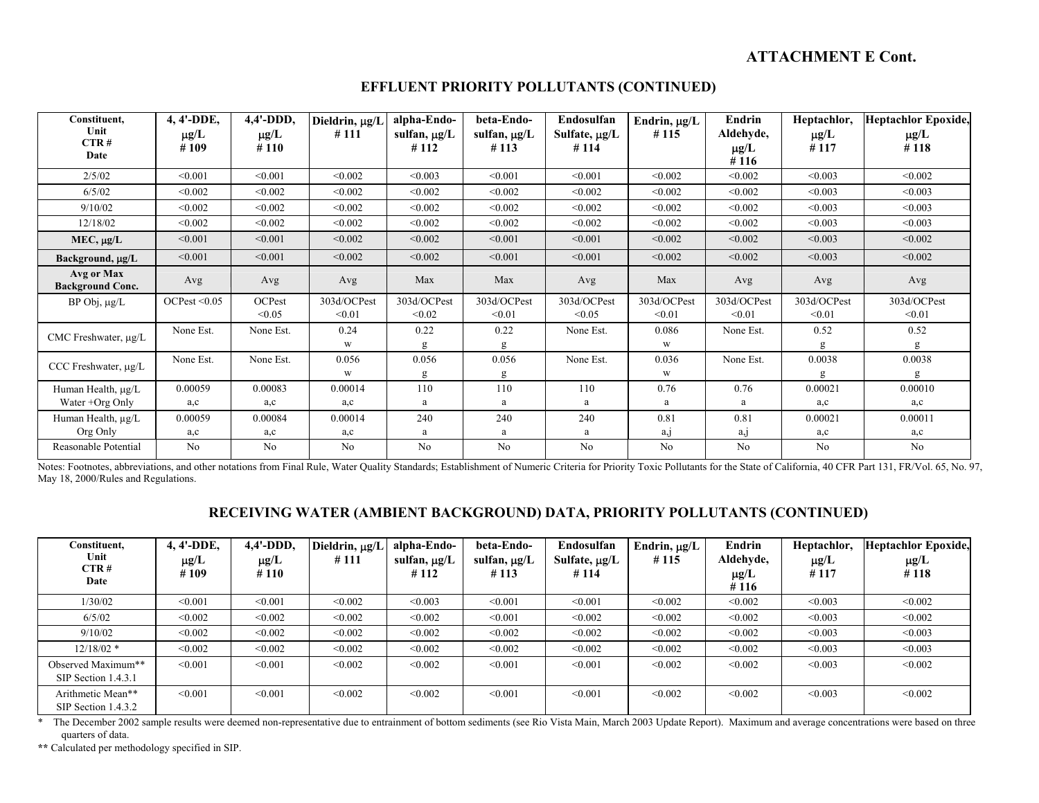**ATTACHMENT E Cont.**

## EFFLUENT PRIORITY POLLUTANTS (CONTINUED)

| Constituent, Unit CTR # Date | 4, 4'-DDE, μg/L # 109 | 4,4'-DDD, μg/L # 110 | Dieldrin, μg/L # 111 | alpha-Endo-sulfan, μg/L # 112 | beta-Endo-sulfan, μg/L # 113 | Endosulfan Sulfate, μg/L # 114 | Endrin, μg/L # 115 | Endrin Aldehyde, μg/L # 116 | Heptachlor, μg/L # 117 | Heptachlor Epoxide, μg/L # 118 |
|---|---|---|---|---|---|---|---|---|---|---|
| 2/5/02 | <0.001 | <0.001 | <0.002 | <0.003 | <0.001 | <0.001 | <0.002 | <0.002 | <0.003 | <0.002 |
| 6/5/02 | <0.002 | <0.002 | <0.002 | <0.002 | <0.002 | <0.002 | <0.002 | <0.002 | <0.003 | <0.003 |
| 9/10/02 | <0.002 | <0.002 | <0.002 | <0.002 | <0.002 | <0.002 | <0.002 | <0.002 | <0.003 | <0.003 |
| 12/18/02 | <0.002 | <0.002 | <0.002 | <0.002 | <0.002 | <0.002 | <0.002 | <0.002 | <0.003 | <0.003 |
| **MEC, μg/L** | <0.001 | <0.001 | <0.002 | <0.002 | <0.001 | <0.001 | <0.002 | <0.002 | <0.003 | <0.002 |
| **Background, μg/L** | <0.001 | <0.001 | <0.002 | <0.002 | <0.001 | <0.001 | <0.002 | <0.002 | <0.003 | <0.002 |
| **Avg or Max Background Conc.** | Avg | Avg | Avg | Max | Max | Avg | Max | Avg | Avg | Avg |
| BP Obj, μg/L | OCPest <0.05 | OCPest <0.05 | 303d/OCPest <0.01 | 303d/OCPest <0.02 | 303d/OCPest <0.01 | 303d/OCPest <0.05 | 303d/OCPest <0.01 | 303d/OCPest <0.01 | 303d/OCPest <0.01 | 303d/OCPest <0.01 |
| CMC Freshwater, μg/L | None Est. | None Est. | 0.24 w | 0.22 g | 0.22 g | None Est. | 0.086 w | None Est. | 0.52 g | 0.52 g |
| CCC Freshwater, μg/L | None Est. | None Est. | 0.056 w | 0.056 g | 0.056 g | None Est. | 0.036 w | None Est. | 0.0038 g | 0.0038 g |
| Human Health, μg/L Water +Org Only | 0.00059 a,c | 0.00083 a,c | 0.00014 a,c | 110 a | 110 a | 110 a | 0.76 a | 0.76 a | 0.00021 a,c | 0.00010 a,c |
| Human Health, μg/L Org Only | 0.00059 a,c | 0.00084 a,c | 0.00014 a,c | 240 a | 240 a | 240 a | 0.81 a,j | 0.81 a,j | 0.00021 a,c | 0.00011 a,c |
| Reasonable Potential | No | No | No | No | No | No | No | No | No | No |

Notes: Footnotes, abbreviations, and other notations from Final Rule, Water Quality Standards; Establishment of Numeric Criteria for Priority Toxic Pollutants for the State of California, 40 CFR Part 131, FR/Vol. 65, No. 97, May 18, 2000/Rules and Regulations.

## RECEIVING WATER (AMBIENT BACKGROUND) DATA, PRIORITY POLLUTANTS (CONTINUED)

| Constituent, Unit CTR # Date | 4, 4'-DDE, μg/L # 109 | 4,4'-DDD, μg/L # 110 | Dieldrin, μg/L # 111 | alpha-Endo-sulfan, μg/L # 112 | beta-Endo-sulfan, μg/L # 113 | Endosulfan Sulfate, μg/L # 114 | Endrin, μg/L # 115 | Endrin Aldehyde, μg/L # 116 | Heptachlor, μg/L # 117 | Heptachlor Epoxide, μg/L # 118 |
|---|---|---|---|---|---|---|---|---|---|---|
| 1/30/02 | <0.001 | <0.001 | <0.002 | <0.003 | <0.001 | <0.001 | <0.002 | <0.002 | <0.003 | <0.002 |
| 6/5/02 | <0.002 | <0.002 | <0.002 | <0.002 | <0.001 | <0.002 | <0.002 | <0.002 | <0.003 | <0.002 |
| 9/10/02 | <0.002 | <0.002 | <0.002 | <0.002 | <0.002 | <0.002 | <0.002 | <0.002 | <0.003 | <0.003 |
| 12/18/02 * | <0.002 | <0.002 | <0.002 | <0.002 | <0.002 | <0.002 | <0.002 | <0.002 | <0.003 | <0.003 |
| Observed Maximum** SIP Section 1.4.3.1 | <0.001 | <0.001 | <0.002 | <0.002 | <0.001 | <0.001 | <0.002 | <0.002 | <0.003 | <0.002 |
| Arithmetic Mean** SIP Section 1.4.3.2 | <0.001 | <0.001 | <0.002 | <0.002 | <0.001 | <0.001 | <0.002 | <0.002 | <0.003 | <0.002 |

\* The December 2002 sample results were deemed non-representative due to entrainment of bottom sediments (see Rio Vista Main, March 2003 Update Report). Maximum and average concentrations were based on three quarters of data.

** Calculated per methodology specified in SIP.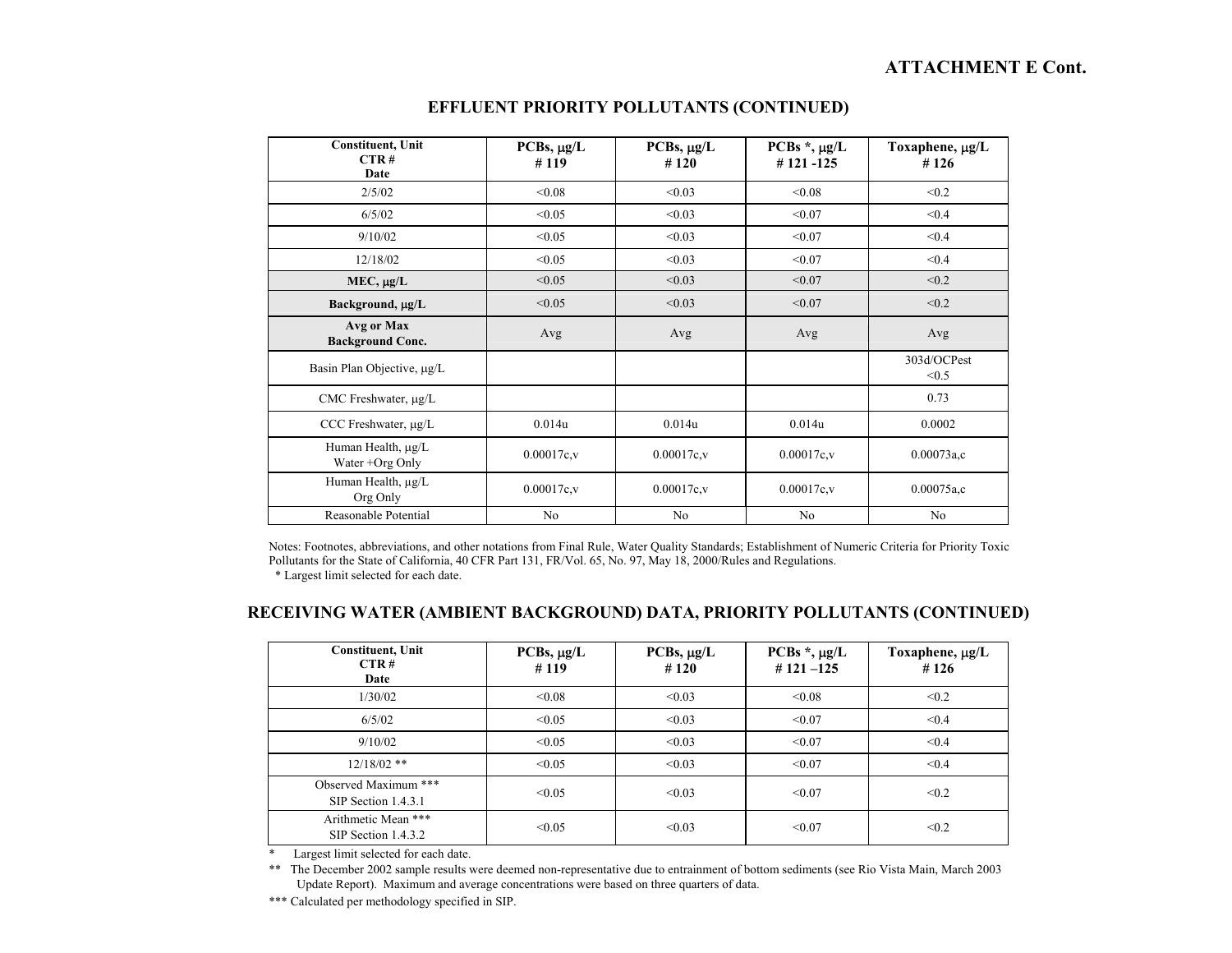**ATTACHMENT E Cont.**

## EFFLUENT PRIORITY POLLUTANTS (CONTINUED)

| Constituent, Unit<br>CTR #<br>Date | PCBs, μg/L<br># 119 | PCBs, μg/L<br># 120 | PCBs *, μg/L<br># 121 -125 | Toxaphene, μg/L<br># 126 |
|---|---|---|---|---|
| 2/5/02 | <0.08 | <0.03 | <0.08 | <0.2 |
| 6/5/02 | <0.05 | <0.03 | <0.07 | <0.4 |
| 9/10/02 | <0.05 | <0.03 | <0.07 | <0.4 |
| 12/18/02 | <0.05 | <0.03 | <0.07 | <0.4 |
| **MEC, μg/L** | <0.05 | <0.03 | <0.07 | <0.2 |
| **Background, μg/L** | <0.05 | <0.03 | <0.07 | <0.2 |
| **Avg or Max Background Conc.** | Avg | Avg | Avg | Avg |
| Basin Plan Objective, μg/L | | | | 303d/OCPest<br><0.5 |
| CMC Freshwater, μg/L | | | | 0.73 |
| CCC Freshwater, μg/L | 0.014u | 0.014u | 0.014u | 0.0002 |
| Human Health, μg/L<br>Water +Org Only | 0.00017c,v | 0.00017c,v | 0.00017c,v | 0.00073a,c |
| Human Health, μg/L<br>Org Only | 0.00017c,v | 0.00017c,v | 0.00017c,v | 0.00075a,c |
| Reasonable Potential | No | No | No | No |

Notes: Footnotes, abbreviations, and other notations from Final Rule, Water Quality Standards; Establishment of Numeric Criteria for Priority Toxic Pollutants for the State of California, 40 CFR Part 131, FR/Vol. 65, No. 97, May 18, 2000/Rules and Regulations.
 * Largest limit selected for each date.

## RECEIVING WATER (AMBIENT BACKGROUND) DATA, PRIORITY POLLUTANTS (CONTINUED)

| Constituent, Unit<br>CTR #<br>Date | PCBs, μg/L<br># 119 | PCBs, μg/L<br># 120 | PCBs *, μg/L<br># 121 –125 | Toxaphene, μg/L<br># 126 |
|---|---|---|---|---|
| 1/30/02 | <0.08 | <0.03 | <0.08 | <0.2 |
| 6/5/02 | <0.05 | <0.03 | <0.07 | <0.4 |
| 9/10/02 | <0.05 | <0.03 | <0.07 | <0.4 |
| 12/18/02 ** | <0.05 | <0.03 | <0.07 | <0.4 |
| Observed Maximum ***<br>SIP Section 1.4.3.1 | <0.05 | <0.03 | <0.07 | <0.2 |
| Arithmetic Mean ***<br>SIP Section 1.4.3.2 | <0.05 | <0.03 | <0.07 | <0.2 |

\* Largest limit selected for each date.

** The December 2002 sample results were deemed non-representative due to entrainment of bottom sediments (see Rio Vista Main, March 2003 Update Report). Maximum and average concentrations were based on three quarters of data.

*** Calculated per methodology specified in SIP.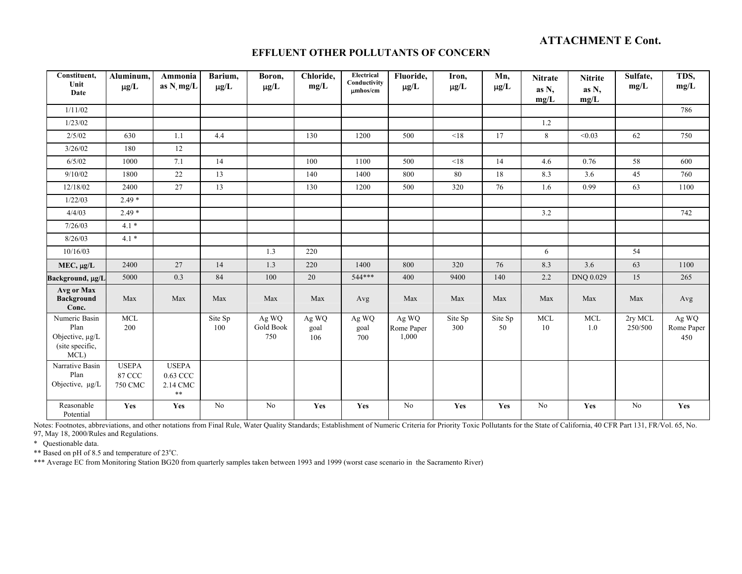# ATTACHMENT E Cont.

## EFFLUENT OTHER POLLUTANTS OF CONCERN

| Constituent, Unit Date | Aluminum, μg/L | Ammonia as N, mg/L | Barium, μg/L | Boron, μg/L | Chloride, mg/L | Electrical Conductivity μmhos/cm | Fluoride, μg/L | Iron, μg/L | Mn, μg/L | Nitrate as N, mg/L | Nitrite as N, mg/L | Sulfate, mg/L | TDS, mg/L |
|---|---|---|---|---|---|---|---|---|---|---|---|---|---|
| 1/11/02 | | | | | | | | | | | | | 786 |
| 1/23/02 | | | | | | | | | | 1.2 | | | |
| 2/5/02 | 630 | 1.1 | 4.4 | | 130 | 1200 | 500 | <18 | 17 | 8 | <0.03 | 62 | 750 |
| 3/26/02 | 180 | 12 | | | | | | | | | | | |
| 6/5/02 | 1000 | 7.1 | 14 | | 100 | 1100 | 500 | <18 | 14 | 4.6 | 0.76 | 58 | 600 |
| 9/10/02 | 1800 | 22 | 13 | | 140 | 1400 | 800 | 80 | 18 | 8.3 | 3.6 | 45 | 760 |
| 12/18/02 | 2400 | 27 | 13 | | 130 | 1200 | 500 | 320 | 76 | 1.6 | 0.99 | 63 | 1100 |
| 1/22/03 | 2.49 * | | | | | | | | | | | | |
| 4/4/03 | 2.49 * | | | | | | | | | 3.2 | | | 742 |
| 7/26/03 | 4.1 * | | | | | | | | | | | | |
| 8/26/03 | 4.1 * | | | | | | | | | | | | |
| 10/16/03 | | | | 1.3 | 220 | | | | | 6 | | 54 | |
| **MEC, μg/L** | 2400 | 27 | 14 | 1.3 | 220 | 1400 | 800 | 320 | 76 | 8.3 | 3.6 | 63 | 1100 |
| **Background, μg/L** | 5000 | 0.3 | 84 | 100 | 20 | 544*** | 400 | 9400 | 140 | 2.2 | DNQ 0.029 | 15 | 265 |
| **Avg or Max Background Conc.** | Max | Max | Max | Max | Max | Avg | Max | Max | Max | Max | Max | Max | Avg |
| Numeric Basin Plan Objective, μg/L (site specific, MCL) | MCL 200 | | Site Sp 100 | Ag WQ Gold Book 750 | Ag WQ goal 106 | Ag WQ goal 700 | Ag WQ Rome Paper 1,000 | Site Sp 300 | Site Sp 50 | MCL 10 | MCL 1.0 | 2ry MCL 250/500 | Ag WQ Rome Paper 450 |
| Narrative Basin Plan Objective, μg/L | USEPA 87 CCC 750 CMC | USEPA 0.63 CCC 2.14 CMC ** | | | | | | | | | | | |
| Reasonable Potential | **Yes** | **Yes** | No | No | **Yes** | **Yes** | No | **Yes** | **Yes** | No | **Yes** | No | **Yes** |

Notes: Footnotes, abbreviations, and other notations from Final Rule, Water Quality Standards; Establishment of Numeric Criteria for Priority Toxic Pollutants for the State of California, 40 CFR Part 131, FR/Vol. 65, No. 97, May 18, 2000/Rules and Regulations.

\* Questionable data.

** Based on pH of 8.5 and temperature of 23°C.

*** Average EC from Monitoring Station BG20 from quarterly samples taken between 1993 and 1999 (worst case scenario in the Sacramento River)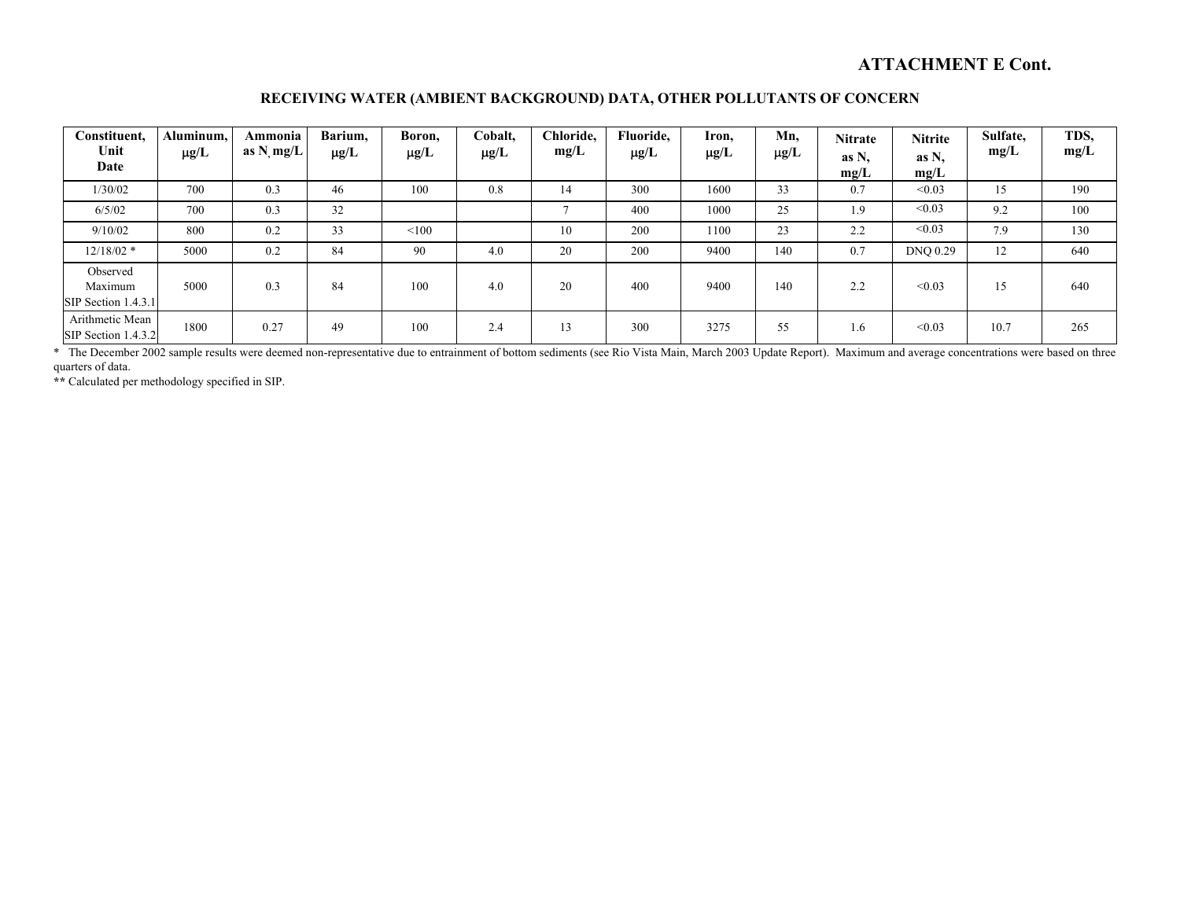**ATTACHMENT E Cont.**

## RECEIVING WATER (AMBIENT BACKGROUND) DATA, OTHER POLLUTANTS OF CONCERN

| Constituent, Unit Date | Aluminum, μg/L | Ammonia as N, mg/L | Barium, μg/L | Boron, μg/L | Cobalt, μg/L | Chloride, mg/L | Fluoride, μg/L | Iron, μg/L | Mn, μg/L | Nitrate as N, mg/L | Nitrite as N, mg/L | Sulfate, mg/L | TDS, mg/L |
|---|---|---|---|---|---|---|---|---|---|---|---|---|---|
| 1/30/02 | 700 | 0.3 | 46 | 100 | 0.8 | 14 | 300 | 1600 | 33 | 0.7 | <0.03 | 15 | 190 |
| 6/5/02 | 700 | 0.3 | 32 | | | 7 | 400 | 1000 | 25 | 1.9 | <0.03 | 9.2 | 100 |
| 9/10/02 | 800 | 0.2 | 33 | <100 | | 10 | 200 | 1100 | 23 | 2.2 | <0.03 | 7.9 | 130 |
| 12/18/02 * | 5000 | 0.2 | 84 | 90 | 4.0 | 20 | 200 | 9400 | 140 | 0.7 | DNQ 0.29 | 12 | 640 |
| Observed Maximum SIP Section 1.4.3.1 | 5000 | 0.3 | 84 | 100 | 4.0 | 20 | 400 | 9400 | 140 | 2.2 | <0.03 | 15 | 640 |
| Arithmetic Mean SIP Section 1.4.3.2 | 1800 | 0.27 | 49 | 100 | 2.4 | 13 | 300 | 3275 | 55 | 1.6 | <0.03 | 10.7 | 265 |

\* The December 2002 sample results were deemed non-representative due to entrainment of bottom sediments (see Rio Vista Main, March 2003 Update Report). Maximum and average concentrations were based on three quarters of data.

** Calculated per methodology specified in SIP.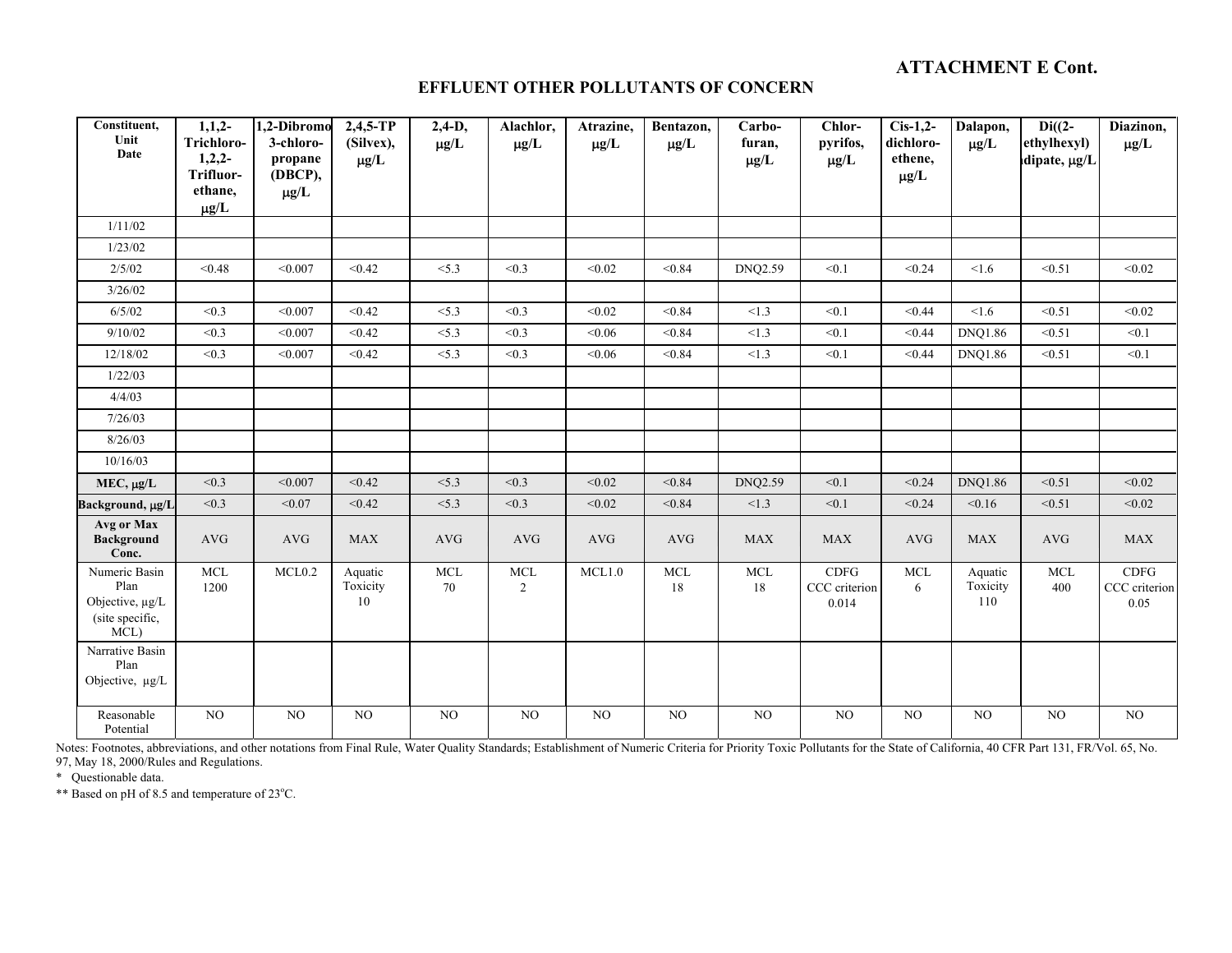**ATTACHMENT E Cont.**

## EFFLUENT OTHER POLLUTANTS OF CONCERN

| Constituent, Unit Date | 1,1,2-Trichloro-1,2,2-Trifluor-ethane, μg/L | 1,2-Dibromo 3-chloro-propane (DBCP), μg/L | 2,4,5-TP (Silvex), μg/L | 2,4-D, μg/L | Alachlor, μg/L | Atrazine, μg/L | Bentazon, μg/L | Carbo-furan, μg/L | Chlor-pyrifos, μg/L | Cis-1,2-dichloro-ethene, μg/L | Dalapon, μg/L | Di((2-ethylhexyl) adipate, μg/L | Diazinon, μg/L |
|---|---|---|---|---|---|---|---|---|---|---|---|---|---|
| 1/11/02 | | | | | | | | | | | | | |
| 1/23/02 | | | | | | | | | | | | | |
| 2/5/02 | <0.48 | <0.007 | <0.42 | <5.3 | <0.3 | <0.02 | <0.84 | DNQ2.59 | <0.1 | <0.24 | <1.6 | <0.51 | <0.02 |
| 3/26/02 | | | | | | | | | | | | | |
| 6/5/02 | <0.3 | <0.007 | <0.42 | <5.3 | <0.3 | <0.02 | <0.84 | <1.3 | <0.1 | <0.44 | <1.6 | <0.51 | <0.02 |
| 9/10/02 | <0.3 | <0.007 | <0.42 | <5.3 | <0.3 | <0.06 | <0.84 | <1.3 | <0.1 | <0.44 | DNQ1.86 | <0.51 | <0.1 |
| 12/18/02 | <0.3 | <0.007 | <0.42 | <5.3 | <0.3 | <0.06 | <0.84 | <1.3 | <0.1 | <0.44 | DNQ1.86 | <0.51 | <0.1 |
| 1/22/03 | | | | | | | | | | | | | |
| 4/4/03 | | | | | | | | | | | | | |
| 7/26/03 | | | | | | | | | | | | | |
| 8/26/03 | | | | | | | | | | | | | |
| 10/16/03 | | | | | | | | | | | | | |
| **MEC, μg/L** | <0.3 | <0.007 | <0.42 | <5.3 | <0.3 | <0.02 | <0.84 | DNQ2.59 | <0.1 | <0.24 | DNQ1.86 | <0.51 | <0.02 |
| **Background, μg/L** | <0.3 | <0.07 | <0.42 | <5.3 | <0.3 | <0.02 | <0.84 | <1.3 | <0.1 | <0.24 | <0.16 | <0.51 | <0.02 |
| **Avg or Max Background Conc.** | AVG | AVG | MAX | AVG | AVG | AVG | AVG | MAX | MAX | AVG | MAX | AVG | MAX |
| Numeric Basin Plan Objective, μg/L (site specific, MCL) | MCL 1200 | MCL0.2 | Aquatic Toxicity 10 | MCL 70 | MCL 2 | MCL1.0 | MCL 18 | MCL 18 | CDFG CCC criterion 0.014 | MCL 6 | Aquatic Toxicity 110 | MCL 400 | CDFG CCC criterion 0.05 |
| Narrative Basin Plan Objective, μg/L | | | | | | | | | | | | | |
| Reasonable Potential | NO | NO | NO | NO | NO | NO | NO | NO | NO | NO | NO | NO | NO |

Notes: Footnotes, abbreviations, and other notations from Final Rule, Water Quality Standards; Establishment of Numeric Criteria for Priority Toxic Pollutants for the State of California, 40 CFR Part 131, FR/Vol. 65, No. 97, May 18, 2000/Rules and Regulations.

* Questionable data.

** Based on pH of 8.5 and temperature of 23°C.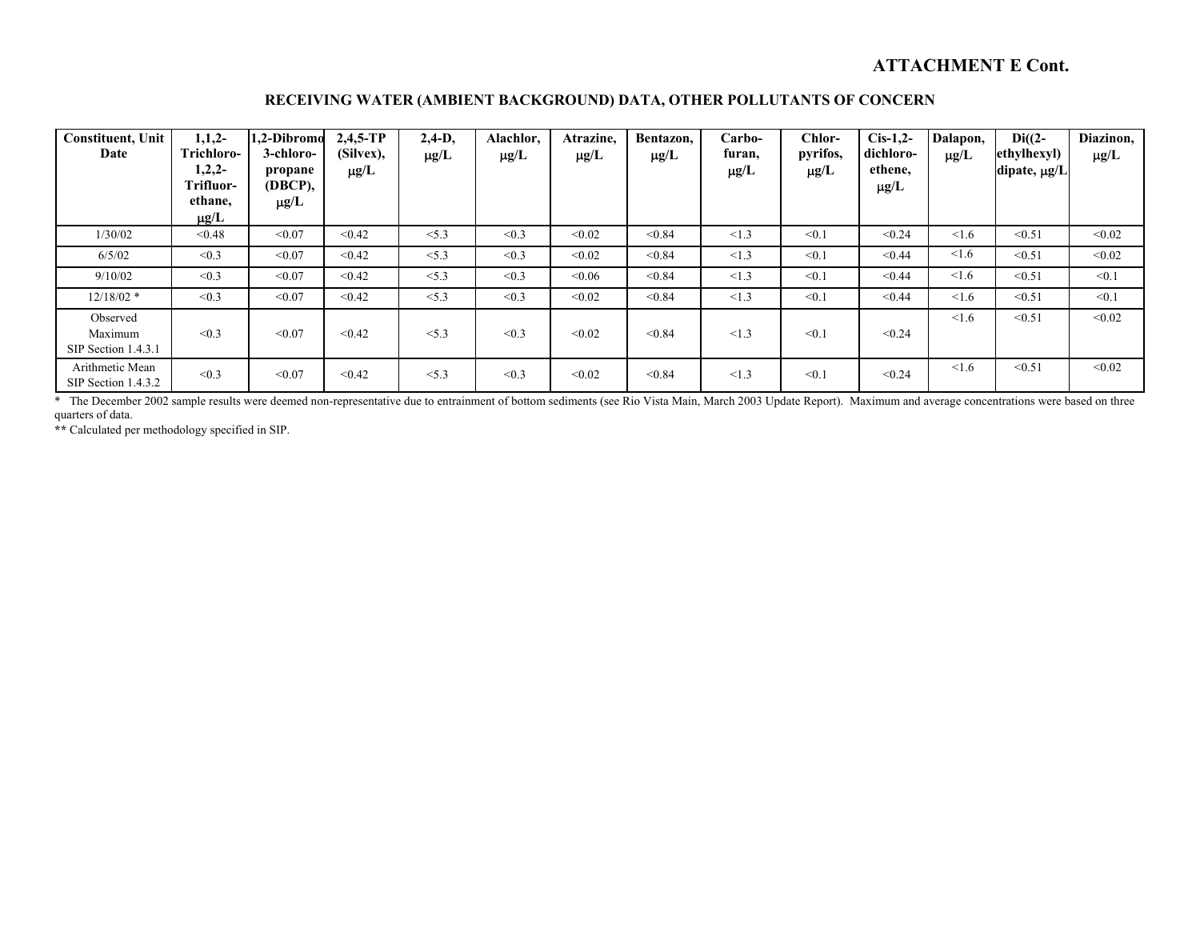**ATTACHMENT E Cont.**

## RECEIVING WATER (AMBIENT BACKGROUND) DATA, OTHER POLLUTANTS OF CONCERN

| Constituent, Unit Date | 1,1,2-Trichloro-1,2,2-Trifluor-ethane, μg/L | 1,2-Dibromo 3-chloro-propane (DBCP), μg/L | 2,4,5-TP (Silvex), μg/L | 2,4-D, μg/L | Alachlor, μg/L | Atrazine, μg/L | Bentazon, μg/L | Carbo-furan, μg/L | Chlor-pyrifos, μg/L | Cis-1,2-dichloro-ethene, μg/L | Dalapon, μg/L | Di((2-ethylhexyl) dipate, μg/L | Diazinon, μg/L |
|---|---|---|---|---|---|---|---|---|---|---|---|---|---|
| 1/30/02 | <0.48 | <0.07 | <0.42 | <5.3 | <0.3 | <0.02 | <0.84 | <1.3 | <0.1 | <0.24 | <1.6 | <0.51 | <0.02 |
| 6/5/02 | <0.3 | <0.07 | <0.42 | <5.3 | <0.3 | <0.02 | <0.84 | <1.3 | <0.1 | <0.44 | <1.6 | <0.51 | <0.02 |
| 9/10/02 | <0.3 | <0.07 | <0.42 | <5.3 | <0.3 | <0.06 | <0.84 | <1.3 | <0.1 | <0.44 | <1.6 | <0.51 | <0.1 |
| 12/18/02 * | <0.3 | <0.07 | <0.42 | <5.3 | <0.3 | <0.02 | <0.84 | <1.3 | <0.1 | <0.44 | <1.6 | <0.51 | <0.1 |
| Observed Maximum SIP Section 1.4.3.1 | <0.3 | <0.07 | <0.42 | <5.3 | <0.3 | <0.02 | <0.84 | <1.3 | <0.1 | <0.24 | <1.6 | <0.51 | <0.02 |
| Arithmetic Mean SIP Section 1.4.3.2 | <0.3 | <0.07 | <0.42 | <5.3 | <0.3 | <0.02 | <0.84 | <1.3 | <0.1 | <0.24 | <1.6 | <0.51 | <0.02 |

\* The December 2002 sample results were deemed non-representative due to entrainment of bottom sediments (see Rio Vista Main, March 2003 Update Report). Maximum and average concentrations were based on three quarters of data.

** Calculated per methodology specified in SIP.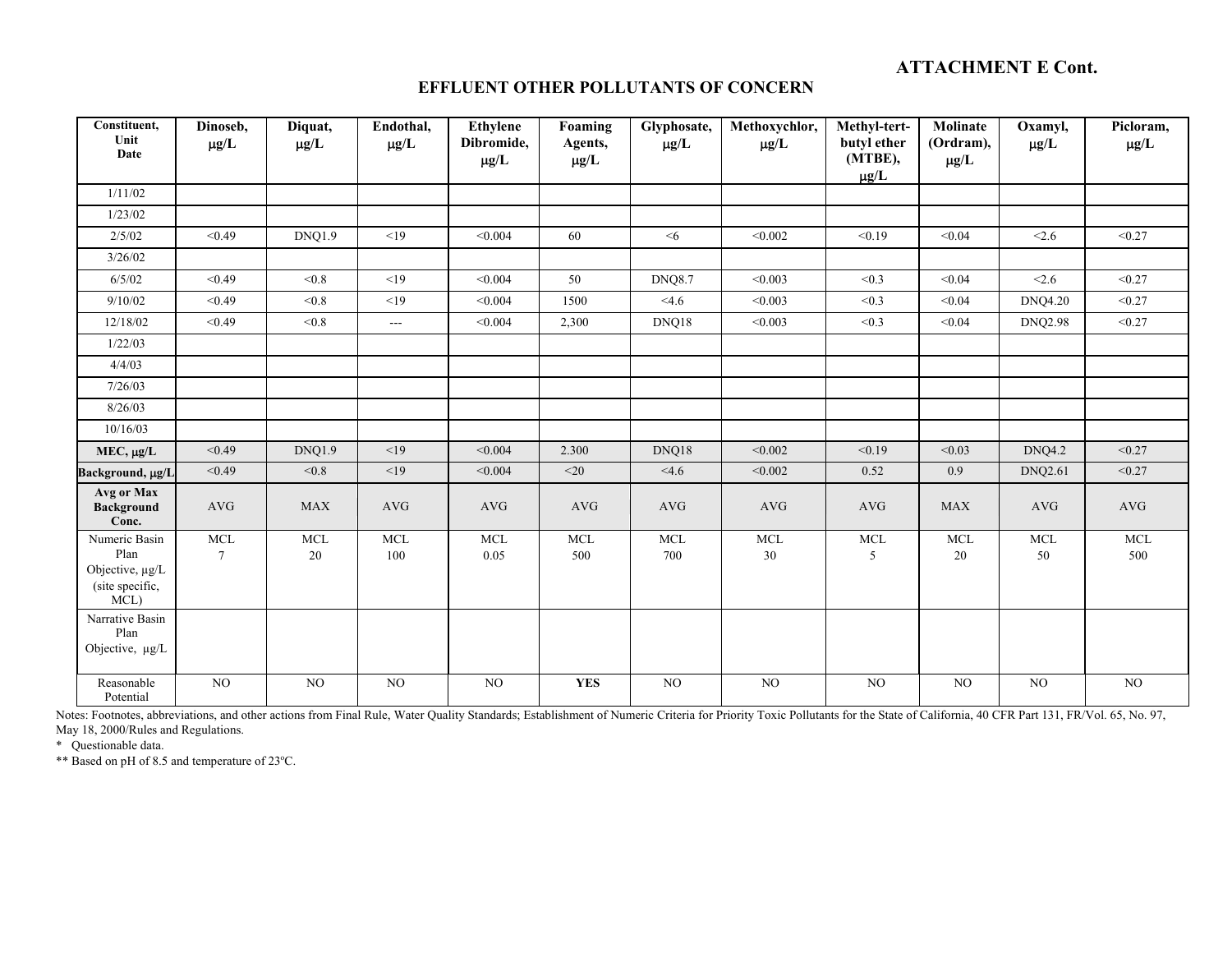**ATTACHMENT E Cont.**

## EFFLUENT OTHER POLLUTANTS OF CONCERN

| Constituent, Unit Date | Dinoseb, μg/L | Diquat, μg/L | Endothal, μg/L | Ethylene Dibromide, μg/L | Foaming Agents, μg/L | Glyphosate, μg/L | Methoxychlor, μg/L | Methyl-tert-butyl ether (MTBE), μg/L | Molinate (Ordram), μg/L | Oxamyl, μg/L | Picloram, μg/L |
|---|---|---|---|---|---|---|---|---|---|---|---|
| 1/11/02 | | | | | | | | | | | |
| 1/23/02 | | | | | | | | | | | |
| 2/5/02 | <0.49 | DNQ1.9 | <19 | <0.004 | 60 | <6 | <0.002 | <0.19 | <0.04 | <2.6 | <0.27 |
| 3/26/02 | | | | | | | | | | | |
| 6/5/02 | <0.49 | <0.8 | <19 | <0.004 | 50 | DNQ8.7 | <0.003 | <0.3 | <0.04 | <2.6 | <0.27 |
| 9/10/02 | <0.49 | <0.8 | <19 | <0.004 | 1500 | <4.6 | <0.003 | <0.3 | <0.04 | DNQ4.20 | <0.27 |
| 12/18/02 | <0.49 | <0.8 | --- | <0.004 | 2,300 | DNQ18 | <0.003 | <0.3 | <0.04 | DNQ2.98 | <0.27 |
| 1/22/03 | | | | | | | | | | | |
| 4/4/03 | | | | | | | | | | | |
| 7/26/03 | | | | | | | | | | | |
| 8/26/03 | | | | | | | | | | | |
| 10/16/03 | | | | | | | | | | | |
| **MEC, μg/L** | <0.49 | DNQ1.9 | <19 | <0.004 | 2.300 | DNQ18 | <0.002 | <0.19 | <0.03 | DNQ4.2 | <0.27 |
| **Background, μg/L** | <0.49 | <0.8 | <19 | <0.004 | <20 | <4.6 | <0.002 | 0.52 | 0.9 | DNQ2.61 | <0.27 |
| **Avg or Max Background Conc.** | AVG | MAX | AVG | AVG | AVG | AVG | AVG | AVG | MAX | AVG | AVG |
| Numeric Basin Plan Objective, μg/L (site specific, MCL) | MCL 7 | MCL 20 | MCL 100 | MCL 0.05 | MCL 500 | MCL 700 | MCL 30 | MCL 5 | MCL 20 | MCL 50 | MCL 500 |
| Narrative Basin Plan Objective, μg/L | | | | | | | | | | | |
| Reasonable Potential | NO | NO | NO | NO | **YES** | NO | NO | NO | NO | NO | NO |

Notes: Footnotes, abbreviations, and other actions from Final Rule, Water Quality Standards; Establishment of Numeric Criteria for Priority Toxic Pollutants for the State of California, 40 CFR Part 131, FR/Vol. 65, No. 97, May 18, 2000/Rules and Regulations.

\* Questionable data.

\*\* Based on pH of 8.5 and temperature of 23ºC.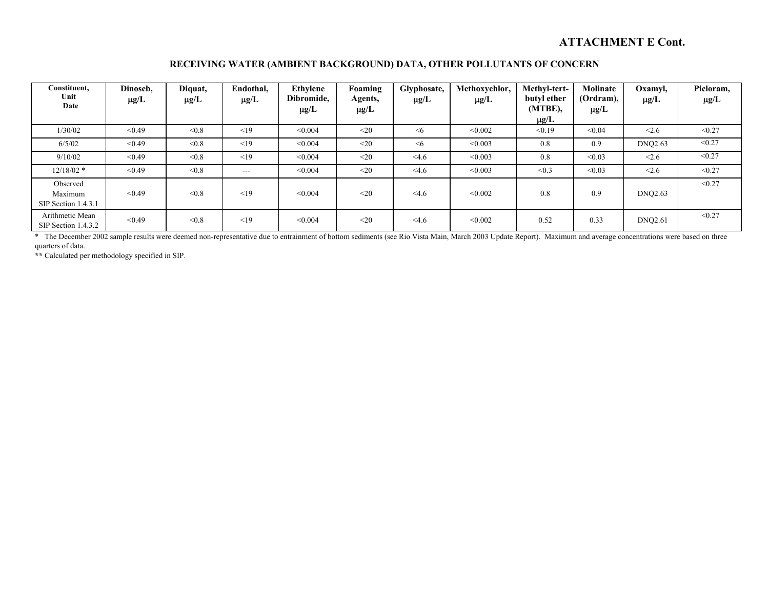**ATTACHMENT E Cont.**

## RECEIVING WATER (AMBIENT BACKGROUND) DATA, OTHER POLLUTANTS OF CONCERN

| Constituent, Unit Date | Dinoseb, μg/L | Diquat, μg/L | Endothal, μg/L | Ethylene Dibromide, μg/L | Foaming Agents, μg/L | Glyphosate, μg/L | Methoxychlor, μg/L | Methyl-tert-butyl ether (MTBE), μg/L | Molinate (Ordram), μg/L | Oxamyl, μg/L | Picloram, μg/L |
|---|---|---|---|---|---|---|---|---|---|---|---|
| 1/30/02 | <0.49 | <0.8 | <19 | <0.004 | <20 | <6 | <0.002 | <0.19 | <0.04 | <2.6 | <0.27 |
| 6/5/02 | <0.49 | <0.8 | <19 | <0.004 | <20 | <6 | <0.003 | 0.8 | 0.9 | DNQ2.63 | <0.27 |
| 9/10/02 | <0.49 | <0.8 | <19 | <0.004 | <20 | <4.6 | <0.003 | 0.8 | <0.03 | <2.6 | <0.27 |
| 12/18/02 * | <0.49 | <0.8 | --- | <0.004 | <20 | <4.6 | <0.003 | <0.3 | <0.03 | <2.6 | <0.27 |
| Observed Maximum SIP Section 1.4.3.1 | <0.49 | <0.8 | <19 | <0.004 | <20 | <4.6 | <0.002 | 0.8 | 0.9 | DNQ2.63 | <0.27 |
| Arithmetic Mean SIP Section 1.4.3.2 | <0.49 | <0.8 | <19 | <0.004 | <20 | <4.6 | <0.002 | 0.52 | 0.33 | DNQ2.61 | <0.27 |

* The December 2002 sample results were deemed non-representative due to entrainment of bottom sediments (see Rio Vista Main, March 2003 Update Report). Maximum and average concentrations were based on three quarters of data.

** Calculated per methodology specified in SIP.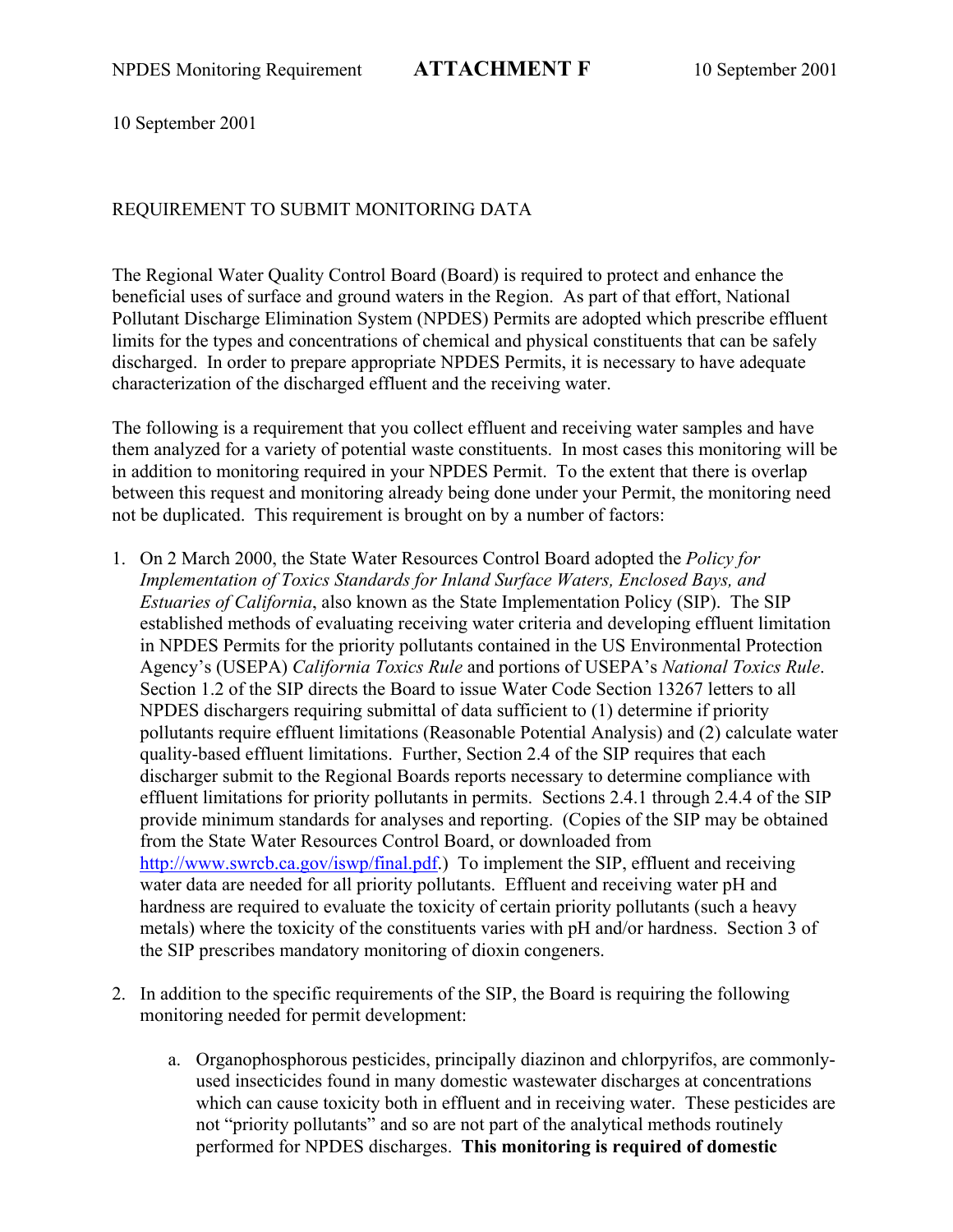10 September 2001

REQUIREMENT TO SUBMIT MONITORING DATA

The Regional Water Quality Control Board (Board) is required to protect and enhance the beneficial uses of surface and ground waters in the Region. As part of that effort, National Pollutant Discharge Elimination System (NPDES) Permits are adopted which prescribe effluent limits for the types and concentrations of chemical and physical constituents that can be safely discharged. In order to prepare appropriate NPDES Permits, it is necessary to have adequate characterization of the discharged effluent and the receiving water.

The following is a requirement that you collect effluent and receiving water samples and have them analyzed for a variety of potential waste constituents. In most cases this monitoring will be in addition to monitoring required in your NPDES Permit. To the extent that there is overlap between this request and monitoring already being done under your Permit, the monitoring need not be duplicated. This requirement is brought on by a number of factors:

1. On 2 March 2000, the State Water Resources Control Board adopted the *Policy for Implementation of Toxics Standards for Inland Surface Waters, Enclosed Bays, and Estuaries of California*, also known as the State Implementation Policy (SIP). The SIP established methods of evaluating receiving water criteria and developing effluent limitation in NPDES Permits for the priority pollutants contained in the US Environmental Protection Agency's (USEPA) *California Toxics Rule* and portions of USEPA's *National Toxics Rule*. Section 1.2 of the SIP directs the Board to issue Water Code Section 13267 letters to all NPDES dischargers requiring submittal of data sufficient to (1) determine if priority pollutants require effluent limitations (Reasonable Potential Analysis) and (2) calculate water quality-based effluent limitations. Further, Section 2.4 of the SIP requires that each discharger submit to the Regional Boards reports necessary to determine compliance with effluent limitations for priority pollutants in permits. Sections 2.4.1 through 2.4.4 of the SIP provide minimum standards for analyses and reporting. (Copies of the SIP may be obtained from the State Water Resources Control Board, or downloaded from http://www.swrcb.ca.gov/iswp/final.pdf.) To implement the SIP, effluent and receiving water data are needed for all priority pollutants. Effluent and receiving water pH and hardness are required to evaluate the toxicity of certain priority pollutants (such a heavy metals) where the toxicity of the constituents varies with pH and/or hardness. Section 3 of the SIP prescribes mandatory monitoring of dioxin congeners.

2. In addition to the specific requirements of the SIP, the Board is requiring the following monitoring needed for permit development:

   a. Organophosphorous pesticides, principally diazinon and chlorpyrifos, are commonly-used insecticides found in many domestic wastewater discharges at concentrations which can cause toxicity both in effluent and in receiving water. These pesticides are not "priority pollutants" and so are not part of the analytical methods routinely performed for NPDES discharges. **This monitoring is required of domestic**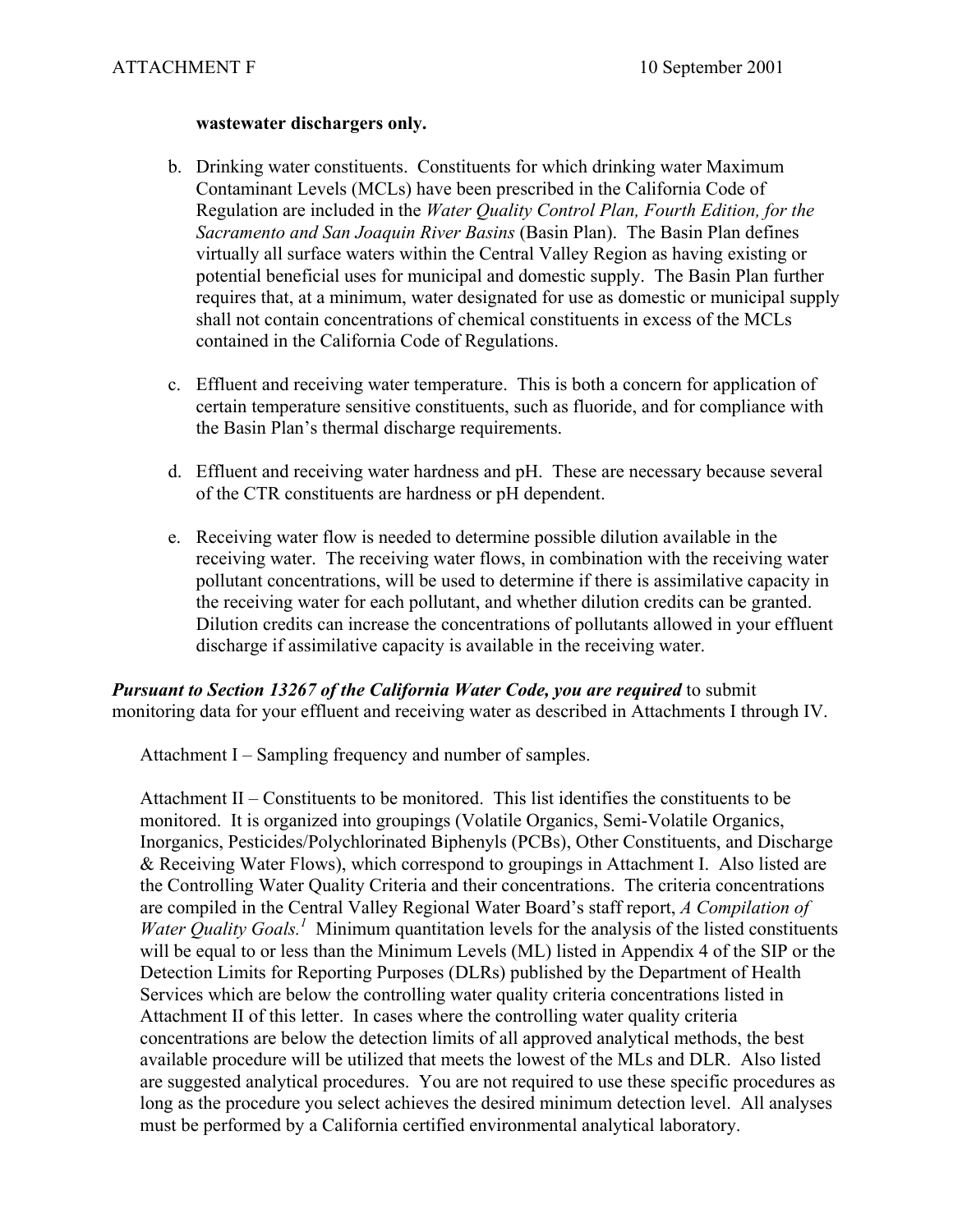**wastewater dischargers only.**

b. Drinking water constituents. Constituents for which drinking water Maximum Contaminant Levels (MCLs) have been prescribed in the California Code of Regulation are included in the *Water Quality Control Plan, Fourth Edition, for the Sacramento and San Joaquin River Basins* (Basin Plan). The Basin Plan defines virtually all surface waters within the Central Valley Region as having existing or potential beneficial uses for municipal and domestic supply. The Basin Plan further requires that, at a minimum, water designated for use as domestic or municipal supply shall not contain concentrations of chemical constituents in excess of the MCLs contained in the California Code of Regulations.

c. Effluent and receiving water temperature. This is both a concern for application of certain temperature sensitive constituents, such as fluoride, and for compliance with the Basin Plan's thermal discharge requirements.

d. Effluent and receiving water hardness and pH. These are necessary because several of the CTR constituents are hardness or pH dependent.

e. Receiving water flow is needed to determine possible dilution available in the receiving water. The receiving water flows, in combination with the receiving water pollutant concentrations, will be used to determine if there is assimilative capacity in the receiving water for each pollutant, and whether dilution credits can be granted. Dilution credits can increase the concentrations of pollutants allowed in your effluent discharge if assimilative capacity is available in the receiving water.

***Pursuant to Section 13267 of the California Water Code, you are required*** to submit monitoring data for your effluent and receiving water as described in Attachments I through IV.

Attachment I – Sampling frequency and number of samples.

Attachment II – Constituents to be monitored. This list identifies the constituents to be monitored. It is organized into groupings (Volatile Organics, Semi-Volatile Organics, Inorganics, Pesticides/Polychlorinated Biphenyls (PCBs), Other Constituents, and Discharge & Receiving Water Flows), which correspond to groupings in Attachment I. Also listed are the Controlling Water Quality Criteria and their concentrations. The criteria concentrations are compiled in the Central Valley Regional Water Board's staff report, *A Compilation of Water Quality Goals.*[1] Minimum quantitation levels for the analysis of the listed constituents will be equal to or less than the Minimum Levels (ML) listed in Appendix 4 of the SIP or the Detection Limits for Reporting Purposes (DLRs) published by the Department of Health Services which are below the controlling water quality criteria concentrations listed in Attachment II of this letter. In cases where the controlling water quality criteria concentrations are below the detection limits of all approved analytical methods, the best available procedure will be utilized that meets the lowest of the MLs and DLR. Also listed are suggested analytical procedures. You are not required to use these specific procedures as long as the procedure you select achieves the desired minimum detection level. All analyses must be performed by a California certified environmental analytical laboratory.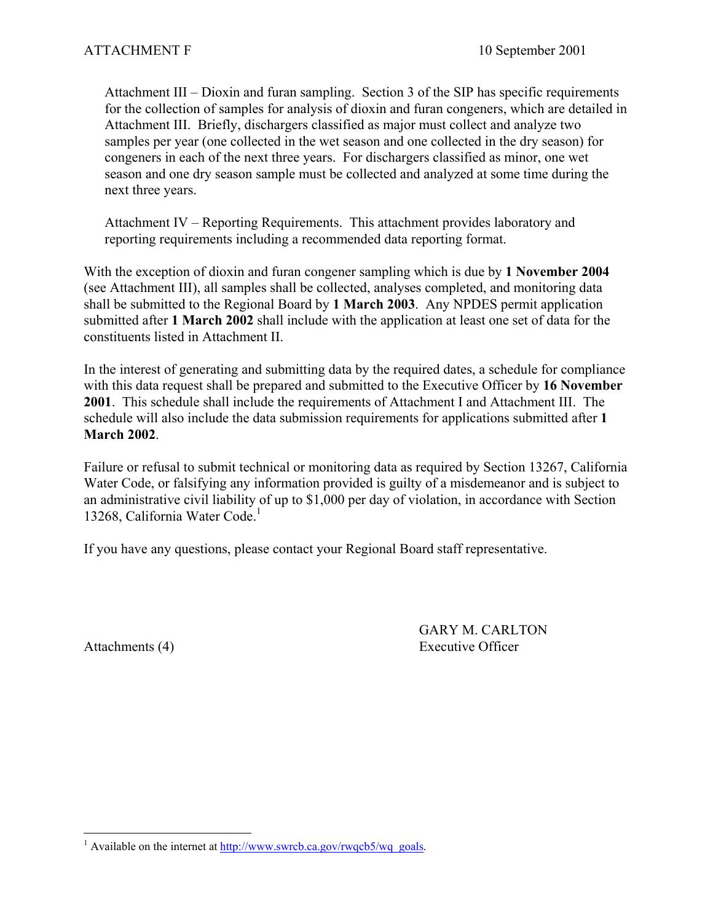Attachment III – Dioxin and furan sampling. Section 3 of the SIP has specific requirements for the collection of samples for analysis of dioxin and furan congeners, which are detailed in Attachment III. Briefly, dischargers classified as major must collect and analyze two samples per year (one collected in the wet season and one collected in the dry season) for congeners in each of the next three years. For dischargers classified as minor, one wet season and one dry season sample must be collected and analyzed at some time during the next three years.

Attachment IV – Reporting Requirements. This attachment provides laboratory and reporting requirements including a recommended data reporting format.

With the exception of dioxin and furan congener sampling which is due by **1 November 2004** (see Attachment III), all samples shall be collected, analyses completed, and monitoring data shall be submitted to the Regional Board by **1 March 2003**. Any NPDES permit application submitted after **1 March 2002** shall include with the application at least one set of data for the constituents listed in Attachment II.

In the interest of generating and submitting data by the required dates, a schedule for compliance with this data request shall be prepared and submitted to the Executive Officer by **16 November 2001**. This schedule shall include the requirements of Attachment I and Attachment III. The schedule will also include the data submission requirements for applications submitted after **1 March 2002**.

Failure or refusal to submit technical or monitoring data as required by Section 13267, California Water Code, or falsifying any information provided is guilty of a misdemeanor and is subject to an administrative civil liability of up to $1,000 per day of violation, in accordance with Section 13268, California Water Code.[1]

If you have any questions, please contact your Regional Board staff representative.

GARY M. CARLTON
Executive Officer

Attachments (4)

[1] Available on the internet at http://www.swrcb.ca.gov/rwqcb5/wq_goals.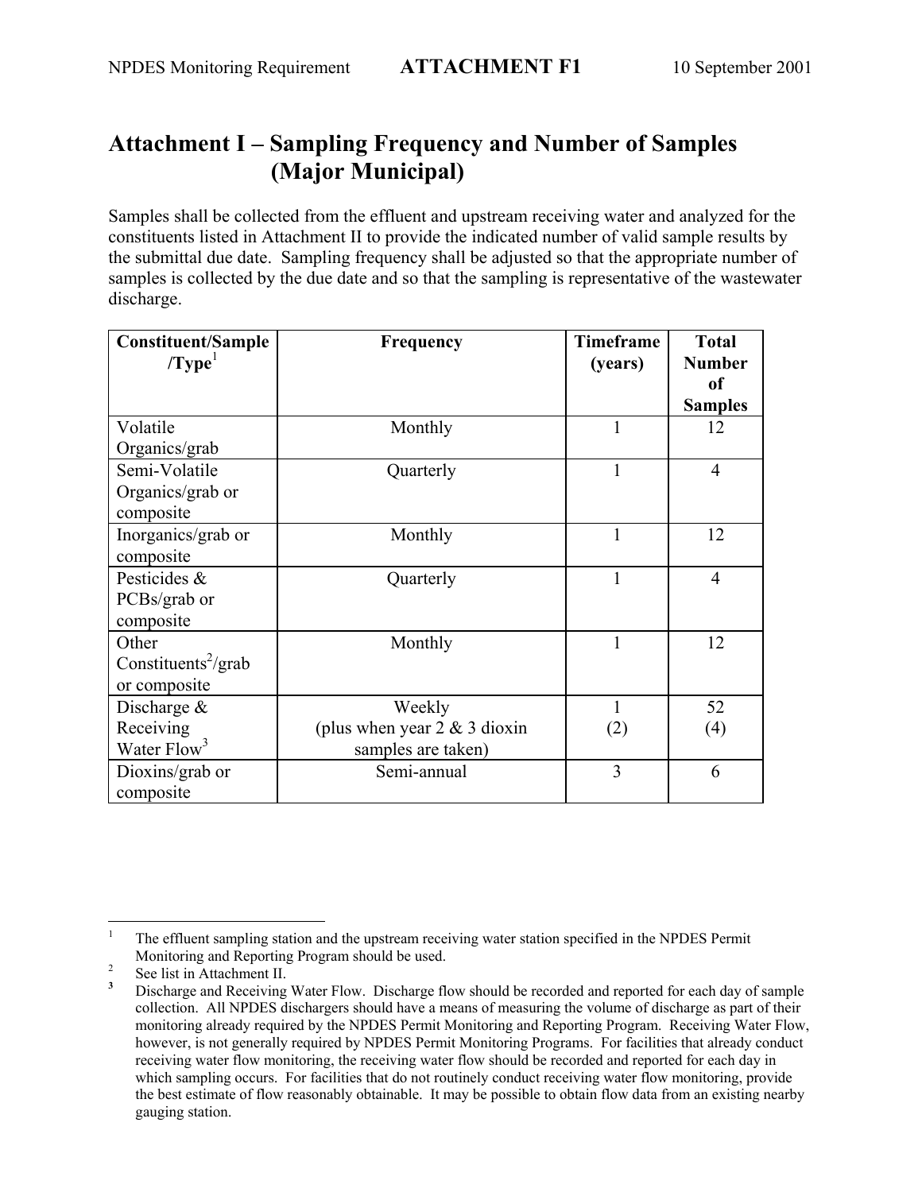# Attachment I – Sampling Frequency and Number of Samples (Major Municipal)

Samples shall be collected from the effluent and upstream receiving water and analyzed for the constituents listed in Attachment II to provide the indicated number of valid sample results by the submittal due date. Sampling frequency shall be adjusted so that the appropriate number of samples is collected by the due date and so that the sampling is representative of the wastewater discharge.

| Constituent/Sample/Type[1] | Frequency | Timeframe (years) | Total Number of Samples |
|---|---|---|---|
| Volatile Organics/grab | Monthly | 1 | 12 |
| Semi-Volatile Organics/grab or composite | Quarterly | 1 | 4 |
| Inorganics/grab or composite | Monthly | 1 | 12 |
| Pesticides & PCBs/grab or composite | Quarterly | 1 | 4 |
| Other Constituents[2]/grab or composite | Monthly | 1 | 12 |
| Discharge & Receiving Water Flow[3] | Weekly (plus when year 2 & 3 dioxin samples are taken) | 1 (2) | 52 (4) |
| Dioxins/grab or composite | Semi-annual | 3 | 6 |

[1] The effluent sampling station and the upstream receiving water station specified in the NPDES Permit Monitoring and Reporting Program should be used.

[2] See list in Attachment II.

[3] Discharge and Receiving Water Flow. Discharge flow should be recorded and reported for each day of sample collection. All NPDES dischargers should have a means of measuring the volume of discharge as part of their monitoring already required by the NPDES Permit Monitoring and Reporting Program. Receiving Water Flow, however, is not generally required by NPDES Permit Monitoring Programs. For facilities that already conduct receiving water flow monitoring, the receiving water flow should be recorded and reported for each day in which sampling occurs. For facilities that do not routinely conduct receiving water flow monitoring, provide the best estimate of flow reasonably obtainable. It may be possible to obtain flow data from an existing nearby gauging station.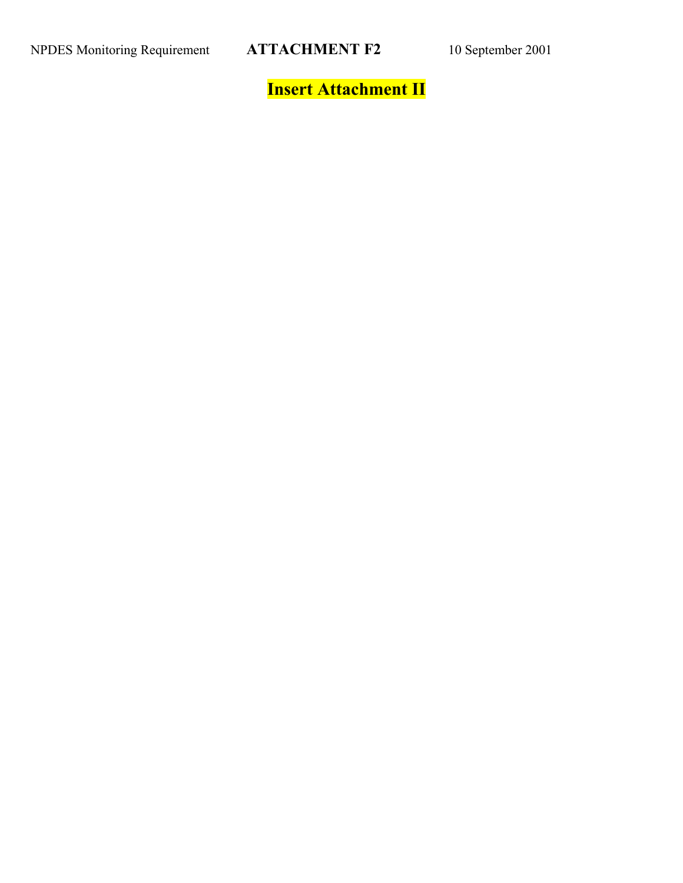NPDES Monitoring Requirement **ATTACHMENT F2** 10 September 2001

# Insert Attachment II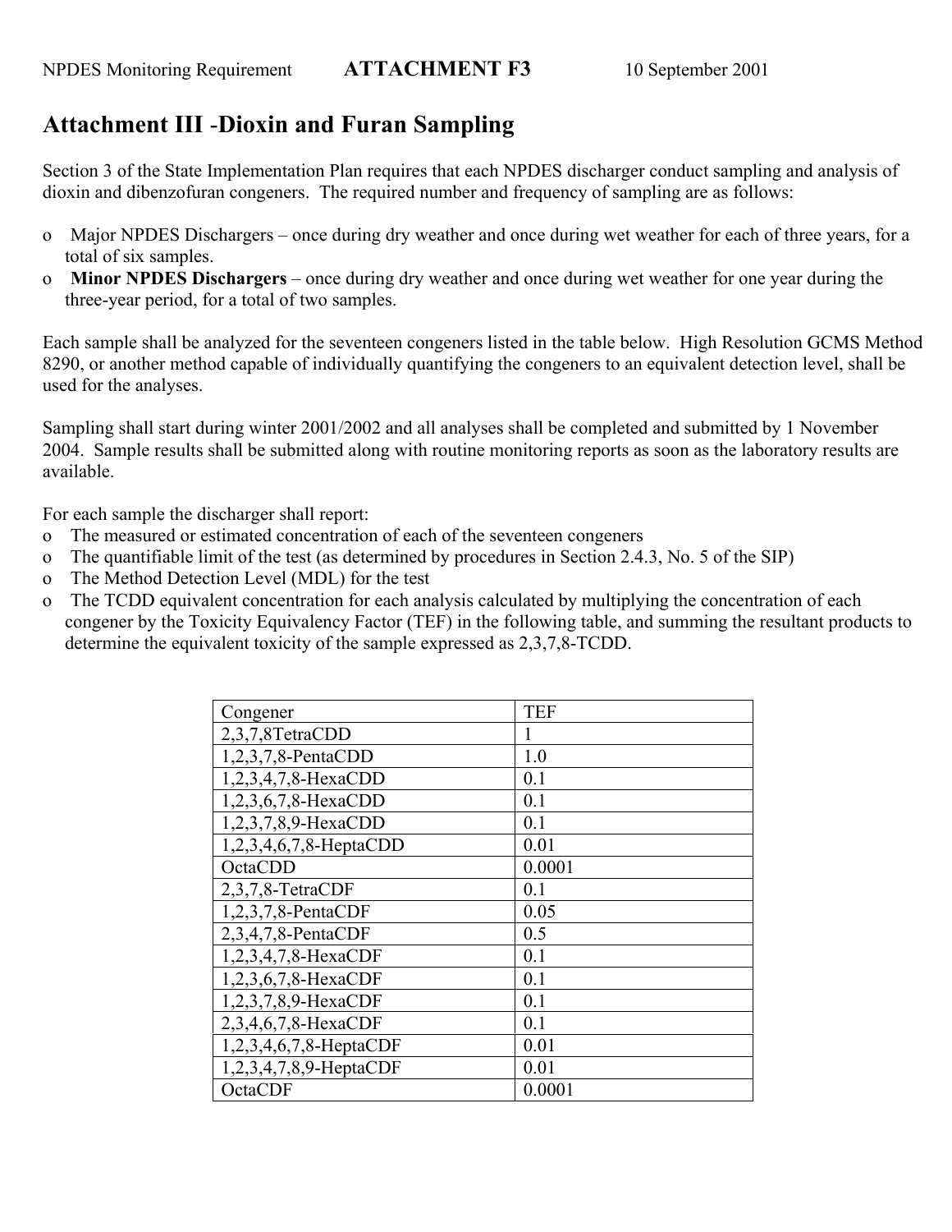NPDES Monitoring Requirement **ATTACHMENT F3** 10 September 2001

## Attachment III -Dioxin and Furan Sampling

Section 3 of the State Implementation Plan requires that each NPDES discharger conduct sampling and analysis of dioxin and dibenzofuran congeners. The required number and frequency of sampling are as follows:

- Major NPDES Dischargers – once during dry weather and once during wet weather for each of three years, for a total of six samples.
- **Minor NPDES Dischargers** – once during dry weather and once during wet weather for one year during the three-year period, for a total of two samples.

Each sample shall be analyzed for the seventeen congeners listed in the table below. High Resolution GCMS Method 8290, or another method capable of individually quantifying the congeners to an equivalent detection level, shall be used for the analyses.

Sampling shall start during winter 2001/2002 and all analyses shall be completed and submitted by 1 November 2004. Sample results shall be submitted along with routine monitoring reports as soon as the laboratory results are available.

For each sample the discharger shall report:

- The measured or estimated concentration of each of the seventeen congeners
- The quantifiable limit of the test (as determined by procedures in Section 2.4.3, No. 5 of the SIP)
- The Method Detection Level (MDL) for the test
- The TCDD equivalent concentration for each analysis calculated by multiplying the concentration of each congener by the Toxicity Equivalency Factor (TEF) in the following table, and summing the resultant products to determine the equivalent toxicity of the sample expressed as 2,3,7,8-TCDD.

| Congener | TEF |
| --- | --- |
| 2,3,7,8TetraCDD | 1 |
| 1,2,3,7,8-PentaCDD | 1.0 |
| 1,2,3,4,7,8-HexaCDD | 0.1 |
| 1,2,3,6,7,8-HexaCDD | 0.1 |
| 1,2,3,7,8,9-HexaCDD | 0.1 |
| 1,2,3,4,6,7,8-HeptaCDD | 0.01 |
| OctaCDD | 0.0001 |
| 2,3,7,8-TetraCDF | 0.1 |
| 1,2,3,7,8-PentaCDF | 0.05 |
| 2,3,4,7,8-PentaCDF | 0.5 |
| 1,2,3,4,7,8-HexaCDF | 0.1 |
| 1,2,3,6,7,8-HexaCDF | 0.1 |
| 1,2,3,7,8,9-HexaCDF | 0.1 |
| 2,3,4,6,7,8-HexaCDF | 0.1 |
| 1,2,3,4,6,7,8-HeptaCDF | 0.01 |
| 1,2,3,4,7,8,9-HeptaCDF | 0.01 |
| OctaCDF | 0.0001 |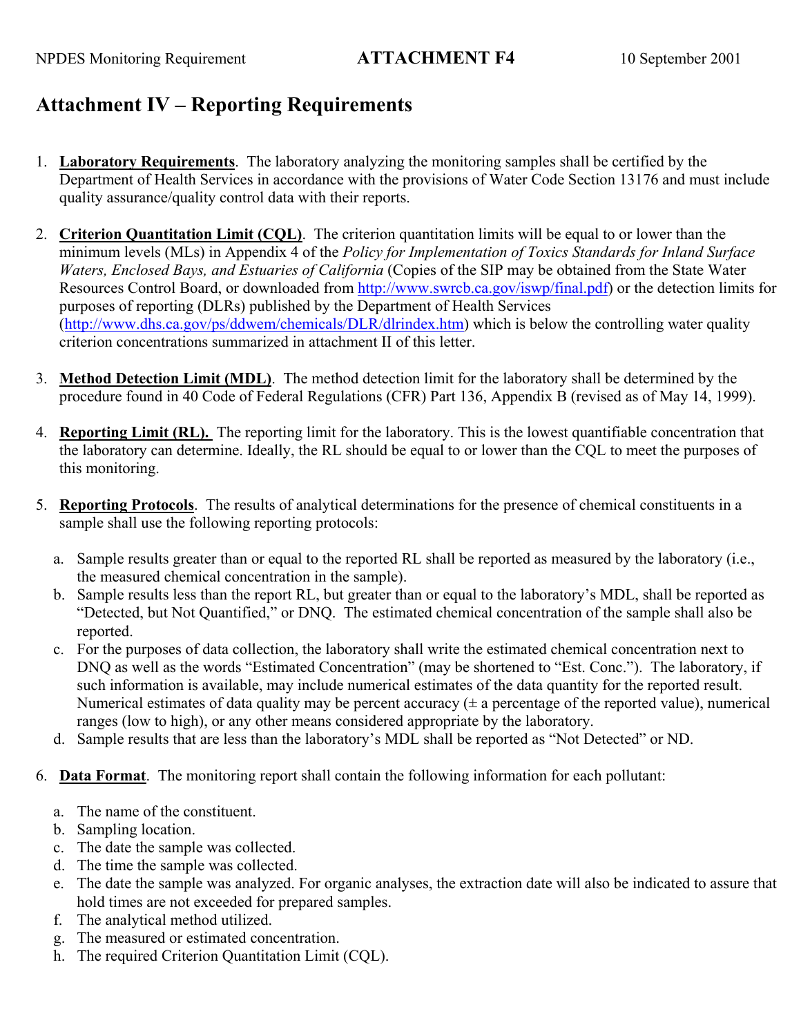# Attachment IV – Reporting Requirements

1. **Laboratory Requirements**. The laboratory analyzing the monitoring samples shall be certified by the Department of Health Services in accordance with the provisions of Water Code Section 13176 and must include quality assurance/quality control data with their reports.

2. **Criterion Quantitation Limit (CQL)**. The criterion quantitation limits will be equal to or lower than the minimum levels (MLs) in Appendix 4 of the *Policy for Implementation of Toxics Standards for Inland Surface Waters, Enclosed Bays, and Estuaries of California* (Copies of the SIP may be obtained from the State Water Resources Control Board, or downloaded from http://www.swrcb.ca.gov/iswp/final.pdf) or the detection limits for purposes of reporting (DLRs) published by the Department of Health Services (http://www.dhs.ca.gov/ps/ddwem/chemicals/DLR/dlrindex.htm) which is below the controlling water quality criterion concentrations summarized in attachment II of this letter.

3. **Method Detection Limit (MDL)**. The method detection limit for the laboratory shall be determined by the procedure found in 40 Code of Federal Regulations (CFR) Part 136, Appendix B (revised as of May 14, 1999).

4. **Reporting Limit (RL).** The reporting limit for the laboratory. This is the lowest quantifiable concentration that the laboratory can determine. Ideally, the RL should be equal to or lower than the CQL to meet the purposes of this monitoring.

5. **Reporting Protocols**. The results of analytical determinations for the presence of chemical constituents in a sample shall use the following reporting protocols:

   a. Sample results greater than or equal to the reported RL shall be reported as measured by the laboratory (i.e., the measured chemical concentration in the sample).
   b. Sample results less than the report RL, but greater than or equal to the laboratory's MDL, shall be reported as "Detected, but Not Quantified," or DNQ. The estimated chemical concentration of the sample shall also be reported.
   c. For the purposes of data collection, the laboratory shall write the estimated chemical concentration next to DNQ as well as the words "Estimated Concentration" (may be shortened to "Est. Conc."). The laboratory, if such information is available, may include numerical estimates of the data quantity for the reported result. Numerical estimates of data quality may be percent accuracy (± a percentage of the reported value), numerical ranges (low to high), or any other means considered appropriate by the laboratory.
   d. Sample results that are less than the laboratory's MDL shall be reported as "Not Detected" or ND.

6. **Data Format**. The monitoring report shall contain the following information for each pollutant:

   a. The name of the constituent.
   b. Sampling location.
   c. The date the sample was collected.
   d. The time the sample was collected.
   e. The date the sample was analyzed. For organic analyses, the extraction date will also be indicated to assure that hold times are not exceeded for prepared samples.
   f. The analytical method utilized.
   g. The measured or estimated concentration.
   h. The required Criterion Quantitation Limit (CQL).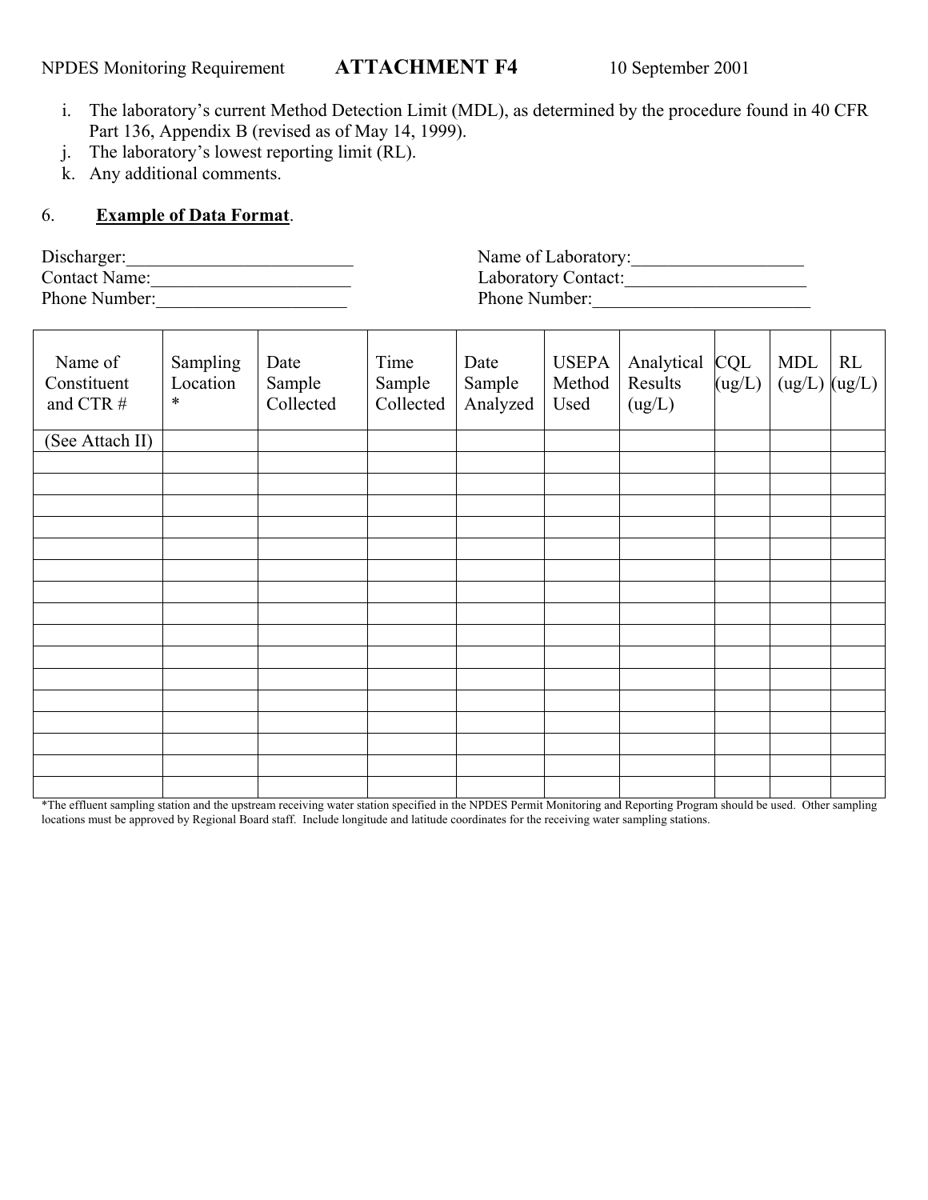i. The laboratory's current Method Detection Limit (MDL), as determined by the procedure found in 40 CFR Part 136, Appendix B (revised as of May 14, 1999).
j. The laboratory's lowest reporting limit (RL).
k. Any additional comments.

6. **Example of Data Format**.

Discharger:_________________________ Name of Laboratory:___________________
Contact Name:______________________ Laboratory Contact:____________________
Phone Number:_____________________ Phone Number:________________________

| Name of Constituent and CTR # | Sampling Location * | Date Sample Collected | Time Sample Collected | Date Sample Analyzed | USEPA Method Used | Analytical Results (ug/L) | CQL (ug/L) | MDL (ug/L) | RL (ug/L) |
|---|---|---|---|---|---|---|---|---|---|
| (See Attach II) | | | | | | | | | |
| | | | | | | | | | |
| | | | | | | | | | |
| | | | | | | | | | |
| | | | | | | | | | |
| | | | | | | | | | |
| | | | | | | | | | |
| | | | | | | | | | |
| | | | | | | | | | |
| | | | | | | | | | |
| | | | | | | | | | |
| | | | | | | | | | |
| | | | | | | | | | |
| | | | | | | | | | |
| | | | | | | | | | |
| | | | | | | | | | |
| | | | | | | | | | |

*The effluent sampling station and the upstream receiving water station specified in the NPDES Permit Monitoring and Reporting Program should be used. Other sampling locations must be approved by Regional Board staff. Include longitude and latitude coordinates for the receiving water sampling stations.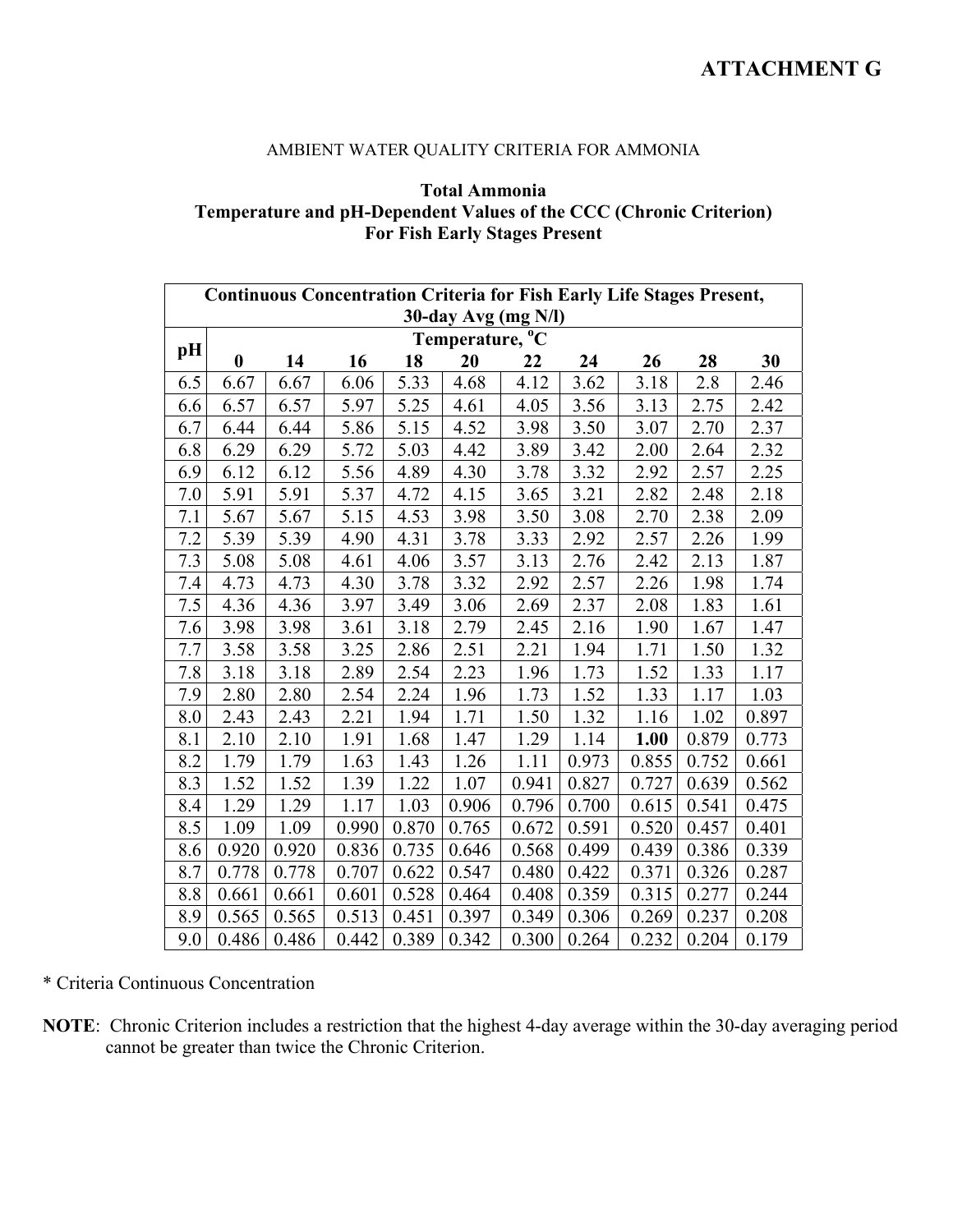# ATTACHMENT G

AMBIENT WATER QUALITY CRITERIA FOR AMMONIA

**Total Ammonia**
**Temperature and pH-Dependent Values of the CCC (Chronic Criterion)**
**For Fish Early Stages Present**

| **Continuous Concentration Criteria for Fish Early Life Stages Present, 30-day Avg (mg N/l)** | | | | | | | | | | |
|---|---|---|---|---|---|---|---|---|---|---|
| **pH** | **Temperature, °C** | | | | | | | | | |
| | **0** | **14** | **16** | **18** | **20** | **22** | **24** | **26** | **28** | **30** |
| 6.5 | 6.67 | 6.67 | 6.06 | 5.33 | 4.68 | 4.12 | 3.62 | 3.18 | 2.8 | 2.46 |
| 6.6 | 6.57 | 6.57 | 5.97 | 5.25 | 4.61 | 4.05 | 3.56 | 3.13 | 2.75 | 2.42 |
| 6.7 | 6.44 | 6.44 | 5.86 | 5.15 | 4.52 | 3.98 | 3.50 | 3.07 | 2.70 | 2.37 |
| 6.8 | 6.29 | 6.29 | 5.72 | 5.03 | 4.42 | 3.89 | 3.42 | 2.00 | 2.64 | 2.32 |
| 6.9 | 6.12 | 6.12 | 5.56 | 4.89 | 4.30 | 3.78 | 3.32 | 2.92 | 2.57 | 2.25 |
| 7.0 | 5.91 | 5.91 | 5.37 | 4.72 | 4.15 | 3.65 | 3.21 | 2.82 | 2.48 | 2.18 |
| 7.1 | 5.67 | 5.67 | 5.15 | 4.53 | 3.98 | 3.50 | 3.08 | 2.70 | 2.38 | 2.09 |
| 7.2 | 5.39 | 5.39 | 4.90 | 4.31 | 3.78 | 3.33 | 2.92 | 2.57 | 2.26 | 1.99 |
| 7.3 | 5.08 | 5.08 | 4.61 | 4.06 | 3.57 | 3.13 | 2.76 | 2.42 | 2.13 | 1.87 |
| 7.4 | 4.73 | 4.73 | 4.30 | 3.78 | 3.32 | 2.92 | 2.57 | 2.26 | 1.98 | 1.74 |
| 7.5 | 4.36 | 4.36 | 3.97 | 3.49 | 3.06 | 2.69 | 2.37 | 2.08 | 1.83 | 1.61 |
| 7.6 | 3.98 | 3.98 | 3.61 | 3.18 | 2.79 | 2.45 | 2.16 | 1.90 | 1.67 | 1.47 |
| 7.7 | 3.58 | 3.58 | 3.25 | 2.86 | 2.51 | 2.21 | 1.94 | 1.71 | 1.50 | 1.32 |
| 7.8 | 3.18 | 3.18 | 2.89 | 2.54 | 2.23 | 1.96 | 1.73 | 1.52 | 1.33 | 1.17 |
| 7.9 | 2.80 | 2.80 | 2.54 | 2.24 | 1.96 | 1.73 | 1.52 | 1.33 | 1.17 | 1.03 |
| 8.0 | 2.43 | 2.43 | 2.21 | 1.94 | 1.71 | 1.50 | 1.32 | 1.16 | 1.02 | 0.897 |
| 8.1 | 2.10 | 2.10 | 1.91 | 1.68 | 1.47 | 1.29 | 1.14 | **1.00** | 0.879 | 0.773 |
| 8.2 | 1.79 | 1.79 | 1.63 | 1.43 | 1.26 | 1.11 | 0.973 | 0.855 | 0.752 | 0.661 |
| 8.3 | 1.52 | 1.52 | 1.39 | 1.22 | 1.07 | 0.941 | 0.827 | 0.727 | 0.639 | 0.562 |
| 8.4 | 1.29 | 1.29 | 1.17 | 1.03 | 0.906 | 0.796 | 0.700 | 0.615 | 0.541 | 0.475 |
| 8.5 | 1.09 | 1.09 | 0.990 | 0.870 | 0.765 | 0.672 | 0.591 | 0.520 | 0.457 | 0.401 |
| 8.6 | 0.920 | 0.920 | 0.836 | 0.735 | 0.646 | 0.568 | 0.499 | 0.439 | 0.386 | 0.339 |
| 8.7 | 0.778 | 0.778 | 0.707 | 0.622 | 0.547 | 0.480 | 0.422 | 0.371 | 0.326 | 0.287 |
| 8.8 | 0.661 | 0.661 | 0.601 | 0.528 | 0.464 | 0.408 | 0.359 | 0.315 | 0.277 | 0.244 |
| 8.9 | 0.565 | 0.565 | 0.513 | 0.451 | 0.397 | 0.349 | 0.306 | 0.269 | 0.237 | 0.208 |
| 9.0 | 0.486 | 0.486 | 0.442 | 0.389 | 0.342 | 0.300 | 0.264 | 0.232 | 0.204 | 0.179 |

\* Criteria Continuous Concentration

**NOTE**: Chronic Criterion includes a restriction that the highest 4-day average within the 30-day averaging period cannot be greater than twice the Chronic Criterion.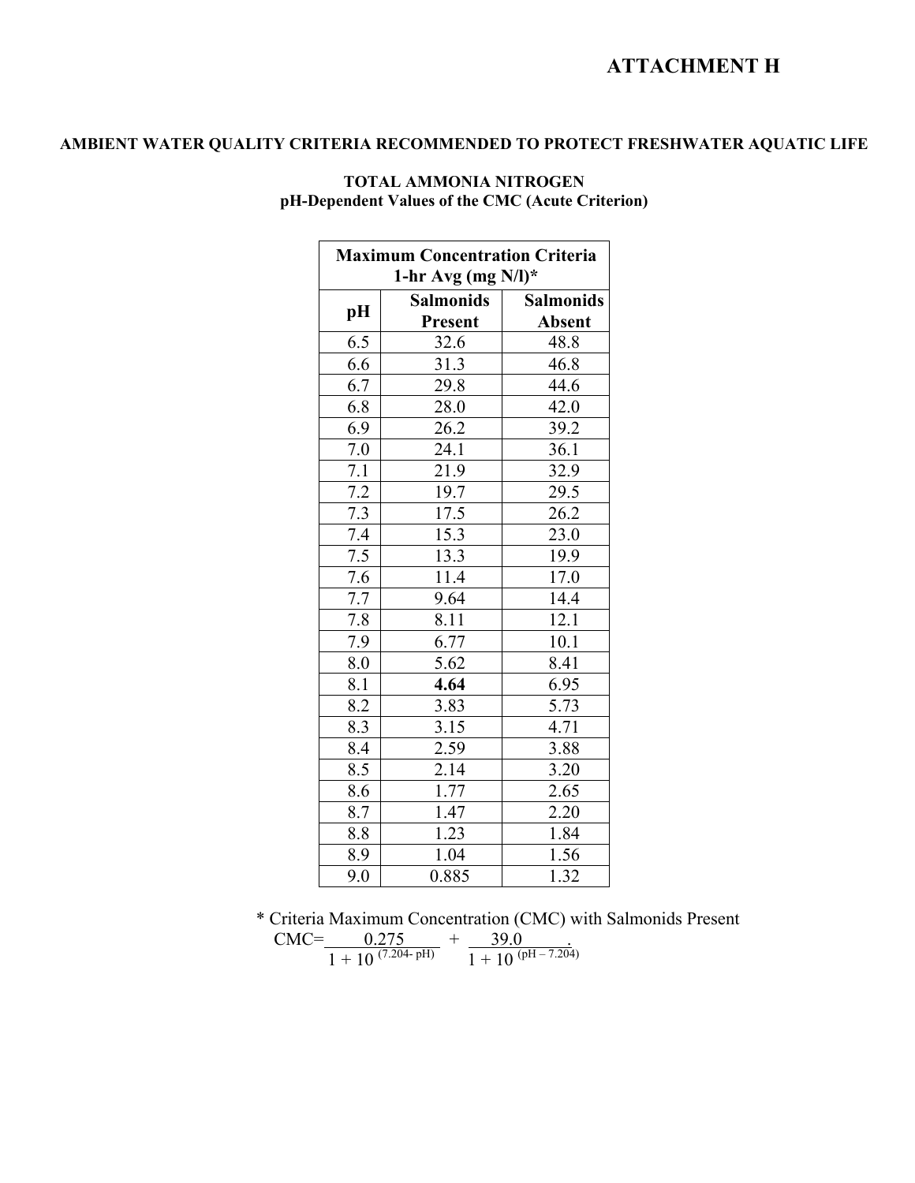# ATTACHMENT H

## AMBIENT WATER QUALITY CRITERIA RECOMMENDED TO PROTECT FRESHWATER AQUATIC LIFE

### TOTAL AMMONIA NITROGEN
### pH-Dependent Values of the CMC (Acute Criterion)

| Maximum Concentration Criteria 1-hr Avg (mg N/l)* | | |
|---|---|---|
| **pH** | **Salmonids Present** | **Salmonids Absent** |
| 6.5 | 32.6 | 48.8 |
| 6.6 | 31.3 | 46.8 |
| 6.7 | 29.8 | 44.6 |
| 6.8 | 28.0 | 42.0 |
| 6.9 | 26.2 | 39.2 |
| 7.0 | 24.1 | 36.1 |
| 7.1 | 21.9 | 32.9 |
| 7.2 | 19.7 | 29.5 |
| 7.3 | 17.5 | 26.2 |
| 7.4 | 15.3 | 23.0 |
| 7.5 | 13.3 | 19.9 |
| 7.6 | 11.4 | 17.0 |
| 7.7 | 9.64 | 14.4 |
| 7.8 | 8.11 | 12.1 |
| 7.9 | 6.77 | 10.1 |
| 8.0 | 5.62 | 8.41 |
| 8.1 | **4.64** | 6.95 |
| 8.2 | 3.83 | 5.73 |
| 8.3 | 3.15 | 4.71 |
| 8.4 | 2.59 | 3.88 |
| 8.5 | 2.14 | 3.20 |
| 8.6 | 1.77 | 2.65 |
| 8.7 | 1.47 | 2.20 |
| 8.8 | 1.23 | 1.84 |
| 8.9 | 1.04 | 1.56 |
| 9.0 | 0.885 | 1.32 |

* Criteria Maximum Concentration (CMC) with Salmonids Present

$$CMC = \frac{0.275}{1 + 10^{(7.204 - pH)}} + \frac{39.0}{1 + 10^{(pH - 7.204)}}.$$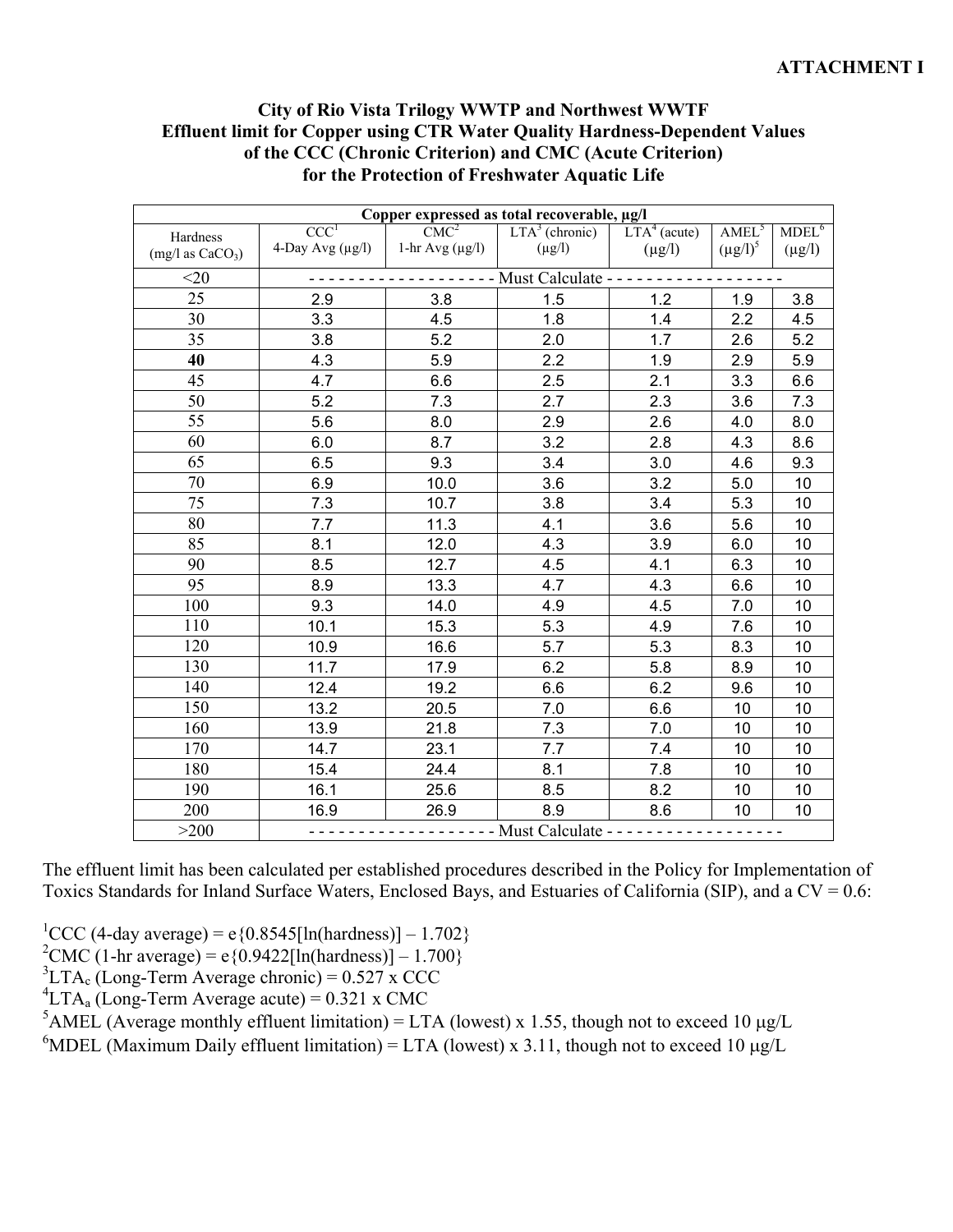**ATTACHMENT I**

### City of Rio Vista Trilogy WWTP and Northwest WWTF
### Effluent limit for Copper using CTR Water Quality Hardness-Dependent Values of the CCC (Chronic Criterion) and CMC (Acute Criterion) for the Protection of Freshwater Aquatic Life

| Copper expressed as total recoverable, µg/l | | | | | | |
|---|---|---|---|---|---|---|
| Hardness (mg/l as $CaCO_3$) | CCC[1] 4-Day Avg (µg/l) | CMC[2] 1-hr Avg (µg/l) | LTA[3] (chronic) (µg/l) | LTA[4] (acute) (µg/l) | AMEL[5] (µg/l)[5] | MDEL[6] (µg/l) |
| <20 | - - - - - - - - - - - - - - - - - - Must Calculate - - - - - - - - - - - - - - - - - - | | | | | |
| 25 | 2.9 | 3.8 | 1.5 | 1.2 | 1.9 | 3.8 |
| 30 | 3.3 | 4.5 | 1.8 | 1.4 | 2.2 | 4.5 |
| 35 | 3.8 | 5.2 | 2.0 | 1.7 | 2.6 | 5.2 |
| **40** | 4.3 | 5.9 | 2.2 | 1.9 | 2.9 | 5.9 |
| 45 | 4.7 | 6.6 | 2.5 | 2.1 | 3.3 | 6.6 |
| 50 | 5.2 | 7.3 | 2.7 | 2.3 | 3.6 | 7.3 |
| 55 | 5.6 | 8.0 | 2.9 | 2.6 | 4.0 | 8.0 |
| 60 | 6.0 | 8.7 | 3.2 | 2.8 | 4.3 | 8.6 |
| 65 | 6.5 | 9.3 | 3.4 | 3.0 | 4.6 | 9.3 |
| 70 | 6.9 | 10.0 | 3.6 | 3.2 | 5.0 | 10 |
| 75 | 7.3 | 10.7 | 3.8 | 3.4 | 5.3 | 10 |
| 80 | 7.7 | 11.3 | 4.1 | 3.6 | 5.6 | 10 |
| 85 | 8.1 | 12.0 | 4.3 | 3.9 | 6.0 | 10 |
| 90 | 8.5 | 12.7 | 4.5 | 4.1 | 6.3 | 10 |
| 95 | 8.9 | 13.3 | 4.7 | 4.3 | 6.6 | 10 |
| 100 | 9.3 | 14.0 | 4.9 | 4.5 | 7.0 | 10 |
| 110 | 10.1 | 15.3 | 5.3 | 4.9 | 7.6 | 10 |
| 120 | 10.9 | 16.6 | 5.7 | 5.3 | 8.3 | 10 |
| 130 | 11.7 | 17.9 | 6.2 | 5.8 | 8.9 | 10 |
| 140 | 12.4 | 19.2 | 6.6 | 6.2 | 9.6 | 10 |
| 150 | 13.2 | 20.5 | 7.0 | 6.6 | 10 | 10 |
| 160 | 13.9 | 21.8 | 7.3 | 7.0 | 10 | 10 |
| 170 | 14.7 | 23.1 | 7.7 | 7.4 | 10 | 10 |
| 180 | 15.4 | 24.4 | 8.1 | 7.8 | 10 | 10 |
| 190 | 16.1 | 25.6 | 8.5 | 8.2 | 10 | 10 |
| 200 | 16.9 | 26.9 | 8.9 | 8.6 | 10 | 10 |
| >200 | - - - - - - - - - - - - - - - - - - Must Calculate - - - - - - - - - - - - - - - - - - | | | | | |

The effluent limit has been calculated per established procedures described in the Policy for Implementation of Toxics Standards for Inland Surface Waters, Enclosed Bays, and Estuaries of California (SIP), and a CV = 0.6:

[1]CCC (4-day average) = $e\{0.8545[\ln(\text{hardness})] - 1.702\}$

[2]CMC (1-hr average) = $e\{0.9422[\ln(\text{hardness})] - 1.700\}$

[3]$LTA_c$ (Long-Term Average chronic) = 0.527 x CCC

[4]$LTA_a$ (Long-Term Average acute) = 0.321 x CMC

[5]AMEL (Average monthly effluent limitation) = LTA (lowest) x 1.55, though not to exceed 10 µg/L

[6]MDEL (Maximum Daily effluent limitation) = LTA (lowest) x 3.11, though not to exceed 10 µg/L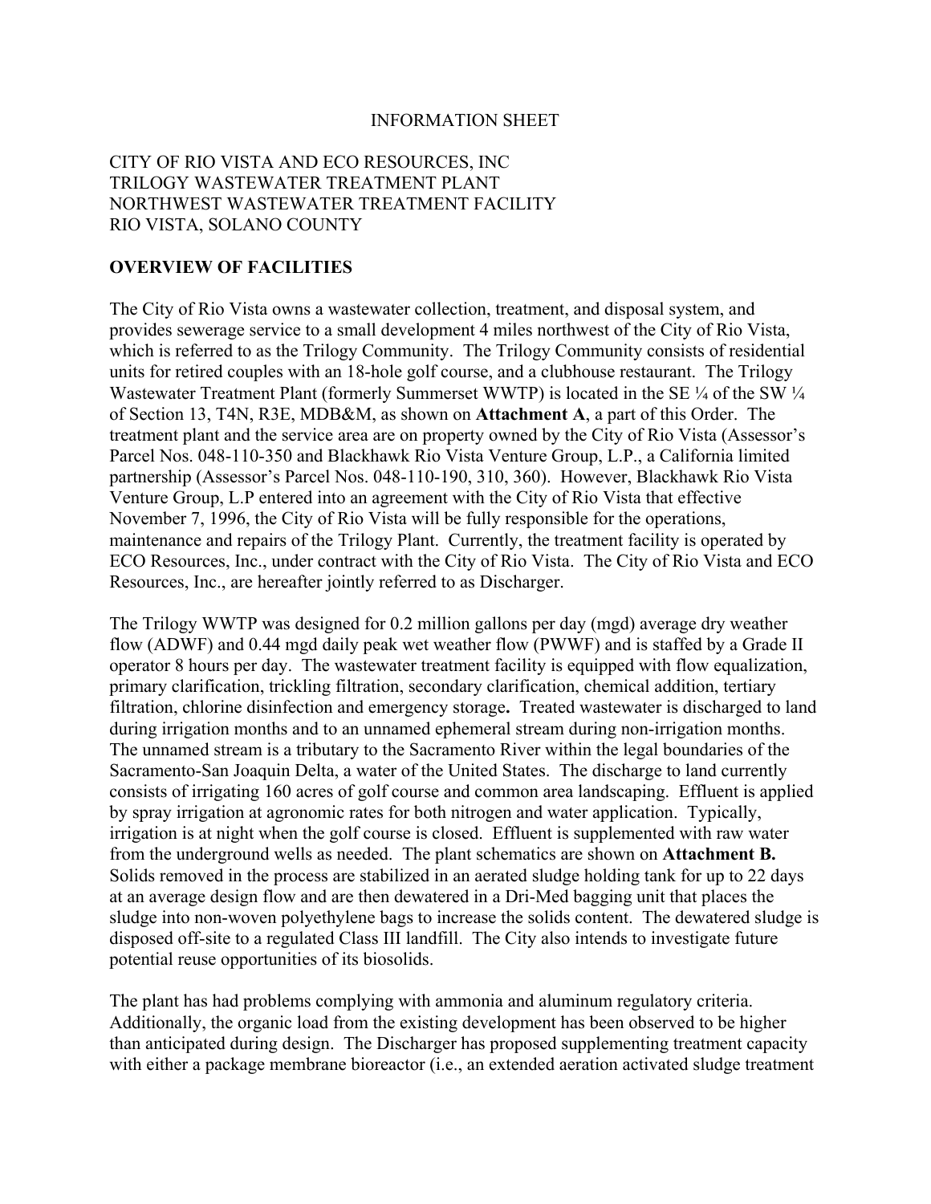INFORMATION SHEET

CITY OF RIO VISTA AND ECO RESOURCES, INC
TRILOGY WASTEWATER TREATMENT PLANT
NORTHWEST WASTEWATER TREATMENT FACILITY
RIO VISTA, SOLANO COUNTY

**OVERVIEW OF FACILITIES**

The City of Rio Vista owns a wastewater collection, treatment, and disposal system, and provides sewerage service to a small development 4 miles northwest of the City of Rio Vista, which is referred to as the Trilogy Community. The Trilogy Community consists of residential units for retired couples with an 18-hole golf course, and a clubhouse restaurant. The Trilogy Wastewater Treatment Plant (formerly Summerset WWTP) is located in the SE ¼ of the SW ¼ of Section 13, T4N, R3E, MDB&M, as shown on **Attachment A**, a part of this Order. The treatment plant and the service area are on property owned by the City of Rio Vista (Assessor's Parcel Nos. 048-110-350 and Blackhawk Rio Vista Venture Group, L.P., a California limited partnership (Assessor's Parcel Nos. 048-110-190, 310, 360). However, Blackhawk Rio Vista Venture Group, L.P entered into an agreement with the City of Rio Vista that effective November 7, 1996, the City of Rio Vista will be fully responsible for the operations, maintenance and repairs of the Trilogy Plant. Currently, the treatment facility is operated by ECO Resources, Inc., under contract with the City of Rio Vista. The City of Rio Vista and ECO Resources, Inc., are hereafter jointly referred to as Discharger.

The Trilogy WWTP was designed for 0.2 million gallons per day (mgd) average dry weather flow (ADWF) and 0.44 mgd daily peak wet weather flow (PWWF) and is staffed by a Grade II operator 8 hours per day. The wastewater treatment facility is equipped with flow equalization, primary clarification, trickling filtration, secondary clarification, chemical addition, tertiary filtration, chlorine disinfection and emergency storage**.** Treated wastewater is discharged to land during irrigation months and to an unnamed ephemeral stream during non-irrigation months. The unnamed stream is a tributary to the Sacramento River within the legal boundaries of the Sacramento-San Joaquin Delta, a water of the United States. The discharge to land currently consists of irrigating 160 acres of golf course and common area landscaping. Effluent is applied by spray irrigation at agronomic rates for both nitrogen and water application. Typically, irrigation is at night when the golf course is closed. Effluent is supplemented with raw water from the underground wells as needed. The plant schematics are shown on **Attachment B.** Solids removed in the process are stabilized in an aerated sludge holding tank for up to 22 days at an average design flow and are then dewatered in a Dri-Med bagging unit that places the sludge into non-woven polyethylene bags to increase the solids content. The dewatered sludge is disposed off-site to a regulated Class III landfill. The City also intends to investigate future potential reuse opportunities of its biosolids.

The plant has had problems complying with ammonia and aluminum regulatory criteria. Additionally, the organic load from the existing development has been observed to be higher than anticipated during design. The Discharger has proposed supplementing treatment capacity with either a package membrane bioreactor (i.e., an extended aeration activated sludge treatment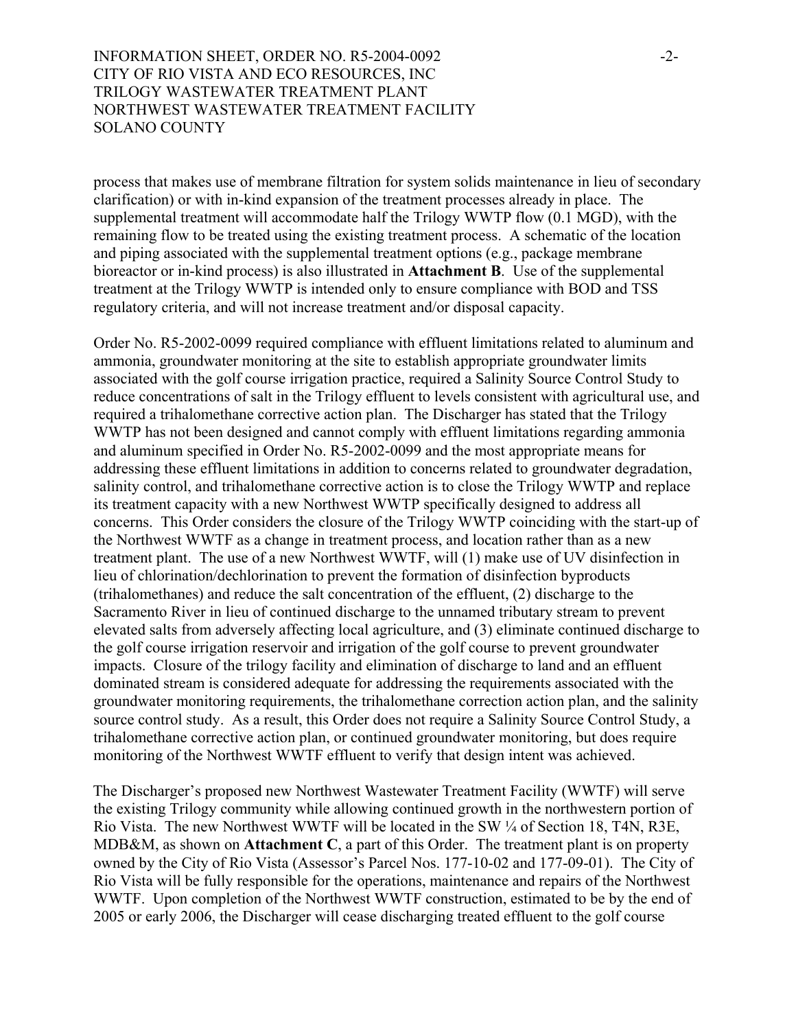process that makes use of membrane filtration for system solids maintenance in lieu of secondary clarification) or with in-kind expansion of the treatment processes already in place. The supplemental treatment will accommodate half the Trilogy WWTP flow (0.1 MGD), with the remaining flow to be treated using the existing treatment process. A schematic of the location and piping associated with the supplemental treatment options (e.g., package membrane bioreactor or in-kind process) is also illustrated in **Attachment B**. Use of the supplemental treatment at the Trilogy WWTP is intended only to ensure compliance with BOD and TSS regulatory criteria, and will not increase treatment and/or disposal capacity.

Order No. R5-2002-0099 required compliance with effluent limitations related to aluminum and ammonia, groundwater monitoring at the site to establish appropriate groundwater limits associated with the golf course irrigation practice, required a Salinity Source Control Study to reduce concentrations of salt in the Trilogy effluent to levels consistent with agricultural use, and required a trihalomethane corrective action plan. The Discharger has stated that the Trilogy WWTP has not been designed and cannot comply with effluent limitations regarding ammonia and aluminum specified in Order No. R5-2002-0099 and the most appropriate means for addressing these effluent limitations in addition to concerns related to groundwater degradation, salinity control, and trihalomethane corrective action is to close the Trilogy WWTP and replace its treatment capacity with a new Northwest WWTP specifically designed to address all concerns. This Order considers the closure of the Trilogy WWTP coinciding with the start-up of the Northwest WWTF as a change in treatment process, and location rather than as a new treatment plant. The use of a new Northwest WWTF, will (1) make use of UV disinfection in lieu of chlorination/dechlorination to prevent the formation of disinfection byproducts (trihalomethanes) and reduce the salt concentration of the effluent, (2) discharge to the Sacramento River in lieu of continued discharge to the unnamed tributary stream to prevent elevated salts from adversely affecting local agriculture, and (3) eliminate continued discharge to the golf course irrigation reservoir and irrigation of the golf course to prevent groundwater impacts. Closure of the trilogy facility and elimination of discharge to land and an effluent dominated stream is considered adequate for addressing the requirements associated with the groundwater monitoring requirements, the trihalomethane correction action plan, and the salinity source control study. As a result, this Order does not require a Salinity Source Control Study, a trihalomethane corrective action plan, or continued groundwater monitoring, but does require monitoring of the Northwest WWTF effluent to verify that design intent was achieved.

The Discharger's proposed new Northwest Wastewater Treatment Facility (WWTF) will serve the existing Trilogy community while allowing continued growth in the northwestern portion of Rio Vista. The new Northwest WWTF will be located in the SW ¼ of Section 18, T4N, R3E, MDB&M, as shown on **Attachment C**, a part of this Order. The treatment plant is on property owned by the City of Rio Vista (Assessor's Parcel Nos. 177-10-02 and 177-09-01). The City of Rio Vista will be fully responsible for the operations, maintenance and repairs of the Northwest WWTF. Upon completion of the Northwest WWTF construction, estimated to be by the end of 2005 or early 2006, the Discharger will cease discharging treated effluent to the golf course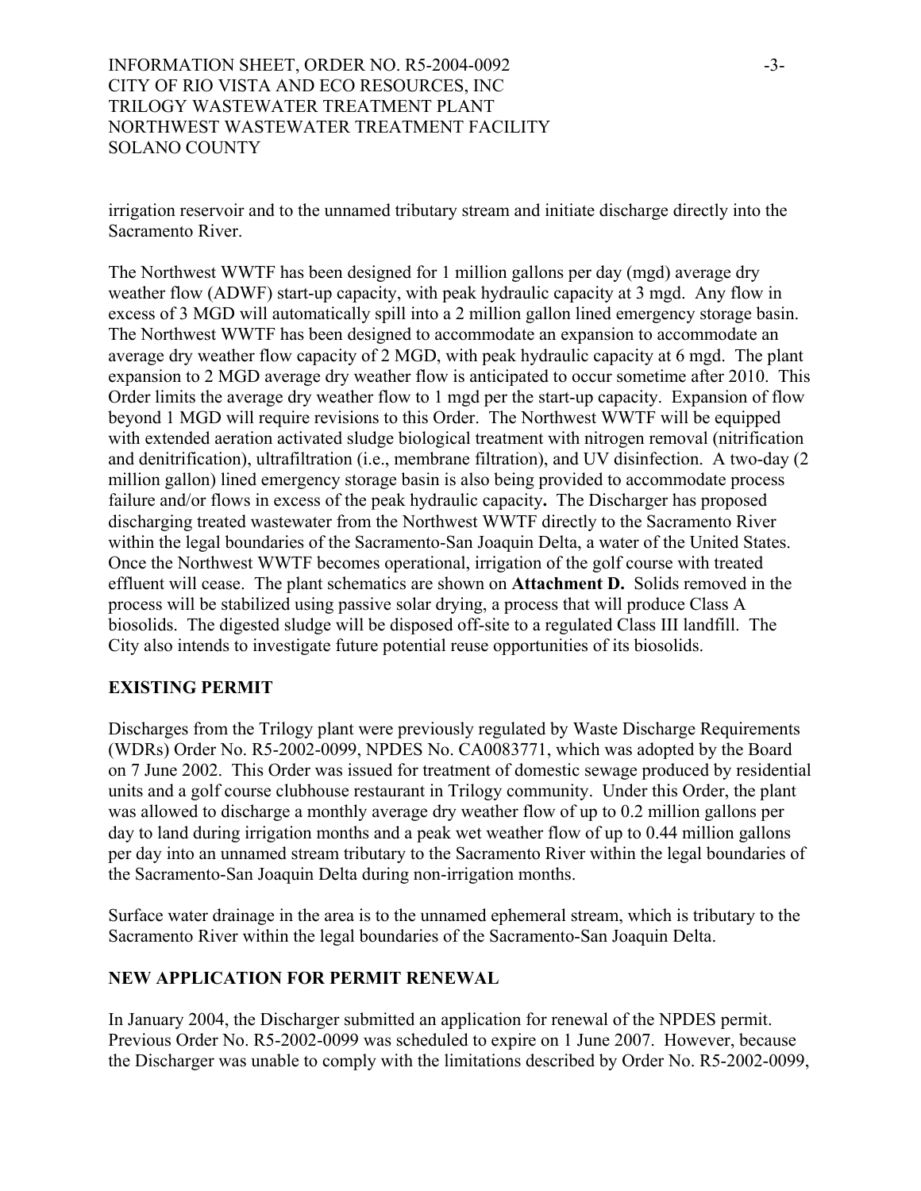irrigation reservoir and to the unnamed tributary stream and initiate discharge directly into the Sacramento River.

The Northwest WWTF has been designed for 1 million gallons per day (mgd) average dry weather flow (ADWF) start-up capacity, with peak hydraulic capacity at 3 mgd. Any flow in excess of 3 MGD will automatically spill into a 2 million gallon lined emergency storage basin. The Northwest WWTF has been designed to accommodate an expansion to accommodate an average dry weather flow capacity of 2 MGD, with peak hydraulic capacity at 6 mgd. The plant expansion to 2 MGD average dry weather flow is anticipated to occur sometime after 2010. This Order limits the average dry weather flow to 1 mgd per the start-up capacity. Expansion of flow beyond 1 MGD will require revisions to this Order. The Northwest WWTF will be equipped with extended aeration activated sludge biological treatment with nitrogen removal (nitrification and denitrification), ultrafiltration (i.e., membrane filtration), and UV disinfection. A two-day (2 million gallon) lined emergency storage basin is also being provided to accommodate process failure and/or flows in excess of the peak hydraulic capacity**.** The Discharger has proposed discharging treated wastewater from the Northwest WWTF directly to the Sacramento River within the legal boundaries of the Sacramento-San Joaquin Delta, a water of the United States. Once the Northwest WWTF becomes operational, irrigation of the golf course with treated effluent will cease. The plant schematics are shown on **Attachment D.** Solids removed in the process will be stabilized using passive solar drying, a process that will produce Class A biosolids. The digested sludge will be disposed off-site to a regulated Class III landfill. The City also intends to investigate future potential reuse opportunities of its biosolids.

## EXISTING PERMIT

Discharges from the Trilogy plant were previously regulated by Waste Discharge Requirements (WDRs) Order No. R5-2002-0099, NPDES No. CA0083771, which was adopted by the Board on 7 June 2002. This Order was issued for treatment of domestic sewage produced by residential units and a golf course clubhouse restaurant in Trilogy community. Under this Order, the plant was allowed to discharge a monthly average dry weather flow of up to 0.2 million gallons per day to land during irrigation months and a peak wet weather flow of up to 0.44 million gallons per day into an unnamed stream tributary to the Sacramento River within the legal boundaries of the Sacramento-San Joaquin Delta during non-irrigation months.

Surface water drainage in the area is to the unnamed ephemeral stream, which is tributary to the Sacramento River within the legal boundaries of the Sacramento-San Joaquin Delta.

## NEW APPLICATION FOR PERMIT RENEWAL

In January 2004, the Discharger submitted an application for renewal of the NPDES permit. Previous Order No. R5-2002-0099 was scheduled to expire on 1 June 2007. However, because the Discharger was unable to comply with the limitations described by Order No. R5-2002-0099,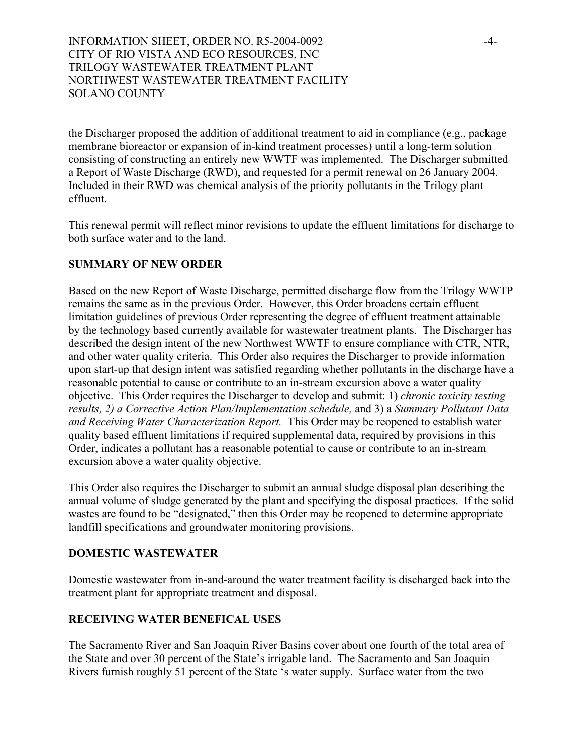the Discharger proposed the addition of additional treatment to aid in compliance (e.g., package membrane bioreactor or expansion of in-kind treatment processes) until a long-term solution consisting of constructing an entirely new WWTF was implemented. The Discharger submitted a Report of Waste Discharge (RWD), and requested for a permit renewal on 26 January 2004. Included in their RWD was chemical analysis of the priority pollutants in the Trilogy plant effluent.

This renewal permit will reflect minor revisions to update the effluent limitations for discharge to both surface water and to the land.

## SUMMARY OF NEW ORDER

Based on the new Report of Waste Discharge, permitted discharge flow from the Trilogy WWTP remains the same as in the previous Order. However, this Order broadens certain effluent limitation guidelines of previous Order representing the degree of effluent treatment attainable by the technology based currently available for wastewater treatment plants. The Discharger has described the design intent of the new Northwest WWTF to ensure compliance with CTR, NTR, and other water quality criteria. This Order also requires the Discharger to provide information upon start-up that design intent was satisfied regarding whether pollutants in the discharge have a reasonable potential to cause or contribute to an in-stream excursion above a water quality objective. This Order requires the Discharger to develop and submit: 1) *chronic toxicity testing results, 2) a Corrective Action Plan/Implementation schedule,* and 3) a *Summary Pollutant Data and Receiving Water Characterization Report.* This Order may be reopened to establish water quality based effluent limitations if required supplemental data, required by provisions in this Order, indicates a pollutant has a reasonable potential to cause or contribute to an in-stream excursion above a water quality objective.

This Order also requires the Discharger to submit an annual sludge disposal plan describing the annual volume of sludge generated by the plant and specifying the disposal practices. If the solid wastes are found to be "designated," then this Order may be reopened to determine appropriate landfill specifications and groundwater monitoring provisions.

## DOMESTIC WASTEWATER

Domestic wastewater from in-and-around the water treatment facility is discharged back into the treatment plant for appropriate treatment and disposal.

## RECEIVING WATER BENEFICAL USES

The Sacramento River and San Joaquin River Basins cover about one fourth of the total area of the State and over 30 percent of the State's irrigable land. The Sacramento and San Joaquin Rivers furnish roughly 51 percent of the State 's water supply. Surface water from the two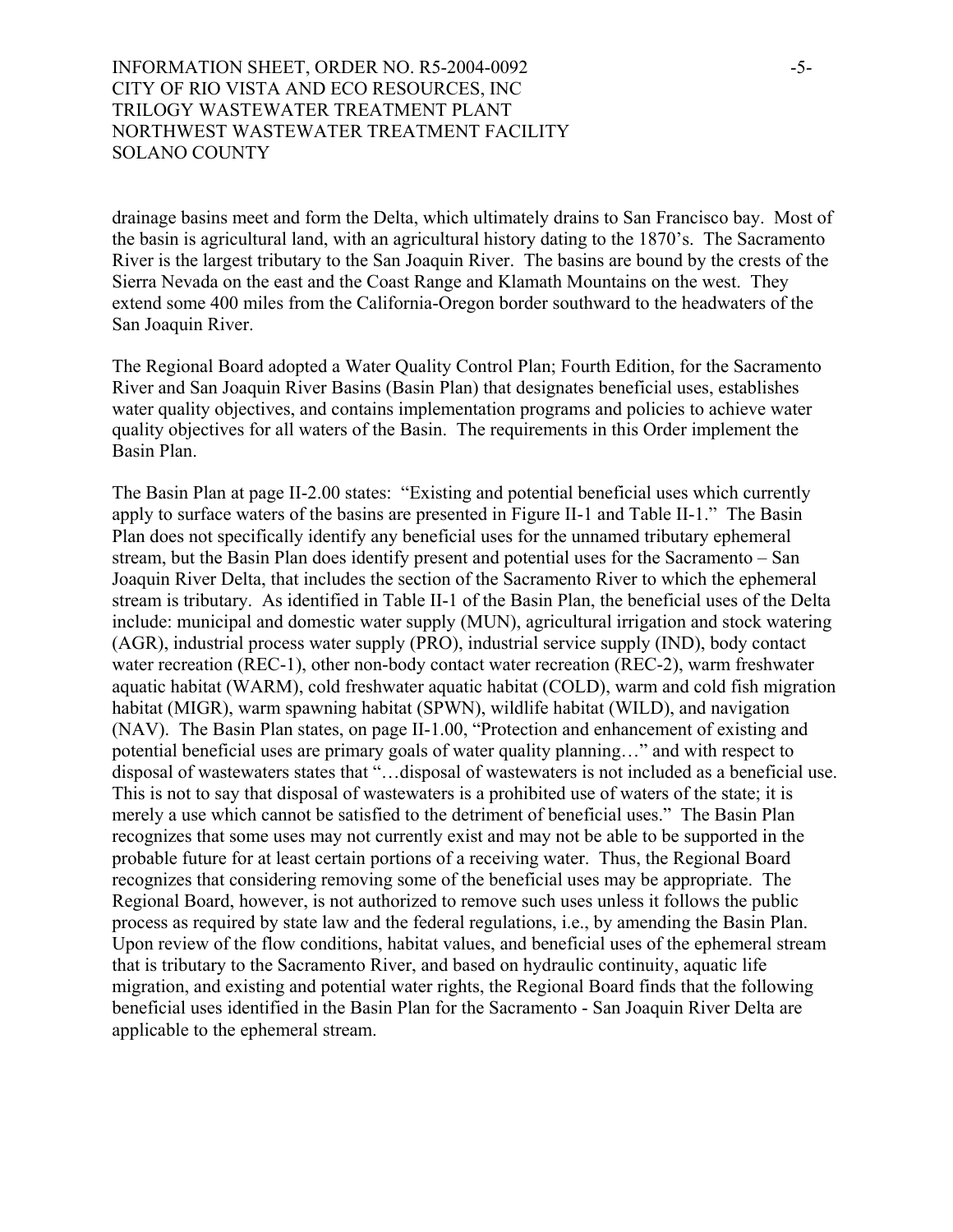drainage basins meet and form the Delta, which ultimately drains to San Francisco bay. Most of the basin is agricultural land, with an agricultural history dating to the 1870's. The Sacramento River is the largest tributary to the San Joaquin River. The basins are bound by the crests of the Sierra Nevada on the east and the Coast Range and Klamath Mountains on the west. They extend some 400 miles from the California-Oregon border southward to the headwaters of the San Joaquin River.

The Regional Board adopted a Water Quality Control Plan; Fourth Edition, for the Sacramento River and San Joaquin River Basins (Basin Plan) that designates beneficial uses, establishes water quality objectives, and contains implementation programs and policies to achieve water quality objectives for all waters of the Basin. The requirements in this Order implement the Basin Plan.

The Basin Plan at page II-2.00 states: "Existing and potential beneficial uses which currently apply to surface waters of the basins are presented in Figure II-1 and Table II-1." The Basin Plan does not specifically identify any beneficial uses for the unnamed tributary ephemeral stream, but the Basin Plan does identify present and potential uses for the Sacramento – San Joaquin River Delta, that includes the section of the Sacramento River to which the ephemeral stream is tributary. As identified in Table II-1 of the Basin Plan, the beneficial uses of the Delta include: municipal and domestic water supply (MUN), agricultural irrigation and stock watering (AGR), industrial process water supply (PRO), industrial service supply (IND), body contact water recreation (REC-1), other non-body contact water recreation (REC-2), warm freshwater aquatic habitat (WARM), cold freshwater aquatic habitat (COLD), warm and cold fish migration habitat (MIGR), warm spawning habitat (SPWN), wildlife habitat (WILD), and navigation (NAV). The Basin Plan states, on page II-1.00, "Protection and enhancement of existing and potential beneficial uses are primary goals of water quality planning…" and with respect to disposal of wastewaters states that "…disposal of wastewaters is not included as a beneficial use. This is not to say that disposal of wastewaters is a prohibited use of waters of the state; it is merely a use which cannot be satisfied to the detriment of beneficial uses." The Basin Plan recognizes that some uses may not currently exist and may not be able to be supported in the probable future for at least certain portions of a receiving water. Thus, the Regional Board recognizes that considering removing some of the beneficial uses may be appropriate. The Regional Board, however, is not authorized to remove such uses unless it follows the public process as required by state law and the federal regulations, i.e., by amending the Basin Plan. Upon review of the flow conditions, habitat values, and beneficial uses of the ephemeral stream that is tributary to the Sacramento River, and based on hydraulic continuity, aquatic life migration, and existing and potential water rights, the Regional Board finds that the following beneficial uses identified in the Basin Plan for the Sacramento - San Joaquin River Delta are applicable to the ephemeral stream.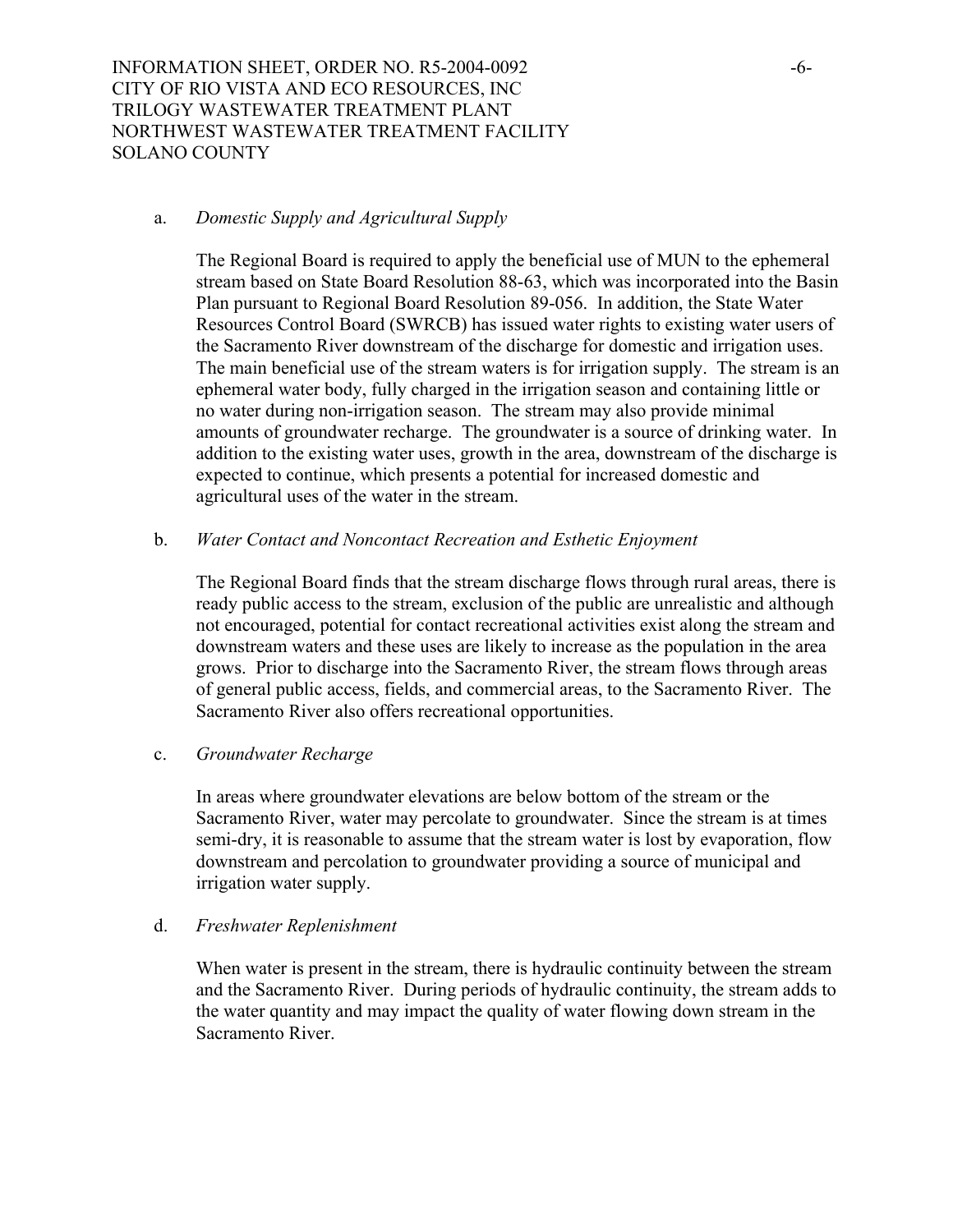a. *Domestic Supply and Agricultural Supply*

   The Regional Board is required to apply the beneficial use of MUN to the ephemeral stream based on State Board Resolution 88-63, which was incorporated into the Basin Plan pursuant to Regional Board Resolution 89-056. In addition, the State Water Resources Control Board (SWRCB) has issued water rights to existing water users of the Sacramento River downstream of the discharge for domestic and irrigation uses. The main beneficial use of the stream waters is for irrigation supply. The stream is an ephemeral water body, fully charged in the irrigation season and containing little or no water during non-irrigation season. The stream may also provide minimal amounts of groundwater recharge. The groundwater is a source of drinking water. In addition to the existing water uses, growth in the area, downstream of the discharge is expected to continue, which presents a potential for increased domestic and agricultural uses of the water in the stream.

b. *Water Contact and Noncontact Recreation and Esthetic Enjoyment*

   The Regional Board finds that the stream discharge flows through rural areas, there is ready public access to the stream, exclusion of the public are unrealistic and although not encouraged, potential for contact recreational activities exist along the stream and downstream waters and these uses are likely to increase as the population in the area grows. Prior to discharge into the Sacramento River, the stream flows through areas of general public access, fields, and commercial areas, to the Sacramento River. The Sacramento River also offers recreational opportunities.

c. *Groundwater Recharge*

   In areas where groundwater elevations are below bottom of the stream or the Sacramento River, water may percolate to groundwater. Since the stream is at times semi-dry, it is reasonable to assume that the stream water is lost by evaporation, flow downstream and percolation to groundwater providing a source of municipal and irrigation water supply.

d. *Freshwater Replenishment*

   When water is present in the stream, there is hydraulic continuity between the stream and the Sacramento River. During periods of hydraulic continuity, the stream adds to the water quantity and may impact the quality of water flowing down stream in the Sacramento River.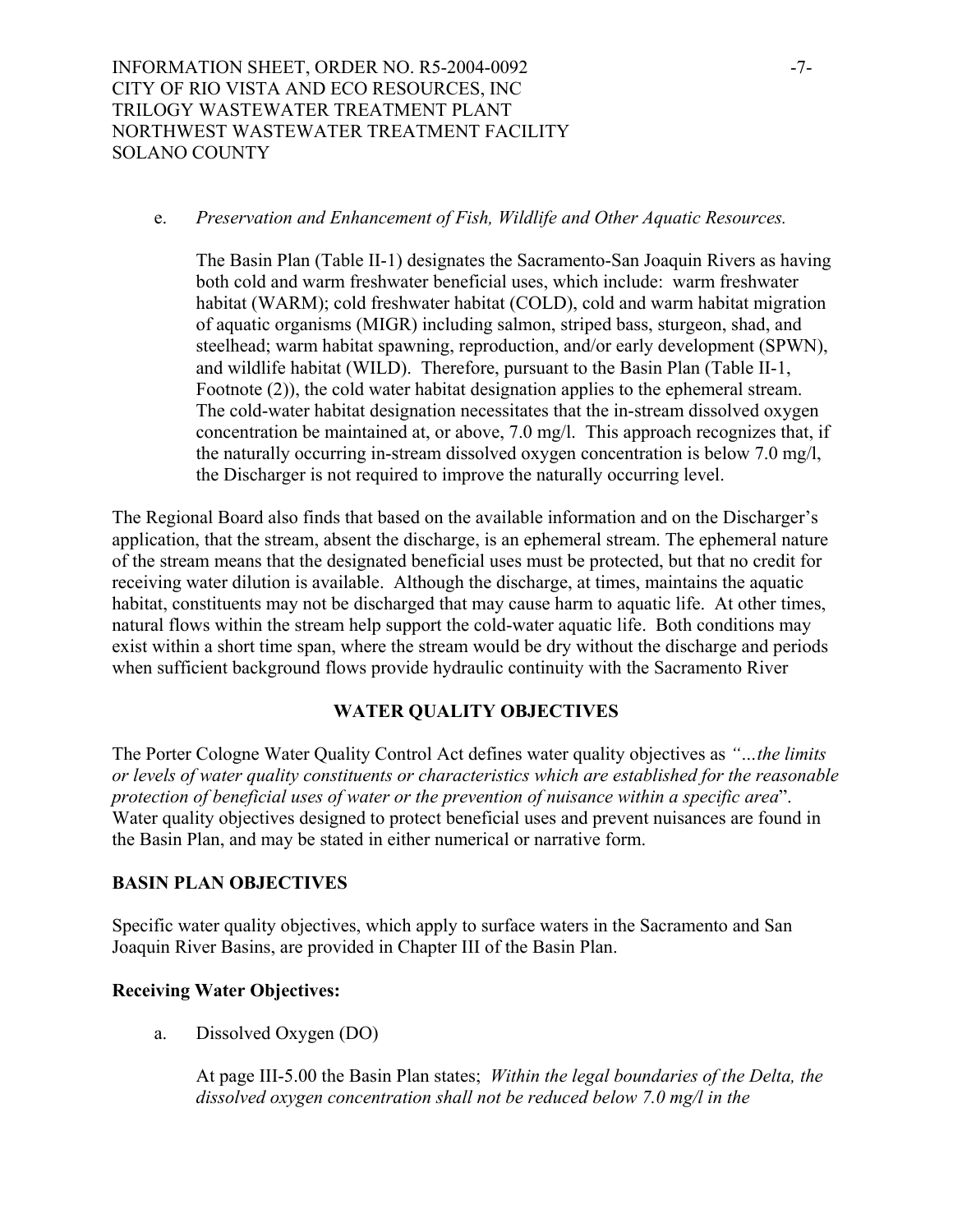e. *Preservation and Enhancement of Fish, Wildlife and Other Aquatic Resources.*

The Basin Plan (Table II-1) designates the Sacramento-San Joaquin Rivers as having both cold and warm freshwater beneficial uses, which include: warm freshwater habitat (WARM); cold freshwater habitat (COLD), cold and warm habitat migration of aquatic organisms (MIGR) including salmon, striped bass, sturgeon, shad, and steelhead; warm habitat spawning, reproduction, and/or early development (SPWN), and wildlife habitat (WILD). Therefore, pursuant to the Basin Plan (Table II-1, Footnote (2)), the cold water habitat designation applies to the ephemeral stream. The cold-water habitat designation necessitates that the in-stream dissolved oxygen concentration be maintained at, or above, 7.0 mg/l. This approach recognizes that, if the naturally occurring in-stream dissolved oxygen concentration is below 7.0 mg/l, the Discharger is not required to improve the naturally occurring level.

The Regional Board also finds that based on the available information and on the Discharger's application, that the stream, absent the discharge, is an ephemeral stream. The ephemeral nature of the stream means that the designated beneficial uses must be protected, but that no credit for receiving water dilution is available. Although the discharge, at times, maintains the aquatic habitat, constituents may not be discharged that may cause harm to aquatic life. At other times, natural flows within the stream help support the cold-water aquatic life. Both conditions may exist within a short time span, where the stream would be dry without the discharge and periods when sufficient background flows provide hydraulic continuity with the Sacramento River

## WATER QUALITY OBJECTIVES

The Porter Cologne Water Quality Control Act defines water quality objectives as *"…the limits or levels of water quality constituents or characteristics which are established for the reasonable protection of beneficial uses of water or the prevention of nuisance within a specific area*". Water quality objectives designed to protect beneficial uses and prevent nuisances are found in the Basin Plan, and may be stated in either numerical or narrative form.

## BASIN PLAN OBJECTIVES

Specific water quality objectives, which apply to surface waters in the Sacramento and San Joaquin River Basins, are provided in Chapter III of the Basin Plan.

### Receiving Water Objectives:

a. Dissolved Oxygen (DO)

At page III-5.00 the Basin Plan states; *Within the legal boundaries of the Delta, the dissolved oxygen concentration shall not be reduced below 7.0 mg/l in the*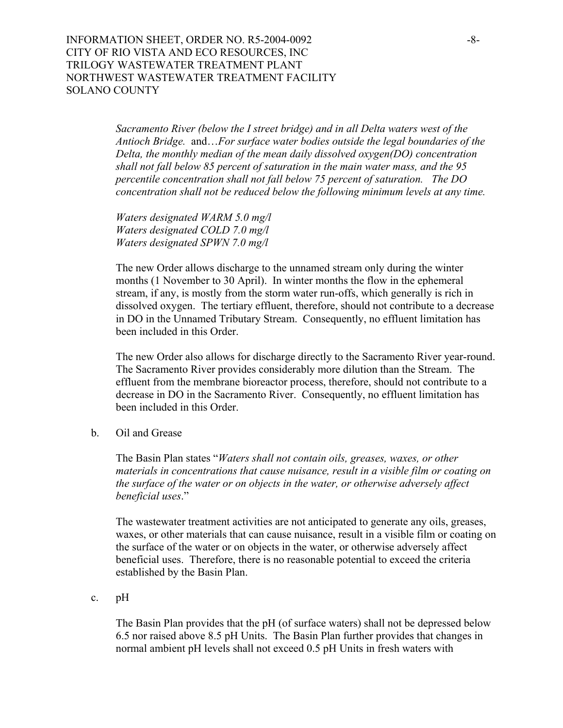*Sacramento River (below the I street bridge) and in all Delta waters west of the Antioch Bridge.* and…*For surface water bodies outside the legal boundaries of the Delta, the monthly median of the mean daily dissolved oxygen(DO) concentration shall not fall below 85 percent of saturation in the main water mass, and the 95 percentile concentration shall not fall below 75 percent of saturation. The DO concentration shall not be reduced below the following minimum levels at any time.*

*Waters designated WARM 5.0 mg/l*
*Waters designated COLD 7.0 mg/l*
*Waters designated SPWN 7.0 mg/l*

The new Order allows discharge to the unnamed stream only during the winter months (1 November to 30 April). In winter months the flow in the ephemeral stream, if any, is mostly from the storm water run-offs, which generally is rich in dissolved oxygen. The tertiary effluent, therefore, should not contribute to a decrease in DO in the Unnamed Tributary Stream. Consequently, no effluent limitation has been included in this Order.

The new Order also allows for discharge directly to the Sacramento River year-round. The Sacramento River provides considerably more dilution than the Stream. The effluent from the membrane bioreactor process, therefore, should not contribute to a decrease in DO in the Sacramento River. Consequently, no effluent limitation has been included in this Order.

b. Oil and Grease

The Basin Plan states "*Waters shall not contain oils, greases, waxes, or other materials in concentrations that cause nuisance, result in a visible film or coating on the surface of the water or on objects in the water, or otherwise adversely affect beneficial uses*."

The wastewater treatment activities are not anticipated to generate any oils, greases, waxes, or other materials that can cause nuisance, result in a visible film or coating on the surface of the water or on objects in the water, or otherwise adversely affect beneficial uses. Therefore, there is no reasonable potential to exceed the criteria established by the Basin Plan.

c. pH

The Basin Plan provides that the pH (of surface waters) shall not be depressed below 6.5 nor raised above 8.5 pH Units. The Basin Plan further provides that changes in normal ambient pH levels shall not exceed 0.5 pH Units in fresh waters with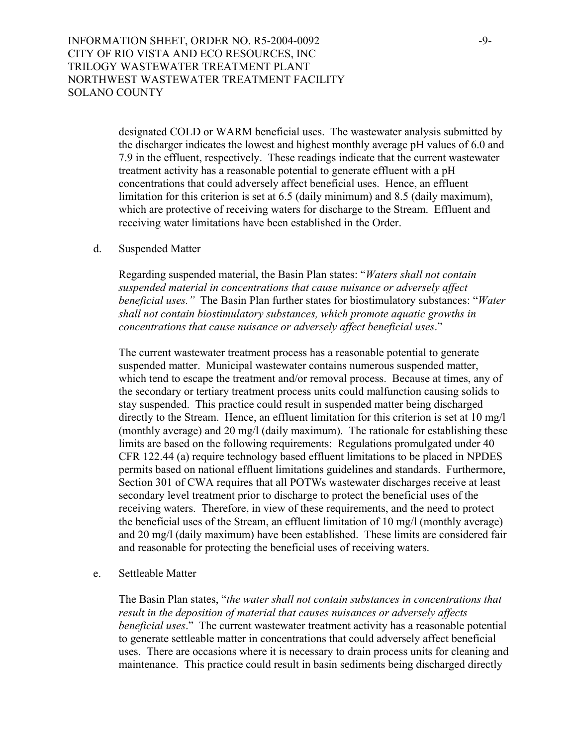designated COLD or WARM beneficial uses. The wastewater analysis submitted by the discharger indicates the lowest and highest monthly average pH values of 6.0 and 7.9 in the effluent, respectively. These readings indicate that the current wastewater treatment activity has a reasonable potential to generate effluent with a pH concentrations that could adversely affect beneficial uses. Hence, an effluent limitation for this criterion is set at 6.5 (daily minimum) and 8.5 (daily maximum), which are protective of receiving waters for discharge to the Stream. Effluent and receiving water limitations have been established in the Order.

d. Suspended Matter

Regarding suspended material, the Basin Plan states: "*Waters shall not contain suspended material in concentrations that cause nuisance or adversely affect beneficial uses.*" The Basin Plan further states for biostimulatory substances: "*Water shall not contain biostimulatory substances, which promote aquatic growths in concentrations that cause nuisance or adversely affect beneficial uses*."

The current wastewater treatment process has a reasonable potential to generate suspended matter. Municipal wastewater contains numerous suspended matter, which tend to escape the treatment and/or removal process. Because at times, any of the secondary or tertiary treatment process units could malfunction causing solids to stay suspended. This practice could result in suspended matter being discharged directly to the Stream. Hence, an effluent limitation for this criterion is set at 10 mg/l (monthly average) and 20 mg/l (daily maximum). The rationale for establishing these limits are based on the following requirements: Regulations promulgated under 40 CFR 122.44 (a) require technology based effluent limitations to be placed in NPDES permits based on national effluent limitations guidelines and standards. Furthermore, Section 301 of CWA requires that all POTWs wastewater discharges receive at least secondary level treatment prior to discharge to protect the beneficial uses of the receiving waters. Therefore, in view of these requirements, and the need to protect the beneficial uses of the Stream, an effluent limitation of 10 mg/l (monthly average) and 20 mg/l (daily maximum) have been established. These limits are considered fair and reasonable for protecting the beneficial uses of receiving waters.

e. Settleable Matter

The Basin Plan states, "*the water shall not contain substances in concentrations that result in the deposition of material that causes nuisances or adversely affects beneficial uses*." The current wastewater treatment activity has a reasonable potential to generate settleable matter in concentrations that could adversely affect beneficial uses. There are occasions where it is necessary to drain process units for cleaning and maintenance. This practice could result in basin sediments being discharged directly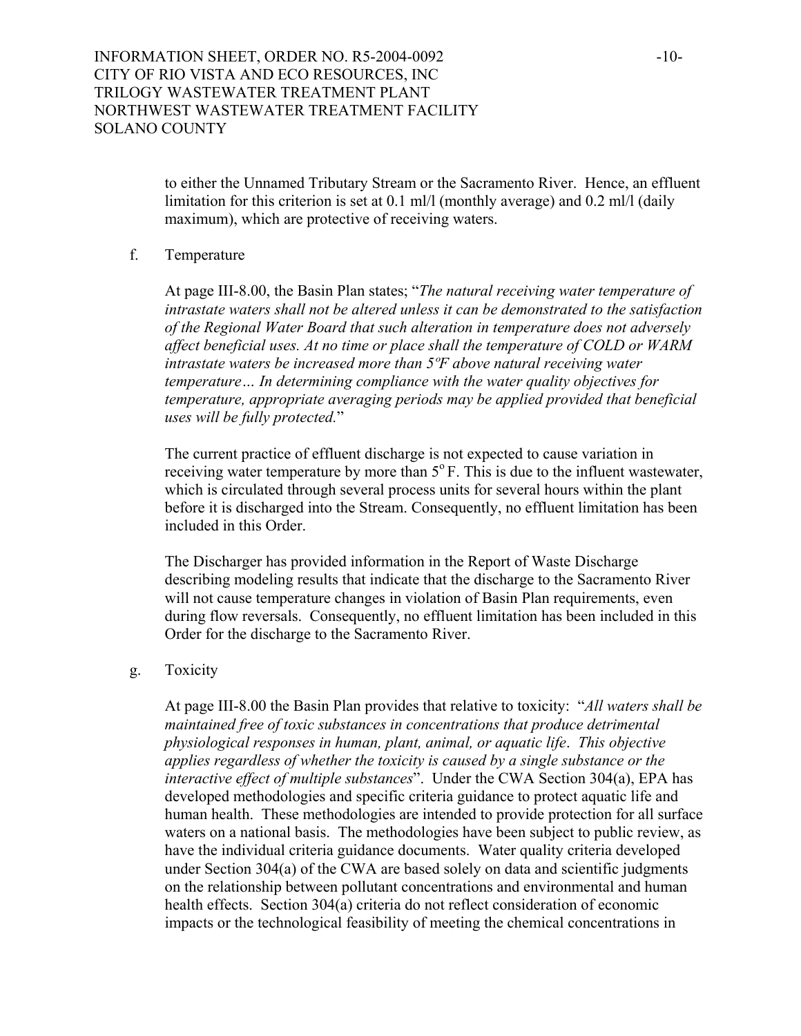to either the Unnamed Tributary Stream or the Sacramento River. Hence, an effluent limitation for this criterion is set at 0.1 ml/l (monthly average) and 0.2 ml/l (daily maximum), which are protective of receiving waters.

f. Temperature

At page III-8.00, the Basin Plan states; "*The natural receiving water temperature of intrastate waters shall not be altered unless it can be demonstrated to the satisfaction of the Regional Water Board that such alteration in temperature does not adversely affect beneficial uses. At no time or place shall the temperature of COLD or WARM intrastate waters be increased more than 5ºF above natural receiving water temperature… In determining compliance with the water quality objectives for temperature, appropriate averaging periods may be applied provided that beneficial uses will be fully protected.*"

The current practice of effluent discharge is not expected to cause variation in receiving water temperature by more than $5^{o}$ F. This is due to the influent wastewater, which is circulated through several process units for several hours within the plant before it is discharged into the Stream. Consequently, no effluent limitation has been included in this Order.

The Discharger has provided information in the Report of Waste Discharge describing modeling results that indicate that the discharge to the Sacramento River will not cause temperature changes in violation of Basin Plan requirements, even during flow reversals. Consequently, no effluent limitation has been included in this Order for the discharge to the Sacramento River.

g. Toxicity

At page III-8.00 the Basin Plan provides that relative to toxicity: "*All waters shall be maintained free of toxic substances in concentrations that produce detrimental physiological responses in human, plant, animal, or aquatic life. This objective applies regardless of whether the toxicity is caused by a single substance or the interactive effect of multiple substances*". Under the CWA Section 304(a), EPA has developed methodologies and specific criteria guidance to protect aquatic life and human health. These methodologies are intended to provide protection for all surface waters on a national basis. The methodologies have been subject to public review, as have the individual criteria guidance documents. Water quality criteria developed under Section 304(a) of the CWA are based solely on data and scientific judgments on the relationship between pollutant concentrations and environmental and human health effects. Section 304(a) criteria do not reflect consideration of economic impacts or the technological feasibility of meeting the chemical concentrations in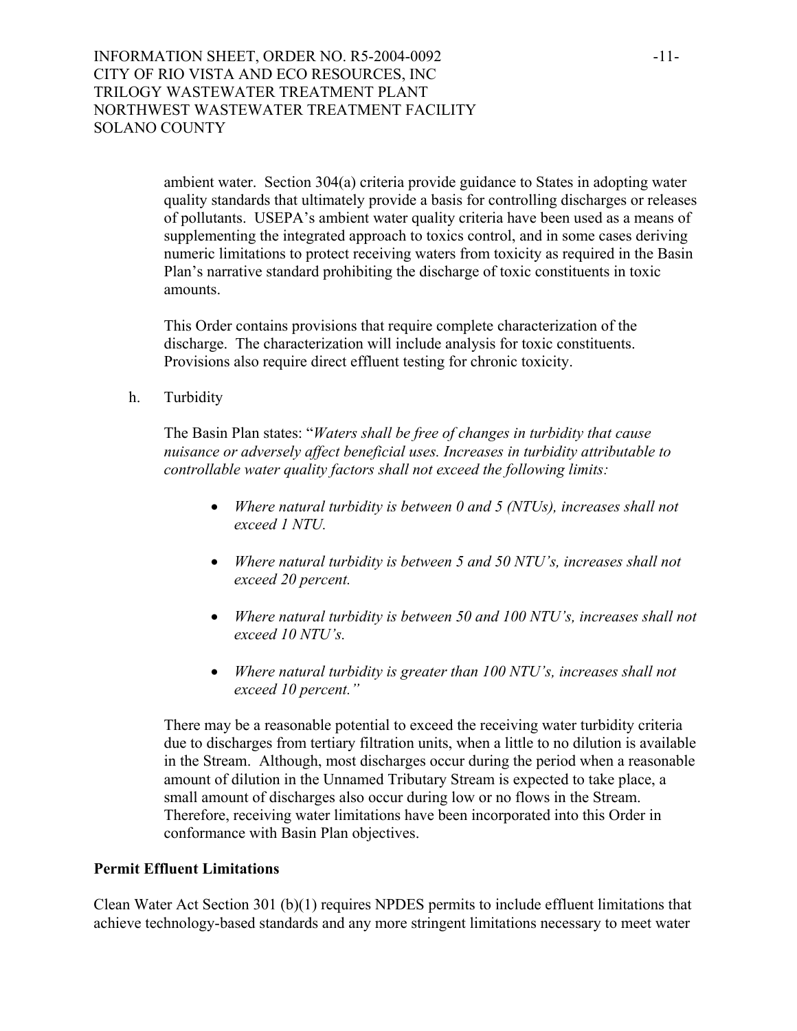ambient water. Section 304(a) criteria provide guidance to States in adopting water quality standards that ultimately provide a basis for controlling discharges or releases of pollutants. USEPA's ambient water quality criteria have been used as a means of supplementing the integrated approach to toxics control, and in some cases deriving numeric limitations to protect receiving waters from toxicity as required in the Basin Plan's narrative standard prohibiting the discharge of toxic constituents in toxic amounts.

This Order contains provisions that require complete characterization of the discharge. The characterization will include analysis for toxic constituents. Provisions also require direct effluent testing for chronic toxicity.

h. Turbidity

The Basin Plan states: "*Waters shall be free of changes in turbidity that cause nuisance or adversely affect beneficial uses. Increases in turbidity attributable to controllable water quality factors shall not exceed the following limits:*

- *Where natural turbidity is between 0 and 5 (NTUs), increases shall not exceed 1 NTU.*
- *Where natural turbidity is between 5 and 50 NTU's, increases shall not exceed 20 percent.*
- *Where natural turbidity is between 50 and 100 NTU's, increases shall not exceed 10 NTU's.*
- *Where natural turbidity is greater than 100 NTU's, increases shall not exceed 10 percent."*

There may be a reasonable potential to exceed the receiving water turbidity criteria due to discharges from tertiary filtration units, when a little to no dilution is available in the Stream. Although, most discharges occur during the period when a reasonable amount of dilution in the Unnamed Tributary Stream is expected to take place, a small amount of discharges also occur during low or no flows in the Stream. Therefore, receiving water limitations have been incorporated into this Order in conformance with Basin Plan objectives.

**Permit Effluent Limitations**

Clean Water Act Section 301 (b)(1) requires NPDES permits to include effluent limitations that achieve technology-based standards and any more stringent limitations necessary to meet water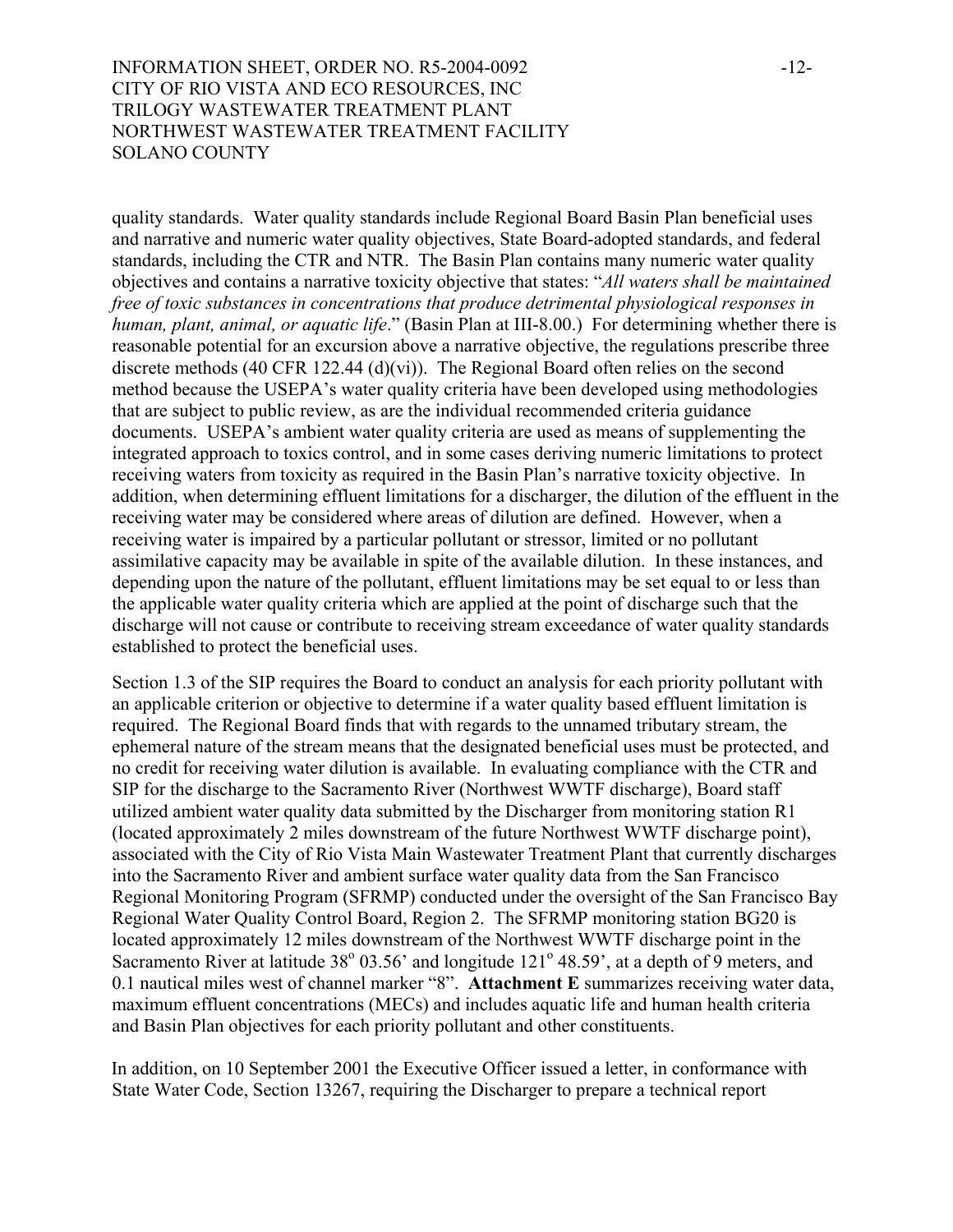quality standards. Water quality standards include Regional Board Basin Plan beneficial uses and narrative and numeric water quality objectives, State Board-adopted standards, and federal standards, including the CTR and NTR. The Basin Plan contains many numeric water quality objectives and contains a narrative toxicity objective that states: "*All waters shall be maintained free of toxic substances in concentrations that produce detrimental physiological responses in human, plant, animal, or aquatic life*." (Basin Plan at III-8.00.) For determining whether there is reasonable potential for an excursion above a narrative objective, the regulations prescribe three discrete methods (40 CFR 122.44 (d)(vi)). The Regional Board often relies on the second method because the USEPA's water quality criteria have been developed using methodologies that are subject to public review, as are the individual recommended criteria guidance documents. USEPA's ambient water quality criteria are used as means of supplementing the integrated approach to toxics control, and in some cases deriving numeric limitations to protect receiving waters from toxicity as required in the Basin Plan's narrative toxicity objective. In addition, when determining effluent limitations for a discharger, the dilution of the effluent in the receiving water may be considered where areas of dilution are defined. However, when a receiving water is impaired by a particular pollutant or stressor, limited or no pollutant assimilative capacity may be available in spite of the available dilution. In these instances, and depending upon the nature of the pollutant, effluent limitations may be set equal to or less than the applicable water quality criteria which are applied at the point of discharge such that the discharge will not cause or contribute to receiving stream exceedance of water quality standards established to protect the beneficial uses.

Section 1.3 of the SIP requires the Board to conduct an analysis for each priority pollutant with an applicable criterion or objective to determine if a water quality based effluent limitation is required. The Regional Board finds that with regards to the unnamed tributary stream, the ephemeral nature of the stream means that the designated beneficial uses must be protected, and no credit for receiving water dilution is available. In evaluating compliance with the CTR and SIP for the discharge to the Sacramento River (Northwest WWTF discharge), Board staff utilized ambient water quality data submitted by the Discharger from monitoring station R1 (located approximately 2 miles downstream of the future Northwest WWTF discharge point), associated with the City of Rio Vista Main Wastewater Treatment Plant that currently discharges into the Sacramento River and ambient surface water quality data from the San Francisco Regional Monitoring Program (SFRMP) conducted under the oversight of the San Francisco Bay Regional Water Quality Control Board, Region 2. The SFRMP monitoring station BG20 is located approximately 12 miles downstream of the Northwest WWTF discharge point in the Sacramento River at latitude 38° 03.56' and longitude 121° 48.59', at a depth of 9 meters, and 0.1 nautical miles west of channel marker "8". **Attachment E** summarizes receiving water data, maximum effluent concentrations (MECs) and includes aquatic life and human health criteria and Basin Plan objectives for each priority pollutant and other constituents.

In addition, on 10 September 2001 the Executive Officer issued a letter, in conformance with State Water Code, Section 13267, requiring the Discharger to prepare a technical report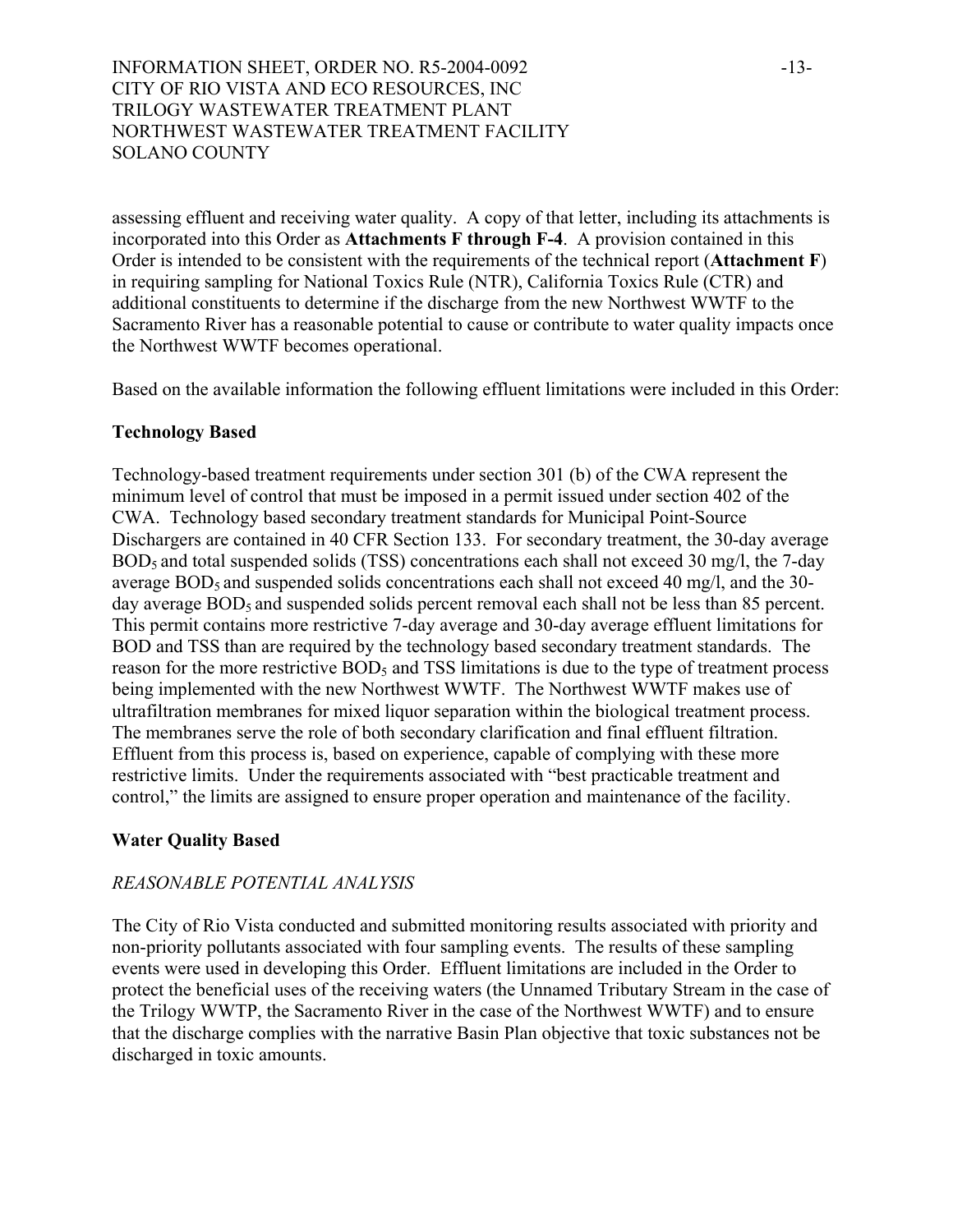assessing effluent and receiving water quality. A copy of that letter, including its attachments is incorporated into this Order as **Attachments F through F-4**. A provision contained in this Order is intended to be consistent with the requirements of the technical report (**Attachment F**) in requiring sampling for National Toxics Rule (NTR), California Toxics Rule (CTR) and additional constituents to determine if the discharge from the new Northwest WWTF to the Sacramento River has a reasonable potential to cause or contribute to water quality impacts once the Northwest WWTF becomes operational.

Based on the available information the following effluent limitations were included in this Order:

**Technology Based**

Technology-based treatment requirements under section 301 (b) of the CWA represent the minimum level of control that must be imposed in a permit issued under section 402 of the CWA. Technology based secondary treatment standards for Municipal Point-Source Dischargers are contained in 40 CFR Section 133. For secondary treatment, the 30-day average $BOD_5$ and total suspended solids (TSS) concentrations each shall not exceed 30 mg/l, the 7-day average $BOD_5$ and suspended solids concentrations each shall not exceed 40 mg/l, and the 30-day average $BOD_5$ and suspended solids percent removal each shall not be less than 85 percent. This permit contains more restrictive 7-day average and 30-day average effluent limitations for BOD and TSS than are required by the technology based secondary treatment standards. The reason for the more restrictive $BOD_5$ and TSS limitations is due to the type of treatment process being implemented with the new Northwest WWTF. The Northwest WWTF makes use of ultrafiltration membranes for mixed liquor separation within the biological treatment process. The membranes serve the role of both secondary clarification and final effluent filtration. Effluent from this process is, based on experience, capable of complying with these more restrictive limits. Under the requirements associated with "best practicable treatment and control," the limits are assigned to ensure proper operation and maintenance of the facility.

**Water Quality Based**

*REASONABLE POTENTIAL ANALYSIS*

The City of Rio Vista conducted and submitted monitoring results associated with priority and non-priority pollutants associated with four sampling events. The results of these sampling events were used in developing this Order. Effluent limitations are included in the Order to protect the beneficial uses of the receiving waters (the Unnamed Tributary Stream in the case of the Trilogy WWTP, the Sacramento River in the case of the Northwest WWTF) and to ensure that the discharge complies with the narrative Basin Plan objective that toxic substances not be discharged in toxic amounts.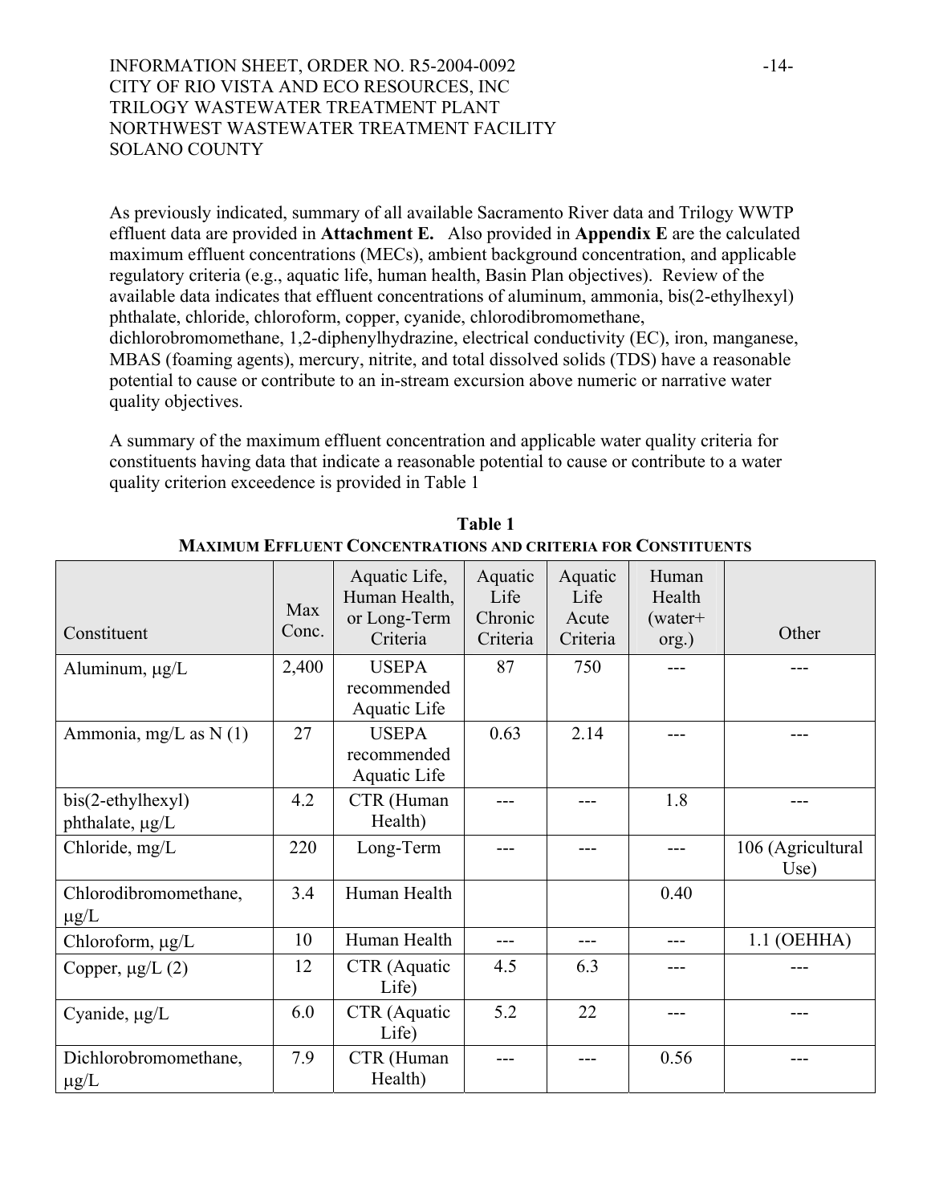As previously indicated, summary of all available Sacramento River data and Trilogy WWTP effluent data are provided in **Attachment E.** Also provided in **Appendix E** are the calculated maximum effluent concentrations (MECs), ambient background concentration, and applicable regulatory criteria (e.g., aquatic life, human health, Basin Plan objectives). Review of the available data indicates that effluent concentrations of aluminum, ammonia, bis(2-ethylhexyl) phthalate, chloride, chloroform, copper, cyanide, chlorodibromomethane, dichlorobromomethane, 1,2-diphenylhydrazine, electrical conductivity (EC), iron, manganese, MBAS (foaming agents), mercury, nitrite, and total dissolved solids (TDS) have a reasonable potential to cause or contribute to an in-stream excursion above numeric or narrative water quality objectives.

A summary of the maximum effluent concentration and applicable water quality criteria for constituents having data that indicate a reasonable potential to cause or contribute to a water quality criterion exceedence is provided in Table 1

**Table 1**
**MAXIMUM EFFLUENT CONCENTRATIONS AND CRITERIA FOR CONSTITUENTS**

| Constituent | Max Conc. | Aquatic Life, Human Health, or Long-Term Criteria | Aquatic Life Chronic Criteria | Aquatic Life Acute Criteria | Human Health (water+ org.) | Other |
|---|---|---|---|---|---|---|
| Aluminum, μg/L | 2,400 | USEPA recommended Aquatic Life | 87 | 750 | --- | --- |
| Ammonia, mg/L as N (1) | 27 | USEPA recommended Aquatic Life | 0.63 | 2.14 | --- | --- |
| bis(2-ethylhexyl) phthalate, μg/L | 4.2 | CTR (Human Health) | --- | --- | 1.8 | --- |
| Chloride, mg/L | 220 | Long-Term | --- | --- | --- | 106 (Agricultural Use) |
| Chlorodibromomethane, μg/L | 3.4 | Human Health | | | 0.40 | |
| Chloroform, μg/L | 10 | Human Health | --- | --- | --- | 1.1 (OEHHA) |
| Copper, μg/L (2) | 12 | CTR (Aquatic Life) | 4.5 | 6.3 | --- | --- |
| Cyanide, μg/L | 6.0 | CTR (Aquatic Life) | 5.2 | 22 | --- | --- |
| Dichlorobromomethane, μg/L | 7.9 | CTR (Human Health) | --- | --- | 0.56 | --- |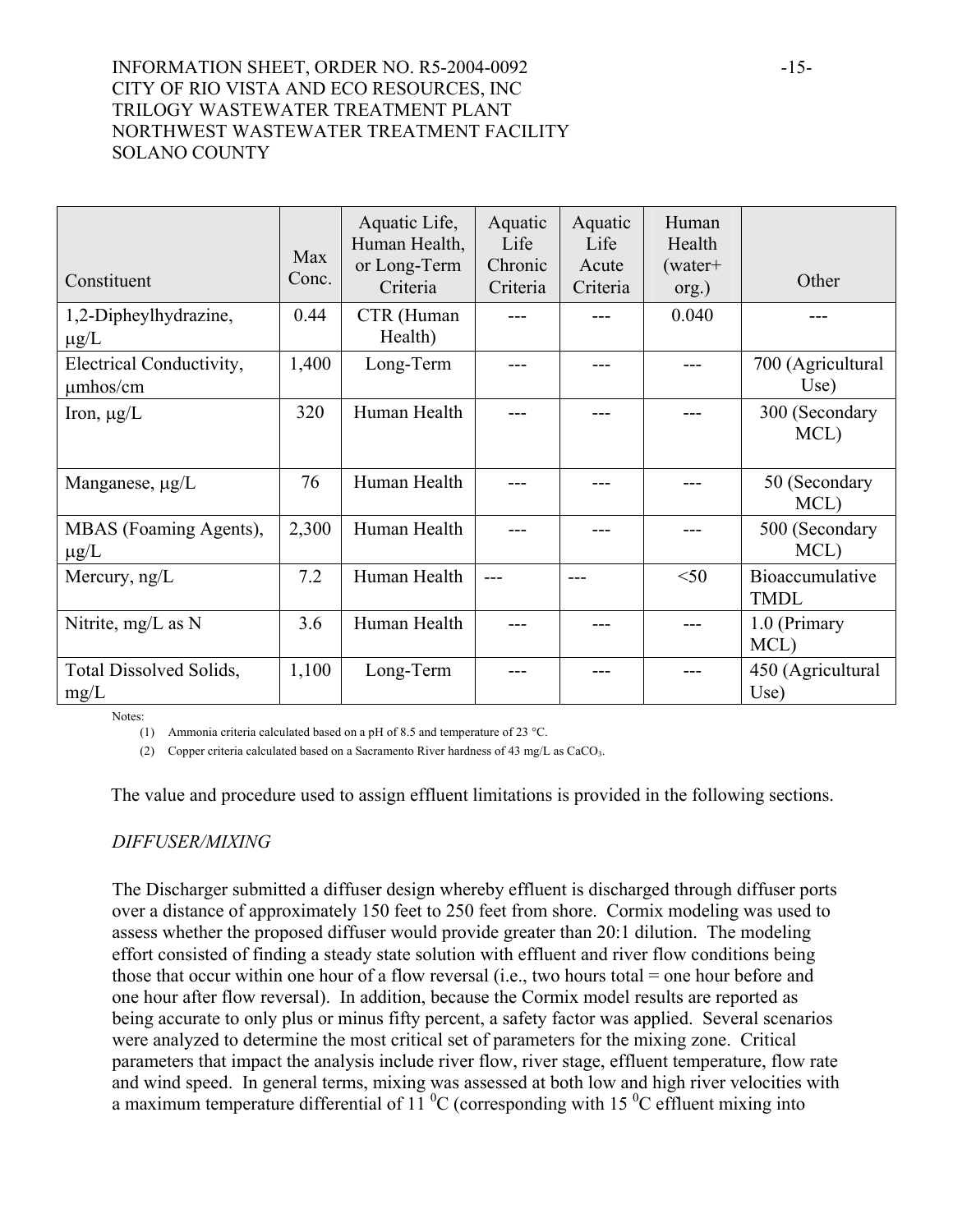| Constituent | Max Conc. | Aquatic Life, Human Health, or Long-Term Criteria | Aquatic Life Chronic Criteria | Aquatic Life Acute Criteria | Human Health (water+ org.) | Other |
|---|---|---|---|---|---|---|
| 1,2-Dipheylhydrazine, μg/L | 0.44 | CTR (Human Health) | --- | --- | 0.040 | --- |
| Electrical Conductivity, μmhos/cm | 1,400 | Long-Term | --- | --- | --- | 700 (Agricultural Use) |
| Iron, μg/L | 320 | Human Health | --- | --- | --- | 300 (Secondary MCL) |
| Manganese, μg/L | 76 | Human Health | --- | --- | --- | 50 (Secondary MCL) |
| MBAS (Foaming Agents), μg/L | 2,300 | Human Health | --- | --- | --- | 500 (Secondary MCL) |
| Mercury, ng/L | 7.2 | Human Health | --- | --- | <50 | Bioaccumulative TMDL |
| Nitrite, mg/L as N | 3.6 | Human Health | --- | --- | --- | 1.0 (Primary MCL) |
| Total Dissolved Solids, mg/L | 1,100 | Long-Term | --- | --- | --- | 450 (Agricultural Use) |

Notes:

(1) Ammonia criteria calculated based on a pH of 8.5 and temperature of 23 °C.

(2) Copper criteria calculated based on a Sacramento River hardness of 43 mg/L as $CaCO_3$.

The value and procedure used to assign effluent limitations is provided in the following sections.

*DIFFUSER/MIXING*

The Discharger submitted a diffuser design whereby effluent is discharged through diffuser ports over a distance of approximately 150 feet to 250 feet from shore. Cormix modeling was used to assess whether the proposed diffuser would provide greater than 20:1 dilution. The modeling effort consisted of finding a steady state solution with effluent and river flow conditions being those that occur within one hour of a flow reversal (i.e., two hours total = one hour before and one hour after flow reversal). In addition, because the Cormix model results are reported as being accurate to only plus or minus fifty percent, a safety factor was applied. Several scenarios were analyzed to determine the most critical set of parameters for the mixing zone. Critical parameters that impact the analysis include river flow, river stage, effluent temperature, flow rate and wind speed. In general terms, mixing was assessed at both low and high river velocities with a maximum temperature differential of 11 $^0$C (corresponding with 15 $^0$C effluent mixing into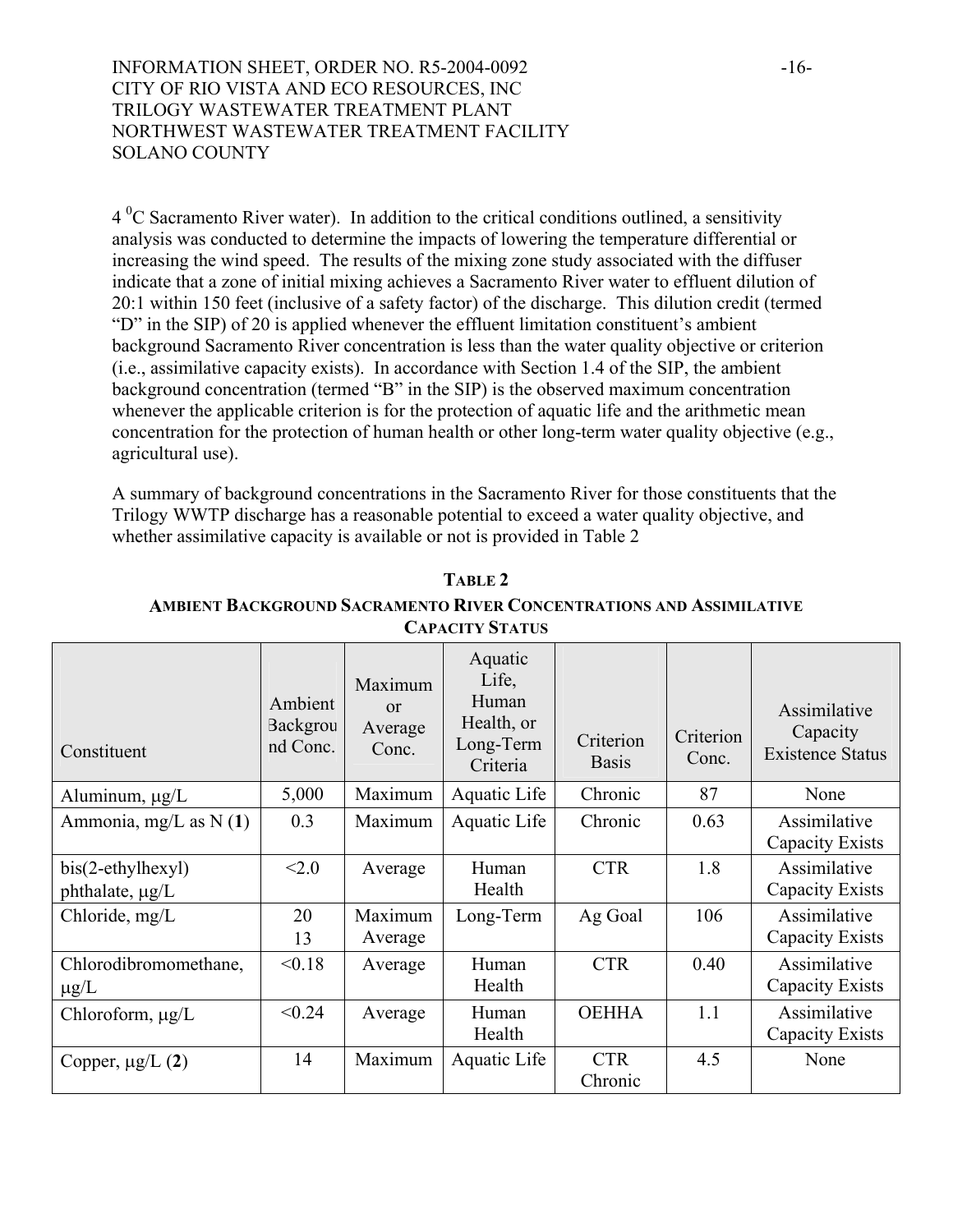4 $^0$C Sacramento River water). In addition to the critical conditions outlined, a sensitivity analysis was conducted to determine the impacts of lowering the temperature differential or increasing the wind speed. The results of the mixing zone study associated with the diffuser indicate that a zone of initial mixing achieves a Sacramento River water to effluent dilution of 20:1 within 150 feet (inclusive of a safety factor) of the discharge. This dilution credit (termed "D" in the SIP) of 20 is applied whenever the effluent limitation constituent's ambient background Sacramento River concentration is less than the water quality objective or criterion (i.e., assimilative capacity exists). In accordance with Section 1.4 of the SIP, the ambient background concentration (termed "B" in the SIP) is the observed maximum concentration whenever the applicable criterion is for the protection of aquatic life and the arithmetic mean concentration for the protection of human health or other long-term water quality objective (e.g., agricultural use).

A summary of background concentrations in the Sacramento River for those constituents that the Trilogy WWTP discharge has a reasonable potential to exceed a water quality objective, and whether assimilative capacity is available or not is provided in Table 2

**TABLE 2**
**AMBIENT BACKGROUND SACRAMENTO RIVER CONCENTRATIONS AND ASSIMILATIVE CAPACITY STATUS**

| Constituent | Ambient Background Conc. | Maximum or Average Conc. | Aquatic Life, Human Health, or Long-Term Criteria | Criterion Basis | Criterion Conc. | Assimilative Capacity Existence Status |
|---|---|---|---|---|---|---|
| Aluminum, μg/L | 5,000 | Maximum | Aquatic Life | Chronic | 87 | None |
| Ammonia, mg/L as N (**1**) | 0.3 | Maximum | Aquatic Life | Chronic | 0.63 | Assimilative Capacity Exists |
| bis(2-ethylhexyl) phthalate, μg/L | <2.0 | Average | Human Health | CTR | 1.8 | Assimilative Capacity Exists |
| Chloride, mg/L | 20<br>13 | Maximum<br>Average | Long-Term | Ag Goal | 106 | Assimilative Capacity Exists |
| Chlorodibromomethane, μg/L | <0.18 | Average | Human Health | CTR | 0.40 | Assimilative Capacity Exists |
| Chloroform, μg/L | <0.24 | Average | Human Health | OEHHA | 1.1 | Assimilative Capacity Exists |
| Copper, μg/L (**2**) | 14 | Maximum | Aquatic Life | CTR Chronic | 4.5 | None |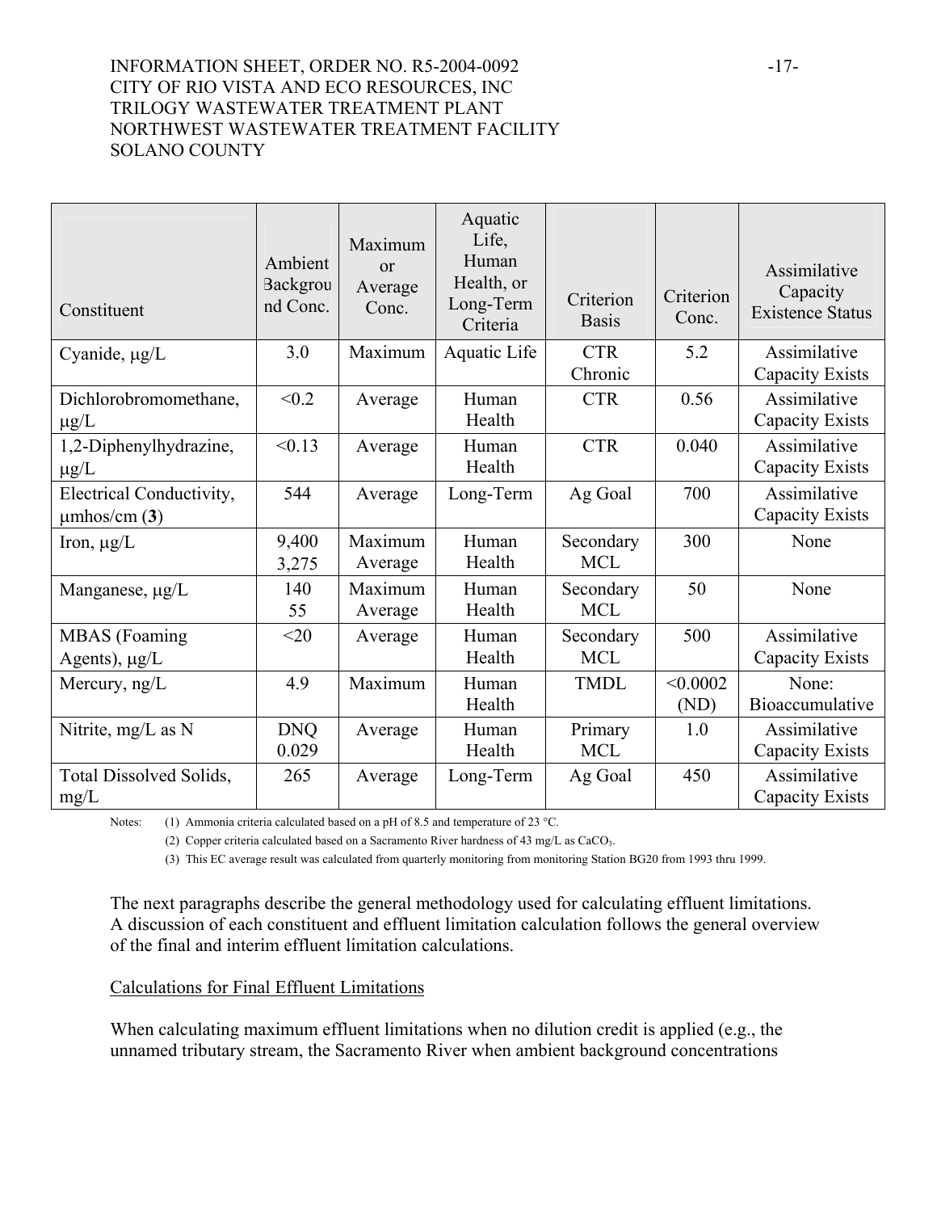| Constituent | Ambient Background Conc. | Maximum or Average Conc. | Aquatic Life, Human Health, or Long-Term Criteria | Criterion Basis | Criterion Conc. | Assimilative Capacity Existence Status |
|---|---|---|---|---|---|---|
| Cyanide, µg/L | 3.0 | Maximum | Aquatic Life | CTR Chronic | 5.2 | Assimilative Capacity Exists |
| Dichlorobromomethane, µg/L | <0.2 | Average | Human Health | CTR | 0.56 | Assimilative Capacity Exists |
| 1,2-Diphenylhydrazine, µg/L | <0.13 | Average | Human Health | CTR | 0.040 | Assimilative Capacity Exists |
| Electrical Conductivity, µmhos/cm (**3**) | 544 | Average | Long-Term | Ag Goal | 700 | Assimilative Capacity Exists |
| Iron, µg/L | 9,400<br>3,275 | Maximum<br>Average | Human Health | Secondary MCL | 300 | None |
| Manganese, µg/L | 140<br>55 | Maximum<br>Average | Human Health | Secondary MCL | 50 | None |
| MBAS (Foaming Agents), µg/L | <20 | Average | Human Health | Secondary MCL | 500 | Assimilative Capacity Exists |
| Mercury, ng/L | 4.9 | Maximum | Human Health | TMDL | <0.0002 (ND) | None: Bioaccumulative |
| Nitrite, mg/L as N | DNQ 0.029 | Average | Human Health | Primary MCL | 1.0 | Assimilative Capacity Exists |
| Total Dissolved Solids, mg/L | 265 | Average | Long-Term | Ag Goal | 450 | Assimilative Capacity Exists |

Notes: (1) Ammonia criteria calculated based on a pH of 8.5 and temperature of 23 °C.

(2) Copper criteria calculated based on a Sacramento River hardness of 43 mg/L as $CaCO_3$.

(3) This EC average result was calculated from quarterly monitoring from monitoring Station BG20 from 1993 thru 1999.

The next paragraphs describe the general methodology used for calculating effluent limitations. A discussion of each constituent and effluent limitation calculation follows the general overview of the final and interim effluent limitation calculations.

Calculations for Final Effluent Limitations

When calculating maximum effluent limitations when no dilution credit is applied (e.g., the unnamed tributary stream, the Sacramento River when ambient background concentrations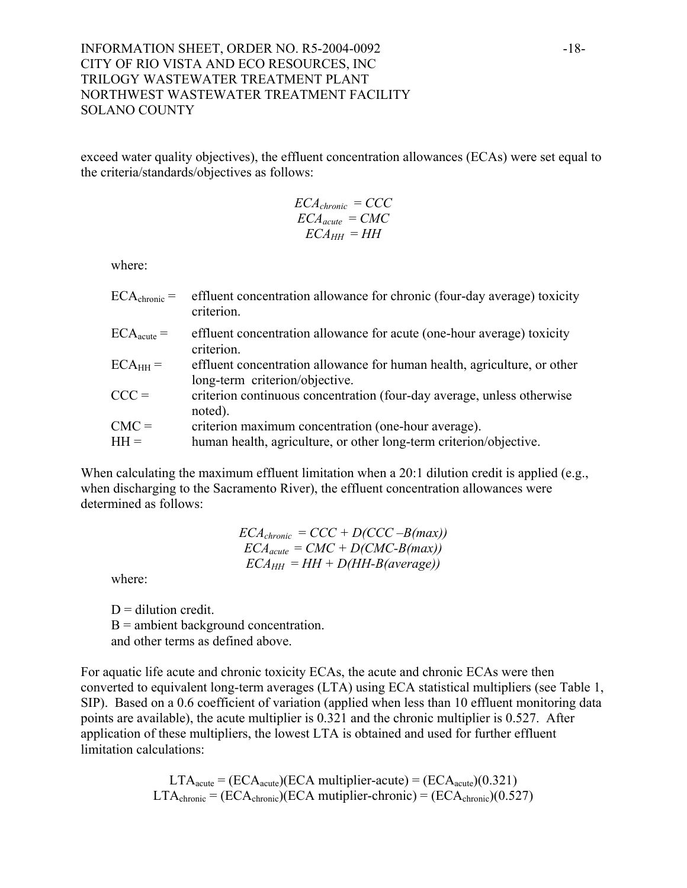exceed water quality objectives), the effluent concentration allowances (ECAs) were set equal to the criteria/standards/objectives as follows:

$$ECA_{chronic} = CCC$$
$$ECA_{acute} = CMC$$
$$ECA_{HH} = HH$$

where:

| | |
|---|---|
| $ECA_{chronic}$ = | effluent concentration allowance for chronic (four-day average) toxicity criterion. |
| $ECA_{acute}$ = | effluent concentration allowance for acute (one-hour average) toxicity criterion. |
| $ECA_{HH}$ = | effluent concentration allowance for human health, agriculture, or other long-term criterion/objective. |
| CCC = | criterion continuous concentration (four-day average, unless otherwise noted). |
| CMC = | criterion maximum concentration (one-hour average). |
| HH = | human health, agriculture, or other long-term criterion/objective. |

When calculating the maximum effluent limitation when a 20:1 dilution credit is applied (e.g., when discharging to the Sacramento River), the effluent concentration allowances were determined as follows:

$$ECA_{chronic} = CCC + D(CCC - B(max))$$
$$ECA_{acute} = CMC + D(CMC\text{-}B(max))$$
$$ECA_{HH} = HH + D(HH\text{-}B(average))$$

where:

D = dilution credit.
B = ambient background concentration.
and other terms as defined above.

For aquatic life acute and chronic toxicity ECAs, the acute and chronic ECAs were then converted to equivalent long-term averages (LTA) using ECA statistical multipliers (see Table 1, SIP). Based on a 0.6 coefficient of variation (applied when less than 10 effluent monitoring data points are available), the acute multiplier is 0.321 and the chronic multiplier is 0.527. After application of these multipliers, the lowest LTA is obtained and used for further effluent limitation calculations:

$$LTA_{acute} = (ECA_{acute})(\text{ECA multiplier-acute}) = (ECA_{acute})(0.321)$$
$$LTA_{chronic} = (ECA_{chronic})(\text{ECA mutiplier-chronic}) = (ECA_{chronic})(0.527)$$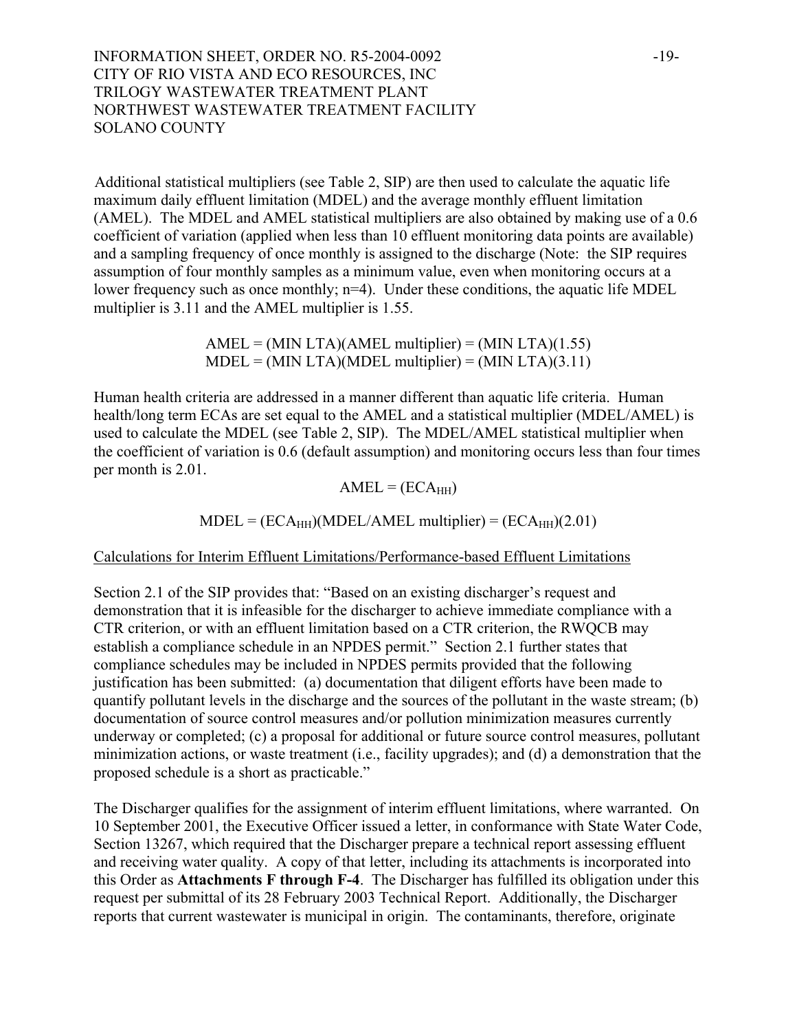Additional statistical multipliers (see Table 2, SIP) are then used to calculate the aquatic life maximum daily effluent limitation (MDEL) and the average monthly effluent limitation (AMEL). The MDEL and AMEL statistical multipliers are also obtained by making use of a 0.6 coefficient of variation (applied when less than 10 effluent monitoring data points are available) and a sampling frequency of once monthly is assigned to the discharge (Note: the SIP requires assumption of four monthly samples as a minimum value, even when monitoring occurs at a lower frequency such as once monthly; n=4). Under these conditions, the aquatic life MDEL multiplier is 3.11 and the AMEL multiplier is 1.55.

$$\text{AMEL} = (\text{MIN LTA})(\text{AMEL multiplier}) = (\text{MIN LTA})(1.55)$$
$$\text{MDEL} = (\text{MIN LTA})(\text{MDEL multiplier}) = (\text{MIN LTA})(3.11)$$

Human health criteria are addressed in a manner different than aquatic life criteria. Human health/long term ECAs are set equal to the AMEL and a statistical multiplier (MDEL/AMEL) is used to calculate the MDEL (see Table 2, SIP). The MDEL/AMEL statistical multiplier when the coefficient of variation is 0.6 (default assumption) and monitoring occurs less than four times per month is 2.01.

$$\text{AMEL} = (\text{ECA}_{\text{HH}})$$

$$\text{MDEL} = (\text{ECA}_{\text{HH}})(\text{MDEL/AMEL multiplier}) = (\text{ECA}_{\text{HH}})(2.01)$$

Calculations for Interim Effluent Limitations/Performance-based Effluent Limitations

Section 2.1 of the SIP provides that: "Based on an existing discharger's request and demonstration that it is infeasible for the discharger to achieve immediate compliance with a CTR criterion, or with an effluent limitation based on a CTR criterion, the RWQCB may establish a compliance schedule in an NPDES permit." Section 2.1 further states that compliance schedules may be included in NPDES permits provided that the following justification has been submitted: (a) documentation that diligent efforts have been made to quantify pollutant levels in the discharge and the sources of the pollutant in the waste stream; (b) documentation of source control measures and/or pollution minimization measures currently underway or completed; (c) a proposal for additional or future source control measures, pollutant minimization actions, or waste treatment (i.e., facility upgrades); and (d) a demonstration that the proposed schedule is a short as practicable."

The Discharger qualifies for the assignment of interim effluent limitations, where warranted. On 10 September 2001, the Executive Officer issued a letter, in conformance with State Water Code, Section 13267, which required that the Discharger prepare a technical report assessing effluent and receiving water quality. A copy of that letter, including its attachments is incorporated into this Order as **Attachments F through F-4**. The Discharger has fulfilled its obligation under this request per submittal of its 28 February 2003 Technical Report. Additionally, the Discharger reports that current wastewater is municipal in origin. The contaminants, therefore, originate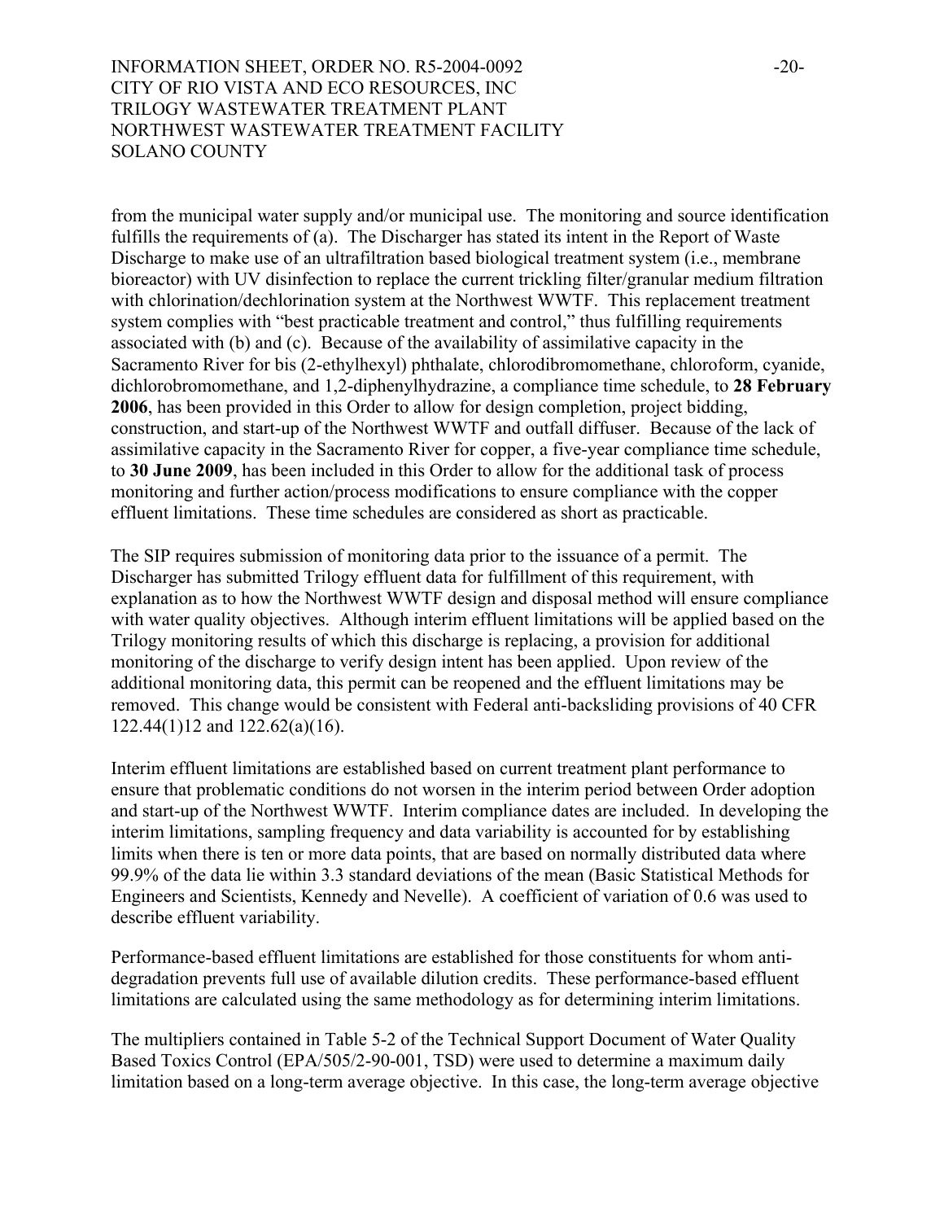from the municipal water supply and/or municipal use. The monitoring and source identification fulfills the requirements of (a). The Discharger has stated its intent in the Report of Waste Discharge to make use of an ultrafiltration based biological treatment system (i.e., membrane bioreactor) with UV disinfection to replace the current trickling filter/granular medium filtration with chlorination/dechlorination system at the Northwest WWTF. This replacement treatment system complies with "best practicable treatment and control," thus fulfilling requirements associated with (b) and (c). Because of the availability of assimilative capacity in the Sacramento River for bis (2-ethylhexyl) phthalate, chlorodibromomethane, chloroform, cyanide, dichlorobromomethane, and 1,2-diphenylhydrazine, a compliance time schedule, to **28 February 2006**, has been provided in this Order to allow for design completion, project bidding, construction, and start-up of the Northwest WWTF and outfall diffuser. Because of the lack of assimilative capacity in the Sacramento River for copper, a five-year compliance time schedule, to **30 June 2009**, has been included in this Order to allow for the additional task of process monitoring and further action/process modifications to ensure compliance with the copper effluent limitations. These time schedules are considered as short as practicable.

The SIP requires submission of monitoring data prior to the issuance of a permit. The Discharger has submitted Trilogy effluent data for fulfillment of this requirement, with explanation as to how the Northwest WWTF design and disposal method will ensure compliance with water quality objectives. Although interim effluent limitations will be applied based on the Trilogy monitoring results of which this discharge is replacing, a provision for additional monitoring of the discharge to verify design intent has been applied. Upon review of the additional monitoring data, this permit can be reopened and the effluent limitations may be removed. This change would be consistent with Federal anti-backsliding provisions of 40 CFR 122.44(1)12 and 122.62(a)(16).

Interim effluent limitations are established based on current treatment plant performance to ensure that problematic conditions do not worsen in the interim period between Order adoption and start-up of the Northwest WWTF. Interim compliance dates are included. In developing the interim limitations, sampling frequency and data variability is accounted for by establishing limits when there is ten or more data points, that are based on normally distributed data where 99.9% of the data lie within 3.3 standard deviations of the mean (Basic Statistical Methods for Engineers and Scientists, Kennedy and Nevelle). A coefficient of variation of 0.6 was used to describe effluent variability.

Performance-based effluent limitations are established for those constituents for whom anti-degradation prevents full use of available dilution credits. These performance-based effluent limitations are calculated using the same methodology as for determining interim limitations.

The multipliers contained in Table 5-2 of the Technical Support Document of Water Quality Based Toxics Control (EPA/505/2-90-001, TSD) were used to determine a maximum daily limitation based on a long-term average objective. In this case, the long-term average objective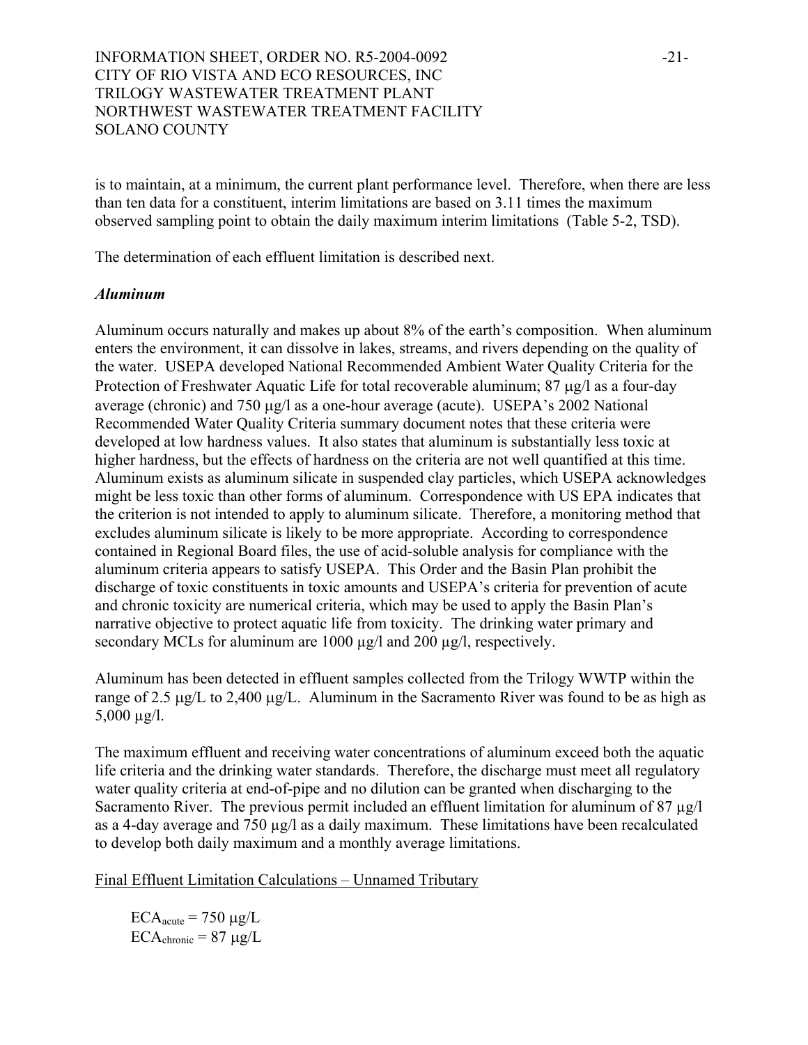is to maintain, at a minimum, the current plant performance level. Therefore, when there are less than ten data for a constituent, interim limitations are based on 3.11 times the maximum observed sampling point to obtain the daily maximum interim limitations (Table 5-2, TSD).

The determination of each effluent limitation is described next.

***Aluminum***

Aluminum occurs naturally and makes up about 8% of the earth's composition. When aluminum enters the environment, it can dissolve in lakes, streams, and rivers depending on the quality of the water. USEPA developed National Recommended Ambient Water Quality Criteria for the Protection of Freshwater Aquatic Life for total recoverable aluminum; 87 µg/l as a four-day average (chronic) and 750 µg/l as a one-hour average (acute). USEPA's 2002 National Recommended Water Quality Criteria summary document notes that these criteria were developed at low hardness values. It also states that aluminum is substantially less toxic at higher hardness, but the effects of hardness on the criteria are not well quantified at this time. Aluminum exists as aluminum silicate in suspended clay particles, which USEPA acknowledges might be less toxic than other forms of aluminum. Correspondence with US EPA indicates that the criterion is not intended to apply to aluminum silicate. Therefore, a monitoring method that excludes aluminum silicate is likely to be more appropriate. According to correspondence contained in Regional Board files, the use of acid-soluble analysis for compliance with the aluminum criteria appears to satisfy USEPA. This Order and the Basin Plan prohibit the discharge of toxic constituents in toxic amounts and USEPA's criteria for prevention of acute and chronic toxicity are numerical criteria, which may be used to apply the Basin Plan's narrative objective to protect aquatic life from toxicity. The drinking water primary and secondary MCLs for aluminum are 1000 µg/l and 200 µg/l, respectively.

Aluminum has been detected in effluent samples collected from the Trilogy WWTP within the range of 2.5 µg/L to 2,400 µg/L. Aluminum in the Sacramento River was found to be as high as 5,000 µg/l.

The maximum effluent and receiving water concentrations of aluminum exceed both the aquatic life criteria and the drinking water standards. Therefore, the discharge must meet all regulatory water quality criteria at end-of-pipe and no dilution can be granted when discharging to the Sacramento River. The previous permit included an effluent limitation for aluminum of 87 µg/l as a 4-day average and 750 µg/l as a daily maximum. These limitations have been recalculated to develop both daily maximum and a monthly average limitations.

<u>Final Effluent Limitation Calculations – Unnamed Tributary</u>

$ECA_{acute}$ = 750 µg/L
$ECA_{chronic}$ = 87 µg/L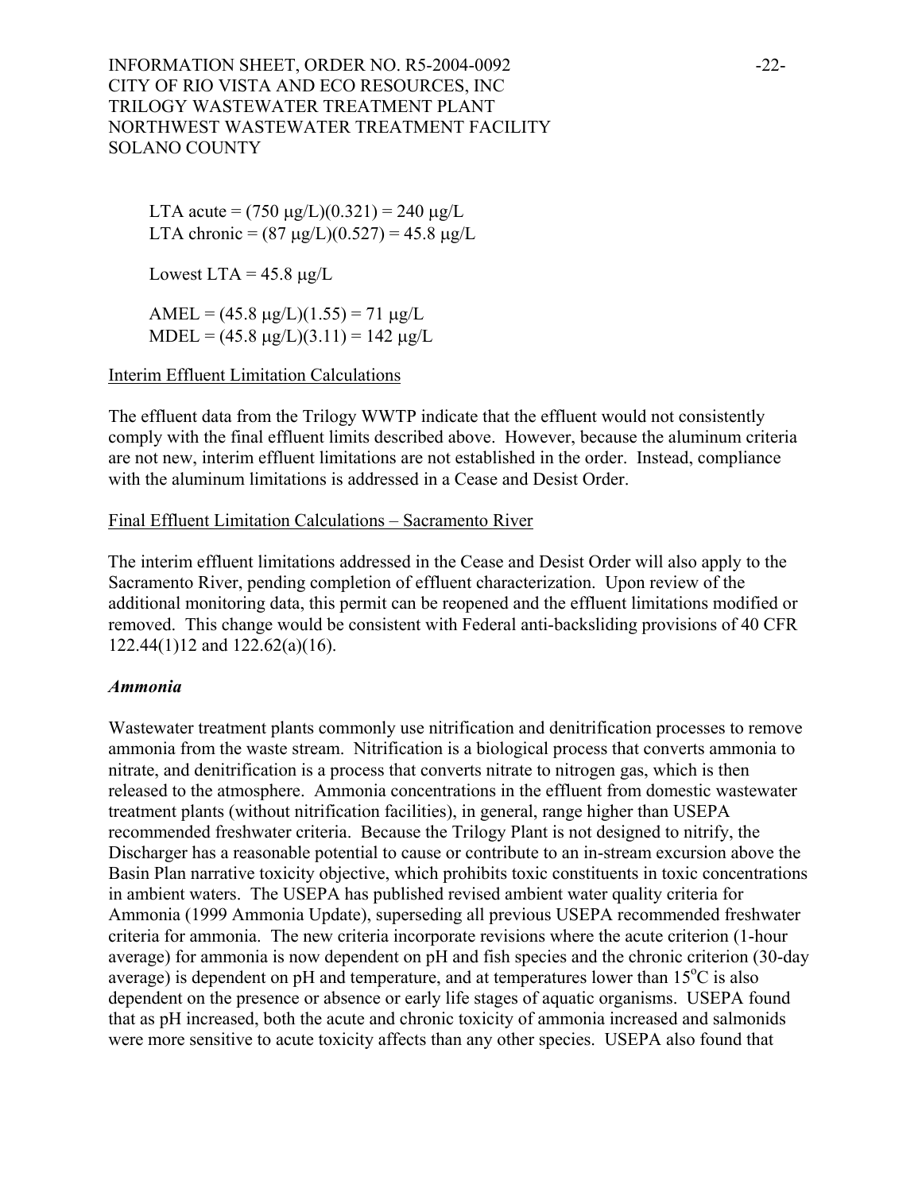LTA acute = (750 μg/L)(0.321) = 240 μg/L
LTA chronic = (87 μg/L)(0.527) = 45.8 μg/L

Lowest LTA = 45.8 μg/L

AMEL = (45.8 μg/L)(1.55) = 71 μg/L
MDEL = (45.8 μg/L)(3.11) = 142 μg/L

Interim Effluent Limitation Calculations

The effluent data from the Trilogy WWTP indicate that the effluent would not consistently comply with the final effluent limits described above. However, because the aluminum criteria are not new, interim effluent limitations are not established in the order. Instead, compliance with the aluminum limitations is addressed in a Cease and Desist Order.

Final Effluent Limitation Calculations – Sacramento River

The interim effluent limitations addressed in the Cease and Desist Order will also apply to the Sacramento River, pending completion of effluent characterization. Upon review of the additional monitoring data, this permit can be reopened and the effluent limitations modified or removed. This change would be consistent with Federal anti-backsliding provisions of 40 CFR 122.44(1)12 and 122.62(a)(16).

***Ammonia***

Wastewater treatment plants commonly use nitrification and denitrification processes to remove ammonia from the waste stream. Nitrification is a biological process that converts ammonia to nitrate, and denitrification is a process that converts nitrate to nitrogen gas, which is then released to the atmosphere. Ammonia concentrations in the effluent from domestic wastewater treatment plants (without nitrification facilities), in general, range higher than USEPA recommended freshwater criteria. Because the Trilogy Plant is not designed to nitrify, the Discharger has a reasonable potential to cause or contribute to an in-stream excursion above the Basin Plan narrative toxicity objective, which prohibits toxic constituents in toxic concentrations in ambient waters. The USEPA has published revised ambient water quality criteria for Ammonia (1999 Ammonia Update), superseding all previous USEPA recommended freshwater criteria for ammonia. The new criteria incorporate revisions where the acute criterion (1-hour average) for ammonia is now dependent on pH and fish species and the chronic criterion (30-day average) is dependent on pH and temperature, and at temperatures lower than 15°C is also dependent on the presence or absence or early life stages of aquatic organisms. USEPA found that as pH increased, both the acute and chronic toxicity of ammonia increased and salmonids were more sensitive to acute toxicity affects than any other species. USEPA also found that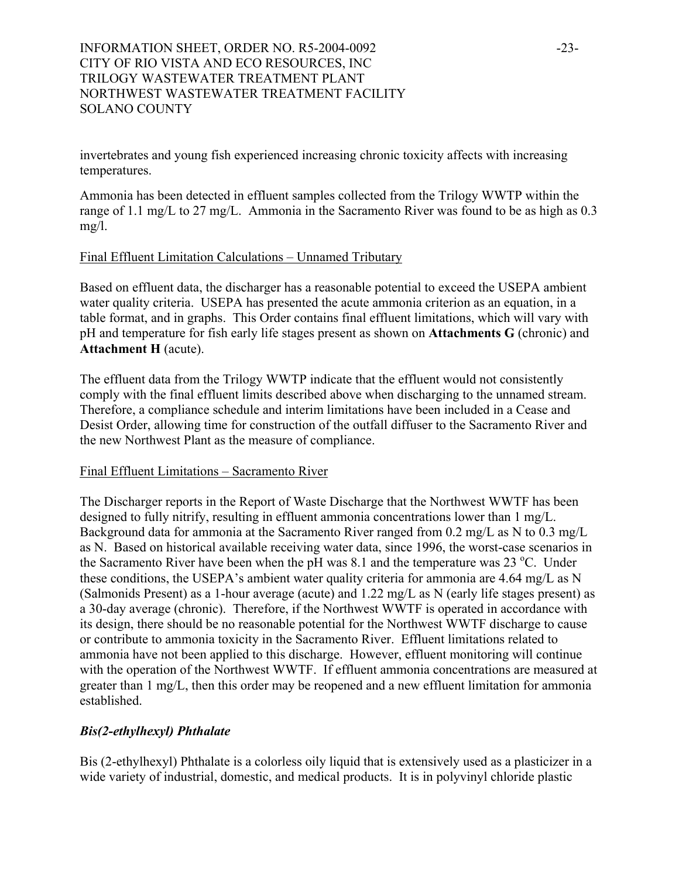invertebrates and young fish experienced increasing chronic toxicity affects with increasing temperatures.

Ammonia has been detected in effluent samples collected from the Trilogy WWTP within the range of 1.1 mg/L to 27 mg/L. Ammonia in the Sacramento River was found to be as high as 0.3 mg/l.

<u>Final Effluent Limitation Calculations – Unnamed Tributary</u>

Based on effluent data, the discharger has a reasonable potential to exceed the USEPA ambient water quality criteria. USEPA has presented the acute ammonia criterion as an equation, in a table format, and in graphs. This Order contains final effluent limitations, which will vary with pH and temperature for fish early life stages present as shown on **Attachments G** (chronic) and **Attachment H** (acute).

The effluent data from the Trilogy WWTP indicate that the effluent would not consistently comply with the final effluent limits described above when discharging to the unnamed stream. Therefore, a compliance schedule and interim limitations have been included in a Cease and Desist Order, allowing time for construction of the outfall diffuser to the Sacramento River and the new Northwest Plant as the measure of compliance.

<u>Final Effluent Limitations – Sacramento River</u>

The Discharger reports in the Report of Waste Discharge that the Northwest WWTF has been designed to fully nitrify, resulting in effluent ammonia concentrations lower than 1 mg/L. Background data for ammonia at the Sacramento River ranged from 0.2 mg/L as N to 0.3 mg/L as N. Based on historical available receiving water data, since 1996, the worst-case scenarios in the Sacramento River have been when the pH was 8.1 and the temperature was 23 $^{o}$C. Under these conditions, the USEPA's ambient water quality criteria for ammonia are 4.64 mg/L as N (Salmonids Present) as a 1-hour average (acute) and 1.22 mg/L as N (early life stages present) as a 30-day average (chronic). Therefore, if the Northwest WWTF is operated in accordance with its design, there should be no reasonable potential for the Northwest WWTF discharge to cause or contribute to ammonia toxicity in the Sacramento River. Effluent limitations related to ammonia have not been applied to this discharge. However, effluent monitoring will continue with the operation of the Northwest WWTF. If effluent ammonia concentrations are measured at greater than 1 mg/L, then this order may be reopened and a new effluent limitation for ammonia established.

***Bis(2-ethylhexyl) Phthalate***

Bis (2-ethylhexyl) Phthalate is a colorless oily liquid that is extensively used as a plasticizer in a wide variety of industrial, domestic, and medical products. It is in polyvinyl chloride plastic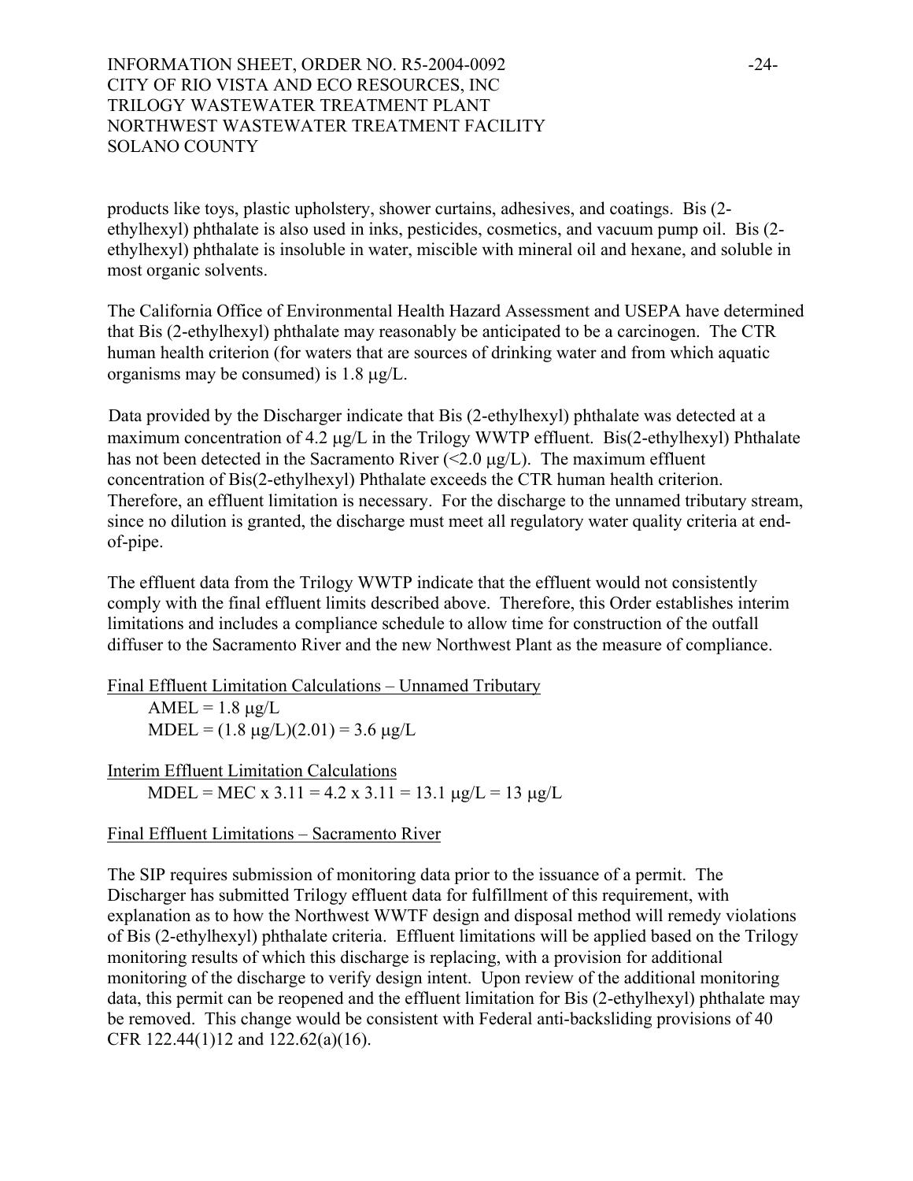products like toys, plastic upholstery, shower curtains, adhesives, and coatings. Bis (2-ethylhexyl) phthalate is also used in inks, pesticides, cosmetics, and vacuum pump oil. Bis (2-ethylhexyl) phthalate is insoluble in water, miscible with mineral oil and hexane, and soluble in most organic solvents.

The California Office of Environmental Health Hazard Assessment and USEPA have determined that Bis (2-ethylhexyl) phthalate may reasonably be anticipated to be a carcinogen. The CTR human health criterion (for waters that are sources of drinking water and from which aquatic organisms may be consumed) is 1.8 μg/L.

Data provided by the Discharger indicate that Bis (2-ethylhexyl) phthalate was detected at a maximum concentration of 4.2 μg/L in the Trilogy WWTP effluent. Bis(2-ethylhexyl) Phthalate has not been detected in the Sacramento River (<2.0 μg/L). The maximum effluent concentration of Bis(2-ethylhexyl) Phthalate exceeds the CTR human health criterion. Therefore, an effluent limitation is necessary. For the discharge to the unnamed tributary stream, since no dilution is granted, the discharge must meet all regulatory water quality criteria at end-of-pipe.

The effluent data from the Trilogy WWTP indicate that the effluent would not consistently comply with the final effluent limits described above. Therefore, this Order establishes interim limitations and includes a compliance schedule to allow time for construction of the outfall diffuser to the Sacramento River and the new Northwest Plant as the measure of compliance.

Final Effluent Limitation Calculations – Unnamed Tributary

AMEL = 1.8 μg/L
MDEL = (1.8 μg/L)(2.01) = 3.6 μg/L

Interim Effluent Limitation Calculations

MDEL = MEC x 3.11 = 4.2 x 3.11 = 13.1 μg/L = 13 μg/L

Final Effluent Limitations – Sacramento River

The SIP requires submission of monitoring data prior to the issuance of a permit. The Discharger has submitted Trilogy effluent data for fulfillment of this requirement, with explanation as to how the Northwest WWTF design and disposal method will remedy violations of Bis (2-ethylhexyl) phthalate criteria. Effluent limitations will be applied based on the Trilogy monitoring results of which this discharge is replacing, with a provision for additional monitoring of the discharge to verify design intent. Upon review of the additional monitoring data, this permit can be reopened and the effluent limitation for Bis (2-ethylhexyl) phthalate may be removed. This change would be consistent with Federal anti-backsliding provisions of 40 CFR 122.44(1)12 and 122.62(a)(16).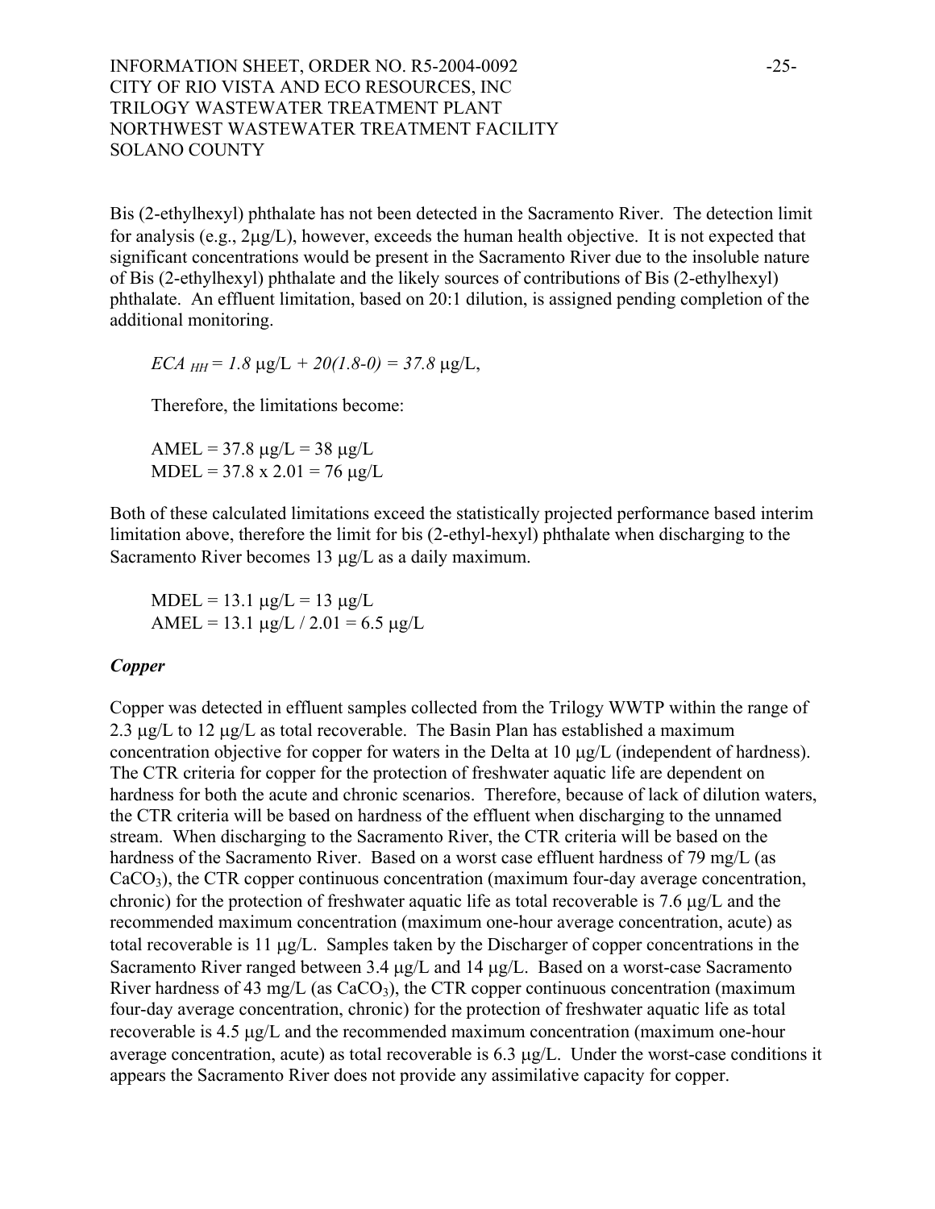Bis (2-ethylhexyl) phthalate has not been detected in the Sacramento River. The detection limit for analysis (e.g., 2μg/L), however, exceeds the human health objective. It is not expected that significant concentrations would be present in the Sacramento River due to the insoluble nature of Bis (2-ethylhexyl) phthalate and the likely sources of contributions of Bis (2-ethylhexyl) phthalate. An effluent limitation, based on 20:1 dilution, is assigned pending completion of the additional monitoring.

$ECA_{HH} = 1.8$ μg/L + $20(1.8\text{-}0) = 37.8$ μg/L,

Therefore, the limitations become:

AMEL = 37.8 μg/L = 38 μg/L
MDEL = 37.8 x 2.01 = 76 μg/L

Both of these calculated limitations exceed the statistically projected performance based interim limitation above, therefore the limit for bis (2-ethyl-hexyl) phthalate when discharging to the Sacramento River becomes 13 μg/L as a daily maximum.

MDEL = 13.1 μg/L = 13 μg/L
AMEL = 13.1 μg/L / 2.01 = 6.5 μg/L

***Copper***

Copper was detected in effluent samples collected from the Trilogy WWTP within the range of 2.3 μg/L to 12 μg/L as total recoverable. The Basin Plan has established a maximum concentration objective for copper for waters in the Delta at 10 μg/L (independent of hardness). The CTR criteria for copper for the protection of freshwater aquatic life are dependent on hardness for both the acute and chronic scenarios. Therefore, because of lack of dilution waters, the CTR criteria will be based on hardness of the effluent when discharging to the unnamed stream. When discharging to the Sacramento River, the CTR criteria will be based on the hardness of the Sacramento River. Based on a worst case effluent hardness of 79 mg/L (as $CaCO_3$), the CTR copper continuous concentration (maximum four-day average concentration, chronic) for the protection of freshwater aquatic life as total recoverable is 7.6 μg/L and the recommended maximum concentration (maximum one-hour average concentration, acute) as total recoverable is 11 μg/L. Samples taken by the Discharger of copper concentrations in the Sacramento River ranged between 3.4 μg/L and 14 μg/L. Based on a worst-case Sacramento River hardness of 43 mg/L (as $CaCO_3$), the CTR copper continuous concentration (maximum four-day average concentration, chronic) for the protection of freshwater aquatic life as total recoverable is 4.5 μg/L and the recommended maximum concentration (maximum one-hour average concentration, acute) as total recoverable is 6.3 μg/L. Under the worst-case conditions it appears the Sacramento River does not provide any assimilative capacity for copper.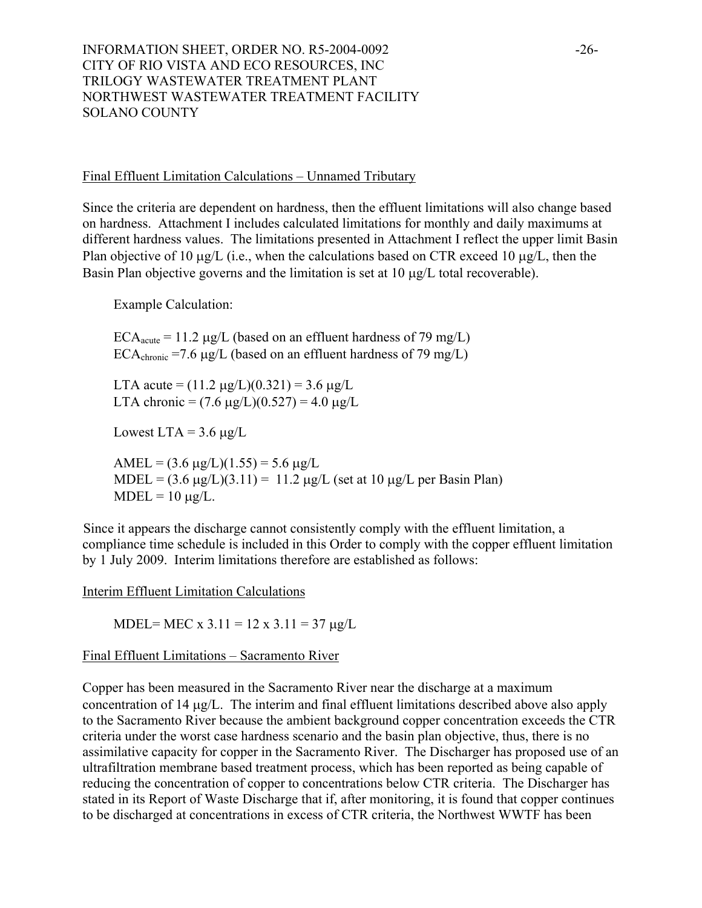Final Effluent Limitation Calculations – Unnamed Tributary

Since the criteria are dependent on hardness, then the effluent limitations will also change based on hardness. Attachment I includes calculated limitations for monthly and daily maximums at different hardness values. The limitations presented in Attachment I reflect the upper limit Basin Plan objective of 10 μg/L (i.e., when the calculations based on CTR exceed 10 μg/L, then the Basin Plan objective governs and the limitation is set at 10 μg/L total recoverable).

Example Calculation:

$ECA_{acute}$ = 11.2 μg/L (based on an effluent hardness of 79 mg/L)
$ECA_{chronic}$ =7.6 μg/L (based on an effluent hardness of 79 mg/L)

LTA acute = (11.2 μg/L)(0.321) = 3.6 μg/L
LTA chronic = (7.6 μg/L)(0.527) = 4.0 μg/L

Lowest LTA = 3.6 μg/L

AMEL = (3.6 μg/L)(1.55) = 5.6 μg/L
MDEL = (3.6 μg/L)(3.11) = 11.2 μg/L (set at 10 μg/L per Basin Plan)
MDEL = 10 μg/L.

Since it appears the discharge cannot consistently comply with the effluent limitation, a compliance time schedule is included in this Order to comply with the copper effluent limitation by 1 July 2009. Interim limitations therefore are established as follows:

Interim Effluent Limitation Calculations

MDEL= MEC x 3.11 = 12 x 3.11 = 37 μg/L

Final Effluent Limitations – Sacramento River

Copper has been measured in the Sacramento River near the discharge at a maximum concentration of 14 μg/L. The interim and final effluent limitations described above also apply to the Sacramento River because the ambient background copper concentration exceeds the CTR criteria under the worst case hardness scenario and the basin plan objective, thus, there is no assimilative capacity for copper in the Sacramento River. The Discharger has proposed use of an ultrafiltration membrane based treatment process, which has been reported as being capable of reducing the concentration of copper to concentrations below CTR criteria. The Discharger has stated in its Report of Waste Discharge that if, after monitoring, it is found that copper continues to be discharged at concentrations in excess of CTR criteria, the Northwest WWTF has been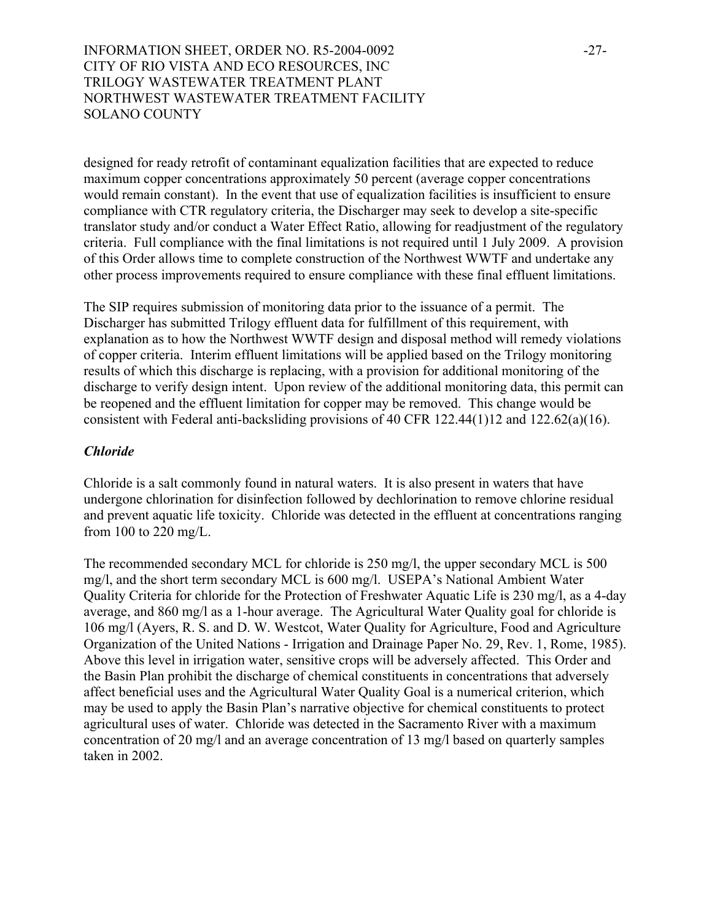designed for ready retrofit of contaminant equalization facilities that are expected to reduce maximum copper concentrations approximately 50 percent (average copper concentrations would remain constant). In the event that use of equalization facilities is insufficient to ensure compliance with CTR regulatory criteria, the Discharger may seek to develop a site-specific translator study and/or conduct a Water Effect Ratio, allowing for readjustment of the regulatory criteria. Full compliance with the final limitations is not required until 1 July 2009. A provision of this Order allows time to complete construction of the Northwest WWTF and undertake any other process improvements required to ensure compliance with these final effluent limitations.

The SIP requires submission of monitoring data prior to the issuance of a permit. The Discharger has submitted Trilogy effluent data for fulfillment of this requirement, with explanation as to how the Northwest WWTF design and disposal method will remedy violations of copper criteria. Interim effluent limitations will be applied based on the Trilogy monitoring results of which this discharge is replacing, with a provision for additional monitoring of the discharge to verify design intent. Upon review of the additional monitoring data, this permit can be reopened and the effluent limitation for copper may be removed. This change would be consistent with Federal anti-backsliding provisions of 40 CFR 122.44(1)12 and 122.62(a)(16).

### *Chloride*

Chloride is a salt commonly found in natural waters. It is also present in waters that have undergone chlorination for disinfection followed by dechlorination to remove chlorine residual and prevent aquatic life toxicity. Chloride was detected in the effluent at concentrations ranging from 100 to 220 mg/L.

The recommended secondary MCL for chloride is 250 mg/l, the upper secondary MCL is 500 mg/l, and the short term secondary MCL is 600 mg/l. USEPA's National Ambient Water Quality Criteria for chloride for the Protection of Freshwater Aquatic Life is 230 mg/l, as a 4-day average, and 860 mg/l as a 1-hour average. The Agricultural Water Quality goal for chloride is 106 mg/l (Ayers, R. S. and D. W. Westcot, Water Quality for Agriculture, Food and Agriculture Organization of the United Nations - Irrigation and Drainage Paper No. 29, Rev. 1, Rome, 1985). Above this level in irrigation water, sensitive crops will be adversely affected. This Order and the Basin Plan prohibit the discharge of chemical constituents in concentrations that adversely affect beneficial uses and the Agricultural Water Quality Goal is a numerical criterion, which may be used to apply the Basin Plan's narrative objective for chemical constituents to protect agricultural uses of water. Chloride was detected in the Sacramento River with a maximum concentration of 20 mg/l and an average concentration of 13 mg/l based on quarterly samples taken in 2002.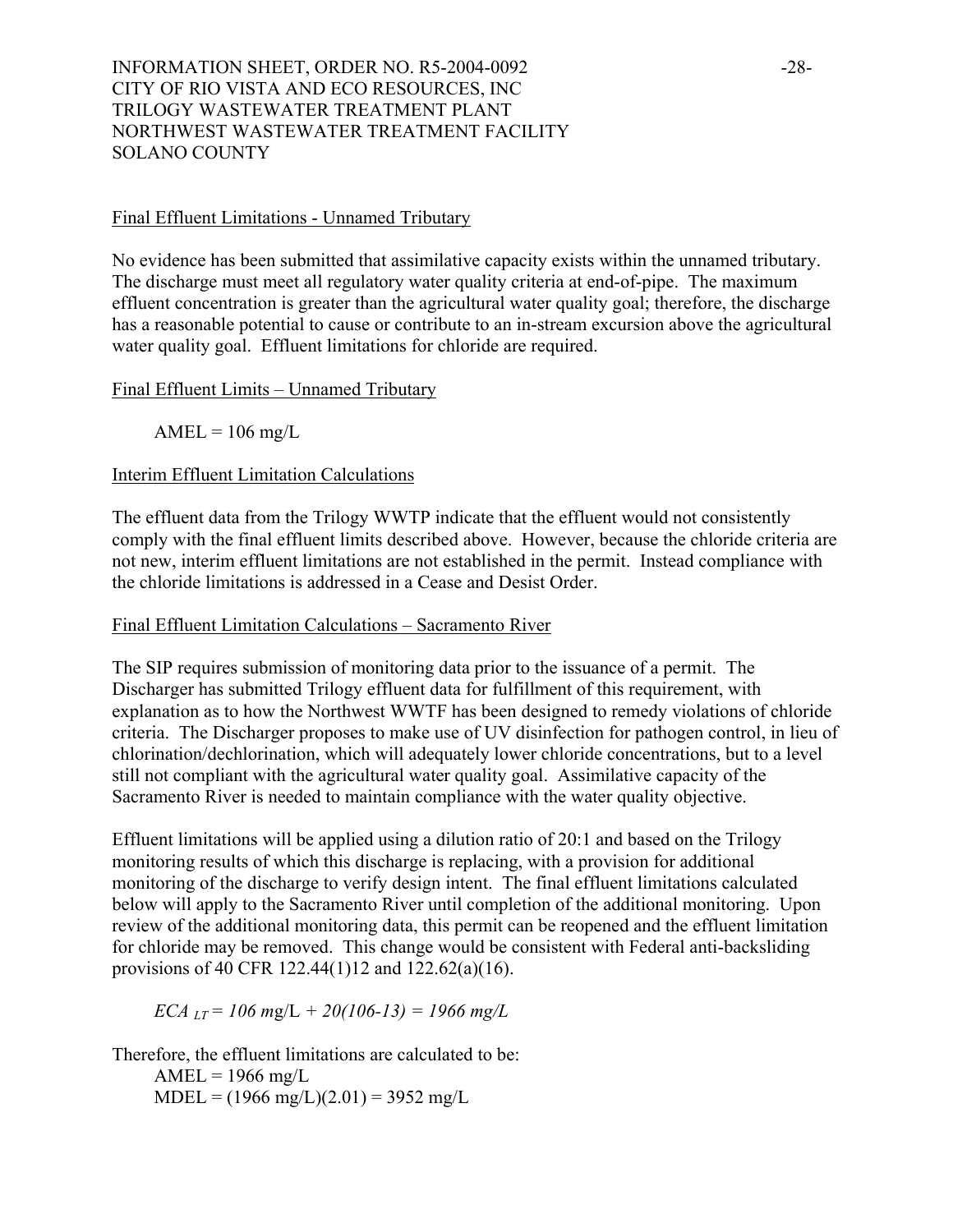Final Effluent Limitations - Unnamed Tributary

No evidence has been submitted that assimilative capacity exists within the unnamed tributary. The discharge must meet all regulatory water quality criteria at end-of-pipe. The maximum effluent concentration is greater than the agricultural water quality goal; therefore, the discharge has a reasonable potential to cause or contribute to an in-stream excursion above the agricultural water quality goal. Effluent limitations for chloride are required.

Final Effluent Limits – Unnamed Tributary

AMEL = 106 mg/L

Interim Effluent Limitation Calculations

The effluent data from the Trilogy WWTP indicate that the effluent would not consistently comply with the final effluent limits described above. However, because the chloride criteria are not new, interim effluent limitations are not established in the permit. Instead compliance with the chloride limitations is addressed in a Cease and Desist Order.

Final Effluent Limitation Calculations – Sacramento River

The SIP requires submission of monitoring data prior to the issuance of a permit. The Discharger has submitted Trilogy effluent data for fulfillment of this requirement, with explanation as to how the Northwest WWTF has been designed to remedy violations of chloride criteria. The Discharger proposes to make use of UV disinfection for pathogen control, in lieu of chlorination/dechlorination, which will adequately lower chloride concentrations, but to a level still not compliant with the agricultural water quality goal. Assimilative capacity of the Sacramento River is needed to maintain compliance with the water quality objective.

Effluent limitations will be applied using a dilution ratio of 20:1 and based on the Trilogy monitoring results of which this discharge is replacing, with a provision for additional monitoring of the discharge to verify design intent. The final effluent limitations calculated below will apply to the Sacramento River until completion of the additional monitoring. Upon review of the additional monitoring data, this permit can be reopened and the effluent limitation for chloride may be removed. This change would be consistent with Federal anti-backsliding provisions of 40 CFR 122.44(1)12 and 122.62(a)(16).

$$ECA_{LT} = 106 \text{ mg/L} + 20(106-13) = 1966 \text{ mg/L}$$

Therefore, the effluent limitations are calculated to be:

AMEL = 1966 mg/L

MDEL = (1966 mg/L)(2.01) = 3952 mg/L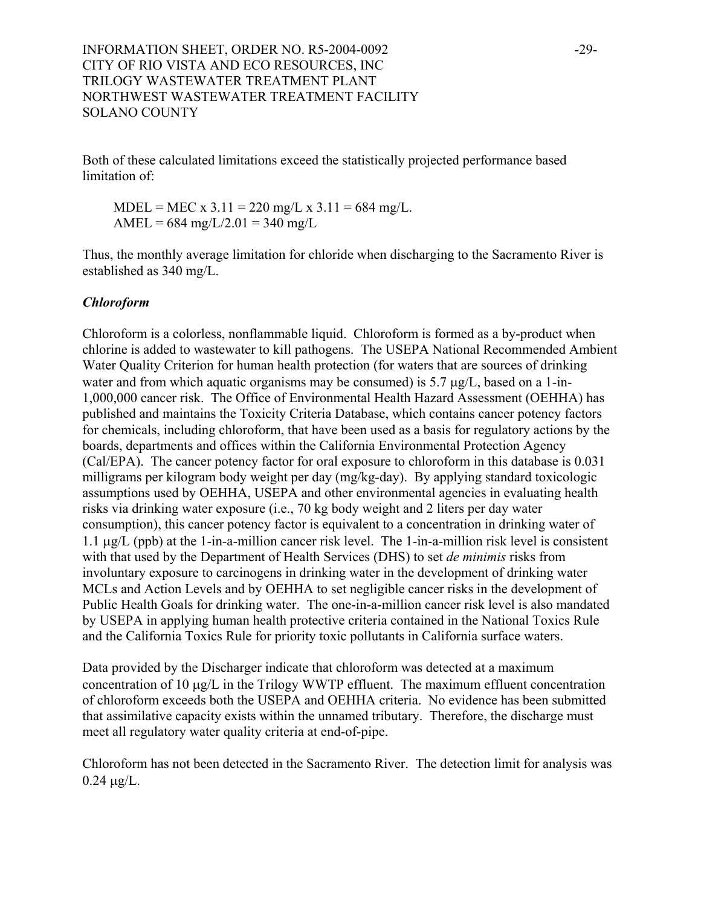Both of these calculated limitations exceed the statistically projected performance based limitation of:

> MDEL = MEC x 3.11 = 220 mg/L x 3.11 = 684 mg/L.
> AMEL = 684 mg/L/2.01 = 340 mg/L

Thus, the monthly average limitation for chloride when discharging to the Sacramento River is established as 340 mg/L.

***Chloroform***

Chloroform is a colorless, nonflammable liquid. Chloroform is formed as a by-product when chlorine is added to wastewater to kill pathogens. The USEPA National Recommended Ambient Water Quality Criterion for human health protection (for waters that are sources of drinking water and from which aquatic organisms may be consumed) is 5.7 μg/L, based on a 1-in-1,000,000 cancer risk. The Office of Environmental Health Hazard Assessment (OEHHA) has published and maintains the Toxicity Criteria Database, which contains cancer potency factors for chemicals, including chloroform, that have been used as a basis for regulatory actions by the boards, departments and offices within the California Environmental Protection Agency (Cal/EPA). The cancer potency factor for oral exposure to chloroform in this database is 0.031 milligrams per kilogram body weight per day (mg/kg-day). By applying standard toxicologic assumptions used by OEHHA, USEPA and other environmental agencies in evaluating health risks via drinking water exposure (i.e., 70 kg body weight and 2 liters per day water consumption), this cancer potency factor is equivalent to a concentration in drinking water of 1.1 μg/L (ppb) at the 1-in-a-million cancer risk level. The 1-in-a-million risk level is consistent with that used by the Department of Health Services (DHS) to set *de minimis* risks from involuntary exposure to carcinogens in drinking water in the development of drinking water MCLs and Action Levels and by OEHHA to set negligible cancer risks in the development of Public Health Goals for drinking water. The one-in-a-million cancer risk level is also mandated by USEPA in applying human health protective criteria contained in the National Toxics Rule and the California Toxics Rule for priority toxic pollutants in California surface waters.

Data provided by the Discharger indicate that chloroform was detected at a maximum concentration of 10 μg/L in the Trilogy WWTP effluent. The maximum effluent concentration of chloroform exceeds both the USEPA and OEHHA criteria. No evidence has been submitted that assimilative capacity exists within the unnamed tributary. Therefore, the discharge must meet all regulatory water quality criteria at end-of-pipe.

Chloroform has not been detected in the Sacramento River. The detection limit for analysis was 0.24 μg/L.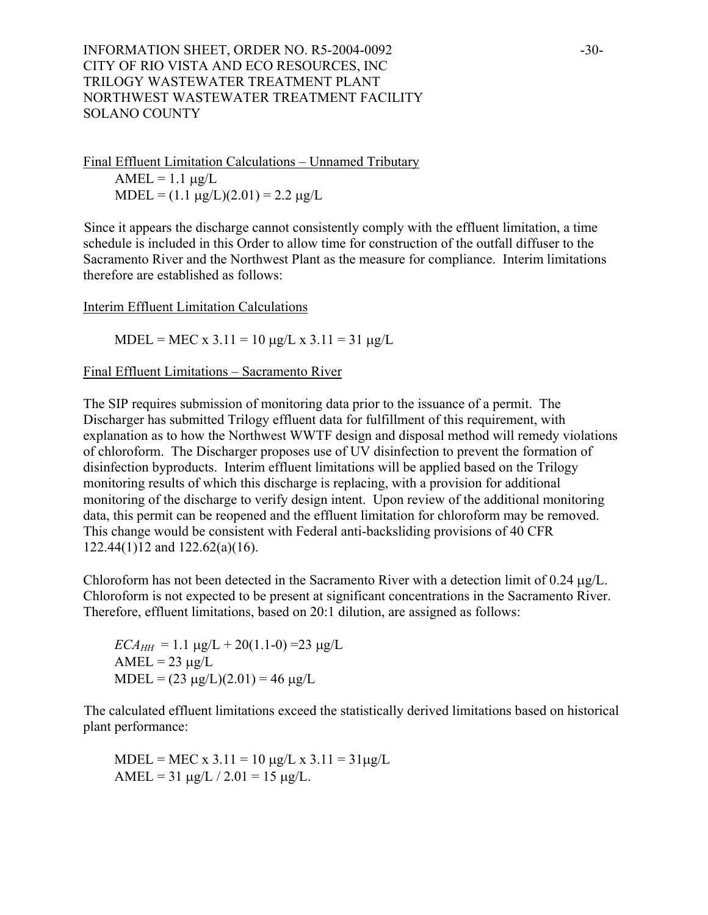Final Effluent Limitation Calculations – Unnamed Tributary

AMEL = 1.1 μg/L
MDEL = (1.1 μg/L)(2.01) = 2.2 μg/L

Since it appears the discharge cannot consistently comply with the effluent limitation, a time schedule is included in this Order to allow time for construction of the outfall diffuser to the Sacramento River and the Northwest Plant as the measure for compliance. Interim limitations therefore are established as follows:

Interim Effluent Limitation Calculations

MDEL = MEC x 3.11 = 10 μg/L x 3.11 = 31 μg/L

Final Effluent Limitations – Sacramento River

The SIP requires submission of monitoring data prior to the issuance of a permit. The Discharger has submitted Trilogy effluent data for fulfillment of this requirement, with explanation as to how the Northwest WWTF design and disposal method will remedy violations of chloroform. The Discharger proposes use of UV disinfection to prevent the formation of disinfection byproducts. Interim effluent limitations will be applied based on the Trilogy monitoring results of which this discharge is replacing, with a provision for additional monitoring of the discharge to verify design intent. Upon review of the additional monitoring data, this permit can be reopened and the effluent limitation for chloroform may be removed. This change would be consistent with Federal anti-backsliding provisions of 40 CFR 122.44(1)12 and 122.62(a)(16).

Chloroform has not been detected in the Sacramento River with a detection limit of 0.24 μg/L. Chloroform is not expected to be present at significant concentrations in the Sacramento River. Therefore, effluent limitations, based on 20:1 dilution, are assigned as follows:

$ECA_{HH}$ = 1.1 μg/L + 20(1.1-0) =23 μg/L
AMEL = 23 μg/L
MDEL = (23 μg/L)(2.01) = 46 μg/L

The calculated effluent limitations exceed the statistically derived limitations based on historical plant performance:

MDEL = MEC x 3.11 = 10 μg/L x 3.11 = 31μg/L
AMEL = 31 μg/L / 2.01 = 15 μg/L.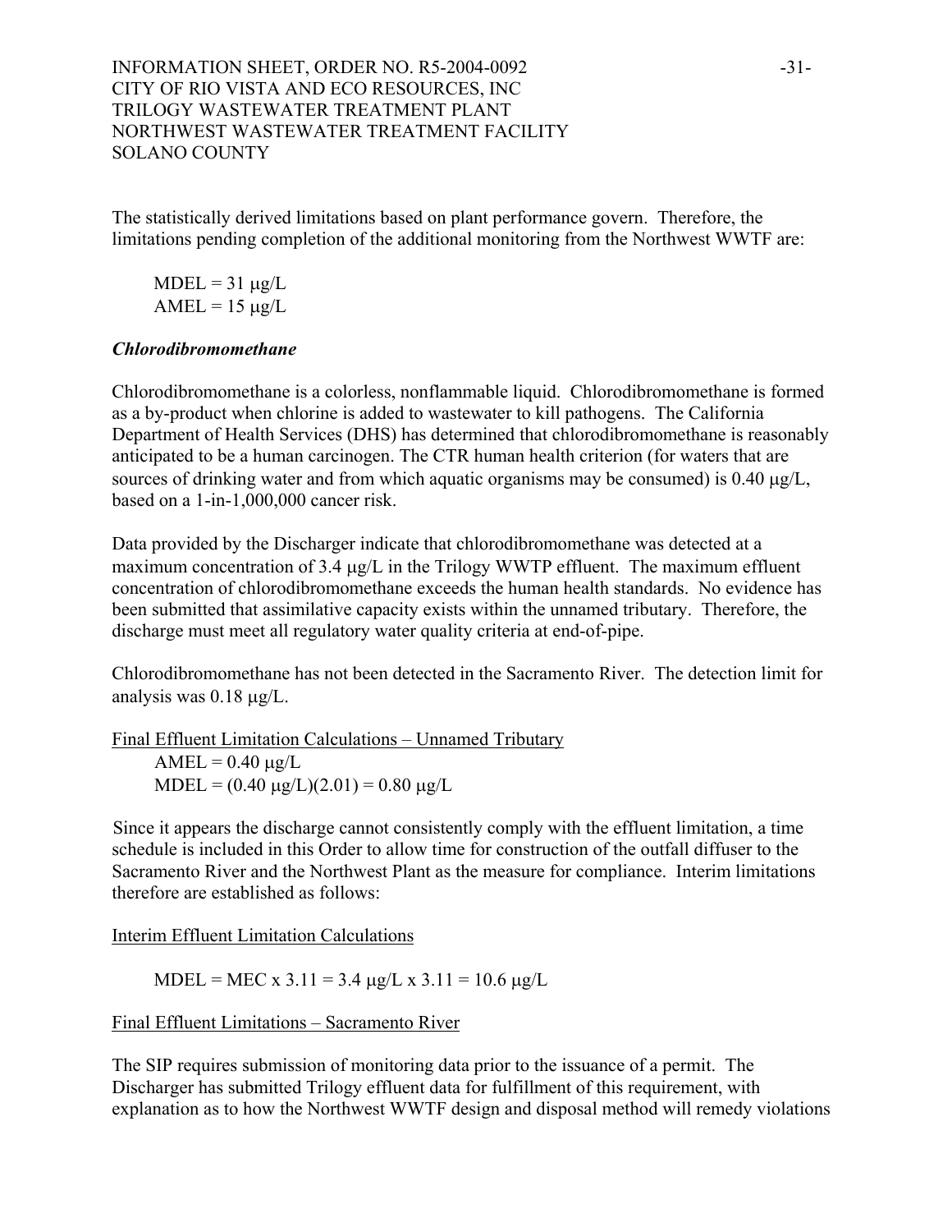The statistically derived limitations based on plant performance govern. Therefore, the limitations pending completion of the additional monitoring from the Northwest WWTF are:

MDEL = 31 μg/L
AMEL = 15 μg/L

***Chlorodibromomethane***

Chlorodibromomethane is a colorless, nonflammable liquid. Chlorodibromomethane is formed as a by-product when chlorine is added to wastewater to kill pathogens. The California Department of Health Services (DHS) has determined that chlorodibromomethane is reasonably anticipated to be a human carcinogen. The CTR human health criterion (for waters that are sources of drinking water and from which aquatic organisms may be consumed) is 0.40 μg/L, based on a 1-in-1,000,000 cancer risk.

Data provided by the Discharger indicate that chlorodibromomethane was detected at a maximum concentration of 3.4 μg/L in the Trilogy WWTP effluent. The maximum effluent concentration of chlorodibromomethane exceeds the human health standards. No evidence has been submitted that assimilative capacity exists within the unnamed tributary. Therefore, the discharge must meet all regulatory water quality criteria at end-of-pipe.

Chlorodibromomethane has not been detected in the Sacramento River. The detection limit for analysis was 0.18 μg/L.

Final Effluent Limitation Calculations – Unnamed Tributary

AMEL = 0.40 μg/L
MDEL = (0.40 μg/L)(2.01) = 0.80 μg/L

Since it appears the discharge cannot consistently comply with the effluent limitation, a time schedule is included in this Order to allow time for construction of the outfall diffuser to the Sacramento River and the Northwest Plant as the measure for compliance. Interim limitations therefore are established as follows:

Interim Effluent Limitation Calculations

MDEL = MEC x 3.11 = 3.4 μg/L x 3.11 = 10.6 μg/L

Final Effluent Limitations – Sacramento River

The SIP requires submission of monitoring data prior to the issuance of a permit. The Discharger has submitted Trilogy effluent data for fulfillment of this requirement, with explanation as to how the Northwest WWTF design and disposal method will remedy violations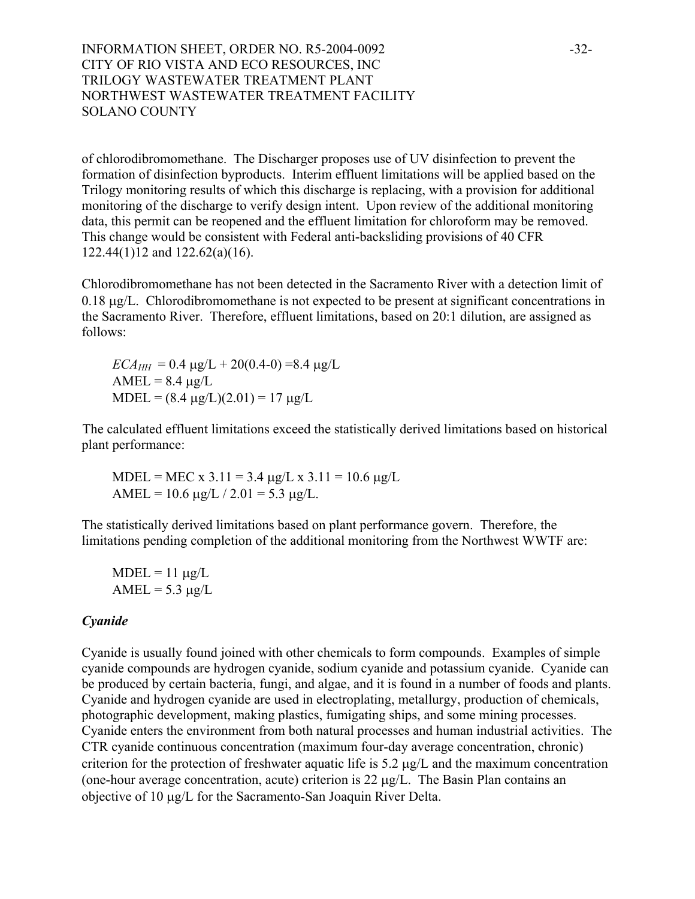of chlorodibromomethane. The Discharger proposes use of UV disinfection to prevent the formation of disinfection byproducts. Interim effluent limitations will be applied based on the Trilogy monitoring results of which this discharge is replacing, with a provision for additional monitoring of the discharge to verify design intent. Upon review of the additional monitoring data, this permit can be reopened and the effluent limitation for chloroform may be removed. This change would be consistent with Federal anti-backsliding provisions of 40 CFR 122.44(1)12 and 122.62(a)(16).

Chlorodibromomethane has not been detected in the Sacramento River with a detection limit of 0.18 μg/L. Chlorodibromomethane is not expected to be present at significant concentrations in the Sacramento River. Therefore, effluent limitations, based on 20:1 dilution, are assigned as follows:

$ECA_{HH}$ = 0.4 μg/L + 20(0.4-0) =8.4 μg/L
AMEL = 8.4 μg/L
MDEL = (8.4 μg/L)(2.01) = 17 μg/L

The calculated effluent limitations exceed the statistically derived limitations based on historical plant performance:

MDEL = MEC x 3.11 = 3.4 μg/L x 3.11 = 10.6 μg/L
AMEL = 10.6 μg/L / 2.01 = 5.3 μg/L.

The statistically derived limitations based on plant performance govern. Therefore, the limitations pending completion of the additional monitoring from the Northwest WWTF are:

MDEL = 11 μg/L
AMEL = 5.3 μg/L

***Cyanide***

Cyanide is usually found joined with other chemicals to form compounds. Examples of simple cyanide compounds are hydrogen cyanide, sodium cyanide and potassium cyanide. Cyanide can be produced by certain bacteria, fungi, and algae, and it is found in a number of foods and plants. Cyanide and hydrogen cyanide are used in electroplating, metallurgy, production of chemicals, photographic development, making plastics, fumigating ships, and some mining processes. Cyanide enters the environment from both natural processes and human industrial activities. The CTR cyanide continuous concentration (maximum four-day average concentration, chronic) criterion for the protection of freshwater aquatic life is 5.2 μg/L and the maximum concentration (one-hour average concentration, acute) criterion is 22 μg/L. The Basin Plan contains an objective of 10 μg/L for the Sacramento-San Joaquin River Delta.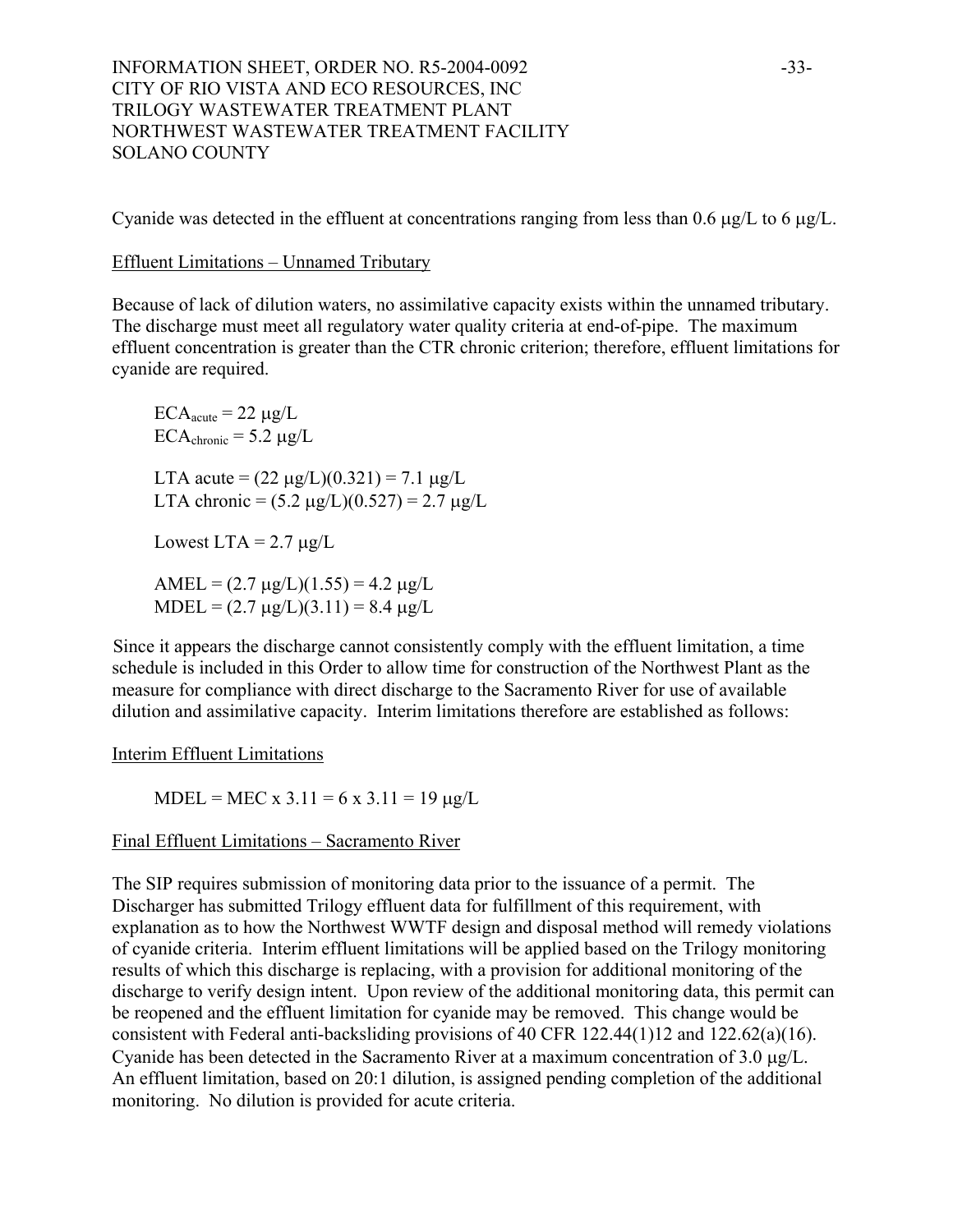Cyanide was detected in the effluent at concentrations ranging from less than 0.6 μg/L to 6 μg/L.

Effluent Limitations – Unnamed Tributary

Because of lack of dilution waters, no assimilative capacity exists within the unnamed tributary. The discharge must meet all regulatory water quality criteria at end-of-pipe. The maximum effluent concentration is greater than the CTR chronic criterion; therefore, effluent limitations for cyanide are required.

$ECA_{acute}$ = 22 μg/L
$ECA_{chronic}$ = 5.2 μg/L

LTA acute = (22 μg/L)(0.321) = 7.1 μg/L
LTA chronic = (5.2 μg/L)(0.527) = 2.7 μg/L

Lowest LTA = 2.7 μg/L

AMEL = (2.7 μg/L)(1.55) = 4.2 μg/L
MDEL = (2.7 μg/L)(3.11) = 8.4 μg/L

Since it appears the discharge cannot consistently comply with the effluent limitation, a time schedule is included in this Order to allow time for construction of the Northwest Plant as the measure for compliance with direct discharge to the Sacramento River for use of available dilution and assimilative capacity. Interim limitations therefore are established as follows:

Interim Effluent Limitations

MDEL = MEC x 3.11 = 6 x 3.11 = 19 μg/L

Final Effluent Limitations – Sacramento River

The SIP requires submission of monitoring data prior to the issuance of a permit. The Discharger has submitted Trilogy effluent data for fulfillment of this requirement, with explanation as to how the Northwest WWTF design and disposal method will remedy violations of cyanide criteria. Interim effluent limitations will be applied based on the Trilogy monitoring results of which this discharge is replacing, with a provision for additional monitoring of the discharge to verify design intent. Upon review of the additional monitoring data, this permit can be reopened and the effluent limitation for cyanide may be removed. This change would be consistent with Federal anti-backsliding provisions of 40 CFR 122.44(1)12 and 122.62(a)(16). Cyanide has been detected in the Sacramento River at a maximum concentration of 3.0 μg/L. An effluent limitation, based on 20:1 dilution, is assigned pending completion of the additional monitoring. No dilution is provided for acute criteria.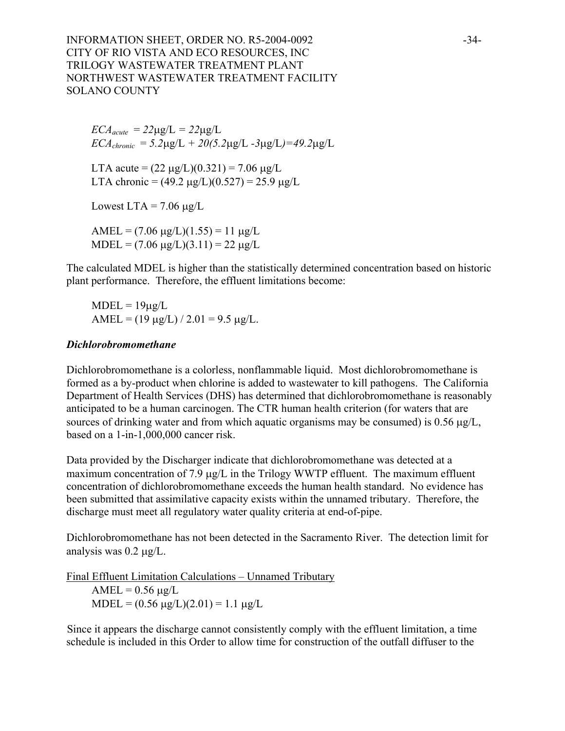$ECA_{acute}$ = $22\mu g/L = 22\mu g/L$
$ECA_{chronic}$ = $5.2\mu g/L + 20(5.2\mu g/L - 3\mu g/L) = 49.2\mu g/L$

LTA acute = (22 μg/L)(0.321) = 7.06 μg/L
LTA chronic = (49.2 μg/L)(0.527) = 25.9 μg/L

Lowest LTA = 7.06 μg/L

AMEL = (7.06 μg/L)(1.55) = 11 μg/L
MDEL = (7.06 μg/L)(3.11) = 22 μg/L

The calculated MDEL is higher than the statistically determined concentration based on historic plant performance. Therefore, the effluent limitations become:

MDEL = 19μg/L
AMEL = (19 μg/L) / 2.01 = 9.5 μg/L.

***Dichlorobromomethane***

Dichlorobromomethane is a colorless, nonflammable liquid. Most dichlorobromomethane is formed as a by-product when chlorine is added to wastewater to kill pathogens. The California Department of Health Services (DHS) has determined that dichlorobromomethane is reasonably anticipated to be a human carcinogen. The CTR human health criterion (for waters that are sources of drinking water and from which aquatic organisms may be consumed) is 0.56 μg/L, based on a 1-in-1,000,000 cancer risk.

Data provided by the Discharger indicate that dichlorobromomethane was detected at a maximum concentration of 7.9 μg/L in the Trilogy WWTP effluent. The maximum effluent concentration of dichlorobromomethane exceeds the human health standard. No evidence has been submitted that assimilative capacity exists within the unnamed tributary. Therefore, the discharge must meet all regulatory water quality criteria at end-of-pipe.

Dichlorobromomethane has not been detected in the Sacramento River. The detection limit for analysis was 0.2 μg/L.

Final Effluent Limitation Calculations – Unnamed Tributary

AMEL = 0.56 μg/L
MDEL = (0.56 μg/L)(2.01) = 1.1 μg/L

Since it appears the discharge cannot consistently comply with the effluent limitation, a time schedule is included in this Order to allow time for construction of the outfall diffuser to the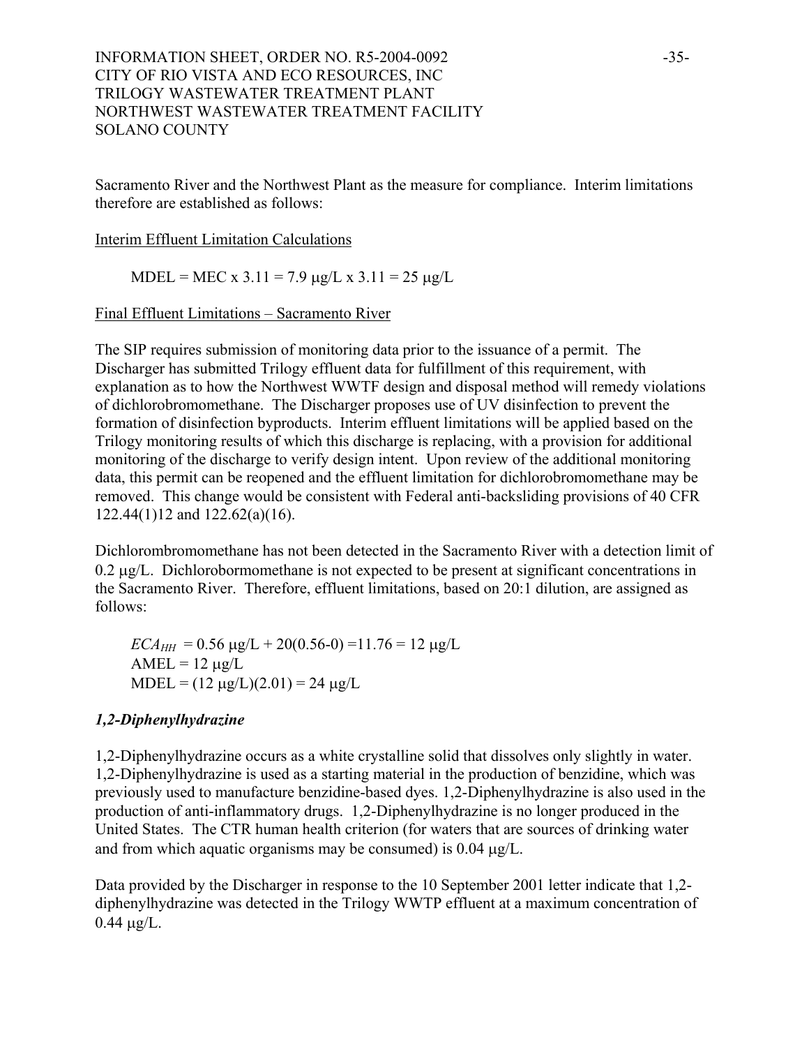Sacramento River and the Northwest Plant as the measure for compliance. Interim limitations therefore are established as follows:

<u>Interim Effluent Limitation Calculations</u>

MDEL = MEC x 3.11 = 7.9 μg/L x 3.11 = 25 μg/L

<u>Final Effluent Limitations – Sacramento River</u>

The SIP requires submission of monitoring data prior to the issuance of a permit. The Discharger has submitted Trilogy effluent data for fulfillment of this requirement, with explanation as to how the Northwest WWTF design and disposal method will remedy violations of dichlorobromomethane. The Discharger proposes use of UV disinfection to prevent the formation of disinfection byproducts. Interim effluent limitations will be applied based on the Trilogy monitoring results of which this discharge is replacing, with a provision for additional monitoring of the discharge to verify design intent. Upon review of the additional monitoring data, this permit can be reopened and the effluent limitation for dichlorobromomethane may be removed. This change would be consistent with Federal anti-backsliding provisions of 40 CFR 122.44(1)12 and 122.62(a)(16).

Dichlorombromomethane has not been detected in the Sacramento River with a detection limit of 0.2 μg/L. Dichlorobormomethane is not expected to be present at significant concentrations in the Sacramento River. Therefore, effluent limitations, based on 20:1 dilution, are assigned as follows:

$ECA_{HH}$ = 0.56 μg/L + 20(0.56-0) =11.76 = 12 μg/L
AMEL = 12 μg/L
MDEL = (12 μg/L)(2.01) = 24 μg/L

### *1,2-Diphenylhydrazine*

1,2-Diphenylhydrazine occurs as a white crystalline solid that dissolves only slightly in water. 1,2-Diphenylhydrazine is used as a starting material in the production of benzidine, which was previously used to manufacture benzidine-based dyes. 1,2-Diphenylhydrazine is also used in the production of anti-inflammatory drugs. 1,2-Diphenylhydrazine is no longer produced in the United States. The CTR human health criterion (for waters that are sources of drinking water and from which aquatic organisms may be consumed) is 0.04 μg/L.

Data provided by the Discharger in response to the 10 September 2001 letter indicate that 1,2-diphenylhydrazine was detected in the Trilogy WWTP effluent at a maximum concentration of 0.44 μg/L.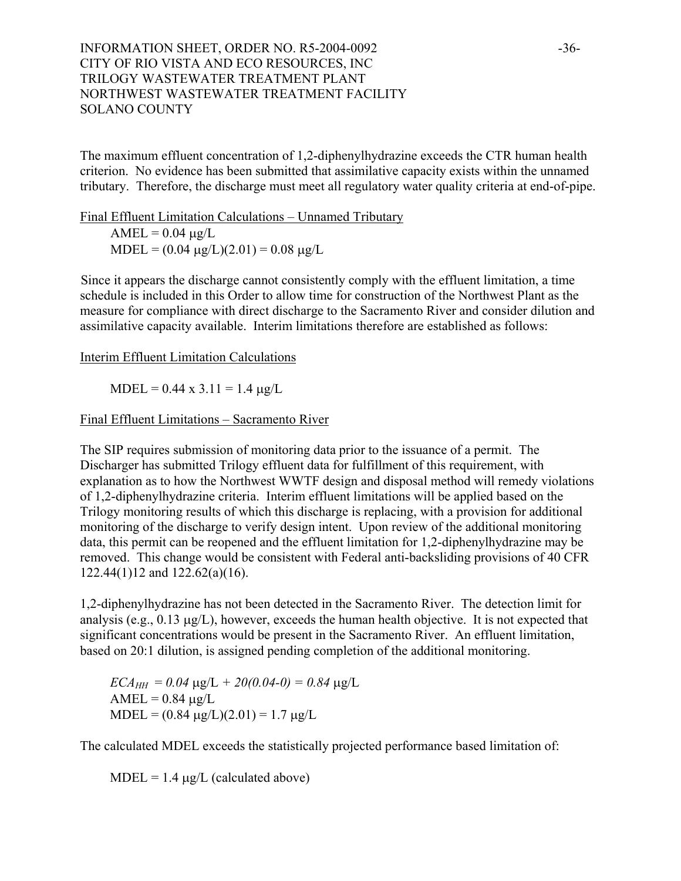The maximum effluent concentration of 1,2-diphenylhydrazine exceeds the CTR human health criterion. No evidence has been submitted that assimilative capacity exists within the unnamed tributary. Therefore, the discharge must meet all regulatory water quality criteria at end-of-pipe.

Final Effluent Limitation Calculations – Unnamed Tributary

AMEL = 0.04 μg/L
MDEL = (0.04 μg/L)(2.01) = 0.08 μg/L

Since it appears the discharge cannot consistently comply with the effluent limitation, a time schedule is included in this Order to allow time for construction of the Northwest Plant as the measure for compliance with direct discharge to the Sacramento River and consider dilution and assimilative capacity available. Interim limitations therefore are established as follows:

Interim Effluent Limitation Calculations

MDEL = 0.44 x 3.11 = 1.4 μg/L

Final Effluent Limitations – Sacramento River

The SIP requires submission of monitoring data prior to the issuance of a permit. The Discharger has submitted Trilogy effluent data for fulfillment of this requirement, with explanation as to how the Northwest WWTF design and disposal method will remedy violations of 1,2-diphenylhydrazine criteria. Interim effluent limitations will be applied based on the Trilogy monitoring results of which this discharge is replacing, with a provision for additional monitoring of the discharge to verify design intent. Upon review of the additional monitoring data, this permit can be reopened and the effluent limitation for 1,2-diphenylhydrazine may be removed. This change would be consistent with Federal anti-backsliding provisions of 40 CFR 122.44(1)12 and 122.62(a)(16).

1,2-diphenylhydrazine has not been detected in the Sacramento River. The detection limit for analysis (e.g., 0.13 μg/L), however, exceeds the human health objective. It is not expected that significant concentrations would be present in the Sacramento River. An effluent limitation, based on 20:1 dilution, is assigned pending completion of the additional monitoring.

$ECA_{HH} = 0.04$ μg/L + $20(0.04\text{-}0) = 0.84$ μg/L
AMEL = 0.84 μg/L
MDEL = (0.84 μg/L)(2.01) = 1.7 μg/L

The calculated MDEL exceeds the statistically projected performance based limitation of:

MDEL = 1.4 μg/L (calculated above)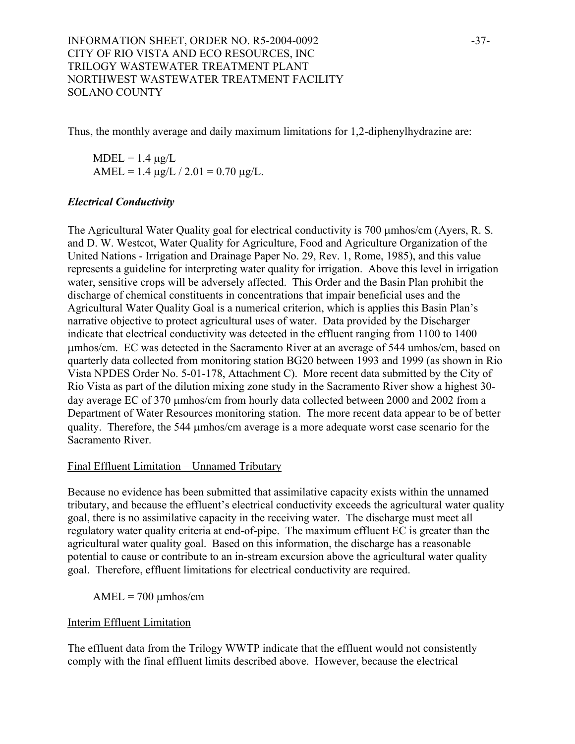Thus, the monthly average and daily maximum limitations for 1,2-diphenylhydrazine are:

MDEL = 1.4 μg/L
AMEL = 1.4 μg/L / 2.01 = 0.70 μg/L.

### *Electrical Conductivity*

The Agricultural Water Quality goal for electrical conductivity is 700 μmhos/cm (Ayers, R. S. and D. W. Westcot, Water Quality for Agriculture, Food and Agriculture Organization of the United Nations - Irrigation and Drainage Paper No. 29, Rev. 1, Rome, 1985), and this value represents a guideline for interpreting water quality for irrigation. Above this level in irrigation water, sensitive crops will be adversely affected. This Order and the Basin Plan prohibit the discharge of chemical constituents in concentrations that impair beneficial uses and the Agricultural Water Quality Goal is a numerical criterion, which is applies this Basin Plan's narrative objective to protect agricultural uses of water. Data provided by the Discharger indicate that electrical conductivity was detected in the effluent ranging from 1100 to 1400 μmhos/cm. EC was detected in the Sacramento River at an average of 544 umhos/cm, based on quarterly data collected from monitoring station BG20 between 1993 and 1999 (as shown in Rio Vista NPDES Order No. 5-01-178, Attachment C). More recent data submitted by the City of Rio Vista as part of the dilution mixing zone study in the Sacramento River show a highest 30-day average EC of 370 μmhos/cm from hourly data collected between 2000 and 2002 from a Department of Water Resources monitoring station. The more recent data appear to be of better quality. Therefore, the 544 μmhos/cm average is a more adequate worst case scenario for the Sacramento River.

<u>Final Effluent Limitation – Unnamed Tributary</u>

Because no evidence has been submitted that assimilative capacity exists within the unnamed tributary, and because the effluent's electrical conductivity exceeds the agricultural water quality goal, there is no assimilative capacity in the receiving water. The discharge must meet all regulatory water quality criteria at end-of-pipe. The maximum effluent EC is greater than the agricultural water quality goal. Based on this information, the discharge has a reasonable potential to cause or contribute to an in-stream excursion above the agricultural water quality goal. Therefore, effluent limitations for electrical conductivity are required.

AMEL = 700 μmhos/cm

<u>Interim Effluent Limitation</u>

The effluent data from the Trilogy WWTP indicate that the effluent would not consistently comply with the final effluent limits described above. However, because the electrical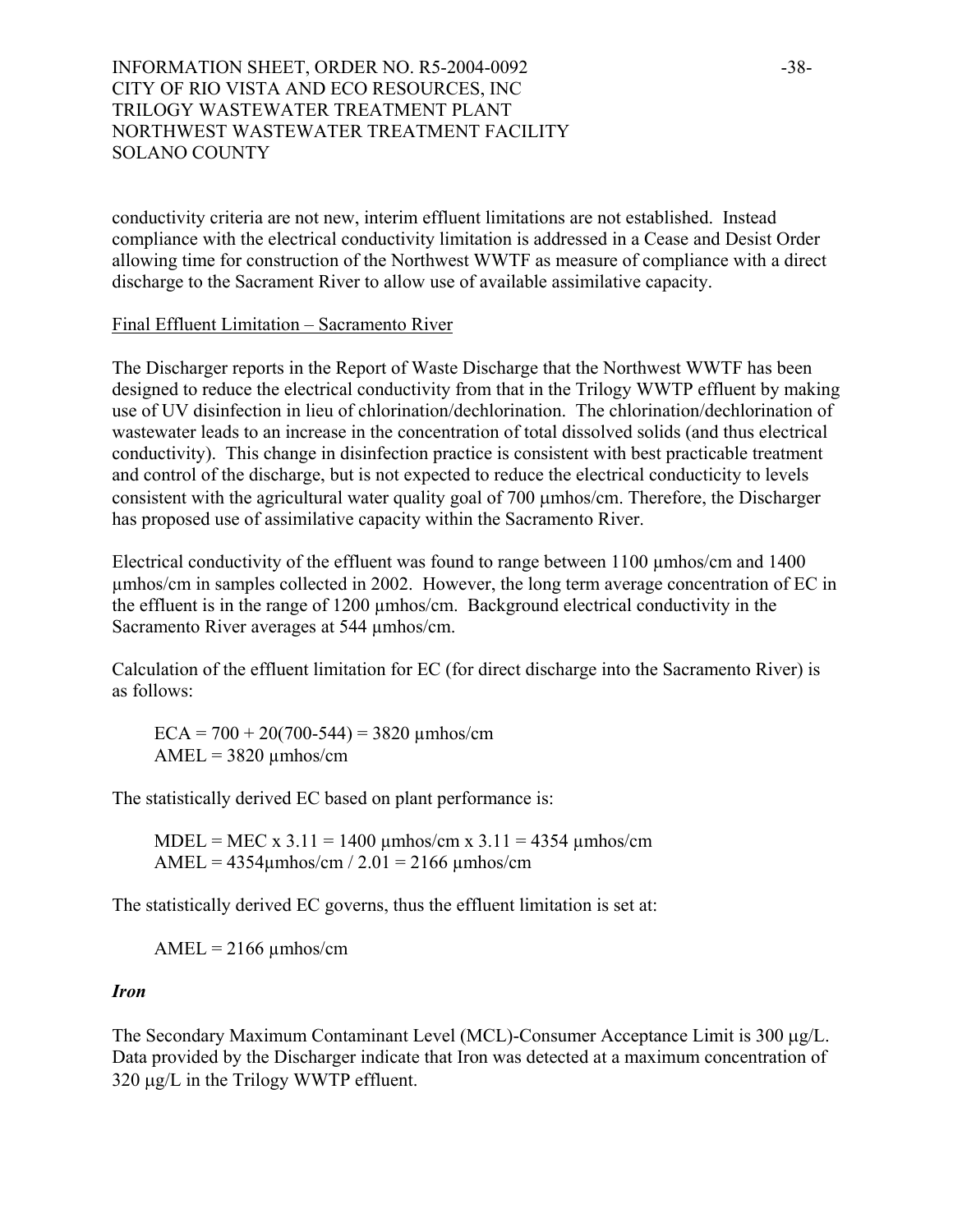conductivity criteria are not new, interim effluent limitations are not established. Instead compliance with the electrical conductivity limitation is addressed in a Cease and Desist Order allowing time for construction of the Northwest WWTF as measure of compliance with a direct discharge to the Sacrament River to allow use of available assimilative capacity.

Final Effluent Limitation – Sacramento River

The Discharger reports in the Report of Waste Discharge that the Northwest WWTF has been designed to reduce the electrical conductivity from that in the Trilogy WWTP effluent by making use of UV disinfection in lieu of chlorination/dechlorination. The chlorination/dechlorination of wastewater leads to an increase in the concentration of total dissolved solids (and thus electrical conductivity). This change in disinfection practice is consistent with best practicable treatment and control of the discharge, but is not expected to reduce the electrical conducticity to levels consistent with the agricultural water quality goal of 700 µmhos/cm. Therefore, the Discharger has proposed use of assimilative capacity within the Sacramento River.

Electrical conductivity of the effluent was found to range between 1100 µmhos/cm and 1400 µmhos/cm in samples collected in 2002. However, the long term average concentration of EC in the effluent is in the range of 1200 µmhos/cm. Background electrical conductivity in the Sacramento River averages at 544 µmhos/cm.

Calculation of the effluent limitation for EC (for direct discharge into the Sacramento River) is as follows:

ECA = 700 + 20(700-544) = 3820 µmhos/cm
AMEL = 3820 µmhos/cm

The statistically derived EC based on plant performance is:

MDEL = MEC x 3.11 = 1400 µmhos/cm x 3.11 = 4354 µmhos/cm
AMEL = 4354µmhos/cm / 2.01 = 2166 µmhos/cm

The statistically derived EC governs, thus the effluent limitation is set at:

AMEL = 2166 µmhos/cm

***Iron***

The Secondary Maximum Contaminant Level (MCL)-Consumer Acceptance Limit is 300 µg/L. Data provided by the Discharger indicate that Iron was detected at a maximum concentration of 320 µg/L in the Trilogy WWTP effluent.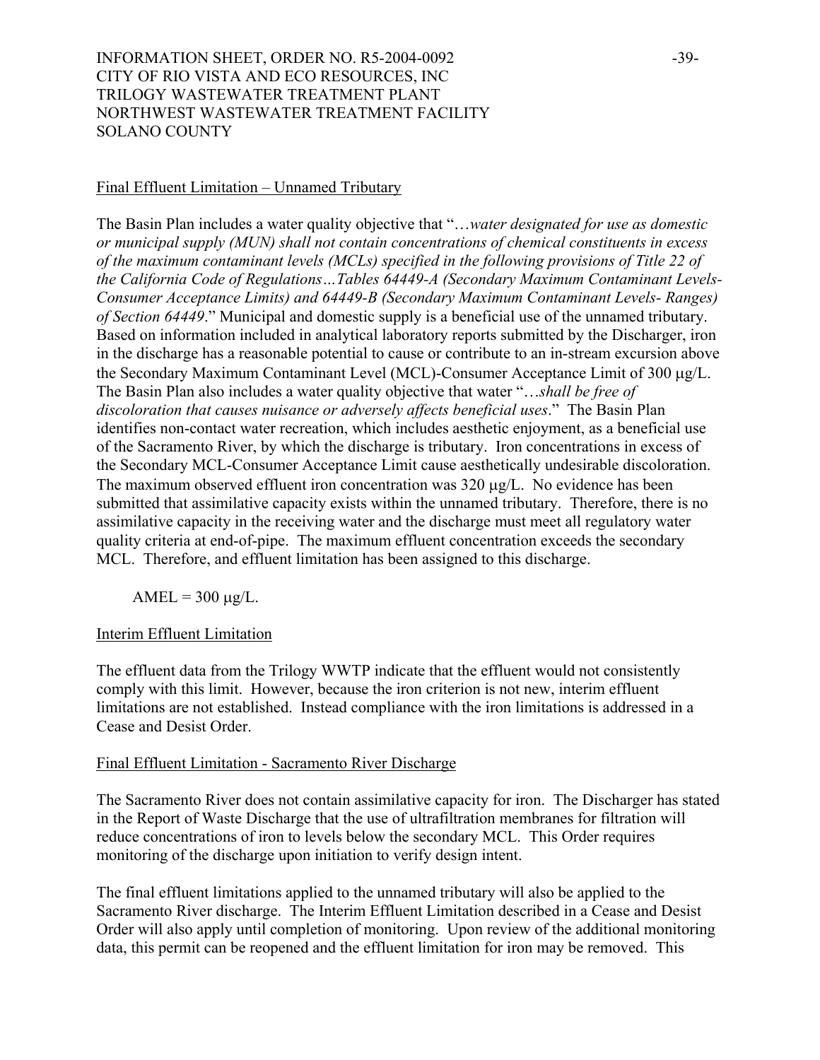Final Effluent Limitation – Unnamed Tributary

The Basin Plan includes a water quality objective that "*…water designated for use as domestic or municipal supply (MUN) shall not contain concentrations of chemical constituents in excess of the maximum contaminant levels (MCLs) specified in the following provisions of Title 22 of the California Code of Regulations…Tables 64449-A (Secondary Maximum Contaminant Levels-Consumer Acceptance Limits) and 64449-B (Secondary Maximum Contaminant Levels- Ranges) of Section 64449*." Municipal and domestic supply is a beneficial use of the unnamed tributary. Based on information included in analytical laboratory reports submitted by the Discharger, iron in the discharge has a reasonable potential to cause or contribute to an in-stream excursion above the Secondary Maximum Contaminant Level (MCL)-Consumer Acceptance Limit of 300 μg/L. The Basin Plan also includes a water quality objective that water "*…shall be free of discoloration that causes nuisance or adversely affects beneficial uses*." The Basin Plan identifies non-contact water recreation, which includes aesthetic enjoyment, as a beneficial use of the Sacramento River, by which the discharge is tributary. Iron concentrations in excess of the Secondary MCL-Consumer Acceptance Limit cause aesthetically undesirable discoloration. The maximum observed effluent iron concentration was 320 μg/L. No evidence has been submitted that assimilative capacity exists within the unnamed tributary. Therefore, there is no assimilative capacity in the receiving water and the discharge must meet all regulatory water quality criteria at end-of-pipe. The maximum effluent concentration exceeds the secondary MCL. Therefore, and effluent limitation has been assigned to this discharge.

AMEL = 300 μg/L.

Interim Effluent Limitation

The effluent data from the Trilogy WWTP indicate that the effluent would not consistently comply with this limit. However, because the iron criterion is not new, interim effluent limitations are not established. Instead compliance with the iron limitations is addressed in a Cease and Desist Order.

Final Effluent Limitation - Sacramento River Discharge

The Sacramento River does not contain assimilative capacity for iron. The Discharger has stated in the Report of Waste Discharge that the use of ultrafiltration membranes for filtration will reduce concentrations of iron to levels below the secondary MCL. This Order requires monitoring of the discharge upon initiation to verify design intent.

The final effluent limitations applied to the unnamed tributary will also be applied to the Sacramento River discharge. The Interim Effluent Limitation described in a Cease and Desist Order will also apply until completion of monitoring. Upon review of the additional monitoring data, this permit can be reopened and the effluent limitation for iron may be removed. This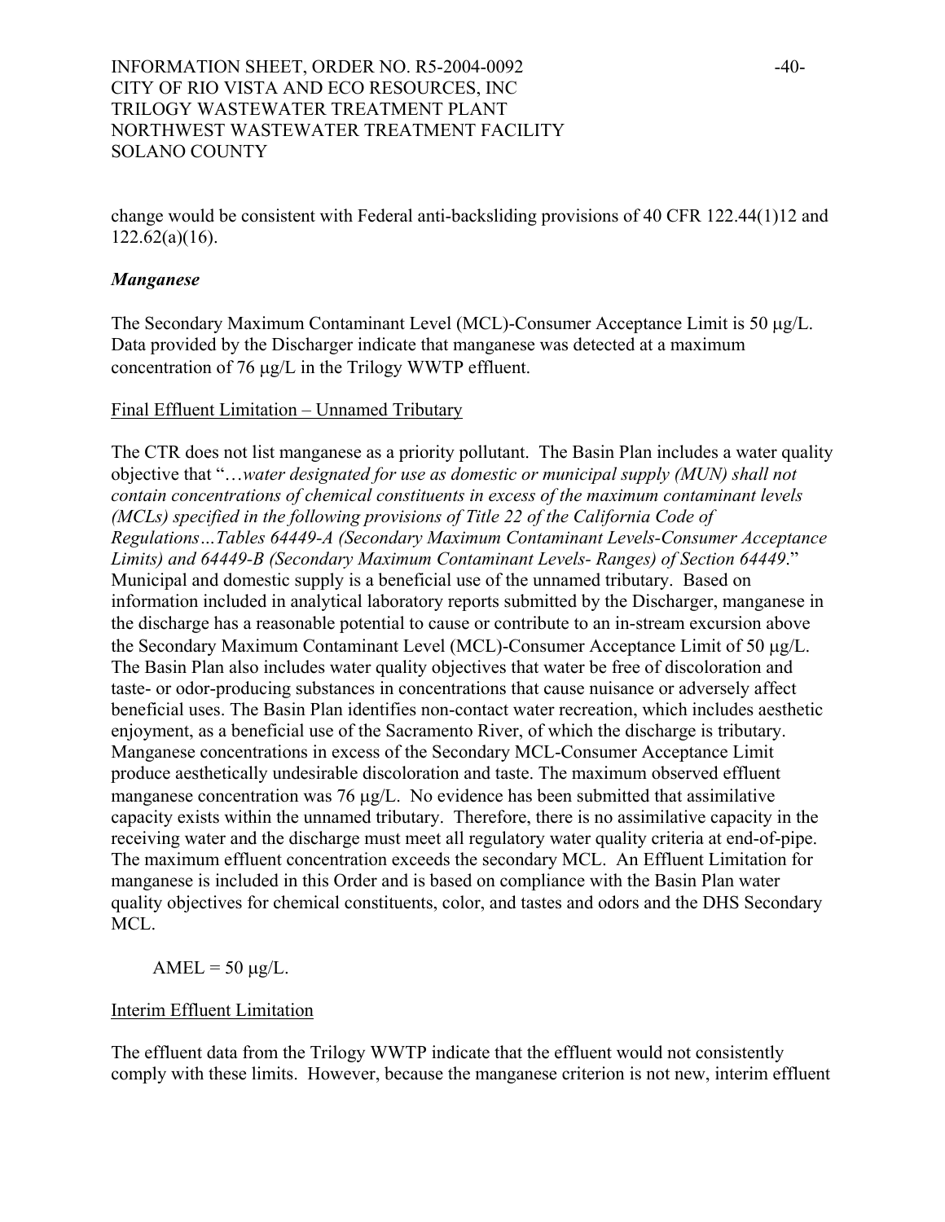change would be consistent with Federal anti-backsliding provisions of 40 CFR 122.44(1)12 and 122.62(a)(16).

### *Manganese*

The Secondary Maximum Contaminant Level (MCL)-Consumer Acceptance Limit is 50 μg/L. Data provided by the Discharger indicate that manganese was detected at a maximum concentration of 76 μg/L in the Trilogy WWTP effluent.

Final Effluent Limitation – Unnamed Tributary

The CTR does not list manganese as a priority pollutant. The Basin Plan includes a water quality objective that "…*water designated for use as domestic or municipal supply (MUN) shall not contain concentrations of chemical constituents in excess of the maximum contaminant levels (MCLs) specified in the following provisions of Title 22 of the California Code of Regulations…Tables 64449-A (Secondary Maximum Contaminant Levels-Consumer Acceptance Limits) and 64449-B (Secondary Maximum Contaminant Levels- Ranges) of Section 64449*." Municipal and domestic supply is a beneficial use of the unnamed tributary. Based on information included in analytical laboratory reports submitted by the Discharger, manganese in the discharge has a reasonable potential to cause or contribute to an in-stream excursion above the Secondary Maximum Contaminant Level (MCL)-Consumer Acceptance Limit of 50 μg/L. The Basin Plan also includes water quality objectives that water be free of discoloration and taste- or odor-producing substances in concentrations that cause nuisance or adversely affect beneficial uses. The Basin Plan identifies non-contact water recreation, which includes aesthetic enjoyment, as a beneficial use of the Sacramento River, of which the discharge is tributary. Manganese concentrations in excess of the Secondary MCL-Consumer Acceptance Limit produce aesthetically undesirable discoloration and taste. The maximum observed effluent manganese concentration was 76 μg/L. No evidence has been submitted that assimilative capacity exists within the unnamed tributary. Therefore, there is no assimilative capacity in the receiving water and the discharge must meet all regulatory water quality criteria at end-of-pipe. The maximum effluent concentration exceeds the secondary MCL. An Effluent Limitation for manganese is included in this Order and is based on compliance with the Basin Plan water quality objectives for chemical constituents, color, and tastes and odors and the DHS Secondary MCL.

AMEL = 50 μg/L.

Interim Effluent Limitation

The effluent data from the Trilogy WWTP indicate that the effluent would not consistently comply with these limits. However, because the manganese criterion is not new, interim effluent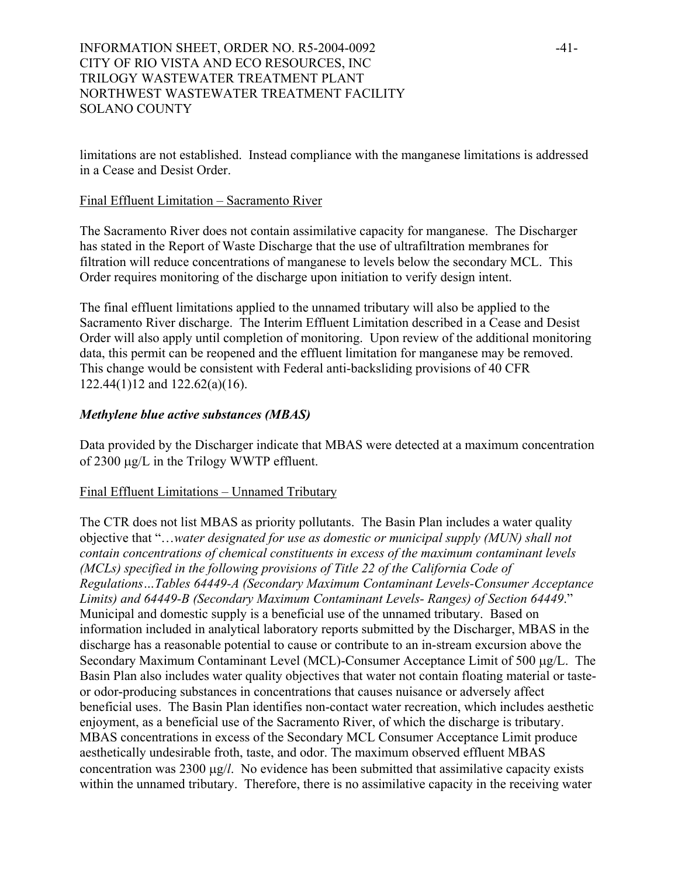limitations are not established. Instead compliance with the manganese limitations is addressed in a Cease and Desist Order.

Final Effluent Limitation – Sacramento River

The Sacramento River does not contain assimilative capacity for manganese. The Discharger has stated in the Report of Waste Discharge that the use of ultrafiltration membranes for filtration will reduce concentrations of manganese to levels below the secondary MCL. This Order requires monitoring of the discharge upon initiation to verify design intent.

The final effluent limitations applied to the unnamed tributary will also be applied to the Sacramento River discharge. The Interim Effluent Limitation described in a Cease and Desist Order will also apply until completion of monitoring. Upon review of the additional monitoring data, this permit can be reopened and the effluent limitation for manganese may be removed. This change would be consistent with Federal anti-backsliding provisions of 40 CFR 122.44(1)12 and 122.62(a)(16).

***Methylene blue active substances (MBAS)***

Data provided by the Discharger indicate that MBAS were detected at a maximum concentration of 2300 μg/L in the Trilogy WWTP effluent.

Final Effluent Limitations – Unnamed Tributary

The CTR does not list MBAS as priority pollutants. The Basin Plan includes a water quality objective that "…*water designated for use as domestic or municipal supply (MUN) shall not contain concentrations of chemical constituents in excess of the maximum contaminant levels (MCLs) specified in the following provisions of Title 22 of the California Code of Regulations…Tables 64449-A (Secondary Maximum Contaminant Levels-Consumer Acceptance Limits) and 64449-B (Secondary Maximum Contaminant Levels- Ranges) of Section 64449*." Municipal and domestic supply is a beneficial use of the unnamed tributary. Based on information included in analytical laboratory reports submitted by the Discharger, MBAS in the discharge has a reasonable potential to cause or contribute to an in-stream excursion above the Secondary Maximum Contaminant Level (MCL)-Consumer Acceptance Limit of 500 μg/L. The Basin Plan also includes water quality objectives that water not contain floating material or taste- or odor-producing substances in concentrations that causes nuisance or adversely affect beneficial uses. The Basin Plan identifies non-contact water recreation, which includes aesthetic enjoyment, as a beneficial use of the Sacramento River, of which the discharge is tributary. MBAS concentrations in excess of the Secondary MCL Consumer Acceptance Limit produce aesthetically undesirable froth, taste, and odor. The maximum observed effluent MBAS concentration was 2300 μg/*l*. No evidence has been submitted that assimilative capacity exists within the unnamed tributary. Therefore, there is no assimilative capacity in the receiving water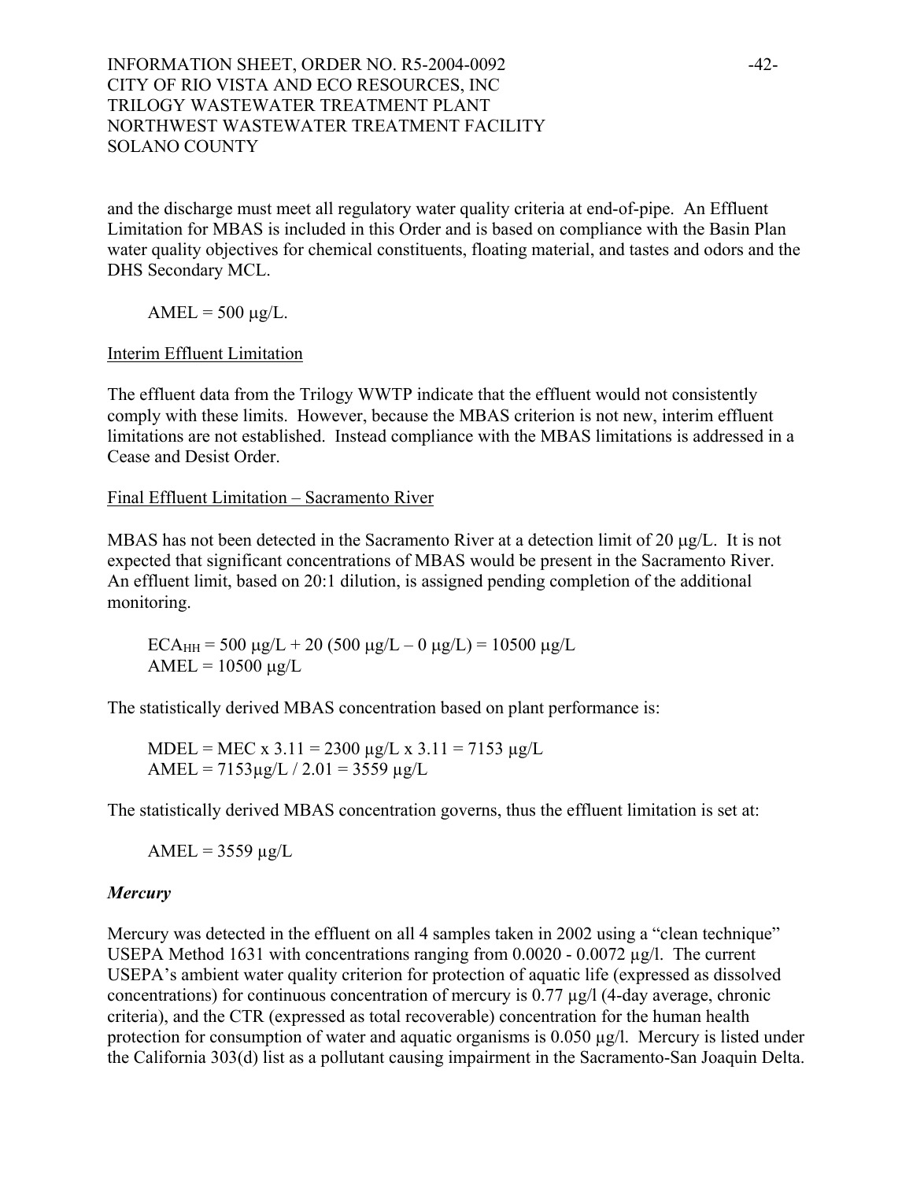and the discharge must meet all regulatory water quality criteria at end-of-pipe. An Effluent Limitation for MBAS is included in this Order and is based on compliance with the Basin Plan water quality objectives for chemical constituents, floating material, and tastes and odors and the DHS Secondary MCL.

AMEL = 500 μg/L.

Interim Effluent Limitation

The effluent data from the Trilogy WWTP indicate that the effluent would not consistently comply with these limits. However, because the MBAS criterion is not new, interim effluent limitations are not established. Instead compliance with the MBAS limitations is addressed in a Cease and Desist Order.

Final Effluent Limitation – Sacramento River

MBAS has not been detected in the Sacramento River at a detection limit of 20 μg/L. It is not expected that significant concentrations of MBAS would be present in the Sacramento River. An effluent limit, based on 20:1 dilution, is assigned pending completion of the additional monitoring.

$ECA_{HH}$ = 500 μg/L + 20 (500 μg/L – 0 μg/L) = 10500 μg/L
AMEL = 10500 μg/L

The statistically derived MBAS concentration based on plant performance is:

MDEL = MEC x 3.11 = 2300 μg/L x 3.11 = 7153 μg/L
AMEL = 7153μg/L / 2.01 = 3559 μg/L

The statistically derived MBAS concentration governs, thus the effluent limitation is set at:

AMEL = 3559 μg/L

***Mercury***

Mercury was detected in the effluent on all 4 samples taken in 2002 using a "clean technique" USEPA Method 1631 with concentrations ranging from 0.0020 - 0.0072 μg/l. The current USEPA's ambient water quality criterion for protection of aquatic life (expressed as dissolved concentrations) for continuous concentration of mercury is 0.77 μg/l (4-day average, chronic criteria), and the CTR (expressed as total recoverable) concentration for the human health protection for consumption of water and aquatic organisms is 0.050 μg/l. Mercury is listed under the California 303(d) list as a pollutant causing impairment in the Sacramento-San Joaquin Delta.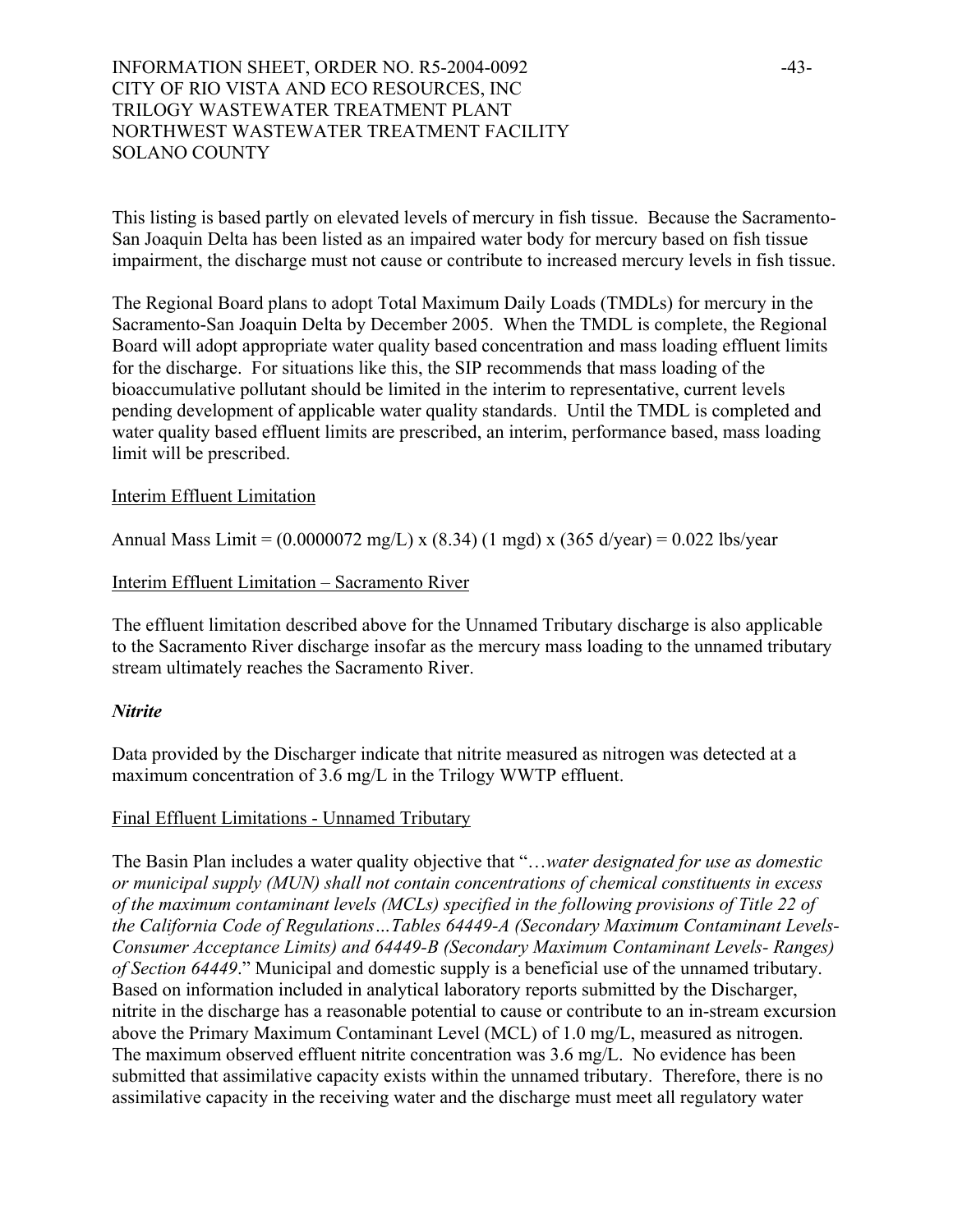This listing is based partly on elevated levels of mercury in fish tissue. Because the Sacramento-San Joaquin Delta has been listed as an impaired water body for mercury based on fish tissue impairment, the discharge must not cause or contribute to increased mercury levels in fish tissue.

The Regional Board plans to adopt Total Maximum Daily Loads (TMDLs) for mercury in the Sacramento-San Joaquin Delta by December 2005. When the TMDL is complete, the Regional Board will adopt appropriate water quality based concentration and mass loading effluent limits for the discharge. For situations like this, the SIP recommends that mass loading of the bioaccumulative pollutant should be limited in the interim to representative, current levels pending development of applicable water quality standards. Until the TMDL is completed and water quality based effluent limits are prescribed, an interim, performance based, mass loading limit will be prescribed.

Interim Effluent Limitation

Annual Mass Limit = (0.0000072 mg/L) x (8.34) (1 mgd) x (365 d/year) = 0.022 lbs/year

Interim Effluent Limitation – Sacramento River

The effluent limitation described above for the Unnamed Tributary discharge is also applicable to the Sacramento River discharge insofar as the mercury mass loading to the unnamed tributary stream ultimately reaches the Sacramento River.

***Nitrite***

Data provided by the Discharger indicate that nitrite measured as nitrogen was detected at a maximum concentration of 3.6 mg/L in the Trilogy WWTP effluent.

Final Effluent Limitations - Unnamed Tributary

The Basin Plan includes a water quality objective that "…*water designated for use as domestic or municipal supply (MUN) shall not contain concentrations of chemical constituents in excess of the maximum contaminant levels (MCLs) specified in the following provisions of Title 22 of the California Code of Regulations…Tables 64449-A (Secondary Maximum Contaminant Levels-Consumer Acceptance Limits) and 64449-B (Secondary Maximum Contaminant Levels- Ranges) of Section 64449*." Municipal and domestic supply is a beneficial use of the unnamed tributary. Based on information included in analytical laboratory reports submitted by the Discharger, nitrite in the discharge has a reasonable potential to cause or contribute to an in-stream excursion above the Primary Maximum Contaminant Level (MCL) of 1.0 mg/L, measured as nitrogen. The maximum observed effluent nitrite concentration was 3.6 mg/L. No evidence has been submitted that assimilative capacity exists within the unnamed tributary. Therefore, there is no assimilative capacity in the receiving water and the discharge must meet all regulatory water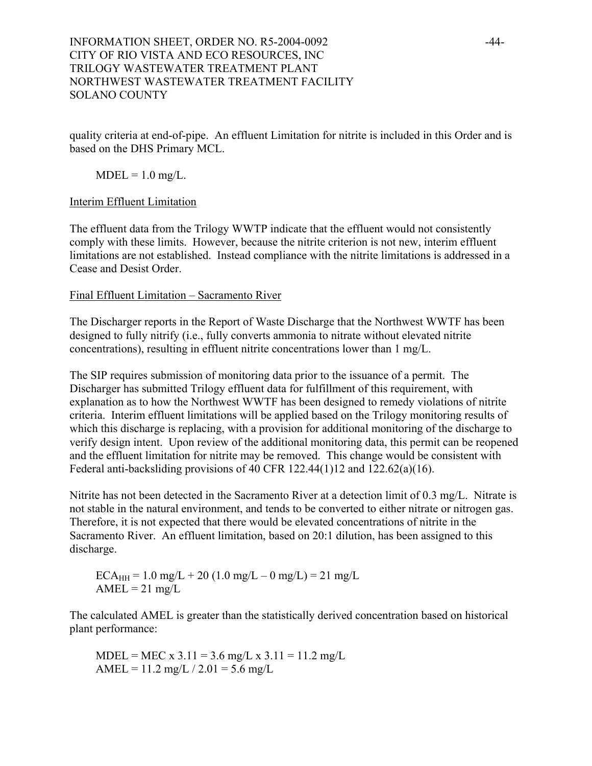quality criteria at end-of-pipe. An effluent Limitation for nitrite is included in this Order and is based on the DHS Primary MCL.

MDEL = 1.0 mg/L.

Interim Effluent Limitation

The effluent data from the Trilogy WWTP indicate that the effluent would not consistently comply with these limits. However, because the nitrite criterion is not new, interim effluent limitations are not established. Instead compliance with the nitrite limitations is addressed in a Cease and Desist Order.

Final Effluent Limitation – Sacramento River

The Discharger reports in the Report of Waste Discharge that the Northwest WWTF has been designed to fully nitrify (i.e., fully converts ammonia to nitrate without elevated nitrite concentrations), resulting in effluent nitrite concentrations lower than 1 mg/L.

The SIP requires submission of monitoring data prior to the issuance of a permit. The Discharger has submitted Trilogy effluent data for fulfillment of this requirement, with explanation as to how the Northwest WWTF has been designed to remedy violations of nitrite criteria. Interim effluent limitations will be applied based on the Trilogy monitoring results of which this discharge is replacing, with a provision for additional monitoring of the discharge to verify design intent. Upon review of the additional monitoring data, this permit can be reopened and the effluent limitation for nitrite may be removed. This change would be consistent with Federal anti-backsliding provisions of 40 CFR 122.44(1)12 and 122.62(a)(16).

Nitrite has not been detected in the Sacramento River at a detection limit of 0.3 mg/L. Nitrate is not stable in the natural environment, and tends to be converted to either nitrate or nitrogen gas. Therefore, it is not expected that there would be elevated concentrations of nitrite in the Sacramento River. An effluent limitation, based on 20:1 dilution, has been assigned to this discharge.

$$ECA_{HH} = 1.0 \text{ mg/L} + 20\ (1.0 \text{ mg/L} - 0 \text{ mg/L}) = 21 \text{ mg/L}$$

AMEL = 21 mg/L

The calculated AMEL is greater than the statistically derived concentration based on historical plant performance:

$$MDEL = MEC \times 3.11 = 3.6 \text{ mg/L} \times 3.11 = 11.2 \text{ mg/L}$$

$$AMEL = 11.2 \text{ mg/L} / 2.01 = 5.6 \text{ mg/L}$$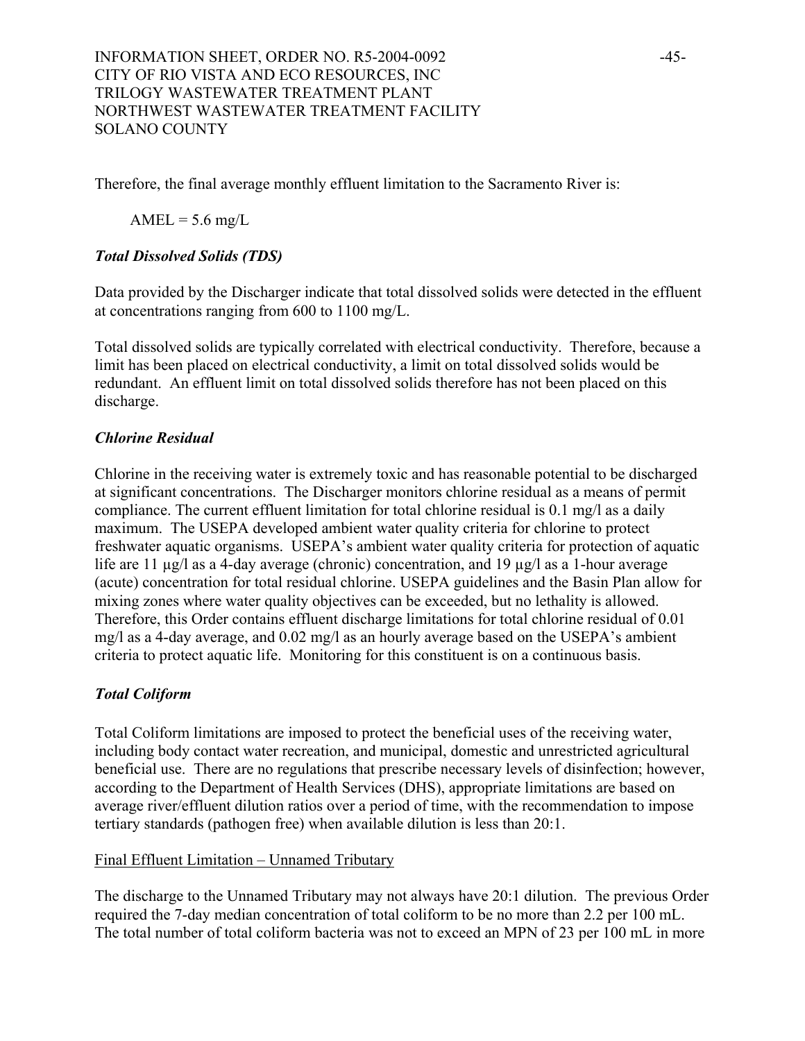Therefore, the final average monthly effluent limitation to the Sacramento River is:

AMEL = 5.6 mg/L

### *Total Dissolved Solids (TDS)*

Data provided by the Discharger indicate that total dissolved solids were detected in the effluent at concentrations ranging from 600 to 1100 mg/L.

Total dissolved solids are typically correlated with electrical conductivity. Therefore, because a limit has been placed on electrical conductivity, a limit on total dissolved solids would be redundant. An effluent limit on total dissolved solids therefore has not been placed on this discharge.

### *Chlorine Residual*

Chlorine in the receiving water is extremely toxic and has reasonable potential to be discharged at significant concentrations. The Discharger monitors chlorine residual as a means of permit compliance. The current effluent limitation for total chlorine residual is 0.1 mg/l as a daily maximum. The USEPA developed ambient water quality criteria for chlorine to protect freshwater aquatic organisms. USEPA's ambient water quality criteria for protection of aquatic life are 11 µg/l as a 4-day average (chronic) concentration, and 19 µg/l as a 1-hour average (acute) concentration for total residual chlorine. USEPA guidelines and the Basin Plan allow for mixing zones where water quality objectives can be exceeded, but no lethality is allowed. Therefore, this Order contains effluent discharge limitations for total chlorine residual of 0.01 mg/l as a 4-day average, and 0.02 mg/l as an hourly average based on the USEPA's ambient criteria to protect aquatic life. Monitoring for this constituent is on a continuous basis.

### *Total Coliform*

Total Coliform limitations are imposed to protect the beneficial uses of the receiving water, including body contact water recreation, and municipal, domestic and unrestricted agricultural beneficial use. There are no regulations that prescribe necessary levels of disinfection; however, according to the Department of Health Services (DHS), appropriate limitations are based on average river/effluent dilution ratios over a period of time, with the recommendation to impose tertiary standards (pathogen free) when available dilution is less than 20:1.

Final Effluent Limitation – Unnamed Tributary

The discharge to the Unnamed Tributary may not always have 20:1 dilution. The previous Order required the 7-day median concentration of total coliform to be no more than 2.2 per 100 mL. The total number of total coliform bacteria was not to exceed an MPN of 23 per 100 mL in more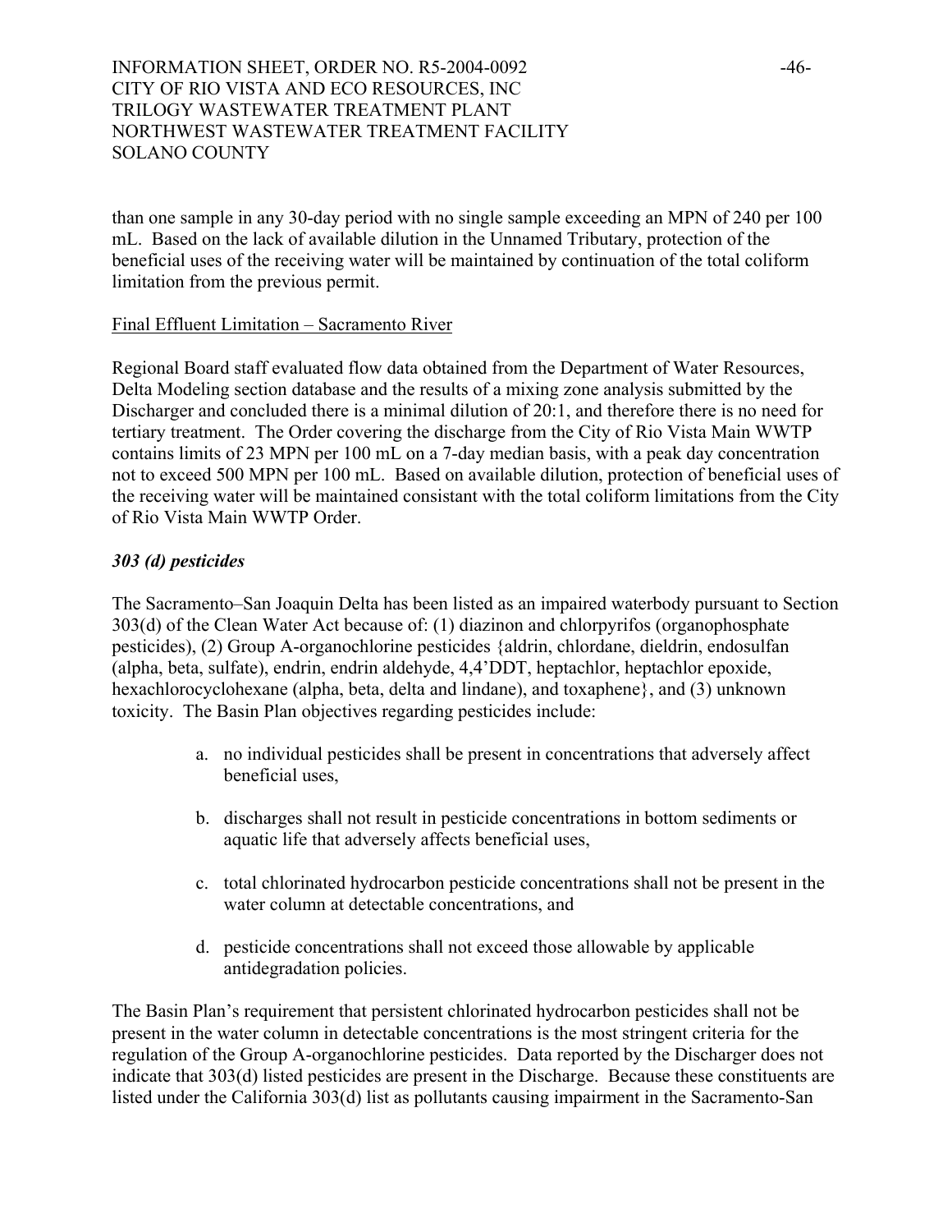than one sample in any 30-day period with no single sample exceeding an MPN of 240 per 100 mL. Based on the lack of available dilution in the Unnamed Tributary, protection of the beneficial uses of the receiving water will be maintained by continuation of the total coliform limitation from the previous permit.

Final Effluent Limitation – Sacramento River

Regional Board staff evaluated flow data obtained from the Department of Water Resources, Delta Modeling section database and the results of a mixing zone analysis submitted by the Discharger and concluded there is a minimal dilution of 20:1, and therefore there is no need for tertiary treatment. The Order covering the discharge from the City of Rio Vista Main WWTP contains limits of 23 MPN per 100 mL on a 7-day median basis, with a peak day concentration not to exceed 500 MPN per 100 mL. Based on available dilution, protection of beneficial uses of the receiving water will be maintained consistant with the total coliform limitations from the City of Rio Vista Main WWTP Order.

***303 (d) pesticides***

The Sacramento–San Joaquin Delta has been listed as an impaired waterbody pursuant to Section 303(d) of the Clean Water Act because of: (1) diazinon and chlorpyrifos (organophosphate pesticides), (2) Group A-organochlorine pesticides {aldrin, chlordane, dieldrin, endosulfan (alpha, beta, sulfate), endrin, endrin aldehyde, 4,4'DDT, heptachlor, heptachlor epoxide, hexachlorocyclohexane (alpha, beta, delta and lindane), and toxaphene}, and (3) unknown toxicity. The Basin Plan objectives regarding pesticides include:

a. no individual pesticides shall be present in concentrations that adversely affect beneficial uses,

b. discharges shall not result in pesticide concentrations in bottom sediments or aquatic life that adversely affects beneficial uses,

c. total chlorinated hydrocarbon pesticide concentrations shall not be present in the water column at detectable concentrations, and

d. pesticide concentrations shall not exceed those allowable by applicable antidegradation policies.

The Basin Plan's requirement that persistent chlorinated hydrocarbon pesticides shall not be present in the water column in detectable concentrations is the most stringent criteria for the regulation of the Group A-organochlorine pesticides. Data reported by the Discharger does not indicate that 303(d) listed pesticides are present in the Discharge. Because these constituents are listed under the California 303(d) list as pollutants causing impairment in the Sacramento-San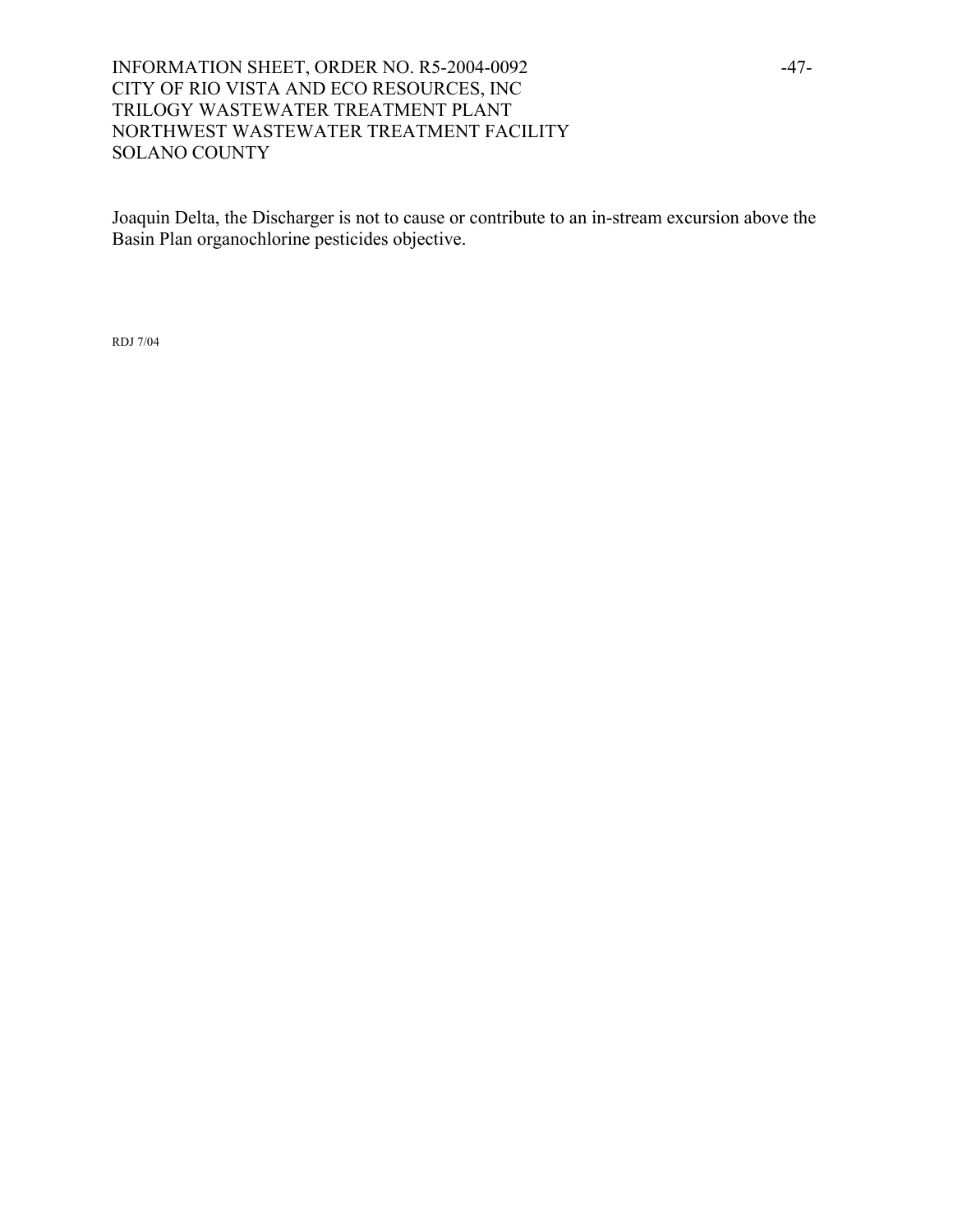Joaquin Delta, the Discharger is not to cause or contribute to an in-stream excursion above the Basin Plan organochlorine pesticides objective.

RDJ 7/04